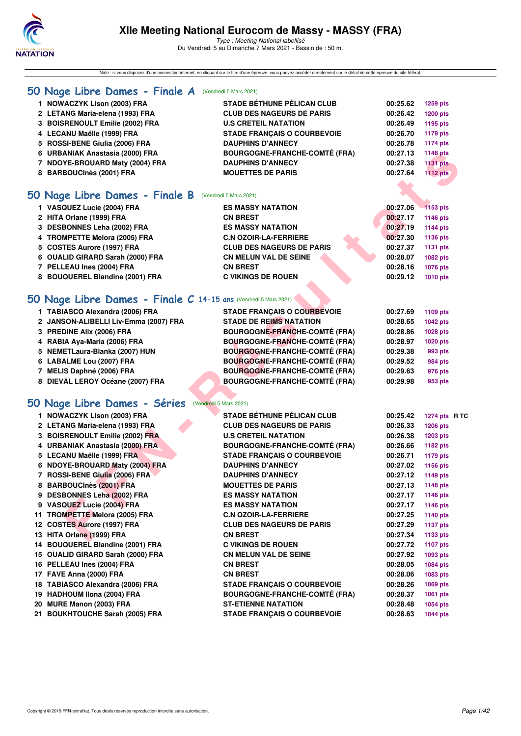# XIIe Meeting National Eurocom de Massy - MASSY (FRA)

*Type : Meeting National labellisé*
Du Vendredi 5 au Dimanche 7 Mars 2021 - Bassin de : 50 m.

Note : si vous disposez d'une connection internet, en cliquant sur le titre d'une épreuve, vous pouvez accéder directement sur le détail de cette épreuve du site féféral.

## 50 Nage Libre Dames - Finale A (Vendredi 5 Mars 2021)

| | | | | |
|---|---|---|---|---|
| 1 | NOWACZYK Lison (2003) FRA | STADE BÉTHUNE PÉLICAN CLUB | 00:25.62 | 1259 pts |
| 2 | LETANG Maria-elena (1993) FRA | CLUB DES NAGEURS DE PARIS | 00:26.42 | 1200 pts |
| 3 | BOISRENOULT Emilie (2002) FRA | U.S CRETEIL NATATION | 00:26.49 | 1195 pts |
| 4 | LECANU Maëlle (1999) FRA | STADE FRANÇAIS O COURBEVOIE | 00:26.70 | 1179 pts |
| 5 | ROSSI-BENE Giulia (2006) FRA | DAUPHINS D'ANNECY | 00:26.78 | 1174 pts |
| 6 | URBANIAK Anastasia (2000) FRA | BOURGOGNE-FRANCHE-COMTÉ (FRA) | 00:27.13 | 1148 pts |
| 7 | NDOYE-BROUARD Maty (2004) FRA | DAUPHINS D'ANNECY | 00:27.38 | 1131 pts |
| 8 | BARBOUCInès (2001) FRA | MOUETTES DE PARIS | 00:27.64 | 1112 pts |

## 50 Nage Libre Dames - Finale B (Vendredi 5 Mars 2021)

| | | | | |
|---|---|---|---|---|
| 1 | VASQUEZ Lucie (2004) FRA | ES MASSY NATATION | 00:27.06 | 1153 pts |
| 2 | HITA Orlane (1999) FRA | CN BREST | 00:27.17 | 1146 pts |
| 3 | DESBONNES Leha (2002) FRA | ES MASSY NATATION | 00:27.19 | 1144 pts |
| 4 | TROMPETTE Melora (2005) FRA | C.N OZOIR-LA-FERRIERE | 00:27.30 | 1136 pts |
| 5 | COSTES Aurore (1997) FRA | CLUB DES NAGEURS DE PARIS | 00:27.37 | 1131 pts |
| 6 | OUALID GIRARD Sarah (2000) FRA | CN MELUN VAL DE SEINE | 00:28.07 | 1082 pts |
| 7 | PELLEAU Ines (2004) FRA | CN BREST | 00:28.16 | 1076 pts |
| 8 | BOUQUEREL Blandine (2001) FRA | C VIKINGS DE ROUEN | 00:29.12 | 1010 pts |

## 50 Nage Libre Dames - Finale C 14-15 ans (Vendredi 5 Mars 2021)

| | | | | |
|---|---|---|---|---|
| 1 | TABIASCO Alexandra (2006) FRA | STADE FRANÇAIS O COURBEVOIE | 00:27.69 | 1109 pts |
| 2 | JANSON-ALIBELLI Liv-Emma (2007) FRA | STADE DE REIMS NATATION | 00:28.65 | 1042 pts |
| 3 | PREDINE Alix (2006) FRA | BOURGOGNE-FRANCHE-COMTÉ (FRA) | 00:28.86 | 1028 pts |
| 4 | RABIA Aya-Maria (2006) FRA | BOURGOGNE-FRANCHE-COMTÉ (FRA) | 00:28.97 | 1020 pts |
| 5 | NEMETLaura-Blanka (2007) HUN | BOURGOGNE-FRANCHE-COMTÉ (FRA) | 00:29.38 | 993 pts |
| 6 | LABALME Lou (2007) FRA | BOURGOGNE-FRANCHE-COMTÉ (FRA) | 00:29.52 | 984 pts |
| 7 | MELIS Daphné (2006) FRA | BOURGOGNE-FRANCHE-COMTÉ (FRA) | 00:29.63 | 976 pts |
| 8 | DIEVAL LEROY Océane (2007) FRA | BOURGOGNE-FRANCHE-COMTÉ (FRA) | 00:29.98 | 953 pts |

## 50 Nage Libre Dames - Séries (Vendredi 5 Mars 2021)

| | | | | |
|---|---|---|---|---|
| 1 | NOWACZYK Lison (2003) FRA | STADE BÉTHUNE PÉLICAN CLUB | 00:25.42 | 1274 pts R TC |
| 2 | LETANG Maria-elena (1993) FRA | CLUB DES NAGEURS DE PARIS | 00:26.33 | 1206 pts |
| 3 | BOISRENOULT Emilie (2002) FRA | U.S CRETEIL NATATION | 00:26.38 | 1203 pts |
| 4 | URBANIAK Anastasia (2000) FRA | BOURGOGNE-FRANCHE-COMTÉ (FRA) | 00:26.66 | 1182 pts |
| 5 | LECANU Maëlle (1999) FRA | STADE FRANÇAIS O COURBEVOIE | 00:26.71 | 1179 pts |
| 6 | NDOYE-BROUARD Maty (2004) FRA | DAUPHINS D'ANNECY | 00:27.02 | 1156 pts |
| 7 | ROSSI-BENE Giulia (2006) FRA | DAUPHINS D'ANNECY | 00:27.12 | 1149 pts |
| 8 | BARBOUCInès (2001) FRA | MOUETTES DE PARIS | 00:27.13 | 1148 pts |
| 9 | DESBONNES Leha (2002) FRA | ES MASSY NATATION | 00:27.17 | 1146 pts |
| 9 | VASQUEZ Lucie (2004) FRA | ES MASSY NATATION | 00:27.17 | 1146 pts |
| 11 | TROMPETTE Melora (2005) FRA | C.N OZOIR-LA-FERRIERE | 00:27.25 | 1140 pts |
| 12 | COSTES Aurore (1997) FRA | CLUB DES NAGEURS DE PARIS | 00:27.29 | 1137 pts |
| 13 | HITA Orlane (1999) FRA | CN BREST | 00:27.34 | 1133 pts |
| 14 | BOUQUEREL Blandine (2001) FRA | C VIKINGS DE ROUEN | 00:27.72 | 1107 pts |
| 15 | OUALID GIRARD Sarah (2000) FRA | CN MELUN VAL DE SEINE | 00:27.92 | 1093 pts |
| 16 | PELLEAU Ines (2004) FRA | CN BREST | 00:28.05 | 1084 pts |
| 17 | FAVE Anna (2000) FRA | CN BREST | 00:28.06 | 1083 pts |
| 18 | TABIASCO Alexandra (2006) FRA | STADE FRANÇAIS O COURBEVOIE | 00:28.26 | 1069 pts |
| 19 | HADHOUM Ilona (2004) FRA | BOURGOGNE-FRANCHE-COMTÉ (FRA) | 00:28.37 | 1061 pts |
| 20 | MURE Manon (2003) FRA | ST-ETIENNE NATATION | 00:28.48 | 1054 pts |
| 21 | BOUKHTOUCHE Sarah (2005) FRA | STADE FRANÇAIS O COURBEVOIE | 00:28.63 | 1044 pts |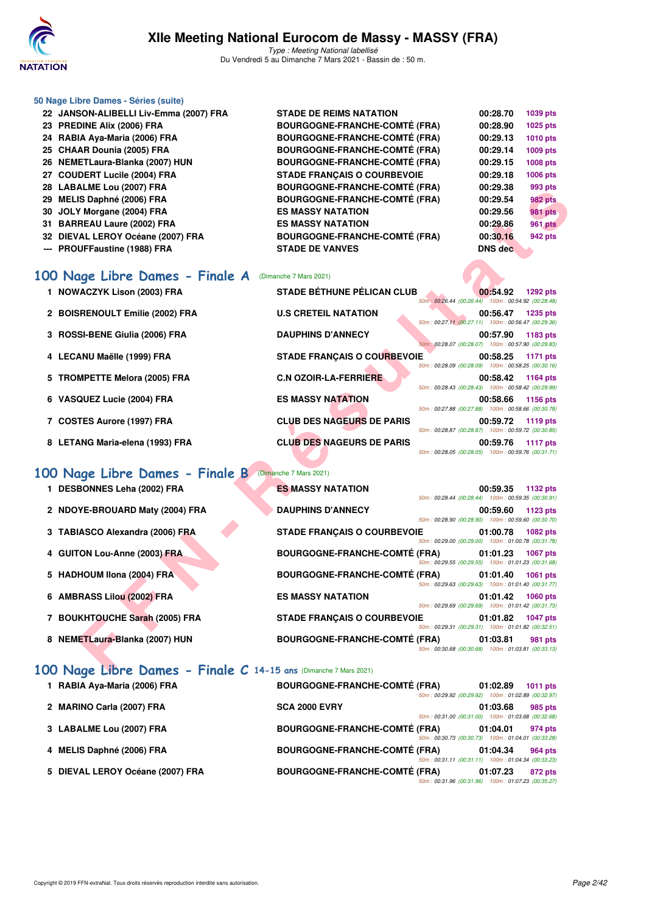### 50 Nage Libre Dames - Séries (suite)

| | | | | |
|---|---|---|---|---|
| 22 | JANSON-ALIBELLI Liv-Emma (2007) FRA | STADE DE REIMS NATATION | 00:28.70 | 1039 pts |
| 23 | PREDINE Alix (2006) FRA | BOURGOGNE-FRANCHE-COMTÉ (FRA) | 00:28.90 | 1025 pts |
| 24 | RABIA Aya-Maria (2006) FRA | BOURGOGNE-FRANCHE-COMTÉ (FRA) | 00:29.13 | 1010 pts |
| 25 | CHAAR Dounia (2005) FRA | BOURGOGNE-FRANCHE-COMTÉ (FRA) | 00:29.14 | 1009 pts |
| 26 | NEMETLaura-Blanka (2007) HUN | BOURGOGNE-FRANCHE-COMTÉ (FRA) | 00:29.15 | 1008 pts |
| 27 | COUDERT Lucile (2004) FRA | STADE FRANÇAIS O COURBEVOIE | 00:29.18 | 1006 pts |
| 28 | LABALME Lou (2007) FRA | BOURGOGNE-FRANCHE-COMTÉ (FRA) | 00:29.38 | 993 pts |
| 29 | MELIS Daphné (2006) FRA | BOURGOGNE-FRANCHE-COMTÉ (FRA) | 00:29.54 | 982 pts |
| 30 | JOLY Morgane (2004) FRA | ES MASSY NATATION | 00:29.56 | 981 pts |
| 31 | BARREAU Laure (2002) FRA | ES MASSY NATATION | 00:29.86 | 961 pts |
| 32 | DIEVAL LEROY Océane (2007) FRA | BOURGOGNE-FRANCHE-COMTÉ (FRA) | 00:30.16 | 942 pts |
| --- | PROUFFaustine (1988) FRA | STADE DE VANVES | DNS dec | |

## 100 Nage Libre Dames - Finale A (Dimanche 7 Mars 2021)

| | | | | | |
|---|---|---|---|---|---|
| 1 | NOWACZYK Lison (2003) FRA | STADE BÉTHUNE PÉLICAN CLUB | 00:54.92 | 1292 pts | 50m : 00:26.44 (00:26.44) 100m : 00:54.92 (00:28.48) |
| 2 | BOISRENOULT Emilie (2002) FRA | U.S CRETEIL NATATION | 00:56.47 | 1235 pts | 50m : 00:27.11 (00:27.11) 100m : 00:56.47 (00:29.36) |
| 3 | ROSSI-BENE Giulia (2006) FRA | DAUPHINS D'ANNECY | 00:57.90 | 1183 pts | 50m : 00:28.07 (00:28.07) 100m : 00:57.90 (00:29.83) |
| 4 | LECANU Maëlle (1999) FRA | STADE FRANÇAIS O COURBEVOIE | 00:58.25 | 1171 pts | 50m : 00:28.09 (00:28.09) 100m : 00:58.25 (00:30.16) |
| 5 | TROMPETTE Melora (2005) FRA | C.N OZOIR-LA-FERRIERE | 00:58.42 | 1164 pts | 50m : 00:28.43 (00:28.43) 100m : 00:58.42 (00:29.99) |
| 6 | VASQUEZ Lucie (2004) FRA | ES MASSY NATATION | 00:58.66 | 1156 pts | 50m : 00:27.88 (00:27.88) 100m : 00:58.66 (00:30.78) |
| 7 | COSTES Aurore (1997) FRA | CLUB DES NAGEURS DE PARIS | 00:59.72 | 1119 pts | 50m : 00:28.87 (00:28.87) 100m : 00:59.72 (00:30.85) |
| 8 | LETANG Maria-elena (1993) FRA | CLUB DES NAGEURS DE PARIS | 00:59.76 | 1117 pts | 50m : 00:28.05 (00:28.05) 100m : 00:59.76 (00:31.71) |

## 100 Nage Libre Dames - Finale B (Dimanche 7 Mars 2021)

| | | | | | |
|---|---|---|---|---|---|
| 1 | DESBONNES Leha (2002) FRA | ES MASSY NATATION | 00:59.35 | 1132 pts | 50m : 00:28.44 (00:28.44) 100m : 00:59.35 (00:30.91) |
| 2 | NDOYE-BROUARD Maty (2004) FRA | DAUPHINS D'ANNECY | 00:59.60 | 1123 pts | 50m : 00:28.90 (00:28.90) 100m : 00:59.60 (00:30.70) |
| 3 | TABIASCO Alexandra (2006) FRA | STADE FRANÇAIS O COURBEVOIE | 01:00.78 | 1082 pts | 50m : 00:29.00 (00:29.00) 100m : 01:00.78 (00:31.78) |
| 4 | GUITON Lou-Anne (2003) FRA | BOURGOGNE-FRANCHE-COMTÉ (FRA) | 01:01.23 | 1067 pts | 50m : 00:29.55 (00:29.55) 100m : 01:01.23 (00:31.68) |
| 5 | HADHOUM Ilona (2004) FRA | BOURGOGNE-FRANCHE-COMTÉ (FRA) | 01:01.40 | 1061 pts | 50m : 00:29.63 (00:29.63) 100m : 01:01.40 (00:31.77) |
| 6 | AMBRASS Lilou (2002) FRA | ES MASSY NATATION | 01:01.42 | 1060 pts | 50m : 00:29.69 (00:29.69) 100m : 01:01.42 (00:31.73) |
| 7 | BOUKHTOUCHE Sarah (2005) FRA | STADE FRANÇAIS O COURBEVOIE | 01:01.82 | 1047 pts | 50m : 00:29.31 (00:29.31) 100m : 01:01.82 (00:32.51) |
| 8 | NEMETLaura-Blanka (2007) HUN | BOURGOGNE-FRANCHE-COMTÉ (FRA) | 01:03.81 | 981 pts | 50m : 00:30.68 (00:30.68) 100m : 01:03.81 (00:33.13) |

## 100 Nage Libre Dames - Finale C 14-15 ans (Dimanche 7 Mars 2021)

| | | | | | |
|---|---|---|---|---|---|
| 1 | RABIA Aya-Maria (2006) FRA | BOURGOGNE-FRANCHE-COMTÉ (FRA) | 01:02.89 | 1011 pts | 50m : 00:29.92 (00:29.92) 100m : 01:02.89 (00:32.97) |
| 2 | MARINO Carla (2007) FRA | SCA 2000 EVRY | 01:03.68 | 985 pts | 50m : 00:31.00 (00:31.00) 100m : 01:03.68 (00:32.68) |
| 3 | LABALME Lou (2007) FRA | BOURGOGNE-FRANCHE-COMTÉ (FRA) | 01:04.01 | 974 pts | 50m : 00:30.73 (00:30.73) 100m : 01:04.01 (00:33.28) |
| 4 | MELIS Daphné (2006) FRA | BOURGOGNE-FRANCHE-COMTÉ (FRA) | 01:04.34 | 964 pts | 50m : 00:31.11 (00:31.11) 100m : 01:04.34 (00:33.23) |
| 5 | DIEVAL LEROY Océane (2007) FRA | BOURGOGNE-FRANCHE-COMTÉ (FRA) | 01:07.23 | 872 pts | 50m : 00:31.96 (00:31.96) 100m : 01:07.23 (00:35.27) |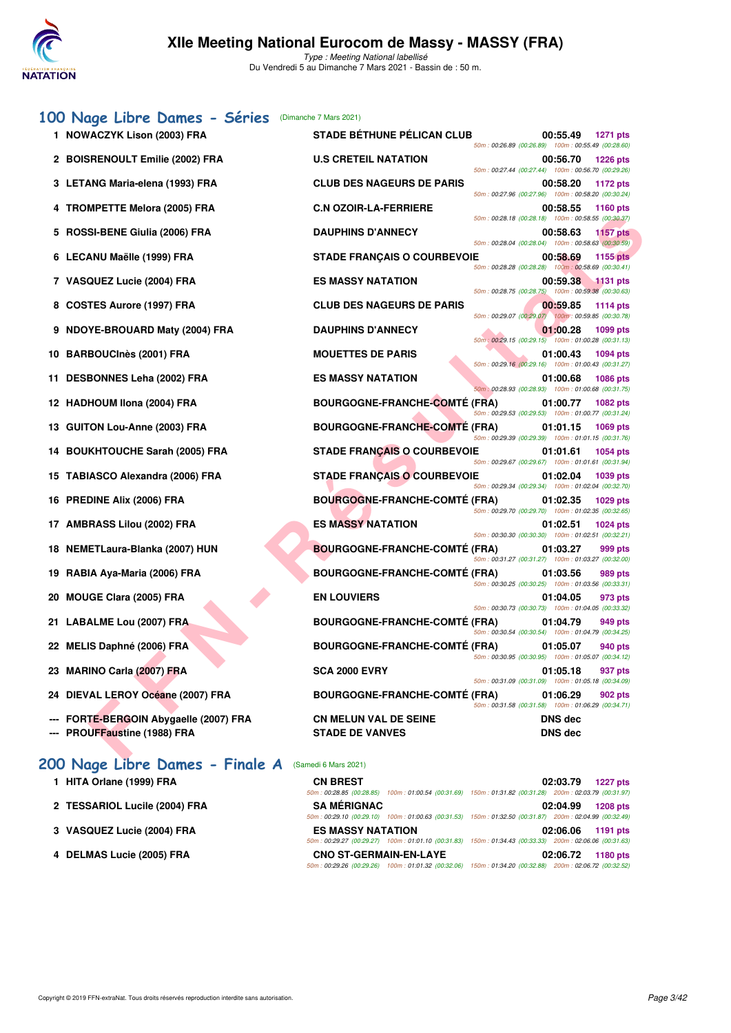# XIIe Meeting National Eurocom de Massy - MASSY (FRA)

*Type : Meeting National labellisé*
Du Vendredi 5 au Dimanche 7 Mars 2021 - Bassin de : 50 m.

## 100 Nage Libre Dames - Séries (Dimanche 7 Mars 2021)

| Place | Nom | Club | Temps | Points | Intermédiaires |
|---|---|---|---|---|---|
| 1 | NOWACZYK Lison (2003) FRA | STADE BÉTHUNE PÉLICAN CLUB | 00:55.49 | 1271 pts | 50m : 00:26.89 (00:26.89) 100m : 00:55.49 (00:28.60) |
| 2 | BOISRENOULT Emilie (2002) FRA | U.S CRETEIL NATATION | 00:56.70 | 1226 pts | 50m : 00:27.44 (00:27.44) 100m : 00:56.70 (00:29.26) |
| 3 | LETANG Maria-elena (1993) FRA | CLUB DES NAGEURS DE PARIS | 00:58.20 | 1172 pts | 50m : 00:27.96 (00:27.96) 100m : 00:58.20 (00:30.24) |
| 4 | TROMPETTE Melora (2005) FRA | C.N OZOIR-LA-FERRIERE | 00:58.55 | 1160 pts | 50m : 00:28.18 (00:28.18) 100m : 00:58.55 (00:30.37) |
| 5 | ROSSI-BENE Giulia (2006) FRA | DAUPHINS D'ANNECY | 00:58.63 | 1157 pts | 50m : 00:28.04 (00:28.04) 100m : 00:58.63 (00:30.59) |
| 6 | LECANU Maëlle (1999) FRA | STADE FRANÇAIS O COURBEVOIE | 00:58.69 | 1155 pts | 50m : 00:28.28 (00:28.28) 100m : 00:58.69 (00:30.41) |
| 7 | VASQUEZ Lucie (2004) FRA | ES MASSY NATATION | 00:59.38 | 1131 pts | 50m : 00:28.75 (00:28.75) 100m : 00:59.38 (00:30.63) |
| 8 | COSTES Aurore (1997) FRA | CLUB DES NAGEURS DE PARIS | 00:59.85 | 1114 pts | 50m : 00:29.07 (00:29.07) 100m : 00:59.85 (00:30.78) |
| 9 | NDOYE-BROUARD Maty (2004) FRA | DAUPHINS D'ANNECY | 01:00.28 | 1099 pts | 50m : 00:29.15 (00:29.15) 100m : 01:00.28 (00:31.13) |
| 10 | BARBOUCInès (2001) FRA | MOUETTES DE PARIS | 01:00.43 | 1094 pts | 50m : 00:29.16 (00:29.16) 100m : 01:00.43 (00:31.27) |
| 11 | DESBONNES Leha (2002) FRA | ES MASSY NATATION | 01:00.68 | 1086 pts | 50m : 00:28.93 (00:28.93) 100m : 01:00.68 (00:31.75) |
| 12 | HADHOUM Ilona (2004) FRA | BOURGOGNE-FRANCHE-COMTÉ (FRA) | 01:00.77 | 1082 pts | 50m : 00:29.53 (00:29.53) 100m : 01:00.77 (00:31.24) |
| 13 | GUITON Lou-Anne (2003) FRA | BOURGOGNE-FRANCHE-COMTÉ (FRA) | 01:01.15 | 1069 pts | 50m : 00:29.39 (00:29.39) 100m : 01:01.15 (00:31.76) |
| 14 | BOUKHTOUCHE Sarah (2005) FRA | STADE FRANÇAIS O COURBEVOIE | 01:01.61 | 1054 pts | 50m : 00:29.67 (00:29.67) 100m : 01:01.61 (00:31.94) |
| 15 | TABIASCO Alexandra (2006) FRA | STADE FRANÇAIS O COURBEVOIE | 01:02.04 | 1039 pts | 50m : 00:29.34 (00:29.34) 100m : 01:02.04 (00:32.70) |
| 16 | PREDINE Alix (2006) FRA | BOURGOGNE-FRANCHE-COMTÉ (FRA) | 01:02.35 | 1029 pts | 50m : 00:29.70 (00:29.70) 100m : 01:02.35 (00:32.65) |
| 17 | AMBRASS Lilou (2002) FRA | ES MASSY NATATION | 01:02.51 | 1024 pts | 50m : 00:30.30 (00:30.30) 100m : 01:02.51 (00:32.21) |
| 18 | NEMETLaura-Blanka (2007) HUN | BOURGOGNE-FRANCHE-COMTÉ (FRA) | 01:03.27 | 999 pts | 50m : 00:31.27 (00:31.27) 100m : 01:03.27 (00:32.00) |
| 19 | RABIA Aya-Maria (2006) FRA | BOURGOGNE-FRANCHE-COMTÉ (FRA) | 01:03.56 | 989 pts | 50m : 00:30.25 (00:30.25) 100m : 01:03.56 (00:33.31) |
| 20 | MOUGE Clara (2005) FRA | EN LOUVIERS | 01:04.05 | 973 pts | 50m : 00:30.73 (00:30.73) 100m : 01:04.05 (00:33.32) |
| 21 | LABALME Lou (2007) FRA | BOURGOGNE-FRANCHE-COMTÉ (FRA) | 01:04.79 | 949 pts | 50m : 00:30.54 (00:30.54) 100m : 01:04.79 (00:34.25) |
| 22 | MELIS Daphné (2006) FRA | BOURGOGNE-FRANCHE-COMTÉ (FRA) | 01:05.07 | 940 pts | 50m : 00:30.95 (00:30.95) 100m : 01:05.07 (00:34.12) |
| 23 | MARINO Carla (2007) FRA | SCA 2000 EVRY | 01:05.18 | 937 pts | 50m : 00:31.09 (00:31.09) 100m : 01:05.18 (00:34.09) |
| 24 | DIEVAL LEROY Océane (2007) FRA | BOURGOGNE-FRANCHE-COMTÉ (FRA) | 01:06.29 | 902 pts | 50m : 00:31.58 (00:31.58) 100m : 01:06.29 (00:34.71) |
| --- | FORTE-BERGOIN Abygaelle (2007) FRA | CN MELUN VAL DE SEINE | DNS dec | | |
| --- | PROUFFaustine (1988) FRA | STADE DE VANVES | DNS dec | | |

## 200 Nage Libre Dames - Finale A (Samedi 6 Mars 2021)

| Place | Nom | Club | Temps | Points | Intermédiaires |
|---|---|---|---|---|---|
| 1 | HITA Orlane (1999) FRA | CN BREST | 02:03.79 | 1227 pts | 50m : 00:28.85 (00:28.85) 100m : 01:00.54 (00:31.69) 150m : 01:31.82 (00:31.28) 200m : 02:03.79 (00:31.97) |
| 2 | TESSARIOL Lucile (2004) FRA | SA MÉRIGNAC | 02:04.99 | 1208 pts | 50m : 00:29.10 (00:29.10) 100m : 01:00.63 (00:31.53) 150m : 01:32.50 (00:31.87) 200m : 02:04.99 (00:32.49) |
| 3 | VASQUEZ Lucie (2004) FRA | ES MASSY NATATION | 02:06.06 | 1191 pts | 50m : 00:29.27 (00:29.27) 100m : 01:01.10 (00:31.83) 150m : 01:34.43 (00:33.33) 200m : 02:06.06 (00:31.63) |
| 4 | DELMAS Lucie (2005) FRA | CNO ST-GERMAIN-EN-LAYE | 02:06.72 | 1180 pts | 50m : 00:29.26 (00:29.26) 100m : 01:01.32 (00:32.06) 150m : 01:34.20 (00:32.88) 200m : 02:06.72 (00:32.52) |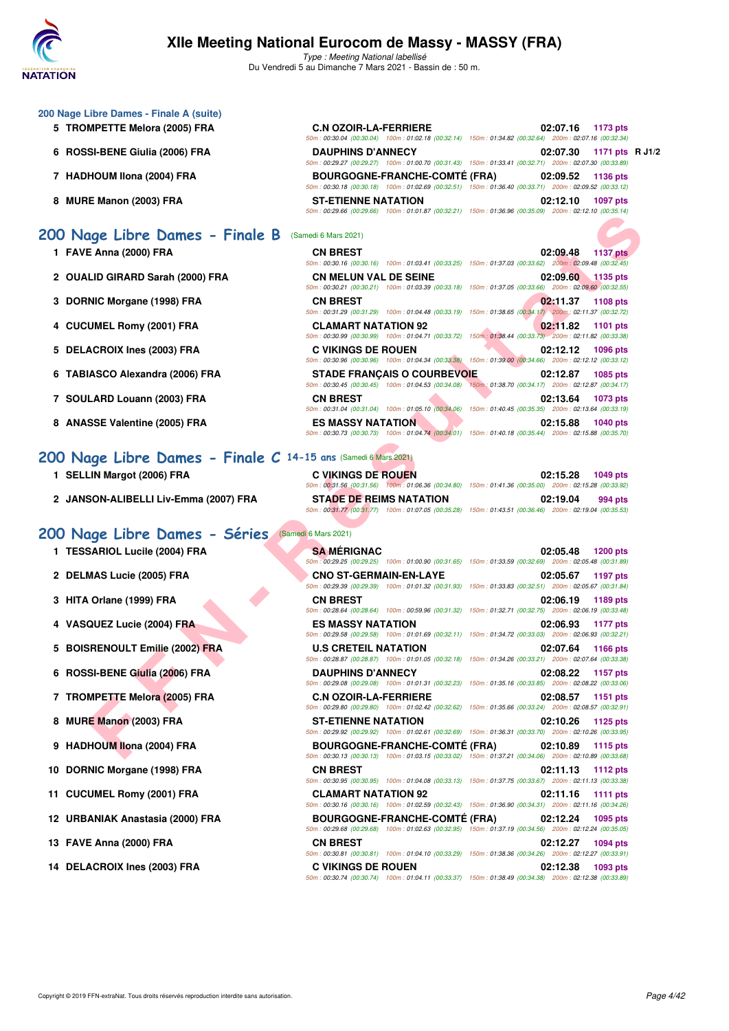# XIIe Meeting National Eurocom de Massy - MASSY (FRA)

*Type : Meeting National labellisé*

Du Vendredi 5 au Dimanche 7 Mars 2021 - Bassin de : 50 m.

## 200 Nage Libre Dames - Finale A (suite)

| Rang | Nom | Club | Temps | Points | |
|---|---|---|---|---|---|
| 5 | TROMPETTE Melora (2005) FRA | C.N OZOIR-LA-FERRIERE | 02:07.16 | 1173 pts | |
| | | 50m : 00:30.04 (00:30.04) 100m : 01:02.18 (00:32.14) 150m : 01:34.82 (00:32.64) 200m : 02:07.16 (00:32.34) | | | |
| 6 | ROSSI-BENE Giulia (2006) FRA | DAUPHINS D'ANNECY | 02:07.30 | 1171 pts | R J1/2 |
| | | 50m : 00:29.27 (00:29.27) 100m : 01:00.70 (00:31.43) 150m : 01:33.41 (00:32.71) 200m : 02:07.30 (00:33.89) | | | |
| 7 | HADHOUM Ilona (2004) FRA | BOURGOGNE-FRANCHE-COMTÉ (FRA) | 02:09.52 | 1136 pts | |
| | | 50m : 00:30.18 (00:30.18) 100m : 01:02.69 (00:32.51) 150m : 01:36.40 (00:33.71) 200m : 02:09.52 (00:33.12) | | | |
| 8 | MURE Manon (2003) FRA | ST-ETIENNE NATATION | 02:12.10 | 1097 pts | |
| | | 50m : 00:29.66 (00:29.66) 100m : 01:01.87 (00:32.21) 150m : 01:36.96 (00:35.09) 200m : 02:12.10 (00:35.14) | | | |

## 200 Nage Libre Dames - Finale B (Samedi 6 Mars 2021)

| Rang | Nom | Club | Temps | Points |
|---|---|---|---|---|
| 1 | FAVE Anna (2000) FRA | CN BREST | 02:09.48 | 1137 pts |
| | | 50m : 00:30.16 (00:30.16) 100m : 01:03.41 (00:33.25) 150m : 01:37.03 (00:33.62) 200m : 02:09.48 (00:32.45) | | |
| 2 | OUALID GIRARD Sarah (2000) FRA | CN MELUN VAL DE SEINE | 02:09.60 | 1135 pts |
| | | 50m : 00:30.21 (00:30.21) 100m : 01:03.39 (00:33.18) 150m : 01:37.05 (00:33.66) 200m : 02:09.60 (00:32.55) | | |
| 3 | DORNIC Morgane (1998) FRA | CN BREST | 02:11.37 | 1108 pts |
| | | 50m : 00:31.29 (00:31.29) 100m : 01:04.48 (00:33.19) 150m : 01:38.65 (00:34.17) 200m : 02:11.37 (00:32.72) | | |
| 4 | CUCUMEL Romy (2001) FRA | CLAMART NATATION 92 | 02:11.82 | 1101 pts |
| | | 50m : 00:30.99 (00:30.99) 100m : 01:04.71 (00:33.72) 150m : 01:38.44 (00:33.73) 200m : 02:11.82 (00:33.38) | | |
| 5 | DELACROIX Ines (2003) FRA | C VIKINGS DE ROUEN | 02:12.12 | 1096 pts |
| | | 50m : 00:30.96 (00:30.96) 100m : 01:04.34 (00:33.38) 150m : 01:39.00 (00:34.66) 200m : 02:12.12 (00:33.12) | | |
| 6 | TABIASCO Alexandra (2006) FRA | STADE FRANÇAIS O COURBEVOIE | 02:12.87 | 1085 pts |
| | | 50m : 00:30.45 (00:30.45) 100m : 01:04.53 (00:34.08) 150m : 01:38.70 (00:34.17) 200m : 02:12.87 (00:34.17) | | |
| 7 | SOULARD Louann (2003) FRA | CN BREST | 02:13.64 | 1073 pts |
| | | 50m : 00:31.04 (00:31.04) 100m : 01:05.10 (00:34.06) 150m : 01:40.45 (00:35.35) 200m : 02:13.64 (00:33.19) | | |
| 8 | ANASSE Valentine (2005) FRA | ES MASSY NATATION | 02:15.88 | 1040 pts |
| | | 50m : 00:30.73 (00:30.73) 100m : 01:04.74 (00:34.01) 150m : 01:40.18 (00:35.44) 200m : 02:15.88 (00:35.70) | | |

## 200 Nage Libre Dames - Finale C 14-15 ans (Samedi 6 Mars 2021)

| Rang | Nom | Club | Temps | Points |
|---|---|---|---|---|
| 1 | SELLIN Margot (2006) FRA | C VIKINGS DE ROUEN | 02:15.28 | 1049 pts |
| | | 50m : 00:31.56 (00:31.56) 100m : 01:06.36 (00:34.80) 150m : 01:41.36 (00:35.00) 200m : 02:15.28 (00:33.92) | | |
| 2 | JANSON-ALIBELLI Liv-Emma (2007) FRA | STADE DE REIMS NATATION | 02:19.04 | 994 pts |
| | | 50m : 00:31.77 (00:31.77) 100m : 01:07.05 (00:35.28) 150m : 01:43.51 (00:36.46) 200m : 02:19.04 (00:35.53) | | |

## 200 Nage Libre Dames - Séries (Samedi 6 Mars 2021)

| Rang | Nom | Club | Temps | Points |
|---|---|---|---|---|
| 1 | TESSARIOL Lucile (2004) FRA | SA MÉRIGNAC | 02:05.48 | 1200 pts |
| | | 50m : 00:29.25 (00:29.25) 100m : 01:00.90 (00:31.65) 150m : 01:33.59 (00:32.69) 200m : 02:05.48 (00:31.89) | | |
| 2 | DELMAS Lucie (2005) FRA | CNO ST-GERMAIN-EN-LAYE | 02:05.67 | 1197 pts |
| | | 50m : 00:29.39 (00:29.39) 100m : 01:01.32 (00:31.93) 150m : 01:33.83 (00:32.51) 200m : 02:05.67 (00:31.84) | | |
| 3 | HITA Orlane (1999) FRA | CN BREST | 02:06.19 | 1189 pts |
| | | 50m : 00:28.64 (00:28.64) 100m : 00:59.96 (00:31.32) 150m : 01:32.71 (00:32.75) 200m : 02:06.19 (00:33.48) | | |
| 4 | VASQUEZ Lucie (2004) FRA | ES MASSY NATATION | 02:06.93 | 1177 pts |
| | | 50m : 00:29.58 (00:29.58) 100m : 01:01.69 (00:32.11) 150m : 01:34.72 (00:33.03) 200m : 02:06.93 (00:32.21) | | |
| 5 | BOISRENOULT Emilie (2002) FRA | U.S CRETEIL NATATION | 02:07.64 | 1166 pts |
| | | 50m : 00:28.87 (00:28.87) 100m : 01:01.05 (00:32.18) 150m : 01:34.26 (00:33.21) 200m : 02:07.64 (00:33.38) | | |
| 6 | ROSSI-BENE Giulia (2006) FRA | DAUPHINS D'ANNECY | 02:08.22 | 1157 pts |
| | | 50m : 00:29.08 (00:29.08) 100m : 01:01.31 (00:32.23) 150m : 01:35.16 (00:33.85) 200m : 02:08.22 (00:33.06) | | |
| 7 | TROMPETTE Melora (2005) FRA | C.N OZOIR-LA-FERRIERE | 02:08.57 | 1151 pts |
| | | 50m : 00:29.80 (00:29.80) 100m : 01:02.42 (00:32.62) 150m : 01:35.66 (00:33.24) 200m : 02:08.57 (00:32.91) | | |
| 8 | MURE Manon (2003) FRA | ST-ETIENNE NATATION | 02:10.26 | 1125 pts |
| | | 50m : 00:29.92 (00:29.92) 100m : 01:02.61 (00:32.69) 150m : 01:36.31 (00:33.70) 200m : 02:10.26 (00:33.95) | | |
| 9 | HADHOUM Ilona (2004) FRA | BOURGOGNE-FRANCHE-COMTÉ (FRA) | 02:10.89 | 1115 pts |
| | | 50m : 00:30.13 (00:30.13) 100m : 01:03.15 (00:33.02) 150m : 01:37.21 (00:34.06) 200m : 02:10.89 (00:33.68) | | |
| 10 | DORNIC Morgane (1998) FRA | CN BREST | 02:11.13 | 1112 pts |
| | | 50m : 00:30.95 (00:30.95) 100m : 01:04.08 (00:33.13) 150m : 01:37.75 (00:33.67) 200m : 02:11.13 (00:33.38) | | |
| 11 | CUCUMEL Romy (2001) FRA | CLAMART NATATION 92 | 02:11.16 | 1111 pts |
| | | 50m : 00:30.16 (00:30.16) 100m : 01:02.59 (00:32.43) 150m : 01:36.90 (00:34.31) 200m : 02:11.16 (00:34.26) | | |
| 12 | URBANIAK Anastasia (2000) FRA | BOURGOGNE-FRANCHE-COMTÉ (FRA) | 02:12.24 | 1095 pts |
| | | 50m : 00:29.68 (00:29.68) 100m : 01:02.63 (00:32.95) 150m : 01:37.19 (00:34.56) 200m : 02:12.24 (00:35.05) | | |
| 13 | FAVE Anna (2000) FRA | CN BREST | 02:12.27 | 1094 pts |
| | | 50m : 00:30.81 (00:30.81) 100m : 01:04.10 (00:33.29) 150m : 01:38.36 (00:34.26) 200m : 02:12.27 (00:33.91) | | |
| 14 | DELACROIX Ines (2003) FRA | C VIKINGS DE ROUEN | 02:12.38 | 1093 pts |
| | | 50m : 00:30.74 (00:30.74) 100m : 01:04.11 (00:33.37) 150m : 01:38.49 (00:34.38) 200m : 02:12.38 (00:33.89) | | |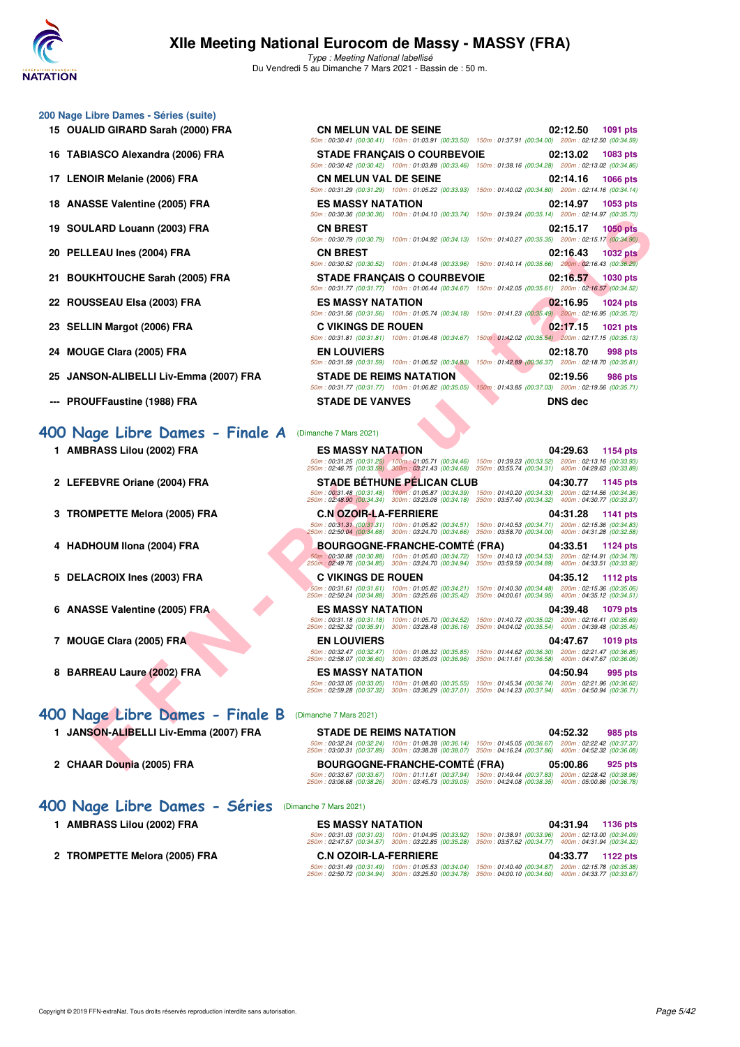# XIIe Meeting National Eurocom de Massy - MASSY (FRA)

*Type : Meeting National labellisé*

Du Vendredi 5 au Dimanche 7 Mars 2021 - Bassin de : 50 m.

## 200 Nage Libre Dames - Séries (suite)

| Rang | Nom | Club | Temps | Points |
|---|---|---|---|---|
| 15 | OUALID GIRARD Sarah (2000) FRA | CN MELUN VAL DE SEINE | 02:12.50 | 1091 pts |
| | | 50m : 00:30.41 (00:30.41) 100m : 01:03.91 (00:33.50) 150m : 01:37.91 (00:34.00) 200m : 02:12.50 (00:34.59) | | |
| 16 | TABIASCO Alexandra (2006) FRA | STADE FRANÇAIS O COURBEVOIE | 02:13.02 | 1083 pts |
| | | 50m : 00:30.42 (00:30.42) 100m : 01:03.88 (00:33.46) 150m : 01:38.16 (00:34.28) 200m : 02:13.02 (00:34.86) | | |
| 17 | LENOIR Melanie (2006) FRA | CN MELUN VAL DE SEINE | 02:14.16 | 1066 pts |
| | | 50m : 00:31.29 (00:31.29) 100m : 01:05.22 (00:33.93) 150m : 01:40.02 (00:34.80) 200m : 02:14.16 (00:34.14) | | |
| 18 | ANASSE Valentine (2005) FRA | ES MASSY NATATION | 02:14.97 | 1053 pts |
| | | 50m : 00:30.36 (00:30.36) 100m : 01:04.10 (00:33.74) 150m : 01:39.24 (00:35.14) 200m : 02:14.97 (00:35.73) | | |
| 19 | SOULARD Louann (2003) FRA | CN BREST | 02:15.17 | 1050 pts |
| | | 50m : 00:30.79 (00:30.79) 100m : 01:04.92 (00:34.13) 150m : 01:40.27 (00:35.35) 200m : 02:15.17 (00:34.90) | | |
| 20 | PELLEAU Ines (2004) FRA | CN BREST | 02:16.43 | 1032 pts |
| | | 50m : 00:30.52 (00:30.52) 100m : 01:04.48 (00:33.96) 150m : 01:40.14 (00:35.66) 200m : 02:16.43 (00:36.29) | | |
| 21 | BOUKHTOUCHE Sarah (2005) FRA | STADE FRANÇAIS O COURBEVOIE | 02:16.57 | 1030 pts |
| | | 50m : 00:31.77 (00:31.77) 100m : 01:06.44 (00:34.67) 150m : 01:42.05 (00:35.61) 200m : 02:16.57 (00:34.52) | | |
| 22 | ROUSSEAU Elsa (2003) FRA | ES MASSY NATATION | 02:16.95 | 1024 pts |
| | | 50m : 00:31.56 (00:31.56) 100m : 01:05.74 (00:34.18) 150m : 01:41.23 (00:35.49) 200m : 02:16.95 (00:35.72) | | |
| 23 | SELLIN Margot (2006) FRA | C VIKINGS DE ROUEN | 02:17.15 | 1021 pts |
| | | 50m : 00:31.81 (00:31.81) 100m : 01:06.48 (00:34.67) 150m : 01:42.02 (00:35.54) 200m : 02:17.15 (00:35.13) | | |
| 24 | MOUGE Clara (2005) FRA | EN LOUVIERS | 02:18.70 | 998 pts |
| | | 50m : 00:31.59 (00:31.59) 100m : 01:06.52 (00:34.93) 150m : 01:42.89 (00:36.37) 200m : 02:18.70 (00:35.81) | | |
| 25 | JANSON-ALIBELLI Liv-Emma (2007) FRA | STADE DE REIMS NATATION | 02:19.56 | 986 pts |
| | | 50m : 00:31.77 (00:31.77) 100m : 01:06.82 (00:35.05) 150m : 01:43.85 (00:37.03) 200m : 02:19.56 (00:35.71) | | |
| --- | PROUFFaustine (1988) FRA | STADE DE VANVES | DNS dec | |

## 400 Nage Libre Dames - Finale A (Dimanche 7 Mars 2021)

| Rang | Nom | Club | Temps | Points |
|---|---|---|---|---|
| 1 | AMBRASS Lilou (2002) FRA | ES MASSY NATATION | 04:29.63 | 1154 pts |
| | | 50m : 00:31.25 (00:31.25) 100m : 01:05.71 (00:34.46) 150m : 01:39.23 (00:33.52) 200m : 02:13.16 (00:33.93) 250m : 02:46.75 (00:33.59) 300m : 03:21.43 (00:34.68) 350m : 03:55.74 (00:34.31) 400m : 04:29.63 (00:33.89) | | |
| 2 | LEFEBVRE Oriane (2004) FRA | STADE BÉTHUNE PÉLICAN CLUB | 04:30.77 | 1145 pts |
| | | 50m : 00:31.48 (00:31.48) 100m : 01:05.87 (00:34.39) 150m : 01:40.20 (00:34.33) 200m : 02:14.56 (00:34.36) 250m : 02:48.90 (00:34.34) 300m : 03:23.08 (00:34.18) 350m : 03:57.40 (00:34.32) 400m : 04:30.77 (00:33.37) | | |
| 3 | TROMPETTE Melora (2005) FRA | C.N OZOIR-LA-FERRIERE | 04:31.28 | 1141 pts |
| | | 50m : 00:31.31 (00:31.31) 100m : 01:05.82 (00:34.51) 150m : 01:40.53 (00:34.71) 200m : 02:15.36 (00:34.83) 250m : 02:50.04 (00:34.68) 300m : 03:24.70 (00:34.66) 350m : 03:58.70 (00:34.00) 400m : 04:31.28 (00:32.58) | | |
| 4 | HADHOUM Ilona (2004) FRA | BOURGOGNE-FRANCHE-COMTÉ (FRA) | 04:33.51 | 1124 pts |
| | | 50m : 00:30.88 (00:30.88) 100m : 01:05.60 (00:34.72) 150m : 01:40.13 (00:34.53) 200m : 02:14.91 (00:34.78) 250m : 02:49.76 (00:34.85) 300m : 03:24.70 (00:34.94) 350m : 03:59.59 (00:34.89) 400m : 04:33.51 (00:33.92) | | |
| 5 | DELACROIX Ines (2003) FRA | C VIKINGS DE ROUEN | 04:35.12 | 1112 pts |
| | | 50m : 00:31.61 (00:31.61) 100m : 01:05.82 (00:34.21) 150m : 01:40.30 (00:34.48) 200m : 02:15.36 (00:35.06) 250m : 02:50.24 (00:34.88) 300m : 03:25.66 (00:35.42) 350m : 04:00.61 (00:34.95) 400m : 04:35.12 (00:34.51) | | |
| 6 | ANASSE Valentine (2005) FRA | ES MASSY NATATION | 04:39.48 | 1079 pts |
| | | 50m : 00:31.18 (00:31.18) 100m : 01:05.70 (00:34.52) 150m : 01:40.72 (00:35.02) 200m : 02:16.41 (00:35.69) 250m : 02:52.32 (00:35.91) 300m : 03:28.48 (00:36.16) 350m : 04:04.02 (00:35.54) 400m : 04:39.48 (00:35.46) | | |
| 7 | MOUGE Clara (2005) FRA | EN LOUVIERS | 04:47.67 | 1019 pts |
| | | 50m : 00:32.47 (00:32.47) 100m : 01:08.32 (00:35.85) 150m : 01:44.62 (00:36.30) 200m : 02:21.47 (00:36.85) 250m : 02:58.07 (00:36.60) 300m : 03:35.03 (00:36.96) 350m : 04:11.61 (00:36.58) 400m : 04:47.67 (00:36.06) | | |
| 8 | BARREAU Laure (2002) FRA | ES MASSY NATATION | 04:50.94 | 995 pts |
| | | 50m : 00:33.05 (00:33.05) 100m : 01:08.60 (00:35.55) 150m : 01:45.34 (00:36.74) 200m : 02:21.96 (00:36.62) 250m : 02:59.28 (00:37.32) 300m : 03:36.29 (00:37.01) 350m : 04:14.23 (00:37.94) 400m : 04:50.94 (00:36.71) | | |

## 400 Nage Libre Dames - Finale B (Dimanche 7 Mars 2021)

| Rang | Nom | Club | Temps | Points |
|---|---|---|---|---|
| 1 | JANSON-ALIBELLI Liv-Emma (2007) FRA | STADE DE REIMS NATATION | 04:52.32 | 985 pts |
| | | 50m : 00:32.24 (00:32.24) 100m : 01:08.38 (00:36.14) 150m : 01:45.05 (00:36.67) 200m : 02:22.42 (00:37.37) 250m : 03:00.31 (00:37.89) 300m : 03:38.38 (00:38.07) 350m : 04:16.24 (00:37.86) 400m : 04:52.32 (00:36.08) | | |
| 2 | CHAAR Dounia (2005) FRA | BOURGOGNE-FRANCHE-COMTÉ (FRA) | 05:00.86 | 925 pts |
| | | 50m : 00:33.67 (00:33.67) 100m : 01:11.61 (00:37.94) 150m : 01:49.44 (00:37.83) 200m : 02:28.42 (00:38.98) 250m : 03:06.68 (00:38.26) 300m : 03:45.73 (00:39.05) 350m : 04:24.08 (00:38.35) 400m : 05:00.86 (00:36.78) | | |

## 400 Nage Libre Dames - Séries (Dimanche 7 Mars 2021)

| Rang | Nom | Club | Temps | Points |
|---|---|---|---|---|
| 1 | AMBRASS Lilou (2002) FRA | ES MASSY NATATION | 04:31.94 | 1136 pts |
| | | 50m : 00:31.03 (00:31.03) 100m : 01:04.95 (00:33.92) 150m : 01:38.91 (00:33.96) 200m : 02:13.00 (00:34.09) 250m : 02:47.57 (00:34.57) 300m : 03:22.85 (00:35.28) 350m : 03:57.62 (00:34.77) 400m : 04:31.94 (00:34.32) | | |
| 2 | TROMPETTE Melora (2005) FRA | C.N OZOIR-LA-FERRIERE | 04:33.77 | 1122 pts |
| | | 50m : 00:31.49 (00:31.49) 100m : 01:05.53 (00:34.04) 150m : 01:40.40 (00:34.87) 200m : 02:15.78 (00:35.38) 250m : 02:50.72 (00:34.94) 300m : 03:25.50 (00:34.78) 350m : 04:00.10 (00:34.60) 400m : 04:33.77 (00:33.67) | | |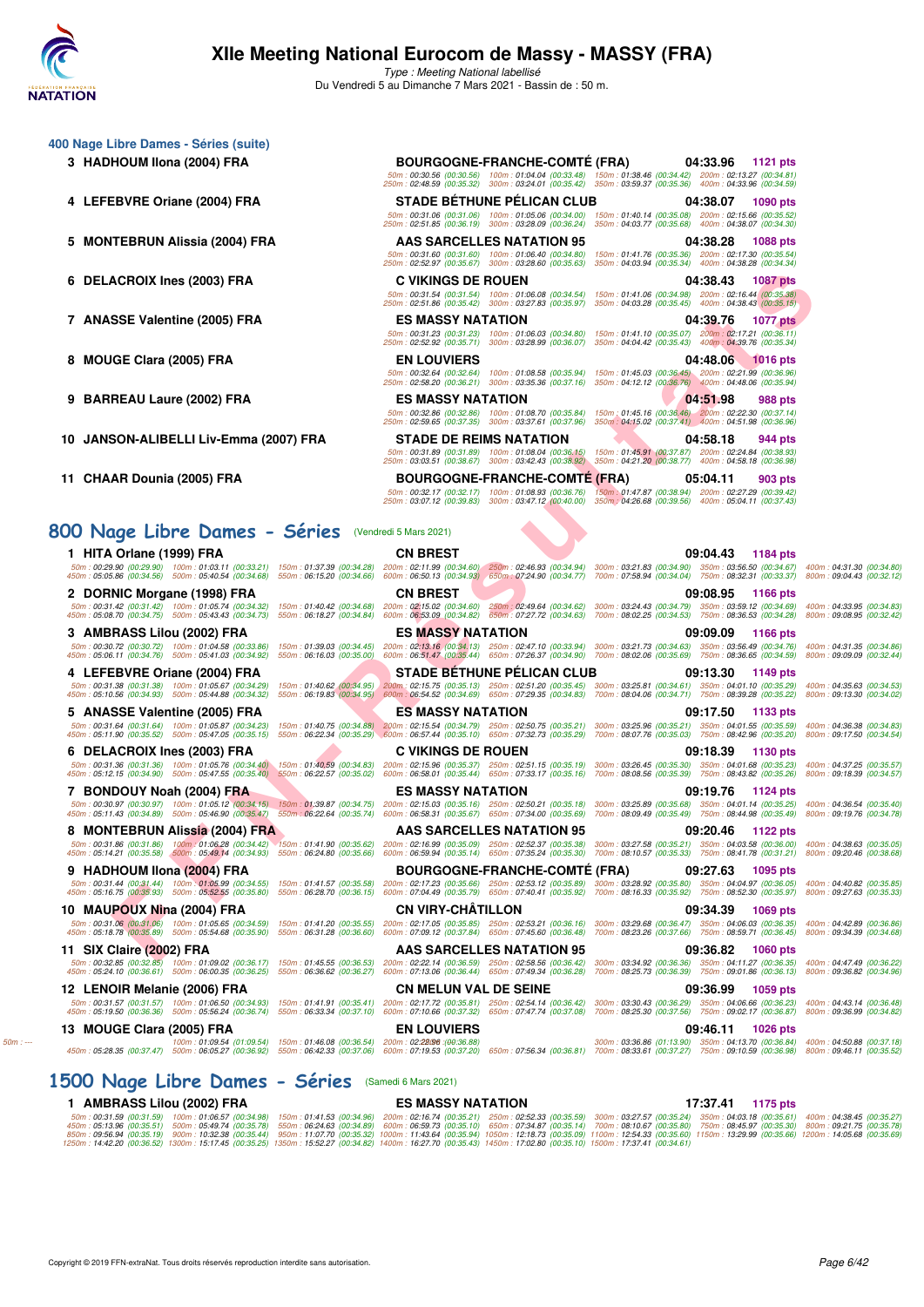# XIIe Meeting National Eurocom de Massy - MASSY (FRA)

*Type : Meeting National labellisé*
Du Vendredi 5 au Dimanche 7 Mars 2021 - Bassin de : 50 m.

## 400 Nage Libre Dames - Séries (suite)

3 HADHOUM Ilona (2004) FRA — BOURGOGNE-FRANCHE-COMTÉ (FRA) — 04:33.96 — 1121 pts
50m : 00:30.56 (00:30.56) 100m : 01:04.04 (00:33.48) 150m : 01:38.46 (00:34.42) 200m : 02:13.27 (00:34.81)
250m : 02:48.59 (00:35.32) 300m : 03:24.01 (00:35.42) 350m : 03:59.37 (00:35.36) 400m : 04:33.96 (00:34.59)

4 LEFEBVRE Oriane (2004) FRA — STADE BÉTHUNE PÉLICAN CLUB — 04:38.07 — 1090 pts
50m : 00:31.06 (00:31.06) 100m : 01:05.06 (00:34.00) 150m : 01:40.14 (00:35.08) 200m : 02:15.66 (00:35.52)
250m : 02:51.85 (00:36.19) 300m : 03:28.09 (00:36.24) 350m : 04:03.77 (00:35.68) 400m : 04:38.07 (00:34.30)

5 MONTEBRUN Alissia (2004) FRA — AAS SARCELLES NATATION 95 — 04:38.28 — 1088 pts
50m : 00:31.60 (00:31.60) 100m : 01:06.40 (00:34.80) 150m : 01:41.76 (00:35.36) 200m : 02:17.30 (00:35.54)
250m : 02:52.97 (00:35.67) 300m : 03:28.60 (00:35.63) 350m : 04:03.94 (00:35.34) 400m : 04:38.28 (00:34.34)

6 DELACROIX Ines (2003) FRA — C VIKINGS DE ROUEN — 04:38.43 — 1087 pts
50m : 00:31.54 (00:31.54) 100m : 01:06.08 (00:34.54) 150m : 01:41.06 (00:34.98) 200m : 02:16.44 (00:35.38)
250m : 02:51.86 (00:35.42) 300m : 03:27.83 (00:35.97) 350m : 04:03.28 (00:35.45) 400m : 04:38.43 (00:35.15)

7 ANASSE Valentine (2005) FRA — ES MASSY NATATION — 04:39.76 — 1077 pts
50m : 00:31.23 (00:31.23) 100m : 01:06.03 (00:34.80) 150m : 01:41.10 (00:35.07) 200m : 02:17.21 (00:36.11)
250m : 02:52.92 (00:35.71) 300m : 03:28.99 (00:36.07) 350m : 04:04.42 (00:35.43) 400m : 04:39.76 (00:35.34)

8 MOUGE Clara (2005) FRA — EN LOUVIERS — 04:48.06 — 1016 pts
50m : 00:32.64 (00:32.64) 100m : 01:08.58 (00:35.94) 150m : 01:45.03 (00:36.45) 200m : 02:21.99 (00:36.96)
250m : 02:58.20 (00:36.21) 300m : 03:35.36 (00:37.16) 350m : 04:12.12 (00:36.76) 400m : 04:48.06 (00:35.94)

9 BARREAU Laure (2002) FRA — ES MASSY NATATION — 04:51.98 — 988 pts
50m : 00:32.86 (00:32.86) 100m : 01:08.70 (00:35.84) 150m : 01:45.16 (00:36.46) 200m : 02:22.30 (00:37.14)
250m : 02:59.65 (00:37.35) 300m : 03:37.61 (00:37.96) 350m : 04:15.02 (00:37.41) 400m : 04:51.98 (00:36.96)

10 JANSON-ALIBELLI Liv-Emma (2007) FRA — STADE DE REIMS NATATION — 04:58.18 — 944 pts
50m : 00:31.89 (00:31.89) 100m : 01:08.04 (00:36.15) 150m : 01:45.91 (00:37.87) 200m : 02:24.84 (00:38.93)
250m : 03:03.51 (00:38.67) 300m : 03:42.43 (00:38.92) 350m : 04:21.20 (00:38.77) 400m : 04:58.18 (00:36.98)

11 CHAAR Dounia (2005) FRA — BOURGOGNE-FRANCHE-COMTÉ (FRA) — 05:04.11 — 903 pts
50m : 00:32.17 (00:32.17) 100m : 01:08.93 (00:36.76) 150m : 01:47.87 (00:38.94) 200m : 02:27.29 (00:39.42)
250m : 03:07.12 (00:39.83) 300m : 03:47.12 (00:40.00) 350m : 04:26.68 (00:39.56) 400m : 05:04.11 (00:37.43)

## 800 Nage Libre Dames - Séries (Vendredi 5 Mars 2021)

1 HITA Orlane (1999) FRA — CN BREST — 09:04.43 — 1184 pts
50m : 00:29.90 (00:29.90) 100m : 01:03.11 (00:33.21) 150m : 01:37.39 (00:34.28) 200m : 02:11.99 (00:34.60) 250m : 02:46.93 (00:34.94) 300m : 03:21.83 (00:34.90) 350m : 03:56.50 (00:34.67) 400m : 04:31.30 (00:34.80)
450m : 05:05.86 (00:34.56) 500m : 05:40.54 (00:34.68) 550m : 06:15.20 (00:34.66) 600m : 06:50.13 (00:34.93) 650m : 07:24.90 (00:34.77) 700m : 07:58.94 (00:34.04) 750m : 08:32.31 (00:33.37) 800m : 09:04.43 (00:32.12)

2 DORNIC Morgane (1998) FRA — CN BREST — 09:08.95 — 1166 pts
50m : 00:31.42 (00:31.42) 100m : 01:05.74 (00:34.32) 150m : 01:40.42 (00:34.68) 200m : 02:15.02 (00:34.60) 250m : 02:49.64 (00:34.62) 300m : 03:24.43 (00:34.79) 350m : 03:59.12 (00:34.69) 400m : 04:33.95 (00:34.83)
450m : 05:08.70 (00:34.75) 500m : 05:43.43 (00:34.73) 550m : 06:18.27 (00:34.84) 600m : 06:53.09 (00:34.82) 650m : 07:27.72 (00:34.63) 700m : 08:02.25 (00:34.53) 750m : 08:36.53 (00:34.28) 800m : 09:08.95 (00:32.42)

3 AMBRASS Lilou (2002) FRA — ES MASSY NATATION — 09:09.09 — 1166 pts
50m : 00:30.72 (00:30.72) 100m : 01:04.58 (00:33.86) 150m : 01:39.03 (00:34.45) 200m : 02:13.16 (00:34.13) 250m : 02:47.10 (00:33.94) 300m : 03:21.73 (00:34.63) 350m : 03:56.49 (00:34.76) 400m : 04:31.35 (00:34.86)
450m : 05:06.11 (00:34.76) 500m : 05:41.03 (00:34.92) 550m : 06:16.03 (00:35.00) 600m : 06:51.47 (00:35.44) 650m : 07:26.37 (00:34.90) 700m : 08:02.06 (00:35.69) 750m : 08:36.65 (00:34.59) 800m : 09:09.09 (00:32.44)

4 LEFEBVRE Oriane (2004) FRA — STADE BÉTHUNE PÉLICAN CLUB — 09:13.30 — 1149 pts
50m : 00:31.38 (00:31.38) 100m : 01:05.67 (00:34.29) 150m : 01:40.62 (00:34.95) 200m : 02:15.75 (00:35.13) 250m : 02:51.20 (00:35.45) 300m : 03:25.81 (00:34.61) 350m : 04:01.10 (00:35.29) 400m : 04:35.63 (00:34.53)
450m : 05:10.56 (00:34.93) 500m : 05:44.88 (00:34.32) 550m : 06:19.83 (00:34.95) 600m : 06:54.52 (00:34.69) 650m : 07:29.35 (00:34.83) 700m : 08:04.06 (00:34.71) 750m : 08:39.28 (00:35.22) 800m : 09:13.30 (00:34.02)

5 ANASSE Valentine (2005) FRA — ES MASSY NATATION — 09:17.50 — 1133 pts
50m : 00:31.64 (00:31.64) 100m : 01:05.87 (00:34.23) 150m : 01:40.75 (00:34.88) 200m : 02:15.54 (00:34.79) 250m : 02:50.75 (00:35.21) 300m : 03:25.96 (00:35.21) 350m : 04:01.55 (00:35.59) 400m : 04:36.38 (00:34.83)
450m : 05:11.90 (00:35.52) 500m : 05:47.05 (00:35.15) 550m : 06:22.34 (00:35.29) 600m : 06:57.44 (00:35.10) 650m : 07:32.73 (00:35.29) 700m : 08:07.76 (00:35.03) 750m : 08:42.96 (00:35.20) 800m : 09:17.50 (00:34.54)

6 DELACROIX Ines (2003) FRA — C VIKINGS DE ROUEN — 09:18.39 — 1130 pts
50m : 00:31.36 (00:31.36) 100m : 01:05.76 (00:34.40) 150m : 01:40.59 (00:34.83) 200m : 02:15.96 (00:35.37) 250m : 02:51.15 (00:35.19) 300m : 03:26.45 (00:35.30) 350m : 04:01.68 (00:35.23) 400m : 04:37.25 (00:35.57)
450m : 05:12.15 (00:34.90) 500m : 05:47.55 (00:35.40) 550m : 06:22.57 (00:35.02) 600m : 06:58.01 (00:35.44) 650m : 07:33.17 (00:35.16) 700m : 08:08.56 (00:35.39) 750m : 08:43.82 (00:35.26) 800m : 09:18.39 (00:34.57)

7 BONDOUY Noah (2004) FRA — ES MASSY NATATION — 09:19.76 — 1124 pts
50m : 00:30.97 (00:30.97) 100m : 01:05.12 (00:34.15) 150m : 01:39.87 (00:34.75) 200m : 02:15.03 (00:35.16) 250m : 02:50.21 (00:35.18) 300m : 03:25.89 (00:35.68) 350m : 04:01.14 (00:35.25) 400m : 04:36.54 (00:35.40)
450m : 05:11.43 (00:34.89) 500m : 05:46.90 (00:35.47) 550m : 06:22.64 (00:35.74) 600m : 06:58.31 (00:35.67) 650m : 07:34.00 (00:35.69) 700m : 08:09.49 (00:35.49) 750m : 08:44.98 (00:35.49) 800m : 09:19.76 (00:34.78)

8 MONTEBRUN Alissia (2004) FRA — AAS SARCELLES NATATION 95 — 09:20.46 — 1122 pts
50m : 00:31.86 (00:31.86) 100m : 01:06.28 (00:34.42) 150m : 01:41.90 (00:35.62) 200m : 02:16.99 (00:35.09) 250m : 02:52.37 (00:35.38) 300m : 03:27.58 (00:35.21) 350m : 04:03.58 (00:36.00) 400m : 04:38.63 (00:35.05)
450m : 05:14.21 (00:35.58) 500m : 05:49.14 (00:34.93) 550m : 06:24.80 (00:35.66) 600m : 06:59.94 (00:35.14) 650m : 07:35.24 (00:35.30) 700m : 08:10.57 (00:35.33) 750m : 08:41.78 (00:31.21) 800m : 09:20.46 (00:38.68)

9 HADHOUM Ilona (2004) FRA — BOURGOGNE-FRANCHE-COMTÉ (FRA) — 09:27.63 — 1095 pts
50m : 00:31.44 (00:31.44) 100m : 01:05.99 (00:34.55) 150m : 01:41.57 (00:35.58) 200m : 02:17.23 (00:35.66) 250m : 02:53.12 (00:35.89) 300m : 03:28.92 (00:35.80) 350m : 04:04.97 (00:36.05) 400m : 04:40.82 (00:35.85)
450m : 05:16.75 (00:35.93) 500m : 05:52.55 (00:35.80) 550m : 06:28.70 (00:36.15) 600m : 07:04.49 (00:35.79) 650m : 07:40.41 (00:35.92) 700m : 08:16.33 (00:35.92) 750m : 08:52.30 (00:35.97) 800m : 09:27.63 (00:35.33)

10 MAUPOUX Nina (2004) FRA — CN VIRY-CHÂTILLON — 09:34.39 — 1069 pts
50m : 00:31.06 (00:31.06) 100m : 01:05.65 (00:34.59) 150m : 01:41.20 (00:35.55) 200m : 02:17.05 (00:35.85) 250m : 02:53.21 (00:36.16) 300m : 03:29.68 (00:36.47) 350m : 04:06.03 (00:36.35) 400m : 04:42.89 (00:36.86)
450m : 05:18.78 (00:35.89) 500m : 05:54.68 (00:35.90) 550m : 06:31.28 (00:36.60) 600m : 07:09.12 (00:37.84) 650m : 07:45.60 (00:36.48) 700m : 08:23.26 (00:37.66) 750m : 08:59.71 (00:36.45) 800m : 09:34.39 (00:34.68)

11 SIX Claire (2002) FRA — AAS SARCELLES NATATION 95 — 09:36.82 — 1060 pts
50m : 00:32.85 (00:32.85) 100m : 01:09.02 (00:36.17) 150m : 01:45.55 (00:36.53) 200m : 02:22.14 (00:36.59) 250m : 02:58.56 (00:36.42) 300m : 03:34.92 (00:36.36) 350m : 04:11.27 (00:36.35) 400m : 04:47.49 (00:36.22)
450m : 05:24.10 (00:36.61) 500m : 06:00.35 (00:36.25) 550m : 06:36.62 (00:36.27) 600m : 07:13.06 (00:36.44) 650m : 07:49.34 (00:36.28) 700m : 08:25.73 (00:36.39) 750m : 09:01.86 (00:36.13) 800m : 09:36.82 (00:34.96)

12 LENOIR Melanie (2006) FRA — CN MELUN VAL DE SEINE — 09:36.99 — 1059 pts
50m : 00:31.57 (00:31.57) 100m : 01:06.50 (00:34.93) 150m : 01:41.91 (00:35.41) 200m : 02:17.72 (00:35.81) 250m : 02:54.14 (00:36.42) 300m : 03:30.43 (00:36.29) 350m : 04:06.66 (00:36.23) 400m : 04:43.14 (00:36.48)
450m : 05:19.50 (00:36.36) 500m : 05:56.24 (00:36.74) 550m : 06:33.34 (00:37.10) 600m : 07:10.66 (00:37.32) 650m : 07:47.74 (00:37.08) 700m : 08:25.30 (00:37.56) 750m : 09:02.17 (00:36.87) 800m : 09:36.99 (00:34.82)

13 MOUGE Clara (2005) FRA — EN LOUVIERS — 09:46.11 — 1026 pts
50m : --- 100m : 01:09.54 (01:09.54) 150m : 01:46.08 (00:36.54) 200m : 02:22.96 (00:36.88) 300m : 03:36.86 (01:13.90) 350m : 04:13.70 (00:36.84) 400m : 04:50.88 (00:37.18)
450m : 05:28.35 (00:37.47) 500m : 06:05.27 (00:36.92) 550m : 06:42.33 (00:37.06) 600m : 07:19.53 (00:37.20) 650m : 07:56.34 (00:36.81) 700m : 08:33.61 (00:37.27) 750m : 09:10.59 (00:36.98) 800m : 09:46.11 (00:35.52)

## 1500 Nage Libre Dames - Séries (Samedi 6 Mars 2021)

1 AMBRASS Lilou (2002) FRA — ES MASSY NATATION — 17:37.41 — 1175 pts
50m : 00:31.59 (00:31.59) 100m : 01:06.57 (00:34.98) 150m : 01:41.53 (00:34.96) 200m : 02:16.74 (00:35.21) 250m : 02:52.33 (00:35.59) 300m : 03:27.57 (00:35.24) 350m : 04:03.18 (00:35.61) 400m : 04:38.45 (00:35.27)
450m : 05:13.96 (00:35.51) 500m : 05:49.70 (00:35.74) 550m : 06:24.63 (00:34.93) 600m : 06:59.73 (00:35.10) 650m : 07:34.87 (00:35.14) 700m : 08:10.67 (00:35.80) 750m : 08:45.97 (00:35.30) 800m : 09:21.75 (00:35.78)
850m : 09:56.94 (00:35.19) 900m : 10:32.38 (00:35.44) 950m : 11:07.70 (00:35.32) 1000m : 11:43.64 (00:35.94) 1050m : 12:18.73 (00:35.09) 1100m : 12:54.33 (00:35.60) 1150m : 13:29.99 (00:35.66) 1200m : 14:05.68 (00:35.69)
1250m : 14:42.20 (00:36.52) 1300m : 15:17.45 (00:35.25) 1350m : 15:52.27 (00:34.82) 1400m : 16:27.70 (00:35.43) 1450m : 17:02.80 (00:35.10) 1500m : 17:37.41 (00:34.61)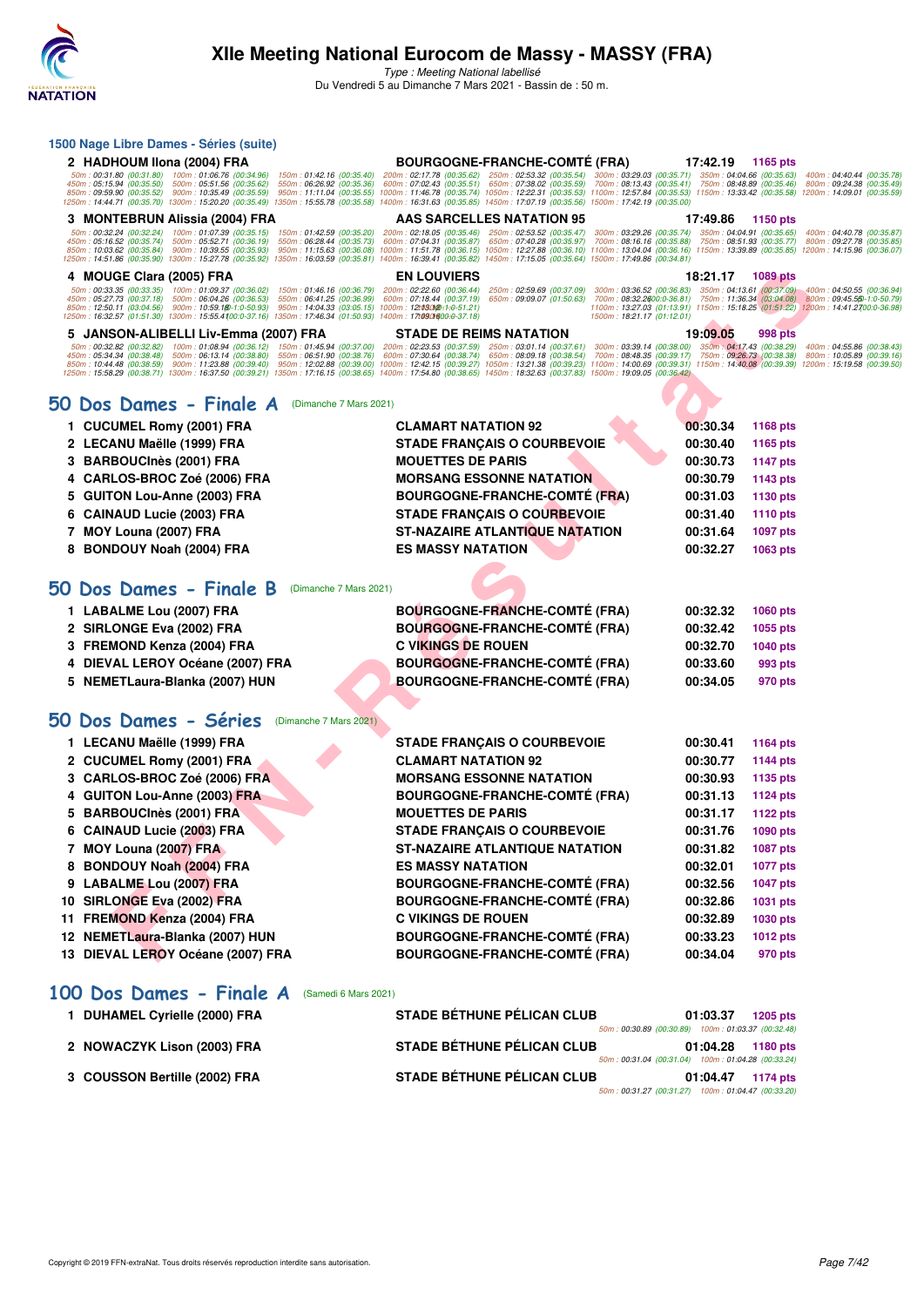# XIIe Meeting National Eurocom de Massy - MASSY (FRA)

*Type : Meeting National labellisé*

Du Vendredi 5 au Dimanche 7 Mars 2021 - Bassin de : 50 m.

## 1500 Nage Libre Dames - Séries (suite)

| | | | | |
|---|---|---|---|---|
| 2 | HADHOUM Ilona (2004) FRA | BOURGOGNE-FRANCHE-COMTÉ (FRA) | 17:42.19 | 1165 pts |

50m : 00:31.80 (00:31.80) 100m : 01:06.76 (00:34.96) 150m : 01:42.16 (00:35.40) 200m : 02:17.78 (00:35.62) 250m : 02:53.32 (00:35.54) 300m : 03:29.03 (00:35.71) 350m : 04:04.66 (00:35.63) 400m : 04:40.44 (00:35.78)
450m : 05:15.94 (00:35.50) 500m : 05:51.56 (00:35.62) 550m : 06:26.92 (00:35.36) 600m : 07:02.43 (00:35.51) 650m : 07:38.02 (00:35.59) 700m : 08:13.43 (00:35.41) 750m : 08:48.89 (00:35.46) 800m : 09:24.38 (00:35.49)
850m : 09:59.90 (00:35.52) 900m : 10:35.49 (00:35.59) 950m : 11:11.04 (00:35.55) 1000m : 11:46.78 (00:35.74) 1050m : 12:22.31 (00:35.53) 1100m : 12:57.84 (00:35.53) 1150m : 13:33.42 (00:35.58) 1200m : 14:09.01 (00:35.59)
1250m : 14:44.71 (00:35.70) 1300m : 15:20.20 (00:35.49) 1350m : 15:55.78 (00:35.58) 1400m : 16:31.63 (00:35.85) 1450m : 17:07.19 (00:35.56) 1500m : 17:42.19 (00:35.00)

| | | | | |
|---|---|---|---|---|
| 3 | MONTEBRUN Alissia (2004) FRA | AAS SARCELLES NATATION 95 | 17:49.86 | 1150 pts |

50m : 00:32.24 (00:32.24) 100m : 01:07.39 (00:35.15) 150m : 01:42.59 (00:35.20) 200m : 02:18.05 (00:35.46) 250m : 02:53.52 (00:35.47) 300m : 03:29.26 (00:35.74) 350m : 04:04.91 (00:35.65) 400m : 04:40.78 (00:35.87)
450m : 05:16.52 (00:35.74) 500m : 05:52.71 (00:36.19) 550m : 06:28.44 (00:35.73) 600m : 07:04.31 (00:35.87) 650m : 07:40.28 (00:35.97) 700m : 08:16.16 (00:35.88) 750m : 08:51.93 (00:35.77) 800m : 09:27.78 (00:35.85)
850m : 10:03.62 (00:35.84) 900m : 10:39.55 (00:35.93) 950m : 11:15.63 (00:36.08) 1000m : 11:51.78 (00:36.15) 1050m : 12:27.88 (00:36.10) 1100m : 13:04.04 (00:36.16) 1150m : 13:39.89 (00:35.85) 1200m : 14:15.96 (00:36.07)
1250m : 14:51.86 (00:35.90) 1300m : 15:27.78 (00:35.92) 1350m : 16:03.59 (00:35.81) 1400m : 16:39.41 (00:35.82) 1450m : 17:15.05 (00:35.64) 1500m : 17:49.86 (00:34.81)

| | | | | |
|---|---|---|---|---|
| 4 | MOUGE Clara (2005) FRA | EN LOUVIERS | 18:21.17 | 1089 pts |

50m : 00:33.35 (00:33.35) 100m : 01:09.37 (00:36.02) 150m : 01:46.16 (00:36.79) 200m : 02:22.60 (00:36.44) 250m : 02:59.69 (00:37.09) 300m : 03:36.52 (00:36.83) 350m : 04:13.61 (00:37.09) 400m : 04:50.55 (00:36.94)
450m : 05:27.73 (00:37.18) 500m : 06:04.26 (00:36.53) 550m : 06:41.25 (00:36.99) 600m : 07:18.44 (00:37.19) 650m : 09:09.07 (01:50.63) 700m : 08:32.26 (00:-36.81) 750m : 11:36.34 (03:04.08) 800m : 09:45.55 (-1:0-50.79)
850m : 12:50.11 (03:04.56) 900m : 10:59.18 (-1:0-50.93) 950m : 14:04.33 (03:05.15) 1000m : 12:13.12 (-1:0-51.21) 1100m : 13:27.03 (01:13.91) 1150m : 15:18.25 (01:51.22) 1200m : 14:41.27 (00:-36.98)
1250m : 16:32.57 (01:51.30) 1300m : 15:55.41 (00:-37.16) 1350m : 17:46.34 (01:50.93) 1400m : 17:09.16 (00:-37.18) 1500m : 18:21.17 (01:12.01)

| | | | | |
|---|---|---|---|---|
| 5 | JANSON-ALIBELLI Liv-Emma (2007) FRA | STADE DE REIMS NATATION | 19:09.05 | 998 pts |

50m : 00:32.82 (00:32.82) 100m : 01:08.94 (00:36.12) 150m : 01:45.94 (00:37.00) 200m : 02:23.53 (00:37.59) 250m : 03:01.14 (00:37.61) 300m : 03:39.14 (00:38.00) 350m : 04:17.43 (00:38.29) 400m : 04:55.86 (00:38.43)
450m : 05:34.34 (00:38.48) 500m : 06:13.14 (00:38.80) 550m : 06:51.90 (00:38.76) 600m : 07:30.64 (00:38.74) 650m : 08:09.18 (00:38.54) 700m : 08:48.35 (00:39.17) 750m : 09:26.73 (00:38.38) 800m : 10:05.89 (00:39.16)
850m : 10:44.48 (00:38.59) 900m : 11:23.88 (00:39.40) 950m : 12:02.88 (00:39.00) 1000m : 12:42.15 (00:39.27) 1050m : 13:21.38 (00:39.23) 1100m : 14:00.69 (00:39.31) 1150m : 14:40.08 (00:39.39) 1200m : 15:19.58 (00:39.50)
1250m : 15:58.29 (00:38.71) 1300m : 16:37.50 (00:39.21) 1350m : 17:16.15 (00:38.65) 1400m : 17:54.80 (00:38.65) 1450m : 18:32.63 (00:37.83) 1500m : 19:09.05 (00:36.42)

## 50 Dos Dames - Finale A (Dimanche 7 Mars 2021)

| | | | | |
|---|---|---|---|---|
| 1 | CUCUMEL Romy (2001) FRA | CLAMART NATATION 92 | 00:30.34 | 1168 pts |
| 2 | LECANU Maëlle (1999) FRA | STADE FRANÇAIS O COURBEVOIE | 00:30.40 | 1165 pts |
| 3 | BARBOUCInès (2001) FRA | MOUETTES DE PARIS | 00:30.73 | 1147 pts |
| 4 | CARLOS-BROC Zoé (2006) FRA | MORSANG ESSONNE NATATION | 00:30.79 | 1143 pts |
| 5 | GUITON Lou-Anne (2003) FRA | BOURGOGNE-FRANCHE-COMTÉ (FRA) | 00:31.03 | 1130 pts |
| 6 | CAINAUD Lucie (2003) FRA | STADE FRANÇAIS O COURBEVOIE | 00:31.40 | 1110 pts |
| 7 | MOY Louna (2007) FRA | ST-NAZAIRE ATLANTIQUE NATATION | 00:31.64 | 1097 pts |
| 8 | BONDOUY Noah (2004) FRA | ES MASSY NATATION | 00:32.27 | 1063 pts |

## 50 Dos Dames - Finale B (Dimanche 7 Mars 2021)

| | | | | |
|---|---|---|---|---|
| 1 | LABALME Lou (2007) FRA | BOURGOGNE-FRANCHE-COMTÉ (FRA) | 00:32.32 | 1060 pts |
| 2 | SIRLONGE Eva (2002) FRA | BOURGOGNE-FRANCHE-COMTÉ (FRA) | 00:32.42 | 1055 pts |
| 3 | FREMOND Kenza (2004) FRA | C VIKINGS DE ROUEN | 00:32.70 | 1040 pts |
| 4 | DIEVAL LEROY Océane (2007) FRA | BOURGOGNE-FRANCHE-COMTÉ (FRA) | 00:33.60 | 993 pts |
| 5 | NEMETLaura-Blanka (2007) HUN | BOURGOGNE-FRANCHE-COMTÉ (FRA) | 00:34.05 | 970 pts |

## 50 Dos Dames - Séries (Dimanche 7 Mars 2021)

| | | | | |
|---|---|---|---|---|
| 1 | LECANU Maëlle (1999) FRA | STADE FRANÇAIS O COURBEVOIE | 00:30.41 | 1164 pts |
| 2 | CUCUMEL Romy (2001) FRA | CLAMART NATATION 92 | 00:30.77 | 1144 pts |
| 3 | CARLOS-BROC Zoé (2006) FRA | MORSANG ESSONNE NATATION | 00:30.93 | 1135 pts |
| 4 | GUITON Lou-Anne (2003) FRA | BOURGOGNE-FRANCHE-COMTÉ (FRA) | 00:31.13 | 1124 pts |
| 5 | BARBOUCInès (2001) FRA | MOUETTES DE PARIS | 00:31.17 | 1122 pts |
| 6 | CAINAUD Lucie (2003) FRA | STADE FRANÇAIS O COURBEVOIE | 00:31.76 | 1090 pts |
| 7 | MOY Louna (2007) FRA | ST-NAZAIRE ATLANTIQUE NATATION | 00:31.82 | 1087 pts |
| 8 | BONDOUY Noah (2004) FRA | ES MASSY NATATION | 00:32.01 | 1077 pts |
| 9 | LABALME Lou (2007) FRA | BOURGOGNE-FRANCHE-COMTÉ (FRA) | 00:32.56 | 1047 pts |
| 10 | SIRLONGE Eva (2002) FRA | BOURGOGNE-FRANCHE-COMTÉ (FRA) | 00:32.86 | 1031 pts |
| 11 | FREMOND Kenza (2004) FRA | C VIKINGS DE ROUEN | 00:32.89 | 1030 pts |
| 12 | NEMETLaura-Blanka (2007) HUN | BOURGOGNE-FRANCHE-COMTÉ (FRA) | 00:33.23 | 1012 pts |
| 13 | DIEVAL LEROY Océane (2007) FRA | BOURGOGNE-FRANCHE-COMTÉ (FRA) | 00:34.04 | 970 pts |

## 100 Dos Dames - Finale A (Samedi 6 Mars 2021)

| | | | | |
|---|---|---|---|---|
| 1 | DUHAMEL Cyrielle (2000) FRA | STADE BÉTHUNE PÉLICAN CLUB | 01:03.37 | 1205 pts |
| | | 50m : 00:30.89 (00:30.89) 100m : 01:03.37 (00:32.48) | | |
| 2 | NOWACZYK Lison (2003) FRA | STADE BÉTHUNE PÉLICAN CLUB | 01:04.28 | 1180 pts |
| | | 50m : 00:31.04 (00:31.04) 100m : 01:04.28 (00:33.24) | | |
| 3 | COUSSON Bertille (2002) FRA | STADE BÉTHUNE PÉLICAN CLUB | 01:04.47 | 1174 pts |
| | | 50m : 00:31.27 (00:31.27) 100m : 01:04.47 (00:33.20) | | |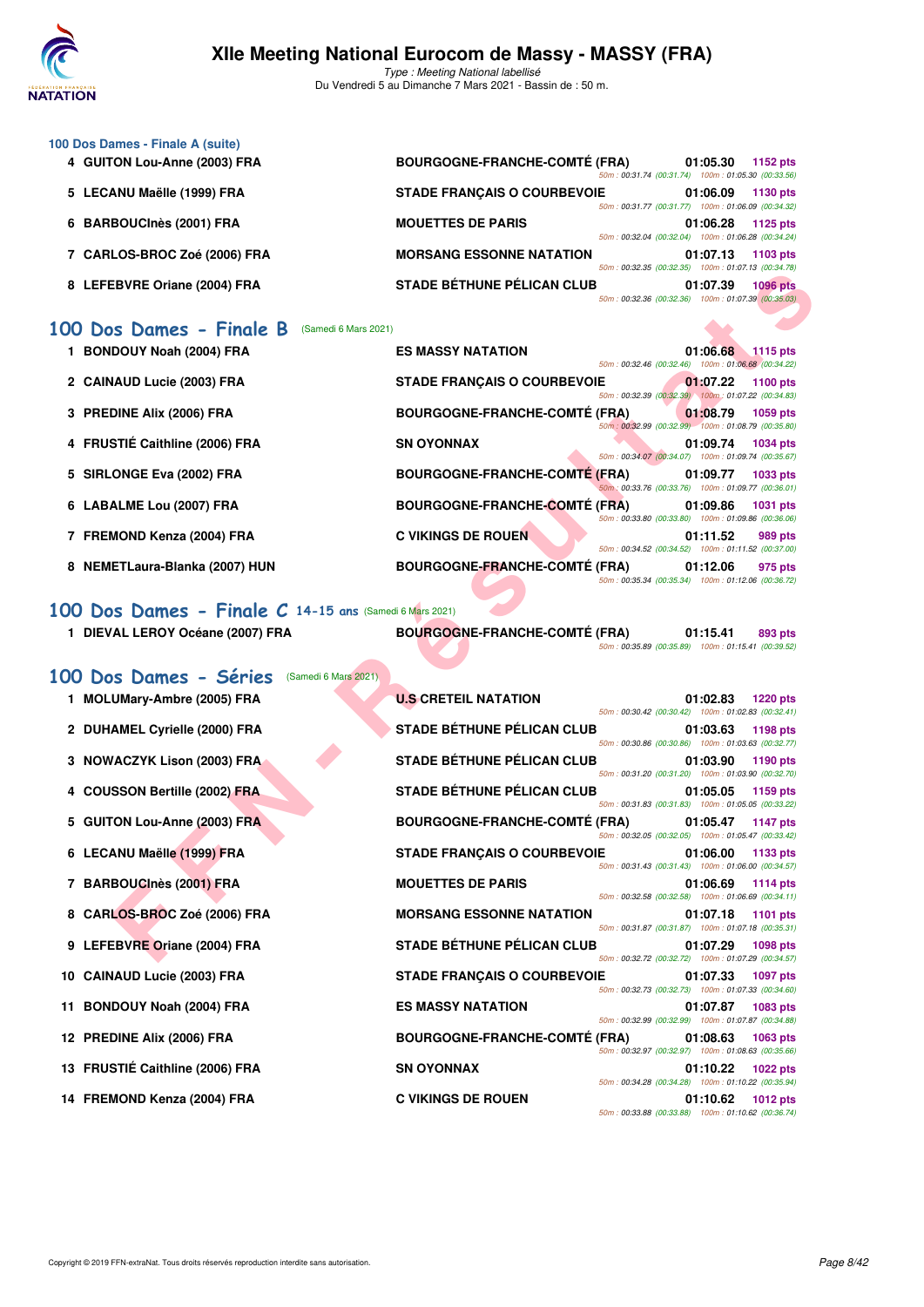### 100 Dos Dames - Finale A (suite)

| Place | Nageur | Club | Temps | Points | Splits |
|---|---|---|---|---|---|
| 4 | GUITON Lou-Anne (2003) FRA | BOURGOGNE-FRANCHE-COMTÉ (FRA) | 01:05.30 | 1152 pts | 50m : 00:31.74 (00:31.74) 100m : 01:05.30 (00:33.56) |
| 5 | LECANU Maëlle (1999) FRA | STADE FRANÇAIS O COURBEVOIE | 01:06.09 | 1130 pts | 50m : 00:31.77 (00:31.77) 100m : 01:06.09 (00:34.32) |
| 6 | BARBOUCInès (2001) FRA | MOUETTES DE PARIS | 01:06.28 | 1125 pts | 50m : 00:32.04 (00:32.04) 100m : 01:06.28 (00:34.24) |
| 7 | CARLOS-BROC Zoé (2006) FRA | MORSANG ESSONNE NATATION | 01:07.13 | 1103 pts | 50m : 00:32.35 (00:32.35) 100m : 01:07.13 (00:34.78) |
| 8 | LEFEBVRE Oriane (2004) FRA | STADE BÉTHUNE PÉLICAN CLUB | 01:07.39 | 1096 pts | 50m : 00:32.36 (00:32.36) 100m : 01:07.39 (00:35.03) |

## 100 Dos Dames - Finale B (Samedi 6 Mars 2021)

| Place | Nageur | Club | Temps | Points | Splits |
|---|---|---|---|---|---|
| 1 | BONDOUY Noah (2004) FRA | ES MASSY NATATION | 01:06.68 | 1115 pts | 50m : 00:32.46 (00:32.46) 100m : 01:06.68 (00:34.22) |
| 2 | CAINAUD Lucie (2003) FRA | STADE FRANÇAIS O COURBEVOIE | 01:07.22 | 1100 pts | 50m : 00:32.39 (00:32.39) 100m : 01:07.22 (00:34.83) |
| 3 | PREDINE Alix (2006) FRA | BOURGOGNE-FRANCHE-COMTÉ (FRA) | 01:08.79 | 1059 pts | 50m : 00:32.99 (00:32.99) 100m : 01:08.79 (00:35.80) |
| 4 | FRUSTIÉ Caithline (2006) FRA | SN OYONNAX | 01:09.74 | 1034 pts | 50m : 00:34.07 (00:34.07) 100m : 01:09.74 (00:35.67) |
| 5 | SIRLONGE Eva (2002) FRA | BOURGOGNE-FRANCHE-COMTÉ (FRA) | 01:09.77 | 1033 pts | 50m : 00:33.76 (00:33.76) 100m : 01:09.77 (00:36.01) |
| 6 | LABALME Lou (2007) FRA | BOURGOGNE-FRANCHE-COMTÉ (FRA) | 01:09.86 | 1031 pts | 50m : 00:33.80 (00:33.80) 100m : 01:09.86 (00:36.06) |
| 7 | FREMOND Kenza (2004) FRA | C VIKINGS DE ROUEN | 01:11.52 | 989 pts | 50m : 00:34.52 (00:34.52) 100m : 01:11.52 (00:37.00) |
| 8 | NEMETLaura-Blanka (2007) HUN | BOURGOGNE-FRANCHE-COMTÉ (FRA) | 01:12.06 | 975 pts | 50m : 00:35.34 (00:35.34) 100m : 01:12.06 (00:36.72) |

## 100 Dos Dames - Finale C 14-15 ans (Samedi 6 Mars 2021)

| Place | Nageur | Club | Temps | Points | Splits |
|---|---|---|---|---|---|
| 1 | DIEVAL LEROY Océane (2007) FRA | BOURGOGNE-FRANCHE-COMTÉ (FRA) | 01:15.41 | 893 pts | 50m : 00:35.89 (00:35.89) 100m : 01:15.41 (00:39.52) |

## 100 Dos Dames - Séries (Samedi 6 Mars 2021)

| Place | Nageur | Club | Temps | Points | Splits |
|---|---|---|---|---|---|
| 1 | MOLUMary-Ambre (2005) FRA | U.S CRETEIL NATATION | 01:02.83 | 1220 pts | 50m : 00:30.42 (00:30.42) 100m : 01:02.83 (00:32.41) |
| 2 | DUHAMEL Cyrielle (2000) FRA | STADE BÉTHUNE PÉLICAN CLUB | 01:03.63 | 1198 pts | 50m : 00:30.86 (00:30.86) 100m : 01:03.63 (00:32.77) |
| 3 | NOWACZYK Lison (2003) FRA | STADE BÉTHUNE PÉLICAN CLUB | 01:03.90 | 1190 pts | 50m : 00:31.20 (00:31.20) 100m : 01:03.90 (00:32.70) |
| 4 | COUSSON Bertille (2002) FRA | STADE BÉTHUNE PÉLICAN CLUB | 01:05.05 | 1159 pts | 50m : 00:31.83 (00:31.83) 100m : 01:05.05 (00:33.22) |
| 5 | GUITON Lou-Anne (2003) FRA | BOURGOGNE-FRANCHE-COMTÉ (FRA) | 01:05.47 | 1147 pts | 50m : 00:32.05 (00:32.05) 100m : 01:05.47 (00:33.42) |
| 6 | LECANU Maëlle (1999) FRA | STADE FRANÇAIS O COURBEVOIE | 01:06.00 | 1133 pts | 50m : 00:31.43 (00:31.43) 100m : 01:06.00 (00:34.57) |
| 7 | BARBOUCInès (2001) FRA | MOUETTES DE PARIS | 01:06.69 | 1114 pts | 50m : 00:32.58 (00:32.58) 100m : 01:06.69 (00:34.11) |
| 8 | CARLOS-BROC Zoé (2006) FRA | MORSANG ESSONNE NATATION | 01:07.18 | 1101 pts | 50m : 00:31.87 (00:31.87) 100m : 01:07.18 (00:35.31) |
| 9 | LEFEBVRE Oriane (2004) FRA | STADE BÉTHUNE PÉLICAN CLUB | 01:07.29 | 1098 pts | 50m : 00:32.72 (00:32.72) 100m : 01:07.29 (00:34.57) |
| 10 | CAINAUD Lucie (2003) FRA | STADE FRANÇAIS O COURBEVOIE | 01:07.33 | 1097 pts | 50m : 00:32.73 (00:32.73) 100m : 01:07.33 (00:34.60) |
| 11 | BONDOUY Noah (2004) FRA | ES MASSY NATATION | 01:07.87 | 1083 pts | 50m : 00:32.99 (00:32.99) 100m : 01:07.87 (00:34.88) |
| 12 | PREDINE Alix (2006) FRA | BOURGOGNE-FRANCHE-COMTÉ (FRA) | 01:08.63 | 1063 pts | 50m : 00:32.97 (00:32.97) 100m : 01:08.63 (00:35.66) |
| 13 | FRUSTIÉ Caithline (2006) FRA | SN OYONNAX | 01:10.22 | 1022 pts | 50m : 00:34.28 (00:34.28) 100m : 01:10.22 (00:35.94) |
| 14 | FREMOND Kenza (2004) FRA | C VIKINGS DE ROUEN | 01:10.62 | 1012 pts | 50m : 00:33.88 (00:33.88) 100m : 01:10.62 (00:36.74) |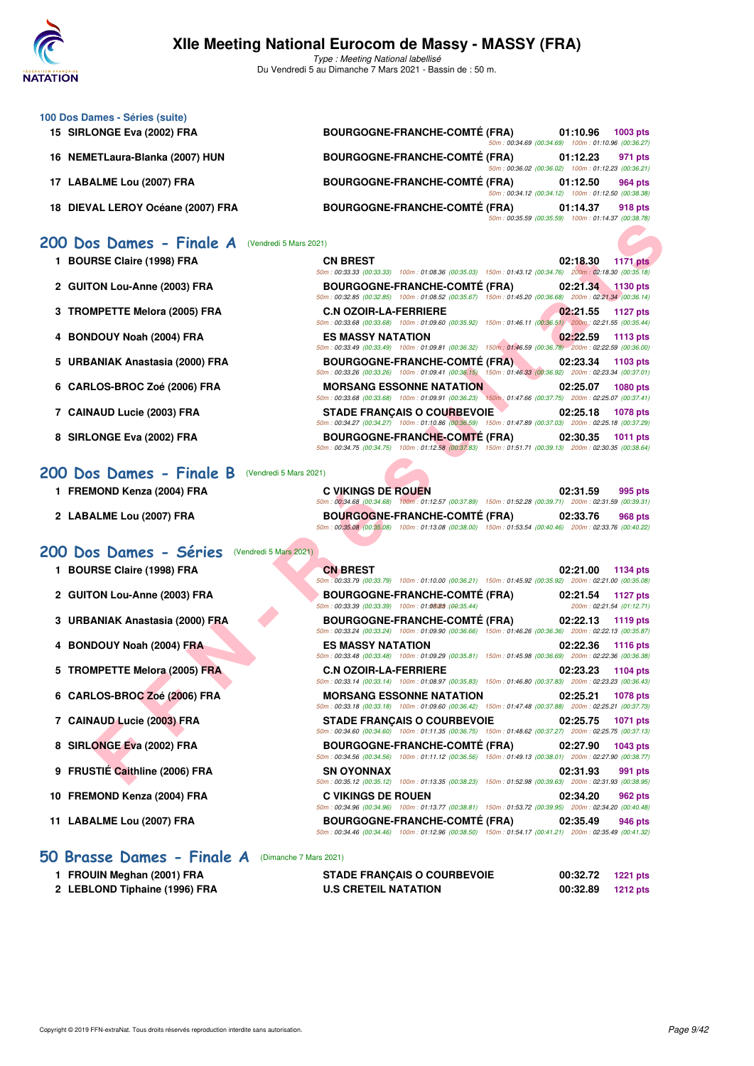# XIIe Meeting National Eurocom de Massy - MASSY (FRA)

*Type : Meeting National labellisé*
Du Vendredi 5 au Dimanche 7 Mars 2021 - Bassin de : 50 m.

### 100 Dos Dames - Séries (suite)

| Pl. | Nom | Club | Temps | Points |
|---|---|---|---|---|
| 15 | SIRLONGE Eva (2002) FRA | BOURGOGNE-FRANCHE-COMTÉ (FRA) | 01:10.96 | 1003 pts |
| | | 50m : 00:34.69 (00:34.69) 100m : 01:10.96 (00:36.27) | | |
| 16 | NEMETLaura-Blanka (2007) HUN | BOURGOGNE-FRANCHE-COMTÉ (FRA) | 01:12.23 | 971 pts |
| | | 50m : 00:36.02 (00:36.02) 100m : 01:12.23 (00:36.21) | | |
| 17 | LABALME Lou (2007) FRA | BOURGOGNE-FRANCHE-COMTÉ (FRA) | 01:12.50 | 964 pts |
| | | 50m : 00:34.12 (00:34.12) 100m : 01:12.50 (00:38.38) | | |
| 18 | DIEVAL LEROY Océane (2007) FRA | BOURGOGNE-FRANCHE-COMTÉ (FRA) | 01:14.37 | 918 pts |
| | | 50m : 00:35.59 (00:35.59) 100m : 01:14.37 (00:38.78) | | |

## 200 Dos Dames - Finale A (Vendredi 5 Mars 2021)

| Pl. | Nom | Club | Temps | Points |
|---|---|---|---|---|
| 1 | BOURSE Claire (1998) FRA | CN BREST | 02:18.30 | 1171 pts |
| | | 50m : 00:33.33 (00:33.33) 100m : 01:08.36 (00:35.03) 150m : 01:43.12 (00:34.76) 200m : 02:18.30 (00:35.18) | | |
| 2 | GUITON Lou-Anne (2003) FRA | BOURGOGNE-FRANCHE-COMTÉ (FRA) | 02:21.34 | 1130 pts |
| | | 50m : 00:32.85 (00:32.85) 100m : 01:08.52 (00:35.67) 150m : 01:45.20 (00:36.68) 200m : 02:21.34 (00:36.14) | | |
| 3 | TROMPETTE Melora (2005) FRA | C.N OZOIR-LA-FERRIERE | 02:21.55 | 1127 pts |
| | | 50m : 00:33.68 (00:33.68) 100m : 01:09.60 (00:35.92) 150m : 01:46.11 (00:36.51) 200m : 02:21.55 (00:35.44) | | |
| 4 | BONDOUY Noah (2004) FRA | ES MASSY NATATION | 02:22.59 | 1113 pts |
| | | 50m : 00:33.49 (00:33.49) 100m : 01:09.81 (00:36.32) 150m : 01:46.59 (00:36.78) 200m : 02:22.59 (00:36.00) | | |
| 5 | URBANIAK Anastasia (2000) FRA | BOURGOGNE-FRANCHE-COMTÉ (FRA) | 02:23.34 | 1103 pts |
| | | 50m : 00:33.26 (00:33.26) 100m : 01:09.41 (00:36.15) 150m : 01:46.33 (00:36.92) 200m : 02:23.34 (00:37.01) | | |
| 6 | CARLOS-BROC Zoé (2006) FRA | MORSANG ESSONNE NATATION | 02:25.07 | 1080 pts |
| | | 50m : 00:33.68 (00:33.68) 100m : 01:09.91 (00:36.23) 150m : 01:47.66 (00:37.75) 200m : 02:25.07 (00:37.41) | | |
| 7 | CAINAUD Lucie (2003) FRA | STADE FRANÇAIS O COURBEVOIE | 02:25.18 | 1078 pts |
| | | 50m : 00:34.27 (00:34.27) 100m : 01:10.86 (00:36.59) 150m : 01:47.89 (00:37.03) 200m : 02:25.18 (00:37.29) | | |
| 8 | SIRLONGE Eva (2002) FRA | BOURGOGNE-FRANCHE-COMTÉ (FRA) | 02:30.35 | 1011 pts |
| | | 50m : 00:34.75 (00:34.75) 100m : 01:12.58 (00:37.83) 150m : 01:51.71 (00:39.13) 200m : 02:30.35 (00:38.64) | | |

## 200 Dos Dames - Finale B (Vendredi 5 Mars 2021)

| Pl. | Nom | Club | Temps | Points |
|---|---|---|---|---|
| 1 | FREMOND Kenza (2004) FRA | C VIKINGS DE ROUEN | 02:31.59 | 995 pts |
| | | 50m : 00:34.68 (00:34.68) 100m : 01:12.57 (00:37.89) 150m : 01:52.28 (00:39.71) 200m : 02:31.59 (00:39.31) | | |
| 2 | LABALME Lou (2007) FRA | BOURGOGNE-FRANCHE-COMTÉ (FRA) | 02:33.76 | 968 pts |
| | | 50m : 00:35.08 (00:35.08) 100m : 01:13.08 (00:38.00) 150m : 01:53.54 (00:40.46) 200m : 02:33.76 (00:40.22) | | |

## 200 Dos Dames - Séries (Vendredi 5 Mars 2021)

| Pl. | Nom | Club | Temps | Points |
|---|---|---|---|---|
| 1 | BOURSE Claire (1998) FRA | CN BREST | 02:21.00 | 1134 pts |
| | | 50m : 00:33.79 (00:33.79) 100m : 01:10.00 (00:36.21) 150m : 01:45.92 (00:35.92) 200m : 02:21.00 (00:35.08) | | |
| 2 | GUITON Lou-Anne (2003) FRA | BOURGOGNE-FRANCHE-COMTÉ (FRA) | 02:21.54 | 1127 pts |
| | | 50m : 00:33.39 (00:33.39) 100m : 01:08.83 (00:35.44) 200m : 02:21.54 (01:12.71) | | |
| 3 | URBANIAK Anastasia (2000) FRA | BOURGOGNE-FRANCHE-COMTÉ (FRA) | 02:22.13 | 1119 pts |
| | | 50m : 00:33.24 (00:33.24) 100m : 01:09.90 (00:36.66) 150m : 01:46.26 (00:36.36) 200m : 02:22.13 (00:35.87) | | |
| 4 | BONDOUY Noah (2004) FRA | ES MASSY NATATION | 02:22.36 | 1116 pts |
| | | 50m : 00:33.48 (00:33.48) 100m : 01:09.29 (00:35.81) 150m : 01:45.98 (00:36.69) 200m : 02:22.36 (00:36.38) | | |
| 5 | TROMPETTE Melora (2005) FRA | C.N OZOIR-LA-FERRIERE | 02:23.23 | 1104 pts |
| | | 50m : 00:33.14 (00:33.14) 100m : 01:08.97 (00:35.83) 150m : 01:46.80 (00:37.83) 200m : 02:23.23 (00:36.43) | | |
| 6 | CARLOS-BROC Zoé (2006) FRA | MORSANG ESSONNE NATATION | 02:25.21 | 1078 pts |
| | | 50m : 00:33.18 (00:33.18) 100m : 01:09.60 (00:36.42) 150m : 01:47.48 (00:37.88) 200m : 02:25.21 (00:37.73) | | |
| 7 | CAINAUD Lucie (2003) FRA | STADE FRANÇAIS O COURBEVOIE | 02:25.75 | 1071 pts |
| | | 50m : 00:34.60 (00:34.60) 100m : 01:11.35 (00:36.75) 150m : 01:48.62 (00:37.27) 200m : 02:25.75 (00:37.13) | | |
| 8 | SIRLONGE Eva (2002) FRA | BOURGOGNE-FRANCHE-COMTÉ (FRA) | 02:27.90 | 1043 pts |
| | | 50m : 00:34.56 (00:34.56) 100m : 01:11.12 (00:36.56) 150m : 01:49.13 (00:38.01) 200m : 02:27.90 (00:38.77) | | |
| 9 | FRUSTIÉ Caithline (2006) FRA | SN OYONNAX | 02:31.93 | 991 pts |
| | | 50m : 00:35.12 (00:35.12) 100m : 01:13.35 (00:38.23) 150m : 01:52.98 (00:39.63) 200m : 02:31.93 (00:38.95) | | |
| 10 | FREMOND Kenza (2004) FRA | C VIKINGS DE ROUEN | 02:34.20 | 962 pts |
| | | 50m : 00:34.96 (00:34.96) 100m : 01:13.77 (00:38.81) 150m : 01:53.72 (00:39.95) 200m : 02:34.20 (00:40.48) | | |
| 11 | LABALME Lou (2007) FRA | BOURGOGNE-FRANCHE-COMTÉ (FRA) | 02:35.49 | 946 pts |
| | | 50m : 00:34.46 (00:34.46) 100m : 01:12.96 (00:38.50) 150m : 01:54.17 (00:41.21) 200m : 02:35.49 (00:41.32) | | |

## 50 Brasse Dames - Finale A (Dimanche 7 Mars 2021)

| Pl. | Nom | Club | Temps | Points |
|---|---|---|---|---|
| 1 | FROUIN Meghan (2001) FRA | STADE FRANÇAIS O COURBEVOIE | 00:32.72 | 1221 pts |
| 2 | LEBLOND Tiphaine (1996) FRA | U.S CRETEIL NATATION | 00:32.89 | 1212 pts |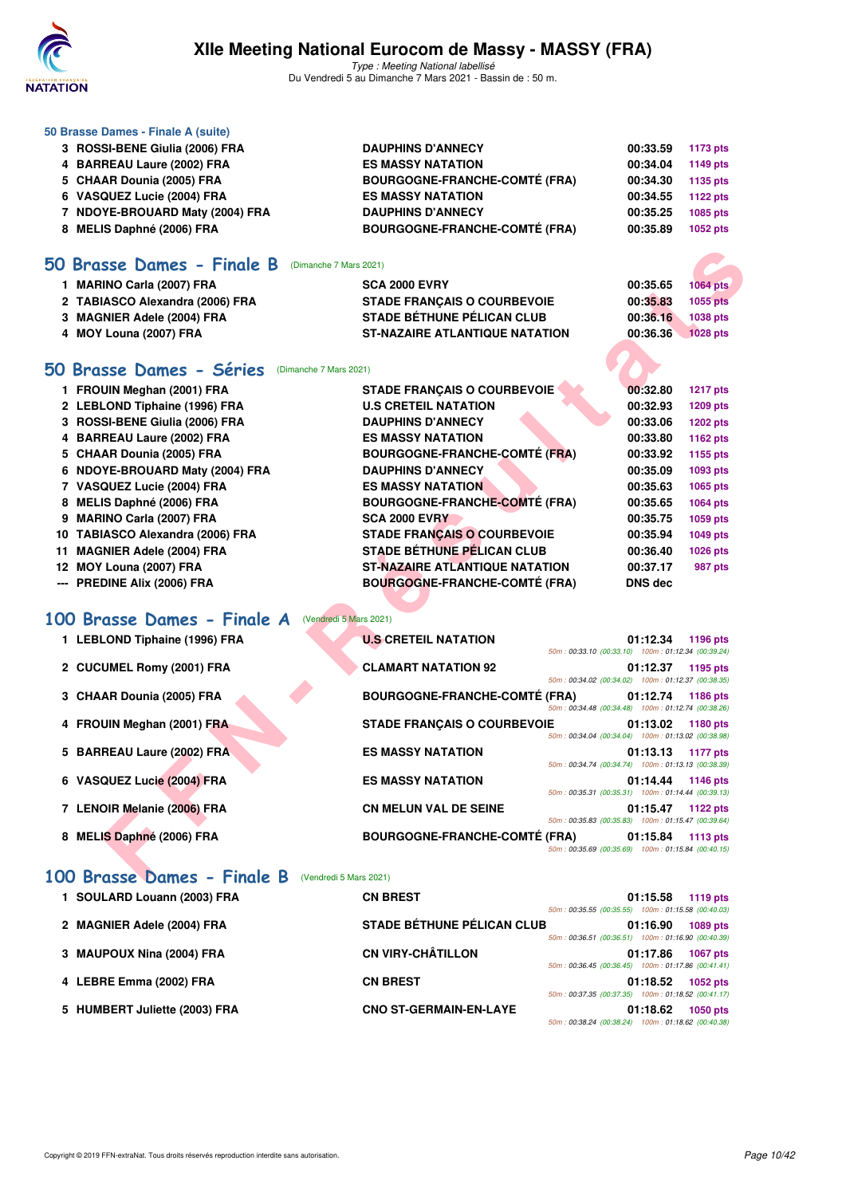### 50 Brasse Dames - Finale A (suite)

| | | | | |
|---|---|---|---|---|
| 3 | ROSSI-BENE Giulia (2006) FRA | DAUPHINS D'ANNECY | 00:33.59 | 1173 pts |
| 4 | BARREAU Laure (2002) FRA | ES MASSY NATATION | 00:34.04 | 1149 pts |
| 5 | CHAAR Dounia (2005) FRA | BOURGOGNE-FRANCHE-COMTÉ (FRA) | 00:34.30 | 1135 pts |
| 6 | VASQUEZ Lucie (2004) FRA | ES MASSY NATATION | 00:34.55 | 1122 pts |
| 7 | NDOYE-BROUARD Maty (2004) FRA | DAUPHINS D'ANNECY | 00:35.25 | 1085 pts |
| 8 | MELIS Daphné (2006) FRA | BOURGOGNE-FRANCHE-COMTÉ (FRA) | 00:35.89 | 1052 pts |

## 50 Brasse Dames - Finale B (Dimanche 7 Mars 2021)

| | | | | |
|---|---|---|---|---|
| 1 | MARINO Carla (2007) FRA | SCA 2000 EVRY | 00:35.65 | 1064 pts |
| 2 | TABIASCO Alexandra (2006) FRA | STADE FRANÇAIS O COURBEVOIE | 00:35.83 | 1055 pts |
| 3 | MAGNIER Adele (2004) FRA | STADE BÉTHUNE PÉLICAN CLUB | 00:36.16 | 1038 pts |
| 4 | MOY Louna (2007) FRA | ST-NAZAIRE ATLANTIQUE NATATION | 00:36.36 | 1028 pts |

## 50 Brasse Dames - Séries (Dimanche 7 Mars 2021)

| | | | | |
|---|---|---|---|---|
| 1 | FROUIN Meghan (2001) FRA | STADE FRANÇAIS O COURBEVOIE | 00:32.80 | 1217 pts |
| 2 | LEBLOND Tiphaine (1996) FRA | U.S CRETEIL NATATION | 00:32.93 | 1209 pts |
| 3 | ROSSI-BENE Giulia (2006) FRA | DAUPHINS D'ANNECY | 00:33.06 | 1202 pts |
| 4 | BARREAU Laure (2002) FRA | ES MASSY NATATION | 00:33.80 | 1162 pts |
| 5 | CHAAR Dounia (2005) FRA | BOURGOGNE-FRANCHE-COMTÉ (FRA) | 00:33.92 | 1155 pts |
| 6 | NDOYE-BROUARD Maty (2004) FRA | DAUPHINS D'ANNECY | 00:35.09 | 1093 pts |
| 7 | VASQUEZ Lucie (2004) FRA | ES MASSY NATATION | 00:35.63 | 1065 pts |
| 8 | MELIS Daphné (2006) FRA | BOURGOGNE-FRANCHE-COMTÉ (FRA) | 00:35.65 | 1064 pts |
| 9 | MARINO Carla (2007) FRA | SCA 2000 EVRY | 00:35.75 | 1059 pts |
| 10 | TABIASCO Alexandra (2006) FRA | STADE FRANÇAIS O COURBEVOIE | 00:35.94 | 1049 pts |
| 11 | MAGNIER Adele (2004) FRA | STADE BÉTHUNE PÉLICAN CLUB | 00:36.40 | 1026 pts |
| 12 | MOY Louna (2007) FRA | ST-NAZAIRE ATLANTIQUE NATATION | 00:37.17 | 987 pts |
| --- | PREDINE Alix (2006) FRA | BOURGOGNE-FRANCHE-COMTÉ (FRA) | DNS dec | |

## 100 Brasse Dames - Finale A (Vendredi 5 Mars 2021)

| | | | | | |
|---|---|---|---|---|---|
| 1 | LEBLOND Tiphaine (1996) FRA | U.S CRETEIL NATATION | 01:12.34 | 1196 pts | 50m : 00:33.10 (00:33.10) 100m : 01:12.34 (00:39.24) |
| 2 | CUCUMEL Romy (2001) FRA | CLAMART NATATION 92 | 01:12.37 | 1195 pts | 50m : 00:34.02 (00:34.02) 100m : 01:12.37 (00:38.35) |
| 3 | CHAAR Dounia (2005) FRA | BOURGOGNE-FRANCHE-COMTÉ (FRA) | 01:12.74 | 1186 pts | 50m : 00:34.48 (00:34.48) 100m : 01:12.74 (00:38.26) |
| 4 | FROUIN Meghan (2001) FRA | STADE FRANÇAIS O COURBEVOIE | 01:13.02 | 1180 pts | 50m : 00:34.04 (00:34.04) 100m : 01:13.02 (00:38.98) |
| 5 | BARREAU Laure (2002) FRA | ES MASSY NATATION | 01:13.13 | 1177 pts | 50m : 00:34.74 (00:34.74) 100m : 01:13.13 (00:38.39) |
| 6 | VASQUEZ Lucie (2004) FRA | ES MASSY NATATION | 01:14.44 | 1146 pts | 50m : 00:35.31 (00:35.31) 100m : 01:14.44 (00:39.13) |
| 7 | LENOIR Melanie (2006) FRA | CN MELUN VAL DE SEINE | 01:15.47 | 1122 pts | 50m : 00:35.83 (00:35.83) 100m : 01:15.47 (00:39.64) |
| 8 | MELIS Daphné (2006) FRA | BOURGOGNE-FRANCHE-COMTÉ (FRA) | 01:15.84 | 1113 pts | 50m : 00:35.69 (00:35.69) 100m : 01:15.84 (00:40.15) |

## 100 Brasse Dames - Finale B (Vendredi 5 Mars 2021)

| | | | | | |
|---|---|---|---|---|---|
| 1 | SOULARD Louann (2003) FRA | CN BREST | 01:15.58 | 1119 pts | 50m : 00:35.55 (00:35.55) 100m : 01:15.58 (00:40.03) |
| 2 | MAGNIER Adele (2004) FRA | STADE BÉTHUNE PÉLICAN CLUB | 01:16.90 | 1089 pts | 50m : 00:36.51 (00:36.51) 100m : 01:16.90 (00:40.39) |
| 3 | MAUPOUX Nina (2004) FRA | CN VIRY-CHÂTILLON | 01:17.86 | 1067 pts | 50m : 00:36.45 (00:36.45) 100m : 01:17.86 (00:41.41) |
| 4 | LEBRE Emma (2002) FRA | CN BREST | 01:18.52 | 1052 pts | 50m : 00:37.35 (00:37.35) 100m : 01:18.52 (00:41.17) |
| 5 | HUMBERT Juliette (2003) FRA | CNO ST-GERMAIN-EN-LAYE | 01:18.62 | 1050 pts | 50m : 00:38.24 (00:38.24) 100m : 01:18.62 (00:40.38) |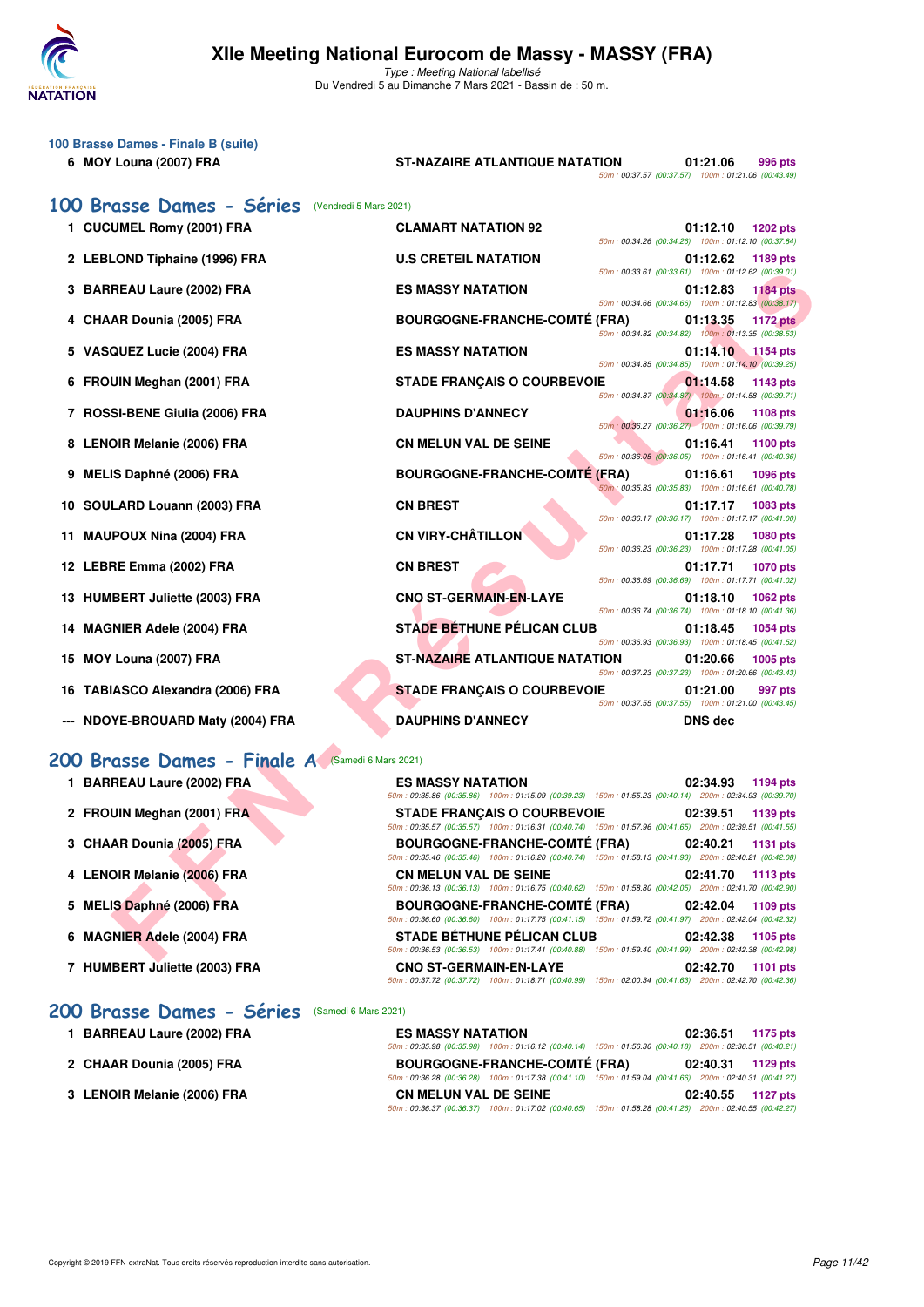## 100 Brasse Dames - Finale B (suite)

| Place | Nom | Club | Temps | Points |
|---|---|---|---|---|
| 6 | MOY Louna (2007) FRA | ST-NAZAIRE ATLANTIQUE NATATION | 01:21.06 | 996 pts |
| | | 50m : 00:37.57 (00:37.57) 100m : 01:21.06 (00:43.49) | | |

## 100 Brasse Dames - Séries (Vendredi 5 Mars 2021)

| Place | Nom | Club | Temps | Points |
|---|---|---|---|---|
| 1 | CUCUMEL Romy (2001) FRA | CLAMART NATATION 92 | 01:12.10 | 1202 pts |
| | | 50m : 00:34.26 (00:34.26) 100m : 01:12.10 (00:37.84) | | |
| 2 | LEBLOND Tiphaine (1996) FRA | U.S CRETEIL NATATION | 01:12.62 | 1189 pts |
| | | 50m : 00:33.61 (00:33.61) 100m : 01:12.62 (00:39.01) | | |
| 3 | BARREAU Laure (2002) FRA | ES MASSY NATATION | 01:12.83 | 1184 pts |
| | | 50m : 00:34.66 (00:34.66) 100m : 01:12.83 (00:38.17) | | |
| 4 | CHAAR Dounia (2005) FRA | BOURGOGNE-FRANCHE-COMTÉ (FRA) | 01:13.35 | 1172 pts |
| | | 50m : 00:34.82 (00:34.82) 100m : 01:13.35 (00:38.53) | | |
| 5 | VASQUEZ Lucie (2004) FRA | ES MASSY NATATION | 01:14.10 | 1154 pts |
| | | 50m : 00:34.85 (00:34.85) 100m : 01:14.10 (00:39.25) | | |
| 6 | FROUIN Meghan (2001) FRA | STADE FRANÇAIS O COURBEVOIE | 01:14.58 | 1143 pts |
| | | 50m : 00:34.87 (00:34.87) 100m : 01:14.58 (00:39.71) | | |
| 7 | ROSSI-BENE Giulia (2006) FRA | DAUPHINS D'ANNECY | 01:16.06 | 1108 pts |
| | | 50m : 00:36.27 (00:36.27) 100m : 01:16.06 (00:39.79) | | |
| 8 | LENOIR Melanie (2006) FRA | CN MELUN VAL DE SEINE | 01:16.41 | 1100 pts |
| | | 50m : 00:36.05 (00:36.05) 100m : 01:16.41 (00:40.36) | | |
| 9 | MELIS Daphné (2006) FRA | BOURGOGNE-FRANCHE-COMTÉ (FRA) | 01:16.61 | 1096 pts |
| | | 50m : 00:35.83 (00:35.83) 100m : 01:16.61 (00:40.78) | | |
| 10 | SOULARD Louann (2003) FRA | CN BREST | 01:17.17 | 1083 pts |
| | | 50m : 00:36.17 (00:36.17) 100m : 01:17.17 (00:41.00) | | |
| 11 | MAUPOUX Nina (2004) FRA | CN VIRY-CHÂTILLON | 01:17.28 | 1080 pts |
| | | 50m : 00:36.23 (00:36.23) 100m : 01:17.28 (00:41.05) | | |
| 12 | LEBRE Emma (2002) FRA | CN BREST | 01:17.71 | 1070 pts |
| | | 50m : 00:36.69 (00:36.69) 100m : 01:17.71 (00:41.02) | | |
| 13 | HUMBERT Juliette (2003) FRA | CNO ST-GERMAIN-EN-LAYE | 01:18.10 | 1062 pts |
| | | 50m : 00:36.74 (00:36.74) 100m : 01:18.10 (00:41.36) | | |
| 14 | MAGNIER Adele (2004) FRA | STADE BÉTHUNE PÉLICAN CLUB | 01:18.45 | 1054 pts |
| | | 50m : 00:36.93 (00:36.93) 100m : 01:18.45 (00:41.52) | | |
| 15 | MOY Louna (2007) FRA | ST-NAZAIRE ATLANTIQUE NATATION | 01:20.66 | 1005 pts |
| | | 50m : 00:37.23 (00:37.23) 100m : 01:20.66 (00:43.43) | | |
| 16 | TABIASCO Alexandra (2006) FRA | STADE FRANÇAIS O COURBEVOIE | 01:21.00 | 997 pts |
| | | 50m : 00:37.55 (00:37.55) 100m : 01:21.00 (00:43.45) | | |
| --- | NDOYE-BROUARD Maty (2004) FRA | DAUPHINS D'ANNECY | DNS dec | |

## 200 Brasse Dames - Finale A (Samedi 6 Mars 2021)

| Place | Nom | Club | Temps | Points |
|---|---|---|---|---|
| 1 | BARREAU Laure (2002) FRA | ES MASSY NATATION | 02:34.93 | 1194 pts |
| | | 50m : 00:35.86 (00:35.86) 100m : 01:15.09 (00:39.23) 150m : 01:55.23 (00:40.14) 200m : 02:34.93 (00:39.70) | | |
| 2 | FROUIN Meghan (2001) FRA | STADE FRANÇAIS O COURBEVOIE | 02:39.51 | 1139 pts |
| | | 50m : 00:35.57 (00:35.57) 100m : 01:16.31 (00:40.74) 150m : 01:57.96 (00:41.65) 200m : 02:39.51 (00:41.55) | | |
| 3 | CHAAR Dounia (2005) FRA | BOURGOGNE-FRANCHE-COMTÉ (FRA) | 02:40.21 | 1131 pts |
| | | 50m : 00:35.46 (00:35.46) 100m : 01:16.20 (00:40.74) 150m : 01:58.13 (00:41.93) 200m : 02:40.21 (00:42.08) | | |
| 4 | LENOIR Melanie (2006) FRA | CN MELUN VAL DE SEINE | 02:41.70 | 1113 pts |
| | | 50m : 00:36.13 (00:36.13) 100m : 01:16.75 (00:40.62) 150m : 01:58.80 (00:42.05) 200m : 02:41.70 (00:42.90) | | |
| 5 | MELIS Daphné (2006) FRA | BOURGOGNE-FRANCHE-COMTÉ (FRA) | 02:42.04 | 1109 pts |
| | | 50m : 00:36.60 (00:36.60) 100m : 01:17.75 (00:41.15) 150m : 01:59.72 (00:41.97) 200m : 02:42.04 (00:42.32) | | |
| 6 | MAGNIER Adele (2004) FRA | STADE BÉTHUNE PÉLICAN CLUB | 02:42.38 | 1105 pts |
| | | 50m : 00:36.53 (00:36.53) 100m : 01:17.41 (00:40.88) 150m : 01:59.40 (00:41.99) 200m : 02:42.38 (00:42.98) | | |
| 7 | HUMBERT Juliette (2003) FRA | CNO ST-GERMAIN-EN-LAYE | 02:42.70 | 1101 pts |
| | | 50m : 00:37.72 (00:37.72) 100m : 01:18.71 (00:40.99) 150m : 02:00.34 (00:41.63) 200m : 02:42.70 (00:42.36) | | |

## 200 Brasse Dames - Séries (Samedi 6 Mars 2021)

| Place | Nom | Club | Temps | Points |
|---|---|---|---|---|
| 1 | BARREAU Laure (2002) FRA | ES MASSY NATATION | 02:36.51 | 1175 pts |
| | | 50m : 00:35.98 (00:35.98) 100m : 01:16.12 (00:40.14) 150m : 01:56.30 (00:40.18) 200m : 02:36.51 (00:40.21) | | |
| 2 | CHAAR Dounia (2005) FRA | BOURGOGNE-FRANCHE-COMTÉ (FRA) | 02:40.31 | 1129 pts |
| | | 50m : 00:36.28 (00:36.28) 100m : 01:17.38 (00:41.10) 150m : 01:59.04 (00:41.66) 200m : 02:40.31 (00:41.27) | | |
| 3 | LENOIR Melanie (2006) FRA | CN MELUN VAL DE SEINE | 02:40.55 | 1127 pts |
| | | 50m : 00:36.37 (00:36.37) 100m : 01:17.02 (00:40.65) 150m : 01:58.28 (00:41.26) 200m : 02:40.55 (00:42.27) | | |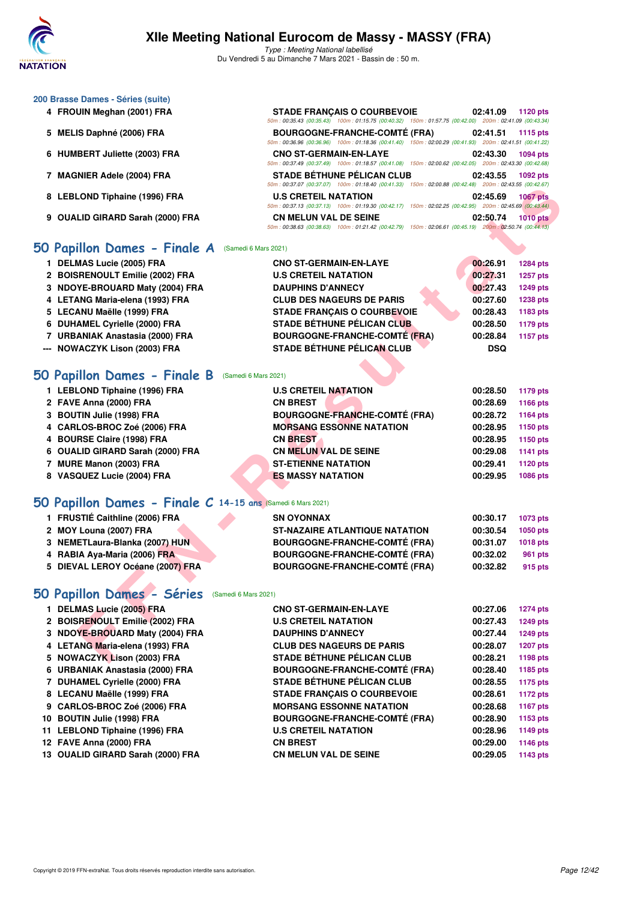# XIIe Meeting National Eurocom de Massy - MASSY (FRA)

*Type : Meeting National labellisé*
Du Vendredi 5 au Dimanche 7 Mars 2021 - Bassin de : 50 m.

### 200 Brasse Dames - Séries (suite)

| | | | | |
|---|---|---|---|---|
| 4 | FROUIN Meghan (2001) FRA | STADE FRANÇAIS O COURBEVOIE | 02:41.09 | 1120 pts |
| | | 50m : 00:35.43 (00:35.43) 100m : 01:15.75 (00:40.32) 150m : 01:57.75 (00:42.00) 200m : 02:41.09 (00:43.34) | | |
| 5 | MELIS Daphné (2006) FRA | BOURGOGNE-FRANCHE-COMTÉ (FRA) | 02:41.51 | 1115 pts |
| | | 50m : 00:36.96 (00:36.96) 100m : 01:18.36 (00:41.40) 150m : 02:00.29 (00:41.93) 200m : 02:41.51 (00:41.22) | | |
| 6 | HUMBERT Juliette (2003) FRA | CNO ST-GERMAIN-EN-LAYE | 02:43.30 | 1094 pts |
| | | 50m : 00:37.49 (00:37.49) 100m : 01:18.57 (00:41.08) 150m : 02:00.62 (00:42.05) 200m : 02:43.30 (00:42.68) | | |
| 7 | MAGNIER Adele (2004) FRA | STADE BÉTHUNE PÉLICAN CLUB | 02:43.55 | 1092 pts |
| | | 50m : 00:37.07 (00:37.07) 100m : 01:18.40 (00:41.33) 150m : 02:00.88 (00:42.48) 200m : 02:43.55 (00:42.67) | | |
| 8 | LEBLOND Tiphaine (1996) FRA | U.S CRETEIL NATATION | 02:45.69 | 1067 pts |
| | | 50m : 00:37.13 (00:37.13) 100m : 01:19.30 (00:42.17) 150m : 02:02.25 (00:42.95) 200m : 02:45.69 (00:43.44) | | |
| 9 | OUALID GIRARD Sarah (2000) FRA | CN MELUN VAL DE SEINE | 02:50.74 | 1010 pts |
| | | 50m : 00:38.63 (00:38.63) 100m : 01:21.42 (00:42.79) 150m : 02:06.61 (00:45.19) 200m : 02:50.74 (00:44.13) | | |

## 50 Papillon Dames - Finale A (Samedi 6 Mars 2021)

| | | | | |
|---|---|---|---|---|
| 1 | DELMAS Lucie (2005) FRA | CNO ST-GERMAIN-EN-LAYE | 00:26.91 | 1284 pts |
| 2 | BOISRENOULT Emilie (2002) FRA | U.S CRETEIL NATATION | 00:27.31 | 1257 pts |
| 3 | NDOYE-BROUARD Maty (2004) FRA | DAUPHINS D'ANNECY | 00:27.43 | 1249 pts |
| 4 | LETANG Maria-elena (1993) FRA | CLUB DES NAGEURS DE PARIS | 00:27.60 | 1238 pts |
| 5 | LECANU Maëlle (1999) FRA | STADE FRANÇAIS O COURBEVOIE | 00:28.43 | 1183 pts |
| 6 | DUHAMEL Cyrielle (2000) FRA | STADE BÉTHUNE PÉLICAN CLUB | 00:28.50 | 1179 pts |
| 7 | URBANIAK Anastasia (2000) FRA | BOURGOGNE-FRANCHE-COMTÉ (FRA) | 00:28.84 | 1157 pts |
| --- | NOWACZYK Lison (2003) FRA | STADE BÉTHUNE PÉLICAN CLUB | DSQ | |

## 50 Papillon Dames - Finale B (Samedi 6 Mars 2021)

| | | | | |
|---|---|---|---|---|
| 1 | LEBLOND Tiphaine (1996) FRA | U.S CRETEIL NATATION | 00:28.50 | 1179 pts |
| 2 | FAVE Anna (2000) FRA | CN BREST | 00:28.69 | 1166 pts |
| 3 | BOUTIN Julie (1998) FRA | BOURGOGNE-FRANCHE-COMTÉ (FRA) | 00:28.72 | 1164 pts |
| 4 | CARLOS-BROC Zoé (2006) FRA | MORSANG ESSONNE NATATION | 00:28.95 | 1150 pts |
| 4 | BOURSE Claire (1998) FRA | CN BREST | 00:28.95 | 1150 pts |
| 6 | OUALID GIRARD Sarah (2000) FRA | CN MELUN VAL DE SEINE | 00:29.08 | 1141 pts |
| 7 | MURE Manon (2003) FRA | ST-ETIENNE NATATION | 00:29.41 | 1120 pts |
| 8 | VASQUEZ Lucie (2004) FRA | ES MASSY NATATION | 00:29.95 | 1086 pts |

## 50 Papillon Dames - Finale C 14-15 ans (Samedi 6 Mars 2021)

| | | | | |
|---|---|---|---|---|
| 1 | FRUSTIÉ Caithline (2006) FRA | SN OYONNAX | 00:30.17 | 1073 pts |
| 2 | MOY Louna (2007) FRA | ST-NAZAIRE ATLANTIQUE NATATION | 00:30.54 | 1050 pts |
| 3 | NEMETLaura-Blanka (2007) HUN | BOURGOGNE-FRANCHE-COMTÉ (FRA) | 00:31.07 | 1018 pts |
| 4 | RABIA Aya-Maria (2006) FRA | BOURGOGNE-FRANCHE-COMTÉ (FRA) | 00:32.02 | 961 pts |
| 5 | DIEVAL LEROY Océane (2007) FRA | BOURGOGNE-FRANCHE-COMTÉ (FRA) | 00:32.82 | 915 pts |

## 50 Papillon Dames - Séries (Samedi 6 Mars 2021)

| | | | | |
|---|---|---|---|---|
| 1 | DELMAS Lucie (2005) FRA | CNO ST-GERMAIN-EN-LAYE | 00:27.06 | 1274 pts |
| 2 | BOISRENOULT Emilie (2002) FRA | U.S CRETEIL NATATION | 00:27.43 | 1249 pts |
| 3 | NDOYE-BROUARD Maty (2004) FRA | DAUPHINS D'ANNECY | 00:27.44 | 1249 pts |
| 4 | LETANG Maria-elena (1993) FRA | CLUB DES NAGEURS DE PARIS | 00:28.07 | 1207 pts |
| 5 | NOWACZYK Lison (2003) FRA | STADE BÉTHUNE PÉLICAN CLUB | 00:28.21 | 1198 pts |
| 6 | URBANIAK Anastasia (2000) FRA | BOURGOGNE-FRANCHE-COMTÉ (FRA) | 00:28.40 | 1185 pts |
| 7 | DUHAMEL Cyrielle (2000) FRA | STADE BÉTHUNE PÉLICAN CLUB | 00:28.55 | 1175 pts |
| 8 | LECANU Maëlle (1999) FRA | STADE FRANÇAIS O COURBEVOIE | 00:28.61 | 1172 pts |
| 9 | CARLOS-BROC Zoé (2006) FRA | MORSANG ESSONNE NATATION | 00:28.68 | 1167 pts |
| 10 | BOUTIN Julie (1998) FRA | BOURGOGNE-FRANCHE-COMTÉ (FRA) | 00:28.90 | 1153 pts |
| 11 | LEBLOND Tiphaine (1996) FRA | U.S CRETEIL NATATION | 00:28.96 | 1149 pts |
| 12 | FAVE Anna (2000) FRA | CN BREST | 00:29.00 | 1146 pts |
| 13 | OUALID GIRARD Sarah (2000) FRA | CN MELUN VAL DE SEINE | 00:29.05 | 1143 pts |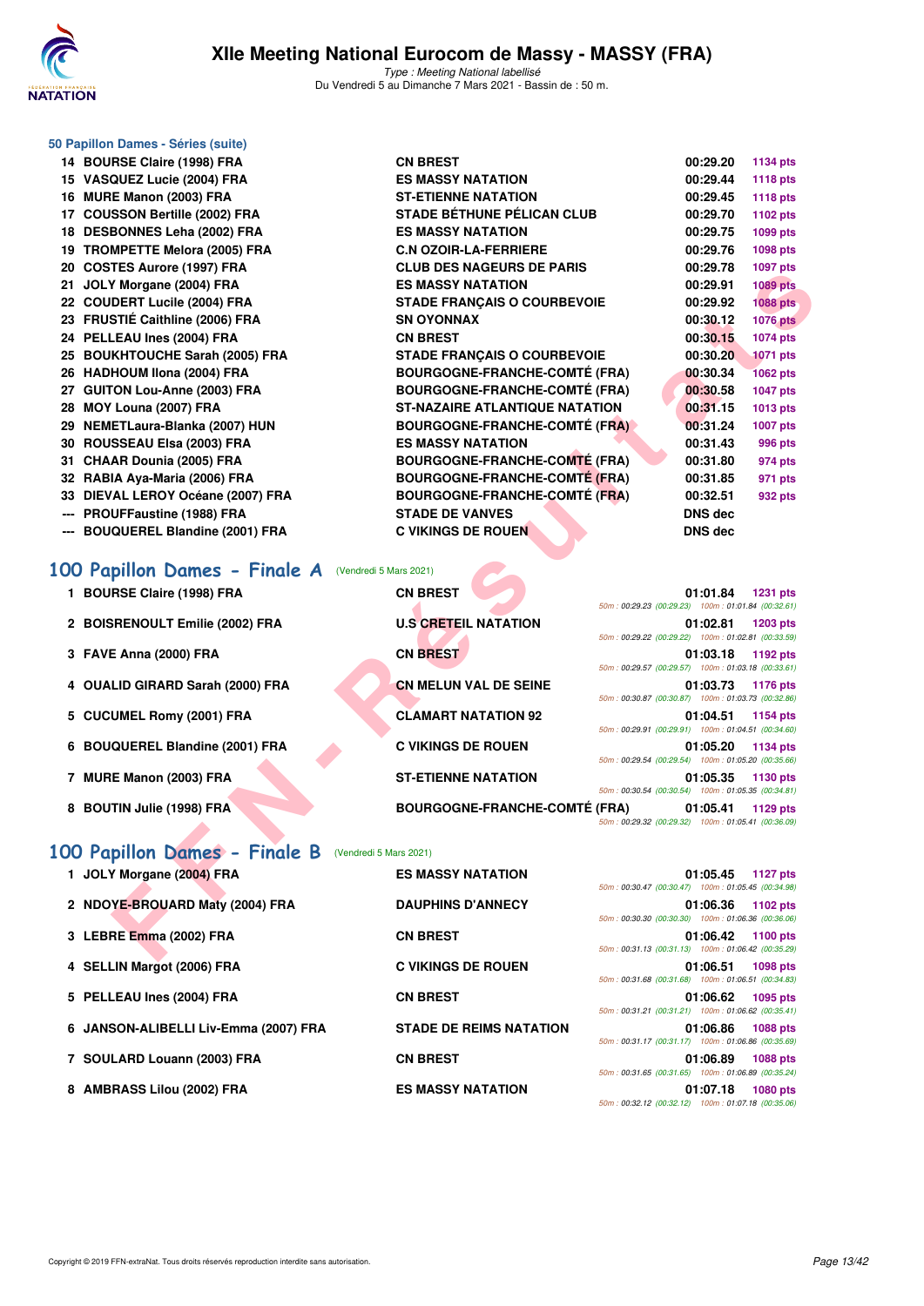### 50 Papillon Dames - Séries (suite)

| | | | | |
|---|---|---|---|---|
| 14 | BOURSE Claire (1998) FRA | CN BREST | 00:29.20 | 1134 pts |
| 15 | VASQUEZ Lucie (2004) FRA | ES MASSY NATATION | 00:29.44 | 1118 pts |
| 16 | MURE Manon (2003) FRA | ST-ETIENNE NATATION | 00:29.45 | 1118 pts |
| 17 | COUSSON Bertille (2002) FRA | STADE BÉTHUNE PÉLICAN CLUB | 00:29.70 | 1102 pts |
| 18 | DESBONNES Leha (2002) FRA | ES MASSY NATATION | 00:29.75 | 1099 pts |
| 19 | TROMPETTE Melora (2005) FRA | C.N OZOIR-LA-FERRIERE | 00:29.76 | 1098 pts |
| 20 | COSTES Aurore (1997) FRA | CLUB DES NAGEURS DE PARIS | 00:29.78 | 1097 pts |
| 21 | JOLY Morgane (2004) FRA | ES MASSY NATATION | 00:29.91 | 1089 pts |
| 22 | COUDERT Lucile (2004) FRA | STADE FRANÇAIS O COURBEVOIE | 00:29.92 | 1088 pts |
| 23 | FRUSTIÉ Caithline (2006) FRA | SN OYONNAX | 00:30.12 | 1076 pts |
| 24 | PELLEAU Ines (2004) FRA | CN BREST | 00:30.15 | 1074 pts |
| 25 | BOUKHTOUCHE Sarah (2005) FRA | STADE FRANÇAIS O COURBEVOIE | 00:30.20 | 1071 pts |
| 26 | HADHOUM Ilona (2004) FRA | BOURGOGNE-FRANCHE-COMTÉ (FRA) | 00:30.34 | 1062 pts |
| 27 | GUITON Lou-Anne (2003) FRA | BOURGOGNE-FRANCHE-COMTÉ (FRA) | 00:30.58 | 1047 pts |
| 28 | MOY Louna (2007) FRA | ST-NAZAIRE ATLANTIQUE NATATION | 00:31.15 | 1013 pts |
| 29 | NEMETLaura-Blanka (2007) HUN | BOURGOGNE-FRANCHE-COMTÉ (FRA) | 00:31.24 | 1007 pts |
| 30 | ROUSSEAU Elsa (2003) FRA | ES MASSY NATATION | 00:31.43 | 996 pts |
| 31 | CHAAR Dounia (2005) FRA | BOURGOGNE-FRANCHE-COMTÉ (FRA) | 00:31.80 | 974 pts |
| 32 | RABIA Aya-Maria (2006) FRA | BOURGOGNE-FRANCHE-COMTÉ (FRA) | 00:31.85 | 971 pts |
| 33 | DIEVAL LEROY Océane (2007) FRA | BOURGOGNE-FRANCHE-COMTÉ (FRA) | 00:32.51 | 932 pts |
| --- | PROUFFaustine (1988) FRA | STADE DE VANVES | DNS dec | |
| --- | BOUQUEREL Blandine (2001) FRA | C VIKINGS DE ROUEN | DNS dec | |

## 100 Papillon Dames - Finale A (Vendredi 5 Mars 2021)

| | | | | | |
|---|---|---|---|---|---|
| 1 | BOURSE Claire (1998) FRA | CN BREST | 01:01.84 | 1231 pts | 50m : 00:29.23 (00:29.23) 100m : 01:01.84 (00:32.61) |
| 2 | BOISRENOULT Emilie (2002) FRA | U.S CRETEIL NATATION | 01:02.81 | 1203 pts | 50m : 00:29.22 (00:29.22) 100m : 01:02.81 (00:33.59) |
| 3 | FAVE Anna (2000) FRA | CN BREST | 01:03.18 | 1192 pts | 50m : 00:29.57 (00:29.57) 100m : 01:03.18 (00:33.61) |
| 4 | OUALID GIRARD Sarah (2000) FRA | CN MELUN VAL DE SEINE | 01:03.73 | 1176 pts | 50m : 00:30.87 (00:30.87) 100m : 01:03.73 (00:32.86) |
| 5 | CUCUMEL Romy (2001) FRA | CLAMART NATATION 92 | 01:04.51 | 1154 pts | 50m : 00:29.91 (00:29.91) 100m : 01:04.51 (00:34.60) |
| 6 | BOUQUEREL Blandine (2001) FRA | C VIKINGS DE ROUEN | 01:05.20 | 1134 pts | 50m : 00:29.54 (00:29.54) 100m : 01:05.20 (00:35.66) |
| 7 | MURE Manon (2003) FRA | ST-ETIENNE NATATION | 01:05.35 | 1130 pts | 50m : 00:30.54 (00:30.54) 100m : 01:05.35 (00:34.81) |
| 8 | BOUTIN Julie (1998) FRA | BOURGOGNE-FRANCHE-COMTÉ (FRA) | 01:05.41 | 1129 pts | 50m : 00:29.32 (00:29.32) 100m : 01:05.41 (00:36.09) |

## 100 Papillon Dames - Finale B (Vendredi 5 Mars 2021)

| | | | | | |
|---|---|---|---|---|---|
| 1 | JOLY Morgane (2004) FRA | ES MASSY NATATION | 01:05.45 | 1127 pts | 50m : 00:30.47 (00:30.47) 100m : 01:05.45 (00:34.98) |
| 2 | NDOYE-BROUARD Maty (2004) FRA | DAUPHINS D'ANNECY | 01:06.36 | 1102 pts | 50m : 00:30.30 (00:30.30) 100m : 01:06.36 (00:36.06) |
| 3 | LEBRE Emma (2002) FRA | CN BREST | 01:06.42 | 1100 pts | 50m : 00:31.13 (00:31.13) 100m : 01:06.42 (00:35.29) |
| 4 | SELLIN Margot (2006) FRA | C VIKINGS DE ROUEN | 01:06.51 | 1098 pts | 50m : 00:31.68 (00:31.68) 100m : 01:06.51 (00:34.83) |
| 5 | PELLEAU Ines (2004) FRA | CN BREST | 01:06.62 | 1095 pts | 50m : 00:31.21 (00:31.21) 100m : 01:06.62 (00:35.41) |
| 6 | JANSON-ALIBELLI Liv-Emma (2007) FRA | STADE DE REIMS NATATION | 01:06.86 | 1088 pts | 50m : 00:31.17 (00:31.17) 100m : 01:06.86 (00:35.69) |
| 7 | SOULARD Louann (2003) FRA | CN BREST | 01:06.89 | 1088 pts | 50m : 00:31.65 (00:31.65) 100m : 01:06.89 (00:35.24) |
| 8 | AMBRASS Lilou (2002) FRA | ES MASSY NATATION | 01:07.18 | 1080 pts | 50m : 00:32.12 (00:32.12) 100m : 01:07.18 (00:35.06) |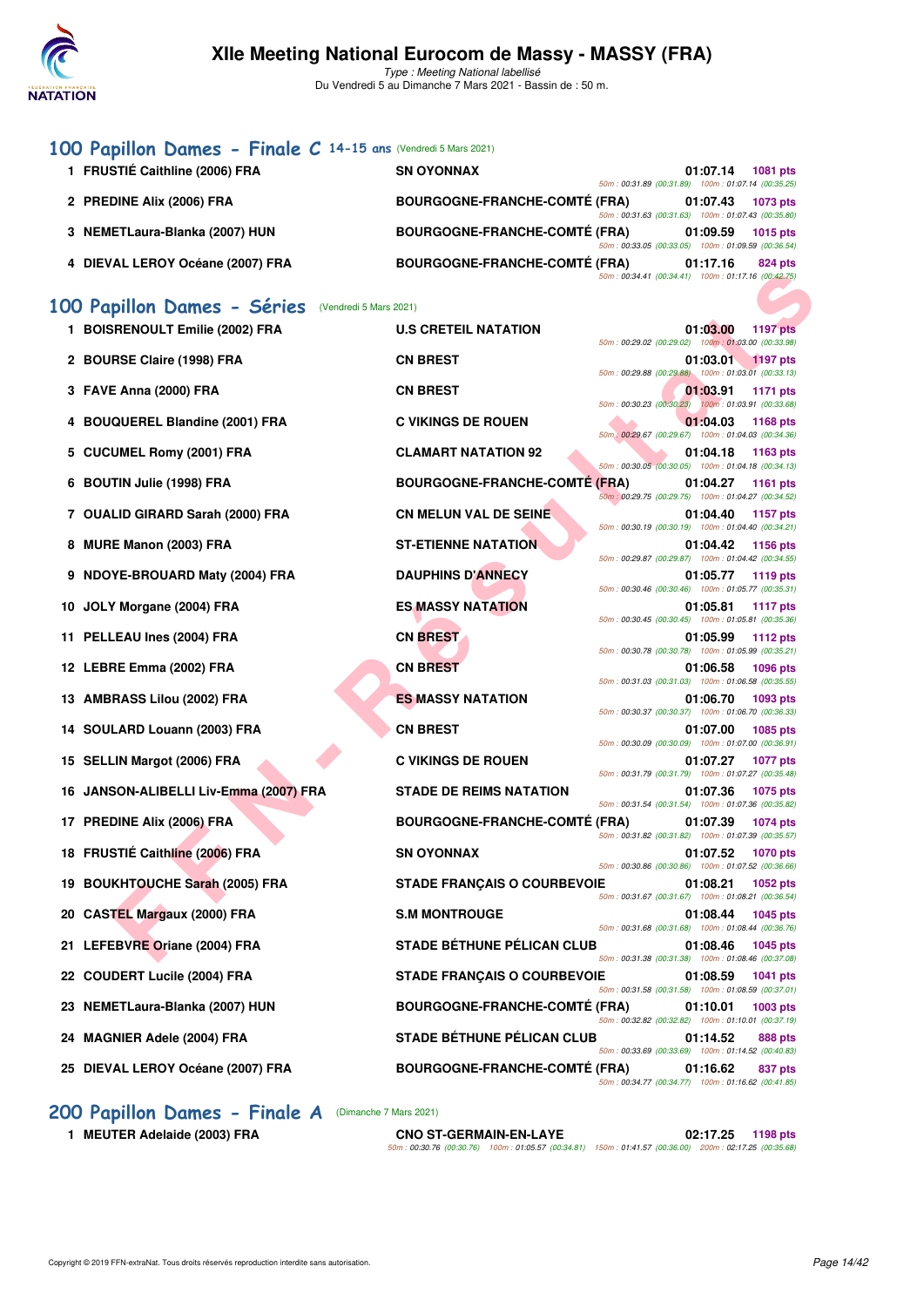## 100 Papillon Dames - Finale C 14-15 ans (Vendredi 5 Mars 2021)

| Rang | Nom | Club | Temps | Points | Splits |
|---|---|---|---|---|---|
| 1 | FRUSTIÉ Caithline (2006) FRA | SN OYONNAX | 01:07.14 | 1081 pts | 50m : 00:31.89 (00:31.89) 100m : 01:07.14 (00:35.25) |
| 2 | PREDINE Alix (2006) FRA | BOURGOGNE-FRANCHE-COMTÉ (FRA) | 01:07.43 | 1073 pts | 50m : 00:31.63 (00:31.63) 100m : 01:07.43 (00:35.80) |
| 3 | NEMETLaura-Blanka (2007) HUN | BOURGOGNE-FRANCHE-COMTÉ (FRA) | 01:09.59 | 1015 pts | 50m : 00:33.05 (00:33.05) 100m : 01:09.59 (00:36.54) |
| 4 | DIEVAL LEROY Océane (2007) FRA | BOURGOGNE-FRANCHE-COMTÉ (FRA) | 01:17.16 | 824 pts | 50m : 00:34.41 (00:34.41) 100m : 01:17.16 (00:42.75) |

## 100 Papillon Dames - Séries (Vendredi 5 Mars 2021)

| Rang | Nom | Club | Temps | Points | Splits |
|---|---|---|---|---|---|
| 1 | BOISRENOULT Emilie (2002) FRA | U.S CRETEIL NATATION | 01:03.00 | 1197 pts | 50m : 00:29.02 (00:29.02) 100m : 01:03.00 (00:33.98) |
| 2 | BOURSE Claire (1998) FRA | CN BREST | 01:03.01 | 1197 pts | 50m : 00:29.88 (00:29.88) 100m : 01:03.01 (00:33.13) |
| 3 | FAVE Anna (2000) FRA | CN BREST | 01:03.91 | 1171 pts | 50m : 00:30.23 (00:30.23) 100m : 01:03.91 (00:33.68) |
| 4 | BOUQUEREL Blandine (2001) FRA | C VIKINGS DE ROUEN | 01:04.03 | 1168 pts | 50m : 00:29.67 (00:29.67) 100m : 01:04.03 (00:34.36) |
| 5 | CUCUMEL Romy (2001) FRA | CLAMART NATATION 92 | 01:04.18 | 1163 pts | 50m : 00:30.05 (00:30.05) 100m : 01:04.18 (00:34.13) |
| 6 | BOUTIN Julie (1998) FRA | BOURGOGNE-FRANCHE-COMTÉ (FRA) | 01:04.27 | 1161 pts | 50m : 00:29.75 (00:29.75) 100m : 01:04.27 (00:34.52) |
| 7 | OUALID GIRARD Sarah (2000) FRA | CN MELUN VAL DE SEINE | 01:04.40 | 1157 pts | 50m : 00:30.19 (00:30.19) 100m : 01:04.40 (00:34.21) |
| 8 | MURE Manon (2003) FRA | ST-ETIENNE NATATION | 01:04.42 | 1156 pts | 50m : 00:29.87 (00:29.87) 100m : 01:04.42 (00:34.55) |
| 9 | NDOYE-BROUARD Maty (2004) FRA | DAUPHINS D'ANNECY | 01:05.77 | 1119 pts | 50m : 00:30.46 (00:30.46) 100m : 01:05.77 (00:35.31) |
| 10 | JOLY Morgane (2004) FRA | ES MASSY NATATION | 01:05.81 | 1117 pts | 50m : 00:30.45 (00:30.45) 100m : 01:05.81 (00:35.36) |
| 11 | PELLEAU Ines (2004) FRA | CN BREST | 01:05.99 | 1112 pts | 50m : 00:30.78 (00:30.78) 100m : 01:05.99 (00:35.21) |
| 12 | LEBRE Emma (2002) FRA | CN BREST | 01:06.58 | 1096 pts | 50m : 00:31.03 (00:31.03) 100m : 01:06.58 (00:35.55) |
| 13 | AMBRASS Lilou (2002) FRA | ES MASSY NATATION | 01:06.70 | 1093 pts | 50m : 00:30.37 (00:30.37) 100m : 01:06.70 (00:36.33) |
| 14 | SOULARD Louann (2003) FRA | CN BREST | 01:07.00 | 1085 pts | 50m : 00:30.09 (00:30.09) 100m : 01:07.00 (00:36.91) |
| 15 | SELLIN Margot (2006) FRA | C VIKINGS DE ROUEN | 01:07.27 | 1077 pts | 50m : 00:31.79 (00:31.79) 100m : 01:07.27 (00:35.48) |
| 16 | JANSON-ALIBELLI Liv-Emma (2007) FRA | STADE DE REIMS NATATION | 01:07.36 | 1075 pts | 50m : 00:31.54 (00:31.54) 100m : 01:07.36 (00:35.82) |
| 17 | PREDINE Alix (2006) FRA | BOURGOGNE-FRANCHE-COMTÉ (FRA) | 01:07.39 | 1074 pts | 50m : 00:31.82 (00:31.82) 100m : 01:07.39 (00:35.57) |
| 18 | FRUSTIÉ Caithline (2006) FRA | SN OYONNAX | 01:07.52 | 1070 pts | 50m : 00:30.86 (00:30.86) 100m : 01:07.52 (00:36.66) |
| 19 | BOUKHTOUCHE Sarah (2005) FRA | STADE FRANÇAIS O COURBEVOIE | 01:08.21 | 1052 pts | 50m : 00:31.67 (00:31.67) 100m : 01:08.21 (00:36.54) |
| 20 | CASTEL Margaux (2000) FRA | S.M MONTROUGE | 01:08.44 | 1045 pts | 50m : 00:31.68 (00:31.68) 100m : 01:08.44 (00:36.76) |
| 21 | LEFEBVRE Oriane (2004) FRA | STADE BÉTHUNE PÉLICAN CLUB | 01:08.46 | 1045 pts | 50m : 00:31.38 (00:31.38) 100m : 01:08.46 (00:37.08) |
| 22 | COUDERT Lucile (2004) FRA | STADE FRANÇAIS O COURBEVOIE | 01:08.59 | 1041 pts | 50m : 00:31.58 (00:31.58) 100m : 01:08.59 (00:37.01) |
| 23 | NEMETLaura-Blanka (2007) HUN | BOURGOGNE-FRANCHE-COMTÉ (FRA) | 01:10.01 | 1003 pts | 50m : 00:32.82 (00:32.82) 100m : 01:10.01 (00:37.19) |
| 24 | MAGNIER Adele (2004) FRA | STADE BÉTHUNE PÉLICAN CLUB | 01:14.52 | 888 pts | 50m : 00:33.69 (00:33.69) 100m : 01:14.52 (00:40.83) |
| 25 | DIEVAL LEROY Océane (2007) FRA | BOURGOGNE-FRANCHE-COMTÉ (FRA) | 01:16.62 | 837 pts | 50m : 00:34.77 (00:34.77) 100m : 01:16.62 (00:41.85) |

## 200 Papillon Dames - Finale A (Dimanche 7 Mars 2021)

| Rang | Nom | Club | Temps | Points | Splits |
|---|---|---|---|---|---|
| 1 | MEUTER Adelaide (2003) FRA | CNO ST-GERMAIN-EN-LAYE | 02:17.25 | 1198 pts | 50m : 00:30.76 (00:30.76) 100m : 01:05.57 (00:34.81) 150m : 01:41.57 (00:36.00) 200m : 02:17.25 (00:35.68) |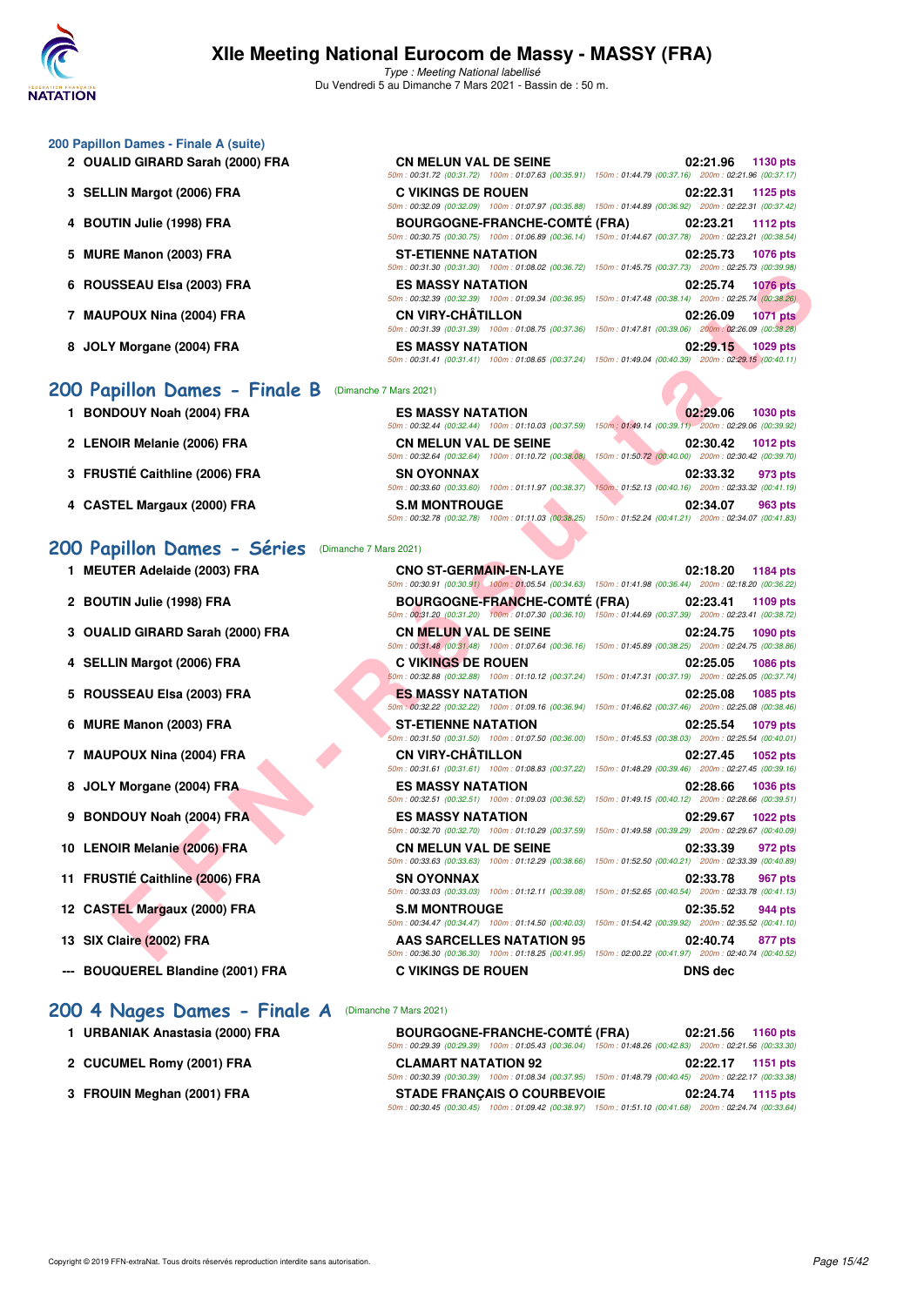# XIIe Meeting National Eurocom de Massy - MASSY (FRA)

*Type : Meeting National labellisé*
Du Vendredi 5 au Dimanche 7 Mars 2021 - Bassin de : 50 m.

### 200 Papillon Dames - Finale A (suite)

| Rg | Nom | Club | Temps | Points |
|---|---|---|---|---|
| 2 | OUALID GIRARD Sarah (2000) FRA | CN MELUN VAL DE SEINE | 02:21.96 | 1130 pts |
| | | 50m : 00:31.72 (00:31.72) 100m : 01:07.63 (00:35.91) 150m : 01:44.79 (00:37.16) 200m : 02:21.96 (00:37.17) | | |
| 3 | SELLIN Margot (2006) FRA | C VIKINGS DE ROUEN | 02:22.31 | 1125 pts |
| | | 50m : 00:32.09 (00:32.09) 100m : 01:07.97 (00:35.88) 150m : 01:44.89 (00:36.92) 200m : 02:22.31 (00:37.42) | | |
| 4 | BOUTIN Julie (1998) FRA | BOURGOGNE-FRANCHE-COMTÉ (FRA) | 02:23.21 | 1112 pts |
| | | 50m : 00:30.75 (00:30.75) 100m : 01:06.89 (00:36.14) 150m : 01:44.67 (00:37.78) 200m : 02:23.21 (00:38.54) | | |
| 5 | MURE Manon (2003) FRA | ST-ETIENNE NATATION | 02:25.73 | 1076 pts |
| | | 50m : 00:31.30 (00:31.30) 100m : 01:08.02 (00:36.72) 150m : 01:45.75 (00:37.73) 200m : 02:25.73 (00:39.98) | | |
| 6 | ROUSSEAU Elsa (2003) FRA | ES MASSY NATATION | 02:25.74 | 1076 pts |
| | | 50m : 00:32.39 (00:32.39) 100m : 01:09.34 (00:36.95) 150m : 01:47.48 (00:38.14) 200m : 02:25.74 (00:38.26) | | |
| 7 | MAUPOUX Nina (2004) FRA | CN VIRY-CHÂTILLON | 02:26.09 | 1071 pts |
| | | 50m : 00:31.39 (00:31.39) 100m : 01:08.75 (00:37.36) 150m : 01:47.81 (00:39.06) 200m : 02:26.09 (00:38.28) | | |
| 8 | JOLY Morgane (2004) FRA | ES MASSY NATATION | 02:29.15 | 1029 pts |
| | | 50m : 00:31.41 (00:31.41) 100m : 01:08.65 (00:37.24) 150m : 01:49.04 (00:40.39) 200m : 02:29.15 (00:40.11) | | |

## 200 Papillon Dames - Finale B (Dimanche 7 Mars 2021)

| Rg | Nom | Club | Temps | Points |
|---|---|---|---|---|
| 1 | BONDOUY Noah (2004) FRA | ES MASSY NATATION | 02:29.06 | 1030 pts |
| | | 50m : 00:32.44 (00:32.44) 100m : 01:10.03 (00:37.59) 150m : 01:49.14 (00:39.11) 200m : 02:29.06 (00:39.92) | | |
| 2 | LENOIR Melanie (2006) FRA | CN MELUN VAL DE SEINE | 02:30.42 | 1012 pts |
| | | 50m : 00:32.64 (00:32.64) 100m : 01:10.72 (00:38.08) 150m : 01:50.72 (00:40.00) 200m : 02:30.42 (00:39.70) | | |
| 3 | FRUSTIÉ Caithline (2006) FRA | SN OYONNAX | 02:33.32 | 973 pts |
| | | 50m : 00:33.60 (00:33.60) 100m : 01:11.97 (00:38.37) 150m : 01:52.13 (00:40.16) 200m : 02:33.32 (00:41.19) | | |
| 4 | CASTEL Margaux (2000) FRA | S.M MONTROUGE | 02:34.07 | 963 pts |
| | | 50m : 00:32.78 (00:32.78) 100m : 01:11.03 (00:38.25) 150m : 01:52.24 (00:41.21) 200m : 02:34.07 (00:41.83) | | |

## 200 Papillon Dames - Séries (Dimanche 7 Mars 2021)

| Rg | Nom | Club | Temps | Points |
|---|---|---|---|---|
| 1 | MEUTER Adelaide (2003) FRA | CNO ST-GERMAIN-EN-LAYE | 02:18.20 | 1184 pts |
| | | 50m : 00:30.91 (00:30.91) 100m : 01:05.54 (00:34.63) 150m : 01:41.98 (00:36.44) 200m : 02:18.20 (00:36.22) | | |
| 2 | BOUTIN Julie (1998) FRA | BOURGOGNE-FRANCHE-COMTÉ (FRA) | 02:23.41 | 1109 pts |
| | | 50m : 00:31.20 (00:31.20) 100m : 01:07.30 (00:36.10) 150m : 01:44.69 (00:37.39) 200m : 02:23.41 (00:38.72) | | |
| 3 | OUALID GIRARD Sarah (2000) FRA | CN MELUN VAL DE SEINE | 02:24.75 | 1090 pts |
| | | 50m : 00:31.48 (00:31.48) 100m : 01:07.64 (00:36.16) 150m : 01:45.89 (00:38.25) 200m : 02:24.75 (00:38.86) | | |
| 4 | SELLIN Margot (2006) FRA | C VIKINGS DE ROUEN | 02:25.05 | 1086 pts |
| | | 50m : 00:32.88 (00:32.88) 100m : 01:10.12 (00:37.24) 150m : 01:47.31 (00:37.19) 200m : 02:25.05 (00:37.74) | | |
| 5 | ROUSSEAU Elsa (2003) FRA | ES MASSY NATATION | 02:25.08 | 1085 pts |
| | | 50m : 00:32.22 (00:32.22) 100m : 01:09.16 (00:36.94) 150m : 01:46.62 (00:37.46) 200m : 02:25.08 (00:38.46) | | |
| 6 | MURE Manon (2003) FRA | ST-ETIENNE NATATION | 02:25.54 | 1079 pts |
| | | 50m : 00:31.50 (00:31.50) 100m : 01:07.50 (00:36.00) 150m : 01:45.53 (00:38.03) 200m : 02:25.54 (00:40.01) | | |
| 7 | MAUPOUX Nina (2004) FRA | CN VIRY-CHÂTILLON | 02:27.45 | 1052 pts |
| | | 50m : 00:31.61 (00:31.61) 100m : 01:08.83 (00:37.22) 150m : 01:48.29 (00:39.46) 200m : 02:27.45 (00:39.16) | | |
| 8 | JOLY Morgane (2004) FRA | ES MASSY NATATION | 02:28.66 | 1036 pts |
| | | 50m : 00:32.51 (00:32.51) 100m : 01:09.03 (00:36.52) 150m : 01:49.15 (00:40.12) 200m : 02:28.66 (00:39.51) | | |
| 9 | BONDOUY Noah (2004) FRA | ES MASSY NATATION | 02:29.67 | 1022 pts |
| | | 50m : 00:32.70 (00:32.70) 100m : 01:10.29 (00:37.59) 150m : 01:49.58 (00:39.29) 200m : 02:29.67 (00:40.09) | | |
| 10 | LENOIR Melanie (2006) FRA | CN MELUN VAL DE SEINE | 02:33.39 | 972 pts |
| | | 50m : 00:33.63 (00:33.63) 100m : 01:12.29 (00:38.66) 150m : 01:52.50 (00:40.21) 200m : 02:33.39 (00:40.89) | | |
| 11 | FRUSTIÉ Caithline (2006) FRA | SN OYONNAX | 02:33.78 | 967 pts |
| | | 50m : 00:33.03 (00:33.03) 100m : 01:12.11 (00:39.08) 150m : 01:52.65 (00:40.54) 200m : 02:33.78 (00:41.13) | | |
| 12 | CASTEL Margaux (2000) FRA | S.M MONTROUGE | 02:35.52 | 944 pts |
| | | 50m : 00:34.47 (00:34.47) 100m : 01:14.50 (00:40.03) 150m : 01:54.42 (00:39.92) 200m : 02:35.52 (00:41.10) | | |
| 13 | SIX Claire (2002) FRA | AAS SARCELLES NATATION 95 | 02:40.74 | 877 pts |
| | | 50m : 00:36.30 (00:36.30) 100m : 01:18.25 (00:41.95) 150m : 02:00.22 (00:41.97) 200m : 02:40.74 (00:40.52) | | |
| --- | BOUQUEREL Blandine (2001) FRA | C VIKINGS DE ROUEN | DNS dec | |

## 200 4 Nages Dames - Finale A (Dimanche 7 Mars 2021)

| Rg | Nom | Club | Temps | Points |
|---|---|---|---|---|
| 1 | URBANIAK Anastasia (2000) FRA | BOURGOGNE-FRANCHE-COMTÉ (FRA) | 02:21.56 | 1160 pts |
| | | 50m : 00:29.39 (00:29.39) 100m : 01:05.43 (00:36.04) 150m : 01:48.26 (00:42.83) 200m : 02:21.56 (00:33.30) | | |
| 2 | CUCUMEL Romy (2001) FRA | CLAMART NATATION 92 | 02:22.17 | 1151 pts |
| | | 50m : 00:30.39 (00:30.39) 100m : 01:08.34 (00:37.95) 150m : 01:48.79 (00:40.45) 200m : 02:22.17 (00:33.38) | | |
| 3 | FROUIN Meghan (2001) FRA | STADE FRANÇAIS O COURBEVOIE | 02:24.74 | 1115 pts |
| | | 50m : 00:30.45 (00:30.45) 100m : 01:09.42 (00:38.97) 150m : 01:51.10 (00:41.68) 200m : 02:24.74 (00:33.64) | | |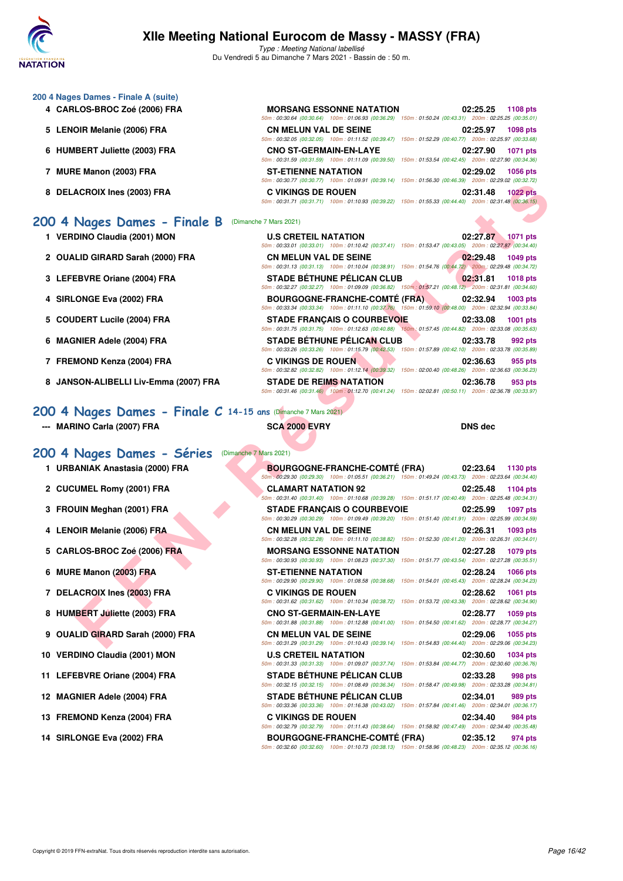## 200 4 Nages Dames - Finale A (suite)

| Rang | Nom | Club | Temps | Points |
|---|---|---|---|---|
| 4 | CARLOS-BROC Zoé (2006) FRA | MORSANG ESSONNE NATATION | 02:25.25 | 1108 pts |
| | | 50m : 00:30.64 (00:30.64) 100m : 01:06.93 (00:36.29) 150m : 01:50.24 (00:43.31) 200m : 02:25.25 (00:35.01) | | |
| 5 | LENOIR Melanie (2006) FRA | CN MELUN VAL DE SEINE | 02:25.97 | 1098 pts |
| | | 50m : 00:32.05 (00:32.05) 100m : 01:11.52 (00:39.47) 150m : 01:52.29 (00:40.77) 200m : 02:25.97 (00:33.68) | | |
| 6 | HUMBERT Juliette (2003) FRA | CNO ST-GERMAIN-EN-LAYE | 02:27.90 | 1071 pts |
| | | 50m : 00:31.59 (00:31.59) 100m : 01:11.09 (00:39.50) 150m : 01:53.54 (00:42.45) 200m : 02:27.90 (00:34.36) | | |
| 7 | MURE Manon (2003) FRA | ST-ETIENNE NATATION | 02:29.02 | 1056 pts |
| | | 50m : 00:30.77 (00:30.77) 100m : 01:09.91 (00:39.14) 150m : 01:56.30 (00:46.39) 200m : 02:29.02 (00:32.72) | | |
| 8 | DELACROIX Ines (2003) FRA | C VIKINGS DE ROUEN | 02:31.48 | 1022 pts |
| | | 50m : 00:31.71 (00:31.71) 100m : 01:10.93 (00:39.22) 150m : 01:55.33 (00:44.40) 200m : 02:31.48 (00:36.15) | | |

## 200 4 Nages Dames - Finale B (Dimanche 7 Mars 2021)

| Rang | Nom | Club | Temps | Points |
|---|---|---|---|---|
| 1 | VERDINO Claudia (2001) MON | U.S CRETEIL NATATION | 02:27.87 | 1071 pts |
| | | 50m : 00:33.01 (00:33.01) 100m : 01:10.42 (00:37.41) 150m : 01:53.47 (00:43.05) 200m : 02:27.87 (00:34.40) | | |
| 2 | OUALID GIRARD Sarah (2000) FRA | CN MELUN VAL DE SEINE | 02:29.48 | 1049 pts |
| | | 50m : 00:31.13 (00:31.13) 100m : 01:10.04 (00:38.91) 150m : 01:54.76 (00:44.72) 200m : 02:29.48 (00:34.72) | | |
| 3 | LEFEBVRE Oriane (2004) FRA | STADE BÉTHUNE PÉLICAN CLUB | 02:31.81 | 1018 pts |
| | | 50m : 00:32.27 (00:32.27) 100m : 01:09.09 (00:36.82) 150m : 01:57.21 (00:48.12) 200m : 02:31.81 (00:34.60) | | |
| 4 | SIRLONGE Eva (2002) FRA | BOURGOGNE-FRANCHE-COMTÉ (FRA) | 02:32.94 | 1003 pts |
| | | 50m : 00:33.34 (00:33.34) 100m : 01:11.10 (00:37.76) 150m : 01:59.10 (00:48.00) 200m : 02:32.94 (00:33.84) | | |
| 5 | COUDERT Lucile (2004) FRA | STADE FRANÇAIS O COURBEVOIE | 02:33.08 | 1001 pts |
| | | 50m : 00:31.75 (00:31.75) 100m : 01:12.63 (00:40.88) 150m : 01:57.45 (00:44.82) 200m : 02:33.08 (00:35.63) | | |
| 6 | MAGNIER Adele (2004) FRA | STADE BÉTHUNE PÉLICAN CLUB | 02:33.78 | 992 pts |
| | | 50m : 00:33.26 (00:33.26) 100m : 01:15.79 (00:42.53) 150m : 01:57.89 (00:42.10) 200m : 02:33.78 (00:35.89) | | |
| 7 | FREMOND Kenza (2004) FRA | C VIKINGS DE ROUEN | 02:36.63 | 955 pts |
| | | 50m : 00:32.82 (00:32.82) 100m : 01:12.14 (00:39.32) 150m : 02:00.40 (00:48.26) 200m : 02:36.63 (00:36.23) | | |
| 8 | JANSON-ALIBELLI Liv-Emma (2007) FRA | STADE DE REIMS NATATION | 02:36.78 | 953 pts |
| | | 50m : 00:31.46 (00:31.46) 100m : 01:12.70 (00:41.24) 150m : 02:02.81 (00:50.11) 200m : 02:36.78 (00:33.97) | | |

## 200 4 Nages Dames - Finale C 14-15 ans (Dimanche 7 Mars 2021)

| Rang | Nom | Club | Temps |
|---|---|---|---|
| --- | MARINO Carla (2007) FRA | SCA 2000 EVRY | DNS dec |

## 200 4 Nages Dames - Séries (Dimanche 7 Mars 2021)

| Rang | Nom | Club | Temps | Points |
|---|---|---|---|---|
| 1 | URBANIAK Anastasia (2000) FRA | BOURGOGNE-FRANCHE-COMTÉ (FRA) | 02:23.64 | 1130 pts |
| | | 50m : 00:29.30 (00:29.30) 100m : 01:05.51 (00:36.21) 150m : 01:49.24 (00:43.73) 200m : 02:23.64 (00:34.40) | | |
| 2 | CUCUMEL Romy (2001) FRA | CLAMART NATATION 92 | 02:25.48 | 1104 pts |
| | | 50m : 00:31.40 (00:31.40) 100m : 01:10.68 (00:39.28) 150m : 01:51.17 (00:40.49) 200m : 02:25.48 (00:34.31) | | |
| 3 | FROUIN Meghan (2001) FRA | STADE FRANÇAIS O COURBEVOIE | 02:25.99 | 1097 pts |
| | | 50m : 00:30.29 (00:30.29) 100m : 01:09.49 (00:39.20) 150m : 01:51.40 (00:41.91) 200m : 02:25.99 (00:34.59) | | |
| 4 | LENOIR Melanie (2006) FRA | CN MELUN VAL DE SEINE | 02:26.31 | 1093 pts |
| | | 50m : 00:32.28 (00:32.28) 100m : 01:11.10 (00:38.82) 150m : 01:52.30 (00:41.20) 200m : 02:26.31 (00:34.01) | | |
| 5 | CARLOS-BROC Zoé (2006) FRA | MORSANG ESSONNE NATATION | 02:27.28 | 1079 pts |
| | | 50m : 00:30.93 (00:30.93) 100m : 01:08.23 (00:37.30) 150m : 01:51.77 (00:43.54) 200m : 02:27.28 (00:35.51) | | |
| 6 | MURE Manon (2003) FRA | ST-ETIENNE NATATION | 02:28.24 | 1066 pts |
| | | 50m : 00:29.90 (00:29.90) 100m : 01:08.58 (00:38.68) 150m : 01:54.01 (00:45.43) 200m : 02:28.24 (00:34.23) | | |
| 7 | DELACROIX Ines (2003) FRA | C VIKINGS DE ROUEN | 02:28.62 | 1061 pts |
| | | 50m : 00:31.62 (00:31.62) 100m : 01:10.34 (00:38.72) 150m : 01:53.72 (00:43.38) 200m : 02:28.62 (00:34.90) | | |
| 8 | HUMBERT Juliette (2003) FRA | CNO ST-GERMAIN-EN-LAYE | 02:28.77 | 1059 pts |
| | | 50m : 00:31.88 (00:31.88) 100m : 01:12.88 (00:41.00) 150m : 01:54.50 (00:41.62) 200m : 02:28.77 (00:34.27) | | |
| 9 | OUALID GIRARD Sarah (2000) FRA | CN MELUN VAL DE SEINE | 02:29.06 | 1055 pts |
| | | 50m : 00:31.29 (00:31.29) 100m : 01:10.43 (00:39.14) 150m : 01:54.83 (00:44.40) 200m : 02:29.06 (00:34.23) | | |
| 10 | VERDINO Claudia (2001) MON | U.S CRETEIL NATATION | 02:30.60 | 1034 pts |
| | | 50m : 00:31.33 (00:31.33) 100m : 01:09.07 (00:37.74) 150m : 01:53.84 (00:44.77) 200m : 02:30.60 (00:36.76) | | |
| 11 | LEFEBVRE Oriane (2004) FRA | STADE BÉTHUNE PÉLICAN CLUB | 02:33.28 | 998 pts |
| | | 50m : 00:32.15 (00:32.15) 100m : 01:08.49 (00:36.34) 150m : 01:58.47 (00:49.98) 200m : 02:33.28 (00:34.81) | | |
| 12 | MAGNIER Adele (2004) FRA | STADE BÉTHUNE PÉLICAN CLUB | 02:34.01 | 989 pts |
| | | 50m : 00:33.36 (00:33.36) 100m : 01:16.38 (00:43.02) 150m : 01:57.84 (00:41.46) 200m : 02:34.01 (00:36.17) | | |
| 13 | FREMOND Kenza (2004) FRA | C VIKINGS DE ROUEN | 02:34.40 | 984 pts |
| | | 50m : 00:32.79 (00:32.79) 100m : 01:11.43 (00:38.64) 150m : 01:58.92 (00:47.49) 200m : 02:34.40 (00:35.48) | | |
| 14 | SIRLONGE Eva (2002) FRA | BOURGOGNE-FRANCHE-COMTÉ (FRA) | 02:35.12 | 974 pts |
| | | 50m : 00:32.60 (00:32.60) 100m : 01:10.73 (00:38.13) 150m : 01:58.96 (00:48.23) 200m : 02:35.12 (00:36.16) | | |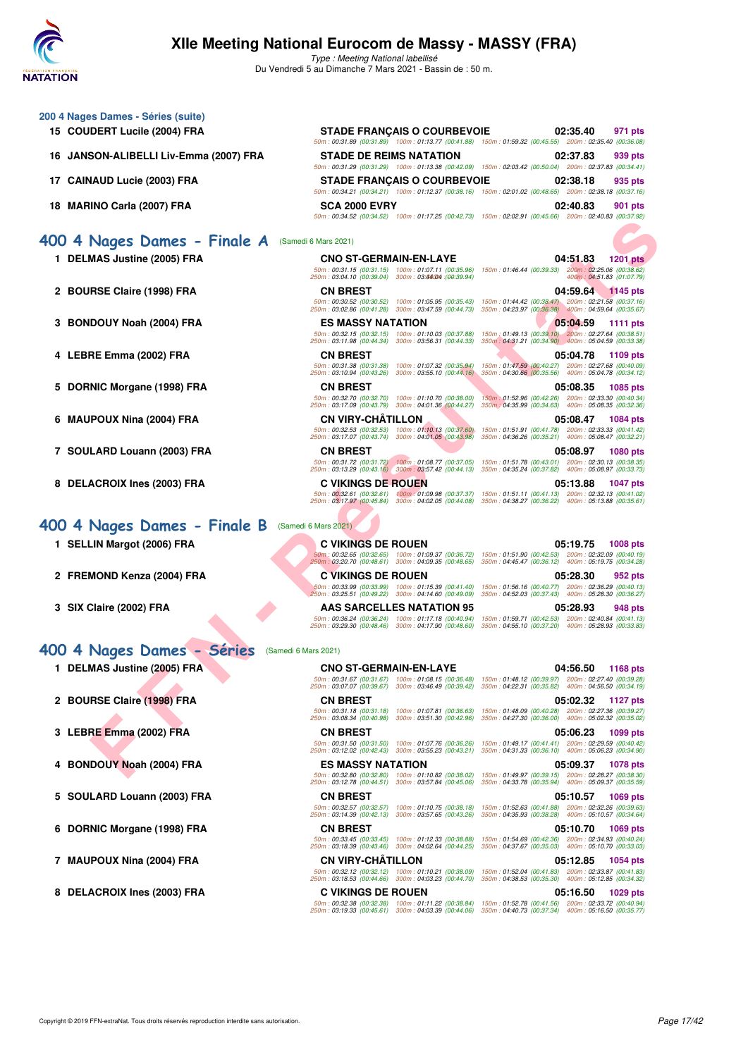# XIIe Meeting National Eurocom de Massy - MASSY (FRA)

*Type : Meeting National labellisé*

Du Vendredi 5 au Dimanche 7 Mars 2021 - Bassin de : 50 m.

## 200 4 Nages Dames - Séries (suite)

| Rang | Nom | Club | Temps | Points |
|---|---|---|---|---|
| 15 | COUDERT Lucile (2004) FRA | STADE FRANÇAIS O COURBEVOIE | 02:35.40 | 971 pts |
| | | 50m : 00:31.89 (00:31.89) 100m : 01:13.77 (00:41.88) 150m : 01:59.32 (00:45.55) 200m : 02:35.40 (00:36.08) | | |
| 16 | JANSON-ALIBELLI Liv-Emma (2007) FRA | STADE DE REIMS NATATION | 02:37.83 | 939 pts |
| | | 50m : 00:31.29 (00:31.29) 100m : 01:13.38 (00:42.09) 150m : 02:03.42 (00:50.04) 200m : 02:37.83 (00:34.41) | | |
| 17 | CAINAUD Lucie (2003) FRA | STADE FRANÇAIS O COURBEVOIE | 02:38.18 | 935 pts |
| | | 50m : 00:34.21 (00:34.21) 100m : 01:12.37 (00:38.16) 150m : 02:01.02 (00:48.65) 200m : 02:38.18 (00:37.16) | | |
| 18 | MARINO Carla (2007) FRA | SCA 2000 EVRY | 02:40.83 | 901 pts |
| | | 50m : 00:34.52 (00:34.52) 100m : 01:17.25 (00:42.73) 150m : 02:02.91 (00:45.66) 200m : 02:40.83 (00:37.92) | | |

## 400 4 Nages Dames - Finale A (Samedi 6 Mars 2021)

| Rang | Nom | Club | Temps | Points |
|---|---|---|---|---|
| 1 | DELMAS Justine (2005) FRA | CNO ST-GERMAIN-EN-LAYE | 04:51.83 | 1201 pts |
| | | 50m : 00:31.15 (00:31.15) 100m : 01:07.11 (00:35.96) 150m : 01:46.44 (00:39.33) 200m : 02:25.06 (00:38.62) 250m : 03:04.10 (00:39.04) 300m : 03:44.04 (00:39.94) 400m : 04:51.83 (01:07.79) | | |
| 2 | BOURSE Claire (1998) FRA | CN BREST | 04:59.64 | 1145 pts |
| | | 50m : 00:30.52 (00:30.52) 100m : 01:05.95 (00:35.43) 150m : 01:44.42 (00:38.47) 200m : 02:21.58 (00:37.16) 250m : 03:02.86 (00:41.28) 300m : 03:47.59 (00:44.73) 350m : 04:23.97 (00:36.38) 400m : 04:59.64 (00:35.67) | | |
| 3 | BONDOUY Noah (2004) FRA | ES MASSY NATATION | 05:04.59 | 1111 pts |
| | | 50m : 00:32.15 (00:32.15) 100m : 01:10.03 (00:37.88) 150m : 01:49.13 (00:39.10) 200m : 02:27.64 (00:38.51) 250m : 03:11.98 (00:44.34) 300m : 03:56.31 (00:44.33) 350m : 04:31.21 (00:34.90) 400m : 05:04.59 (00:33.38) | | |
| 4 | LEBRE Emma (2002) FRA | CN BREST | 05:04.78 | 1109 pts |
| | | 50m : 00:31.38 (00:31.38) 100m : 01:07.32 (00:35.94) 150m : 01:47.59 (00:40.27) 200m : 02:27.68 (00:40.09) 250m : 03:10.94 (00:43.26) 300m : 03:55.10 (00:44.16) 350m : 04:30.66 (00:35.56) 400m : 05:04.78 (00:34.12) | | |
| 5 | DORNIC Morgane (1998) FRA | CN BREST | 05:08.35 | 1085 pts |
| | | 50m : 00:32.70 (00:32.70) 100m : 01:10.70 (00:38.00) 150m : 01:52.96 (00:42.26) 200m : 02:33.30 (00:40.34) 250m : 03:17.09 (00:43.79) 300m : 04:01.36 (00:44.27) 350m : 04:35.99 (00:34.63) 400m : 05:08.35 (00:32.36) | | |
| 6 | MAUPOUX Nina (2004) FRA | CN VIRY-CHÂTILLON | 05:08.47 | 1084 pts |
| | | 50m : 00:32.53 (00:32.53) 100m : 01:10.13 (00:37.60) 150m : 01:51.91 (00:41.78) 200m : 02:33.33 (00:41.42) 250m : 03:17.07 (00:43.74) 300m : 04:01.05 (00:43.98) 350m : 04:36.26 (00:35.21) 400m : 05:08.47 (00:32.21) | | |
| 7 | SOULARD Louann (2003) FRA | CN BREST | 05:08.97 | 1080 pts |
| | | 50m : 00:31.72 (00:31.72) 100m : 01:08.77 (00:37.05) 150m : 01:51.78 (00:43.01) 200m : 02:30.13 (00:38.35) 250m : 03:13.29 (00:43.16) 300m : 03:57.42 (00:44.13) 350m : 04:35.24 (00:37.82) 400m : 05:08.97 (00:33.73) | | |
| 8 | DELACROIX Ines (2003) FRA | C VIKINGS DE ROUEN | 05:13.88 | 1047 pts |
| | | 50m : 00:32.61 (00:32.61) 100m : 01:09.98 (00:37.37) 150m : 01:51.11 (00:41.13) 200m : 02:32.13 (00:41.02) 250m : 03:17.97 (00:45.84) 300m : 04:02.05 (00:44.08) 350m : 04:38.27 (00:36.22) 400m : 05:13.88 (00:35.61) | | |

## 400 4 Nages Dames - Finale B (Samedi 6 Mars 2021)

| Rang | Nom | Club | Temps | Points |
|---|---|---|---|---|
| 1 | SELLIN Margot (2006) FRA | C VIKINGS DE ROUEN | 05:19.75 | 1008 pts |
| | | 50m : 00:32.65 (00:32.65) 100m : 01:09.37 (00:36.72) 150m : 01:51.90 (00:42.53) 200m : 02:32.09 (00:40.19) 250m : 03:20.70 (00:48.61) 300m : 04:09.35 (00:48.65) 350m : 04:45.47 (00:36.12) 400m : 05:19.75 (00:34.28) | | |
| 2 | FREMOND Kenza (2004) FRA | C VIKINGS DE ROUEN | 05:28.30 | 952 pts |
| | | 50m : 00:33.99 (00:33.99) 100m : 01:15.39 (00:41.40) 150m : 01:56.16 (00:40.77) 200m : 02:36.29 (00:40.13) 250m : 03:25.51 (00:49.22) 300m : 04:14.60 (00:49.09) 350m : 04:52.03 (00:37.43) 400m : 05:28.30 (00:36.27) | | |
| 3 | SIX Claire (2002) FRA | AAS SARCELLES NATATION 95 | 05:28.93 | 948 pts |
| | | 50m : 00:36.24 (00:36.24) 100m : 01:17.18 (00:40.94) 150m : 01:59.71 (00:42.53) 200m : 02:40.84 (00:41.13) 250m : 03:29.30 (00:48.46) 300m : 04:17.90 (00:48.60) 350m : 04:55.10 (00:37.20) 400m : 05:28.93 (00:33.83) | | |

## 400 4 Nages Dames - Séries (Samedi 6 Mars 2021)

| Rang | Nom | Club | Temps | Points |
|---|---|---|---|---|
| 1 | DELMAS Justine (2005) FRA | CNO ST-GERMAIN-EN-LAYE | 04:56.50 | 1168 pts |
| | | 50m : 00:31.67 (00:31.67) 100m : 01:08.15 (00:36.48) 150m : 01:48.12 (00:39.97) 200m : 02:27.40 (00:39.28) 250m : 03:07.07 (00:39.67) 300m : 03:46.49 (00:39.42) 350m : 04:22.31 (00:35.82) 400m : 04:56.50 (00:34.19) | | |
| 2 | BOURSE Claire (1998) FRA | CN BREST | 05:02.32 | 1127 pts |
| | | 50m : 00:31.18 (00:31.18) 100m : 01:07.81 (00:36.63) 150m : 01:48.09 (00:40.28) 200m : 02:27.36 (00:39.27) 250m : 03:08.34 (00:40.98) 300m : 03:51.30 (00:42.96) 350m : 04:27.30 (00:36.00) 400m : 05:02.32 (00:35.02) | | |
| 3 | LEBRE Emma (2002) FRA | CN BREST | 05:06.23 | 1099 pts |
| | | 50m : 00:31.50 (00:31.50) 100m : 01:07.76 (00:36.26) 150m : 01:49.17 (00:41.41) 200m : 02:29.59 (00:40.42) 250m : 03:12.02 (00:42.43) 300m : 03:55.23 (00:43.21) 350m : 04:31.33 (00:36.10) 400m : 05:06.23 (00:34.90) | | |
| 4 | BONDOUY Noah (2004) FRA | ES MASSY NATATION | 05:09.37 | 1078 pts |
| | | 50m : 00:32.80 (00:32.80) 100m : 01:10.82 (00:38.02) 150m : 01:49.97 (00:39.15) 200m : 02:28.27 (00:38.30) 250m : 03:12.78 (00:44.51) 300m : 03:57.84 (00:45.06) 350m : 04:33.78 (00:35.94) 400m : 05:09.37 (00:35.59) | | |
| 5 | SOULARD Louann (2003) FRA | CN BREST | 05:10.57 | 1069 pts |
| | | 50m : 00:32.57 (00:32.57) 100m : 01:10.75 (00:38.18) 150m : 01:52.63 (00:41.88) 200m : 02:32.26 (00:39.63) 250m : 03:14.39 (00:42.13) 300m : 03:57.65 (00:43.26) 350m : 04:35.93 (00:38.28) 400m : 05:10.57 (00:34.64) | | |
| 6 | DORNIC Morgane (1998) FRA | CN BREST | 05:10.70 | 1069 pts |
| | | 50m : 00:33.45 (00:33.45) 100m : 01:12.33 (00:38.88) 150m : 01:54.69 (00:42.36) 200m : 02:34.93 (00:40.24) 250m : 03:18.39 (00:43.46) 300m : 04:02.64 (00:44.25) 350m : 04:37.67 (00:35.03) 400m : 05:10.70 (00:33.03) | | |
| 7 | MAUPOUX Nina (2004) FRA | CN VIRY-CHÂTILLON | 05:12.85 | 1054 pts |
| | | 50m : 00:32.12 (00:32.12) 100m : 01:10.21 (00:38.09) 150m : 01:52.04 (00:41.83) 200m : 02:33.87 (00:41.83) 250m : 03:18.53 (00:44.66) 300m : 04:03.23 (00:44.70) 350m : 04:38.53 (00:35.30) 400m : 05:12.85 (00:34.32) | | |
| 8 | DELACROIX Ines (2003) FRA | C VIKINGS DE ROUEN | 05:16.50 | 1029 pts |
| | | 50m : 00:32.38 (00:32.38) 100m : 01:11.22 (00:38.84) 150m : 01:52.78 (00:41.56) 200m : 02:33.72 (00:40.94) 250m : 03:19.33 (00:45.61) 300m : 04:03.39 (00:44.06) 350m : 04:40.73 (00:37.34) 400m : 05:16.50 (00:35.77) | | |

Copyright © 2019 FFN-extraNat. Tous droits réservés reproduction interdite sans autorisation.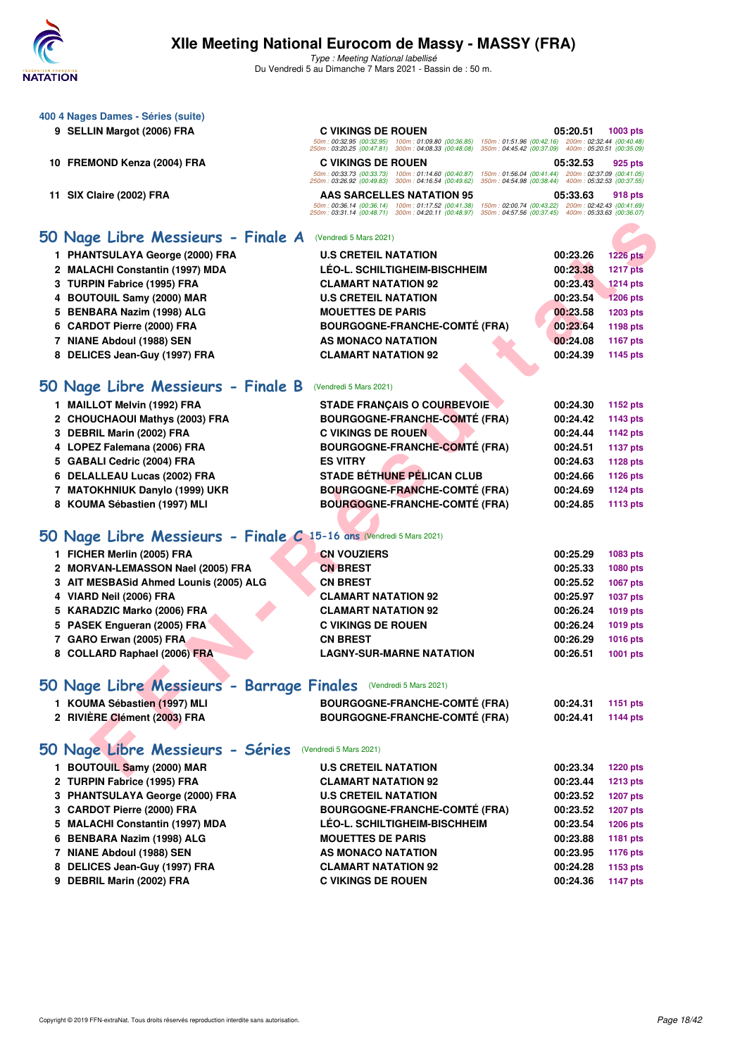### 400 4 Nages Dames - Séries (suite)

| | | | | |
|---|---|---|---|---|
| 9 | SELLIN Margot (2006) FRA | C VIKINGS DE ROUEN | 05:20.51 | 1003 pts |
| | | 50m : 00:32.95 (00:32.95) 100m : 01:09.80 (00:36.85) 150m : 01:51.96 (00:42.16) 200m : 02:32.44 (00:40.48) 250m : 03:20.25 (00:47.81) 300m : 04:08.33 (00:48.08) 350m : 04:45.42 (00:37.09) 400m : 05:20.51 (00:35.09) | | |
| 10 | FREMOND Kenza (2004) FRA | C VIKINGS DE ROUEN | 05:32.53 | 925 pts |
| | | 50m : 00:33.73 (00:33.73) 100m : 01:14.60 (00:40.87) 150m : 01:56.04 (00:41.44) 200m : 02:37.09 (00:41.05) 250m : 03:26.92 (00:49.83) 300m : 04:16.54 (00:49.62) 350m : 04:54.98 (00:38.44) 400m : 05:32.53 (00:37.55) | | |
| 11 | SIX Claire (2002) FRA | AAS SARCELLES NATATION 95 | 05:33.63 | 918 pts |
| | | 50m : 00:36.14 (00:36.14) 100m : 01:17.52 (00:41.38) 150m : 02:00.74 (00:43.22) 200m : 02:42.43 (00:41.69) 250m : 03:31.14 (00:48.71) 300m : 04:20.11 (00:48.97) 350m : 04:57.56 (00:37.45) 400m : 05:33.63 (00:36.07) | | |

## 50 Nage Libre Messieurs - Finale A (Vendredi 5 Mars 2021)

| | | | | |
|---|---|---|---|---|
| 1 | PHANTSULAYA George (2000) FRA | U.S CRETEIL NATATION | 00:23.26 | 1226 pts |
| 2 | MALACHI Constantin (1997) MDA | LÉO-L. SCHILTIGHEIM-BISCHHEIM | 00:23.38 | 1217 pts |
| 3 | TURPIN Fabrice (1995) FRA | CLAMART NATATION 92 | 00:23.43 | 1214 pts |
| 4 | BOUTOUIL Samy (2000) MAR | U.S CRETEIL NATATION | 00:23.54 | 1206 pts |
| 5 | BENBARA Nazim (1998) ALG | MOUETTES DE PARIS | 00:23.58 | 1203 pts |
| 6 | CARDOT Pierre (2000) FRA | BOURGOGNE-FRANCHE-COMTÉ (FRA) | 00:23.64 | 1198 pts |
| 7 | NIANE Abdoul (1988) SEN | AS MONACO NATATION | 00:24.08 | 1167 pts |
| 8 | DELICES Jean-Guy (1997) FRA | CLAMART NATATION 92 | 00:24.39 | 1145 pts |

## 50 Nage Libre Messieurs - Finale B (Vendredi 5 Mars 2021)

| | | | | |
|---|---|---|---|---|
| 1 | MAILLOT Melvin (1992) FRA | STADE FRANÇAIS O COURBEVOIE | 00:24.30 | 1152 pts |
| 2 | CHOUCHAOUI Mathys (2003) FRA | BOURGOGNE-FRANCHE-COMTÉ (FRA) | 00:24.42 | 1143 pts |
| 3 | DEBRIL Marin (2002) FRA | C VIKINGS DE ROUEN | 00:24.44 | 1142 pts |
| 4 | LOPEZ Falemana (2006) FRA | BOURGOGNE-FRANCHE-COMTÉ (FRA) | 00:24.51 | 1137 pts |
| 5 | GABALI Cedric (2004) FRA | ES VITRY | 00:24.63 | 1128 pts |
| 6 | DELALLEAU Lucas (2002) FRA | STADE BÉTHUNE PÉLICAN CLUB | 00:24.66 | 1126 pts |
| 7 | MATOKHNIUK Danylo (1999) UKR | BOURGOGNE-FRANCHE-COMTÉ (FRA) | 00:24.69 | 1124 pts |
| 8 | KOUMA Sébastien (1997) MLI | BOURGOGNE-FRANCHE-COMTÉ (FRA) | 00:24.85 | 1113 pts |

## 50 Nage Libre Messieurs - Finale C 15-16 ans (Vendredi 5 Mars 2021)

| | | | | |
|---|---|---|---|---|
| 1 | FICHER Merlin (2005) FRA | CN VOUZIERS | 00:25.29 | 1083 pts |
| 2 | MORVAN-LEMASSON Nael (2005) FRA | CN BREST | 00:25.33 | 1080 pts |
| 3 | AIT MESBASid Ahmed Lounis (2005) ALG | CN BREST | 00:25.52 | 1067 pts |
| 4 | VIARD Neil (2006) FRA | CLAMART NATATION 92 | 00:25.97 | 1037 pts |
| 5 | KARADZIC Marko (2006) FRA | CLAMART NATATION 92 | 00:26.24 | 1019 pts |
| 5 | PASEK Engueran (2005) FRA | C VIKINGS DE ROUEN | 00:26.24 | 1019 pts |
| 7 | GARO Erwan (2005) FRA | CN BREST | 00:26.29 | 1016 pts |
| 8 | COLLARD Raphael (2006) FRA | LAGNY-SUR-MARNE NATATION | 00:26.51 | 1001 pts |

## 50 Nage Libre Messieurs - Barrage Finales (Vendredi 5 Mars 2021)

| | | | | |
|---|---|---|---|---|
| 1 | KOUMA Sébastien (1997) MLI | BOURGOGNE-FRANCHE-COMTÉ (FRA) | 00:24.31 | 1151 pts |
| 2 | RIVIÈRE Clément (2003) FRA | BOURGOGNE-FRANCHE-COMTÉ (FRA) | 00:24.41 | 1144 pts |

## 50 Nage Libre Messieurs - Séries (Vendredi 5 Mars 2021)

| | | | | |
|---|---|---|---|---|
| 1 | BOUTOUIL Samy (2000) MAR | U.S CRETEIL NATATION | 00:23.34 | 1220 pts |
| 2 | TURPIN Fabrice (1995) FRA | CLAMART NATATION 92 | 00:23.44 | 1213 pts |
| 3 | PHANTSULAYA George (2000) FRA | U.S CRETEIL NATATION | 00:23.52 | 1207 pts |
| 3 | CARDOT Pierre (2000) FRA | BOURGOGNE-FRANCHE-COMTÉ (FRA) | 00:23.52 | 1207 pts |
| 5 | MALACHI Constantin (1997) MDA | LÉO-L. SCHILTIGHEIM-BISCHHEIM | 00:23.54 | 1206 pts |
| 6 | BENBARA Nazim (1998) ALG | MOUETTES DE PARIS | 00:23.88 | 1181 pts |
| 7 | NIANE Abdoul (1988) SEN | AS MONACO NATATION | 00:23.95 | 1176 pts |
| 8 | DELICES Jean-Guy (1997) FRA | CLAMART NATATION 92 | 00:24.28 | 1153 pts |
| 9 | DEBRIL Marin (2002) FRA | C VIKINGS DE ROUEN | 00:24.36 | 1147 pts |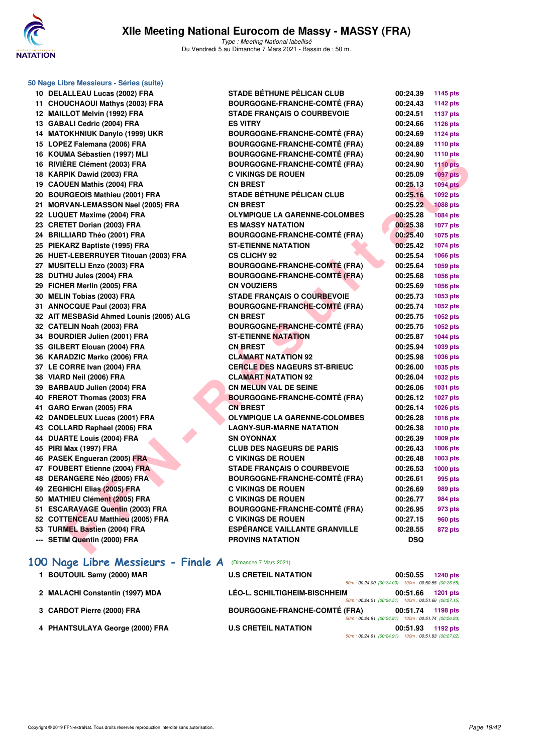## 50 Nage Libre Messieurs - Séries (suite)

| Rang | Nom | Club | Temps | Points |
|---|---|---|---|---|
| 10 | DELALLEAU Lucas (2002) FRA | STADE BÉTHUNE PÉLICAN CLUB | 00:24.39 | 1145 pts |
| 11 | CHOUCHAOUI Mathys (2003) FRA | BOURGOGNE-FRANCHE-COMTÉ (FRA) | 00:24.43 | 1142 pts |
| 12 | MAILLOT Melvin (1992) FRA | STADE FRANÇAIS O COURBEVOIE | 00:24.51 | 1137 pts |
| 13 | GABALI Cedric (2004) FRA | ES VITRY | 00:24.66 | 1126 pts |
| 14 | MATOKHNIUK Danylo (1999) UKR | BOURGOGNE-FRANCHE-COMTÉ (FRA) | 00:24.69 | 1124 pts |
| 15 | LOPEZ Falemana (2006) FRA | BOURGOGNE-FRANCHE-COMTÉ (FRA) | 00:24.89 | 1110 pts |
| 16 | KOUMA Sébastien (1997) MLI | BOURGOGNE-FRANCHE-COMTÉ (FRA) | 00:24.90 | 1110 pts |
| 16 | RIVIÈRE Clément (2003) FRA | BOURGOGNE-FRANCHE-COMTÉ (FRA) | 00:24.90 | 1110 pts |
| 18 | KARPIK Dawid (2003) FRA | C VIKINGS DE ROUEN | 00:25.09 | 1097 pts |
| 19 | CAOUEN Mathis (2004) FRA | CN BREST | 00:25.13 | 1094 pts |
| 20 | BOURGEOIS Mathieu (2001) FRA | STADE BÉTHUNE PÉLICAN CLUB | 00:25.16 | 1092 pts |
| 21 | MORVAN-LEMASSON Nael (2005) FRA | CN BREST | 00:25.22 | 1088 pts |
| 22 | LUQUET Maxime (2004) FRA | OLYMPIQUE LA GARENNE-COLOMBES | 00:25.28 | 1084 pts |
| 23 | CRETET Dorian (2003) FRA | ES MASSY NATATION | 00:25.38 | 1077 pts |
| 24 | BRILLIARD Théo (2001) FRA | BOURGOGNE-FRANCHE-COMTÉ (FRA) | 00:25.40 | 1075 pts |
| 25 | PIEKARZ Baptiste (1995) FRA | ST-ETIENNE NATATION | 00:25.42 | 1074 pts |
| 26 | HUET-LEBERRUYER Titouan (2003) FRA | CS CLICHY 92 | 00:25.54 | 1066 pts |
| 27 | MUSITELLI Enzo (2003) FRA | BOURGOGNE-FRANCHE-COMTÉ (FRA) | 00:25.64 | 1059 pts |
| 28 | DUTHU Jules (2004) FRA | BOURGOGNE-FRANCHE-COMTÉ (FRA) | 00:25.68 | 1056 pts |
| 29 | FICHER Merlin (2005) FRA | CN VOUZIERS | 00:25.69 | 1056 pts |
| 30 | MELIN Tobias (2003) FRA | STADE FRANÇAIS O COURBEVOIE | 00:25.73 | 1053 pts |
| 31 | ANNOCQUE Paul (2003) FRA | BOURGOGNE-FRANCHE-COMTÉ (FRA) | 00:25.74 | 1052 pts |
| 32 | AIT MESBASid Ahmed Lounis (2005) ALG | CN BREST | 00:25.75 | 1052 pts |
| 32 | CATELIN Noah (2003) FRA | BOURGOGNE-FRANCHE-COMTÉ (FRA) | 00:25.75 | 1052 pts |
| 34 | BOURDIER Julien (2001) FRA | ST-ETIENNE NATATION | 00:25.87 | 1044 pts |
| 35 | GILBERT Elouan (2004) FRA | CN BREST | 00:25.94 | 1039 pts |
| 36 | KARADZIC Marko (2006) FRA | CLAMART NATATION 92 | 00:25.98 | 1036 pts |
| 37 | LE CORRE Ivan (2004) FRA | CERCLE DES NAGEURS ST-BRIEUC | 00:26.00 | 1035 pts |
| 38 | VIARD Neil (2006) FRA | CLAMART NATATION 92 | 00:26.04 | 1032 pts |
| 39 | BARBAUD Julien (2004) FRA | CN MELUN VAL DE SEINE | 00:26.06 | 1031 pts |
| 40 | FREROT Thomas (2003) FRA | BOURGOGNE-FRANCHE-COMTÉ (FRA) | 00:26.12 | 1027 pts |
| 41 | GARO Erwan (2005) FRA | CN BREST | 00:26.14 | 1026 pts |
| 42 | DANDELEUX Lucas (2001) FRA | OLYMPIQUE LA GARENNE-COLOMBES | 00:26.28 | 1016 pts |
| 43 | COLLARD Raphael (2006) FRA | LAGNY-SUR-MARNE NATATION | 00:26.38 | 1010 pts |
| 44 | DUARTE Louis (2004) FRA | SN OYONNAX | 00:26.39 | 1009 pts |
| 45 | PIRI Max (1997) FRA | CLUB DES NAGEURS DE PARIS | 00:26.43 | 1006 pts |
| 46 | PASEK Engueran (2005) FRA | C VIKINGS DE ROUEN | 00:26.48 | 1003 pts |
| 47 | FOUBERT Etienne (2004) FRA | STADE FRANÇAIS O COURBEVOIE | 00:26.53 | 1000 pts |
| 48 | DERANGERE Néo (2005) FRA | BOURGOGNE-FRANCHE-COMTÉ (FRA) | 00:26.61 | 995 pts |
| 49 | ZEGHICHI Elias (2005) FRA | C VIKINGS DE ROUEN | 00:26.69 | 989 pts |
| 50 | MATHIEU Clément (2005) FRA | C VIKINGS DE ROUEN | 00:26.77 | 984 pts |
| 51 | ESCARAVAGE Quentin (2003) FRA | BOURGOGNE-FRANCHE-COMTÉ (FRA) | 00:26.95 | 973 pts |
| 52 | COTTENCEAU Matthieu (2005) FRA | C VIKINGS DE ROUEN | 00:27.15 | 960 pts |
| 53 | TURMEL Bastien (2004) FRA | ESPÉRANCE VAILLANTE GRANVILLE | 00:28.55 | 872 pts |
| --- | SETIM Quentin (2000) FRA | PROVINS NATATION | DSQ | |

## 100 Nage Libre Messieurs - Finale A (Dimanche 7 Mars 2021)

| Rang | Nom | Club | Temps | Points |
|---|---|---|---|---|
| 1 | BOUTOUIL Samy (2000) MAR | U.S CRETEIL NATATION | 00:50.55 | 1240 pts |
| | | 50m : 00:24.00 (00:24.00) 100m : 00:50.55 (00:26.55) | | |
| 2 | MALACHI Constantin (1997) MDA | LÉO-L. SCHILTIGHEIM-BISCHHEIM | 00:51.66 | 1201 pts |
| | | 50m : 00:24.51 (00:24.51) 100m : 00:51.66 (00:27.15) | | |
| 3 | CARDOT Pierre (2000) FRA | BOURGOGNE-FRANCHE-COMTÉ (FRA) | 00:51.74 | 1198 pts |
| | | 50m : 00:24.81 (00:24.81) 100m : 00:51.74 (00:26.93) | | |
| 4 | PHANTSULAYA George (2000) FRA | U.S CRETEIL NATATION | 00:51.93 | 1192 pts |
| | | 50m : 00:24.91 (00:24.91) 100m : 00:51.93 (00:27.02) | | |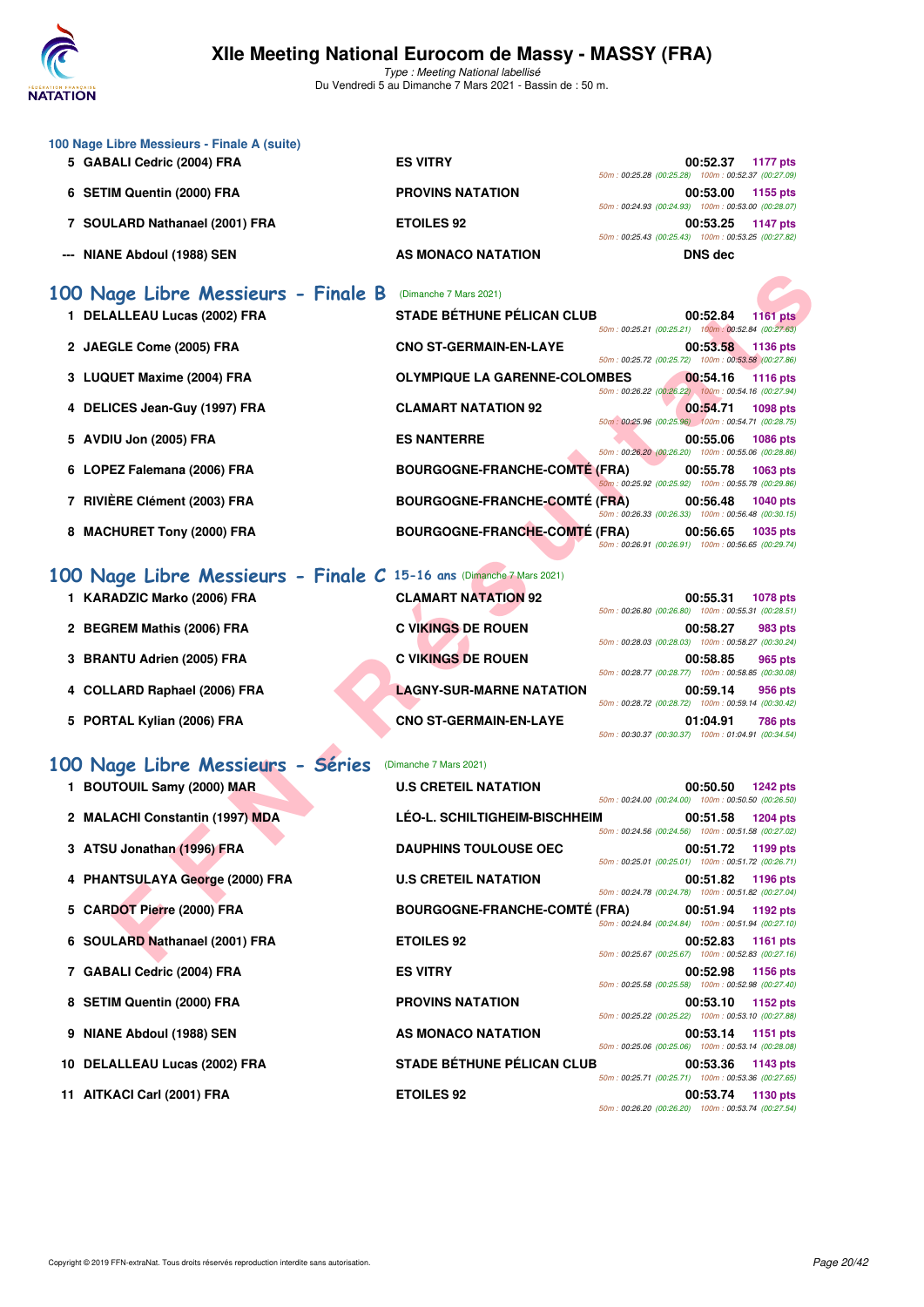### 100 Nage Libre Messieurs - Finale A (suite)

| Place | Nom | Club | Temps | Points | Splits |
|---|---|---|---|---|---|
| 5 | GABALI Cedric (2004) FRA | ES VITRY | 00:52.37 | 1177 pts | 50m : 00:25.28 (00:25.28) 100m : 00:52.37 (00:27.09) |
| 6 | SETIM Quentin (2000) FRA | PROVINS NATATION | 00:53.00 | 1155 pts | 50m : 00:24.93 (00:24.93) 100m : 00:53.00 (00:28.07) |
| 7 | SOULARD Nathanael (2001) FRA | ETOILES 92 | 00:53.25 | 1147 pts | 50m : 00:25.43 (00:25.43) 100m : 00:53.25 (00:27.82) |
| --- | NIANE Abdoul (1988) SEN | AS MONACO NATATION | DNS dec | | |

## 100 Nage Libre Messieurs - Finale B (Dimanche 7 Mars 2021)

| Place | Nom | Club | Temps | Points | Splits |
|---|---|---|---|---|---|
| 1 | DELALLEAU Lucas (2002) FRA | STADE BÉTHUNE PÉLICAN CLUB | 00:52.84 | 1161 pts | 50m : 00:25.21 (00:25.21) 100m : 00:52.84 (00:27.63) |
| 2 | JAEGLE Come (2005) FRA | CNO ST-GERMAIN-EN-LAYE | 00:53.58 | 1136 pts | 50m : 00:25.72 (00:25.72) 100m : 00:53.58 (00:27.86) |
| 3 | LUQUET Maxime (2004) FRA | OLYMPIQUE LA GARENNE-COLOMBES | 00:54.16 | 1116 pts | 50m : 00:26.22 (00:26.22) 100m : 00:54.16 (00:27.94) |
| 4 | DELICES Jean-Guy (1997) FRA | CLAMART NATATION 92 | 00:54.71 | 1098 pts | 50m : 00:25.96 (00:25.96) 100m : 00:54.71 (00:28.75) |
| 5 | AVDIU Jon (2005) FRA | ES NANTERRE | 00:55.06 | 1086 pts | 50m : 00:26.20 (00:26.20) 100m : 00:55.06 (00:28.86) |
| 6 | LOPEZ Falemana (2006) FRA | BOURGOGNE-FRANCHE-COMTÉ (FRA) | 00:55.78 | 1063 pts | 50m : 00:25.92 (00:25.92) 100m : 00:55.78 (00:29.86) |
| 7 | RIVIÈRE Clément (2003) FRA | BOURGOGNE-FRANCHE-COMTÉ (FRA) | 00:56.48 | 1040 pts | 50m : 00:26.33 (00:26.33) 100m : 00:56.48 (00:30.15) |
| 8 | MACHURET Tony (2000) FRA | BOURGOGNE-FRANCHE-COMTÉ (FRA) | 00:56.65 | 1035 pts | 50m : 00:26.91 (00:26.91) 100m : 00:56.65 (00:29.74) |

## 100 Nage Libre Messieurs - Finale C 15-16 ans (Dimanche 7 Mars 2021)

| Place | Nom | Club | Temps | Points | Splits |
|---|---|---|---|---|---|
| 1 | KARADZIC Marko (2006) FRA | CLAMART NATATION 92 | 00:55.31 | 1078 pts | 50m : 00:26.80 (00:26.80) 100m : 00:55.31 (00:28.51) |
| 2 | BEGREM Mathis (2006) FRA | C VIKINGS DE ROUEN | 00:58.27 | 983 pts | 50m : 00:28.03 (00:28.03) 100m : 00:58.27 (00:30.24) |
| 3 | BRANTU Adrien (2005) FRA | C VIKINGS DE ROUEN | 00:58.85 | 965 pts | 50m : 00:28.77 (00:28.77) 100m : 00:58.85 (00:30.08) |
| 4 | COLLARD Raphael (2006) FRA | LAGNY-SUR-MARNE NATATION | 00:59.14 | 956 pts | 50m : 00:28.72 (00:28.72) 100m : 00:59.14 (00:30.42) |
| 5 | PORTAL Kylian (2006) FRA | CNO ST-GERMAIN-EN-LAYE | 01:04.91 | 786 pts | 50m : 00:30.37 (00:30.37) 100m : 01:04.91 (00:34.54) |

## 100 Nage Libre Messieurs - Séries (Dimanche 7 Mars 2021)

| Place | Nom | Club | Temps | Points | Splits |
|---|---|---|---|---|---|
| 1 | BOUTOUIL Samy (2000) MAR | U.S CRETEIL NATATION | 00:50.50 | 1242 pts | 50m : 00:24.00 (00:24.00) 100m : 00:50.50 (00:26.50) |
| 2 | MALACHI Constantin (1997) MDA | LÉO-L. SCHILTIGHEIM-BISCHHEIM | 00:51.58 | 1204 pts | 50m : 00:24.56 (00:24.56) 100m : 00:51.58 (00:27.02) |
| 3 | ATSU Jonathan (1996) FRA | DAUPHINS TOULOUSE OEC | 00:51.72 | 1199 pts | 50m : 00:25.01 (00:25.01) 100m : 00:51.72 (00:26.71) |
| 4 | PHANTSULAYA George (2000) FRA | U.S CRETEIL NATATION | 00:51.82 | 1196 pts | 50m : 00:24.78 (00:24.78) 100m : 00:51.82 (00:27.04) |
| 5 | CARDOT Pierre (2000) FRA | BOURGOGNE-FRANCHE-COMTÉ (FRA) | 00:51.94 | 1192 pts | 50m : 00:24.84 (00:24.84) 100m : 00:51.94 (00:27.10) |
| 6 | SOULARD Nathanael (2001) FRA | ETOILES 92 | 00:52.83 | 1161 pts | 50m : 00:25.67 (00:25.67) 100m : 00:52.83 (00:27.16) |
| 7 | GABALI Cedric (2004) FRA | ES VITRY | 00:52.98 | 1156 pts | 50m : 00:25.58 (00:25.58) 100m : 00:52.98 (00:27.40) |
| 8 | SETIM Quentin (2000) FRA | PROVINS NATATION | 00:53.10 | 1152 pts | 50m : 00:25.22 (00:25.22) 100m : 00:53.10 (00:27.88) |
| 9 | NIANE Abdoul (1988) SEN | AS MONACO NATATION | 00:53.14 | 1151 pts | 50m : 00:25.06 (00:25.06) 100m : 00:53.14 (00:28.08) |
| 10 | DELALLEAU Lucas (2002) FRA | STADE BÉTHUNE PÉLICAN CLUB | 00:53.36 | 1143 pts | 50m : 00:25.71 (00:25.71) 100m : 00:53.36 (00:27.65) |
| 11 | AITKACI Carl (2001) FRA | ETOILES 92 | 00:53.74 | 1130 pts | 50m : 00:26.20 (00:26.20) 100m : 00:53.74 (00:27.54) |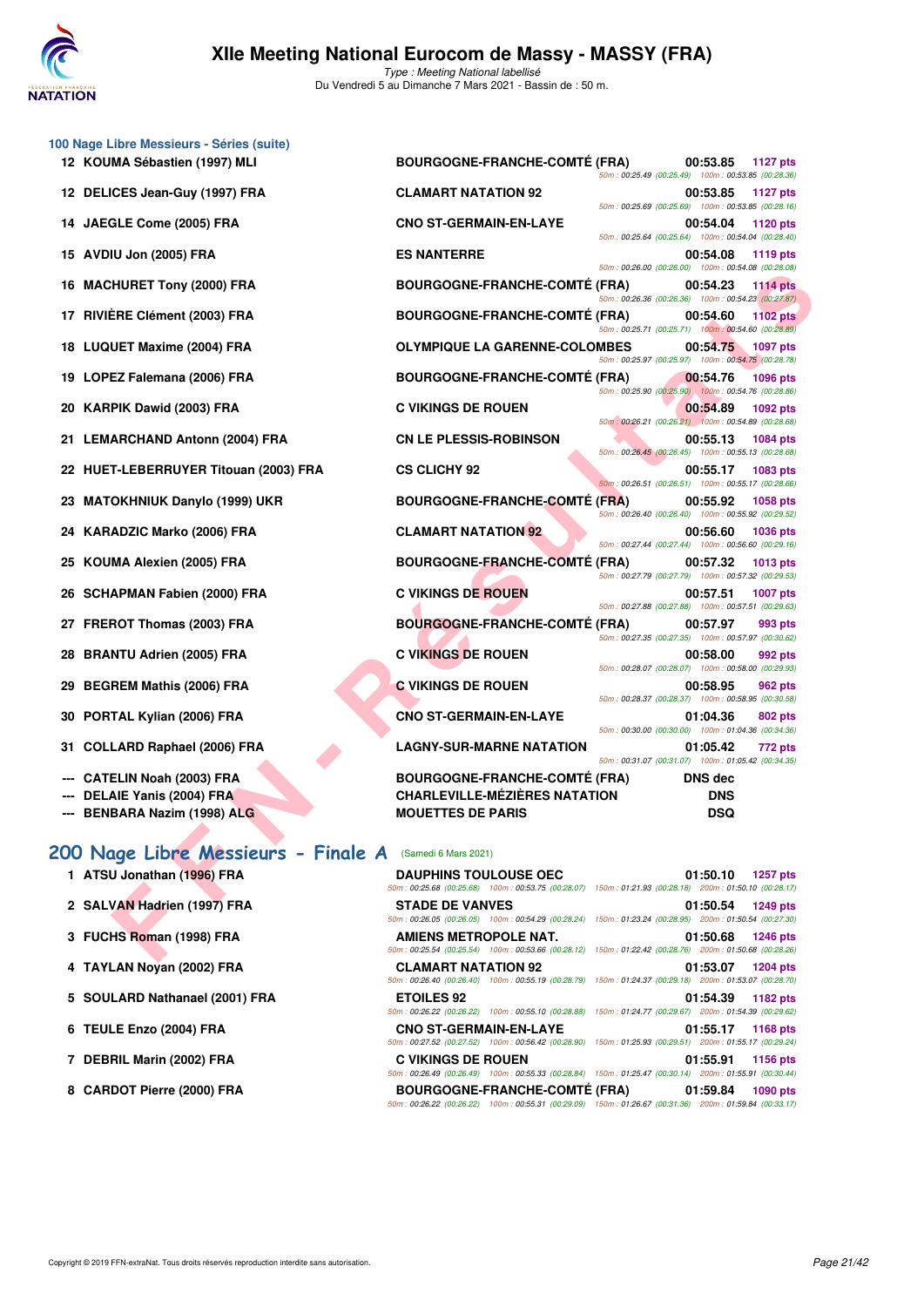# XIIe Meeting National Eurocom de Massy - MASSY (FRA)

*Type : Meeting National labellisé*
Du Vendredi 5 au Dimanche 7 Mars 2021 - Bassin de : 50 m.

## 100 Nage Libre Messieurs - Séries (suite)

| Rang | Nom | Club | Temps | Points |
|---|---|---|---|---|
| 12 | KOUMA Sébastien (1997) MLI | BOURGOGNE-FRANCHE-COMTÉ (FRA) | 00:53.85 | 1127 pts |
| | | 50m : 00:25.49 (00:25.49) 100m : 00:53.85 (00:28.36) | | |
| 12 | DELICES Jean-Guy (1997) FRA | CLAMART NATATION 92 | 00:53.85 | 1127 pts |
| | | 50m : 00:25.69 (00:25.69) 100m : 00:53.85 (00:28.16) | | |
| 14 | JAEGLE Come (2005) FRA | CNO ST-GERMAIN-EN-LAYE | 00:54.04 | 1120 pts |
| | | 50m : 00:25.64 (00:25.64) 100m : 00:54.04 (00:28.40) | | |
| 15 | AVDIU Jon (2005) FRA | ES NANTERRE | 00:54.08 | 1119 pts |
| | | 50m : 00:26.00 (00:26.00) 100m : 00:54.08 (00:28.08) | | |
| 16 | MACHURET Tony (2000) FRA | BOURGOGNE-FRANCHE-COMTÉ (FRA) | 00:54.23 | 1114 pts |
| | | 50m : 00:26.36 (00:26.36) 100m : 00:54.23 (00:27.87) | | |
| 17 | RIVIÈRE Clément (2003) FRA | BOURGOGNE-FRANCHE-COMTÉ (FRA) | 00:54.60 | 1102 pts |
| | | 50m : 00:25.71 (00:25.71) 100m : 00:54.60 (00:28.89) | | |
| 18 | LUQUET Maxime (2004) FRA | OLYMPIQUE LA GARENNE-COLOMBES | 00:54.75 | 1097 pts |
| | | 50m : 00:25.97 (00:25.97) 100m : 00:54.75 (00:28.78) | | |
| 19 | LOPEZ Falemana (2006) FRA | BOURGOGNE-FRANCHE-COMTÉ (FRA) | 00:54.76 | 1096 pts |
| | | 50m : 00:25.90 (00:25.90) 100m : 00:54.76 (00:28.86) | | |
| 20 | KARPIK Dawid (2003) FRA | C VIKINGS DE ROUEN | 00:54.89 | 1092 pts |
| | | 50m : 00:26.21 (00:26.21) 100m : 00:54.89 (00:28.68) | | |
| 21 | LEMARCHAND Antonn (2004) FRA | CN LE PLESSIS-ROBINSON | 00:55.13 | 1084 pts |
| | | 50m : 00:26.45 (00:26.45) 100m : 00:55.13 (00:28.68) | | |
| 22 | HUET-LEBERRUYER Titouan (2003) FRA | CS CLICHY 92 | 00:55.17 | 1083 pts |
| | | 50m : 00:26.51 (00:26.51) 100m : 00:55.17 (00:28.66) | | |
| 23 | MATOKHNIUK Danylo (1999) UKR | BOURGOGNE-FRANCHE-COMTÉ (FRA) | 00:55.92 | 1058 pts |
| | | 50m : 00:26.40 (00:26.40) 100m : 00:55.92 (00:29.52) | | |
| 24 | KARADZIC Marko (2006) FRA | CLAMART NATATION 92 | 00:56.60 | 1036 pts |
| | | 50m : 00:27.44 (00:27.44) 100m : 00:56.60 (00:29.16) | | |
| 25 | KOUMA Alexien (2005) FRA | BOURGOGNE-FRANCHE-COMTÉ (FRA) | 00:57.32 | 1013 pts |
| | | 50m : 00:27.79 (00:27.79) 100m : 00:57.32 (00:29.53) | | |
| 26 | SCHAPMAN Fabien (2000) FRA | C VIKINGS DE ROUEN | 00:57.51 | 1007 pts |
| | | 50m : 00:27.88 (00:27.88) 100m : 00:57.51 (00:29.63) | | |
| 27 | FREROT Thomas (2003) FRA | BOURGOGNE-FRANCHE-COMTÉ (FRA) | 00:57.97 | 993 pts |
| | | 50m : 00:27.35 (00:27.35) 100m : 00:57.97 (00:30.62) | | |
| 28 | BRANTU Adrien (2005) FRA | C VIKINGS DE ROUEN | 00:58.00 | 992 pts |
| | | 50m : 00:28.07 (00:28.07) 100m : 00:58.00 (00:29.93) | | |
| 29 | BEGREM Mathis (2006) FRA | C VIKINGS DE ROUEN | 00:58.95 | 962 pts |
| | | 50m : 00:28.37 (00:28.37) 100m : 00:58.95 (00:30.58) | | |
| 30 | PORTAL Kylian (2006) FRA | CNO ST-GERMAIN-EN-LAYE | 01:04.36 | 802 pts |
| | | 50m : 00:30.00 (00:30.00) 100m : 01:04.36 (00:34.36) | | |
| 31 | COLLARD Raphael (2006) FRA | LAGNY-SUR-MARNE NATATION | 01:05.42 | 772 pts |
| | | 50m : 00:31.07 (00:31.07) 100m : 01:05.42 (00:34.35) | | |
| --- | CATELIN Noah (2003) FRA | BOURGOGNE-FRANCHE-COMTÉ (FRA) | DNS dec | |
| --- | DELAIE Yanis (2004) FRA | CHARLEVILLE-MÉZIÈRES NATATION | DNS | |
| --- | BENBARA Nazim (1998) ALG | MOUETTES DE PARIS | DSQ | |

## 200 Nage Libre Messieurs - Finale A (Samedi 6 Mars 2021)

| Rang | Nom | Club | Temps | Points |
|---|---|---|---|---|
| 1 | ATSU Jonathan (1996) FRA | DAUPHINS TOULOUSE OEC | 01:50.10 | 1257 pts |
| | | 50m : 00:25.68 (00:25.68) 100m : 00:53.75 (00:28.07) 150m : 01:21.93 (00:28.18) 200m : 01:50.10 (00:28.17) | | |
| 2 | SALVAN Hadrien (1997) FRA | STADE DE VANVES | 01:50.54 | 1249 pts |
| | | 50m : 00:26.05 (00:26.05) 100m : 00:54.29 (00:28.24) 150m : 01:23.24 (00:28.95) 200m : 01:50.54 (00:27.30) | | |
| 3 | FUCHS Roman (1998) FRA | AMIENS METROPOLE NAT. | 01:50.68 | 1246 pts |
| | | 50m : 00:25.54 (00:25.54) 100m : 00:53.66 (00:28.12) 150m : 01:22.42 (00:28.76) 200m : 01:50.68 (00:28.26) | | |
| 4 | TAYLAN Noyan (2002) FRA | CLAMART NATATION 92 | 01:53.07 | 1204 pts |
| | | 50m : 00:26.40 (00:26.40) 100m : 00:55.19 (00:28.79) 150m : 01:24.37 (00:29.18) 200m : 01:53.07 (00:28.70) | | |
| 5 | SOULARD Nathanael (2001) FRA | ETOILES 92 | 01:54.39 | 1182 pts |
| | | 50m : 00:26.22 (00:26.22) 100m : 00:55.10 (00:28.88) 150m : 01:24.77 (00:29.67) 200m : 01:54.39 (00:29.62) | | |
| 6 | TEULE Enzo (2004) FRA | CNO ST-GERMAIN-EN-LAYE | 01:55.17 | 1168 pts |
| | | 50m : 00:27.52 (00:27.52) 100m : 00:56.42 (00:28.90) 150m : 01:25.93 (00:29.51) 200m : 01:55.17 (00:29.24) | | |
| 7 | DEBRIL Marin (2002) FRA | C VIKINGS DE ROUEN | 01:55.91 | 1156 pts |
| | | 50m : 00:26.49 (00:26.49) 100m : 00:55.33 (00:28.84) 150m : 01:25.47 (00:30.14) 200m : 01:55.91 (00:30.44) | | |
| 8 | CARDOT Pierre (2000) FRA | BOURGOGNE-FRANCHE-COMTÉ (FRA) | 01:59.84 | 1090 pts |
| | | 50m : 00:26.22 (00:26.22) 100m : 00:55.31 (00:29.09) 150m : 01:26.67 (00:31.36) 200m : 01:59.84 (00:33.17) | | |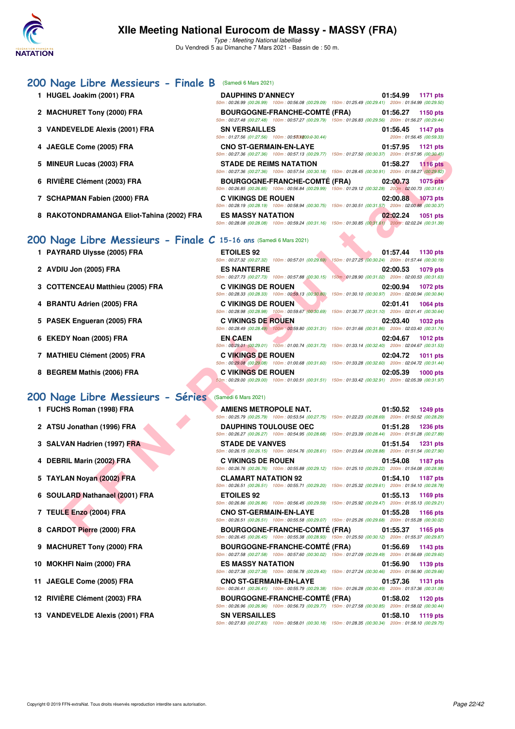# XIIe Meeting National Eurocom de Massy - MASSY (FRA)

*Type : Meeting National labellisé*
Du Vendredi 5 au Dimanche 7 Mars 2021 - Bassin de : 50 m.

## 200 Nage Libre Messieurs - Finale B (Samedi 6 Mars 2021)

| Rg | Nom | Club | Temps | Points |
|---|---|---|---|---|
| 1 | HUGEL Joakim (2001) FRA | DAUPHINS D'ANNECY | 01:54.99 | 1171 pts |
| | | 50m : 00:26.99 (00:26.99) 100m : 00:56.08 (00:29.09) 150m : 01:25.49 (00:29.41) 200m : 01:54.99 (00:29.50) | | |
| 2 | MACHURET Tony (2000) FRA | BOURGOGNE-FRANCHE-COMTÉ (FRA) | 01:56.27 | 1150 pts |
| | | 50m : 00:27.48 (00:27.48) 100m : 00:57.27 (00:29.79) 150m : 01:26.83 (00:29.56) 200m : 01:56.27 (00:29.44) | | |
| 3 | VANDEVELDE Alexis (2001) FRA | SN VERSAILLES | 01:56.45 | 1147 pts |
| | | 50m : 01:27.56 (01:27.56) 100m : 00:57.12 (00:-30.44) 200m : 01:56.45 (00:59.33) | | |
| 4 | JAEGLE Come (2005) FRA | CNO ST-GERMAIN-EN-LAYE | 01:57.95 | 1121 pts |
| | | 50m : 00:27.36 (00:27.36) 100m : 00:57.13 (00:29.77) 150m : 01:27.50 (00:30.37) 200m : 01:57.95 (00:30.45) | | |
| 5 | MINEUR Lucas (2003) FRA | STADE DE REIMS NATATION | 01:58.27 | 1116 pts |
| | | 50m : 00:27.36 (00:27.36) 100m : 00:57.54 (00:30.18) 150m : 01:28.45 (00:30.91) 200m : 01:58.27 (00:29.82) | | |
| 6 | RIVIÈRE Clément (2003) FRA | BOURGOGNE-FRANCHE-COMTÉ (FRA) | 02:00.73 | 1075 pts |
| | | 50m : 00:26.85 (00:26.85) 100m : 00:56.84 (00:29.99) 150m : 01:29.12 (00:32.28) 200m : 02:00.73 (00:31.61) | | |
| 7 | SCHAPMAN Fabien (2000) FRA | C VIKINGS DE ROUEN | 02:00.88 | 1073 pts |
| | | 50m : 00:28.19 (00:28.19) 100m : 00:58.94 (00:30.75) 150m : 01:30.51 (00:31.57) 200m : 02:00.88 (00:30.37) | | |
| 8 | RAKOTONDRAMANGA Eliot-Tahina (2002) FRA | ES MASSY NATATION | 02:02.24 | 1051 pts |
| | | 50m : 00:28.08 (00:28.08) 100m : 00:59.24 (00:31.16) 150m : 01:30.85 (00:31.61) 200m : 02:02.24 (00:31.39) | | |

## 200 Nage Libre Messieurs - Finale C 15-16 ans (Samedi 6 Mars 2021)

| Rg | Nom | Club | Temps | Points |
|---|---|---|---|---|
| 1 | PAYRARD Ulysse (2005) FRA | ETOILES 92 | 01:57.44 | 1130 pts |
| | | 50m : 00:27.32 (00:27.32) 100m : 00:57.01 (00:29.69) 150m : 01:27.25 (00:30.24) 200m : 01:57.44 (00:30.19) | | |
| 2 | AVDIU Jon (2005) FRA | ES NANTERRE | 02:00.53 | 1079 pts |
| | | 50m : 00:27.73 (00:27.73) 100m : 00:57.88 (00:30.15) 150m : 01:28.90 (00:31.02) 200m : 02:00.53 (00:31.63) | | |
| 3 | COTTENCEAU Matthieu (2005) FRA | C VIKINGS DE ROUEN | 02:00.94 | 1072 pts |
| | | 50m : 00:28.33 (00:28.33) 100m : 00:59.13 (00:30.80) 150m : 01:30.10 (00:30.97) 200m : 02:00.94 (00:30.84) | | |
| 4 | BRANTU Adrien (2005) FRA | C VIKINGS DE ROUEN | 02:01.41 | 1064 pts |
| | | 50m : 00:28.98 (00:28.98) 100m : 00:59.67 (00:30.69) 150m : 01:30.77 (00:31.10) 200m : 02:01.41 (00:30.64) | | |
| 5 | PASEK Engueran (2005) FRA | C VIKINGS DE ROUEN | 02:03.40 | 1032 pts |
| | | 50m : 00:28.49 (00:28.49) 100m : 00:59.80 (00:31.31) 150m : 01:31.66 (00:31.86) 200m : 02:03.40 (00:31.74) | | |
| 6 | EKEDY Noan (2005) FRA | EN CAEN | 02:04.67 | 1012 pts |
| | | 50m : 00:29.01 (00:29.01) 100m : 01:00.74 (00:31.73) 150m : 01:33.14 (00:32.40) 200m : 02:04.67 (00:31.53) | | |
| 7 | MATHIEU Clément (2005) FRA | C VIKINGS DE ROUEN | 02:04.72 | 1011 pts |
| | | 50m : 00:29.08 (00:29.08) 100m : 01:00.68 (00:31.60) 150m : 01:33.28 (00:32.60) 200m : 02:04.72 (00:31.44) | | |
| 8 | BEGREM Mathis (2006) FRA | C VIKINGS DE ROUEN | 02:05.39 | 1000 pts |
| | | 50m : 00:29.00 (00:29.00) 100m : 01:00.51 (00:31.51) 150m : 01:33.42 (00:32.91) 200m : 02:05.39 (00:31.97) | | |

## 200 Nage Libre Messieurs - Séries (Samedi 6 Mars 2021)

| Rg | Nom | Club | Temps | Points |
|---|---|---|---|---|
| 1 | FUCHS Roman (1998) FRA | AMIENS METROPOLE NAT. | 01:50.52 | 1249 pts |
| | | 50m : 00:25.79 (00:25.79) 100m : 00:53.54 (00:27.75) 150m : 01:22.23 (00:28.69) 200m : 01:50.52 (00:28.29) | | |
| 2 | ATSU Jonathan (1996) FRA | DAUPHINS TOULOUSE OEC | 01:51.28 | 1236 pts |
| | | 50m : 00:26.27 (00:26.27) 100m : 00:54.95 (00:28.68) 150m : 01:23.39 (00:28.44) 200m : 01:51.28 (00:27.89) | | |
| 3 | SALVAN Hadrien (1997) FRA | STADE DE VANVES | 01:51.54 | 1231 pts |
| | | 50m : 00:26.15 (00:26.15) 100m : 00:54.76 (00:28.61) 150m : 01:23.64 (00:28.88) 200m : 01:51.54 (00:27.90) | | |
| 4 | DEBRIL Marin (2002) FRA | C VIKINGS DE ROUEN | 01:54.08 | 1187 pts |
| | | 50m : 00:26.76 (00:26.76) 100m : 00:55.88 (00:29.12) 150m : 01:25.10 (00:29.22) 200m : 01:54.08 (00:28.98) | | |
| 5 | TAYLAN Noyan (2002) FRA | CLAMART NATATION 92 | 01:54.10 | 1187 pts |
| | | 50m : 00:26.51 (00:26.51) 100m : 00:55.71 (00:29.20) 150m : 01:25.32 (00:29.61) 200m : 01:54.10 (00:28.78) | | |
| 6 | SOULARD Nathanael (2001) FRA | ETOILES 92 | 01:55.13 | 1169 pts |
| | | 50m : 00:26.86 (00:26.86) 100m : 00:56.45 (00:29.59) 150m : 01:25.92 (00:29.47) 200m : 01:55.13 (00:29.21) | | |
| 7 | TEULE Enzo (2004) FRA | CNO ST-GERMAIN-EN-LAYE | 01:55.28 | 1166 pts |
| | | 50m : 00:26.51 (00:26.51) 100m : 00:55.58 (00:29.07) 150m : 01:25.26 (00:29.68) 200m : 01:55.28 (00:30.02) | | |
| 8 | CARDOT Pierre (2000) FRA | BOURGOGNE-FRANCHE-COMTÉ (FRA) | 01:55.37 | 1165 pts |
| | | 50m : 00:26.45 (00:26.45) 100m : 00:55.38 (00:28.93) 150m : 01:25.50 (00:30.12) 200m : 01:55.37 (00:29.87) | | |
| 9 | MACHURET Tony (2000) FRA | BOURGOGNE-FRANCHE-COMTÉ (FRA) | 01:56.69 | 1143 pts |
| | | 50m : 00:27.58 (00:27.58) 100m : 00:57.60 (00:30.02) 150m : 01:27.09 (00:29.49) 200m : 01:56.69 (00:29.60) | | |
| 10 | MOKHFI Naim (2000) FRA | ES MASSY NATATION | 01:56.90 | 1139 pts |
| | | 50m : 00:27.38 (00:27.38) 100m : 00:56.78 (00:29.40) 150m : 01:27.24 (00:30.46) 200m : 01:56.90 (00:29.66) | | |
| 11 | JAEGLE Come (2005) FRA | CNO ST-GERMAIN-EN-LAYE | 01:57.36 | 1131 pts |
| | | 50m : 00:26.41 (00:26.41) 100m : 00:55.79 (00:29.38) 150m : 01:26.28 (00:30.49) 200m : 01:57.36 (00:31.08) | | |
| 12 | RIVIÈRE Clément (2003) FRA | BOURGOGNE-FRANCHE-COMTÉ (FRA) | 01:58.02 | 1120 pts |
| | | 50m : 00:26.96 (00:26.96) 100m : 00:56.73 (00:29.77) 150m : 01:27.58 (00:30.85) 200m : 01:58.02 (00:30.44) | | |
| 13 | VANDEVELDE Alexis (2001) FRA | SN VERSAILLES | 01:58.10 | 1119 pts |
| | | 50m : 00:27.83 (00:27.83) 100m : 00:58.01 (00:30.18) 150m : 01:28.35 (00:30.34) 200m : 01:58.10 (00:29.75) | | |

Copyright © 2019 FFN-extraNat. Tous droits réservés reproduction interdite sans autorisation.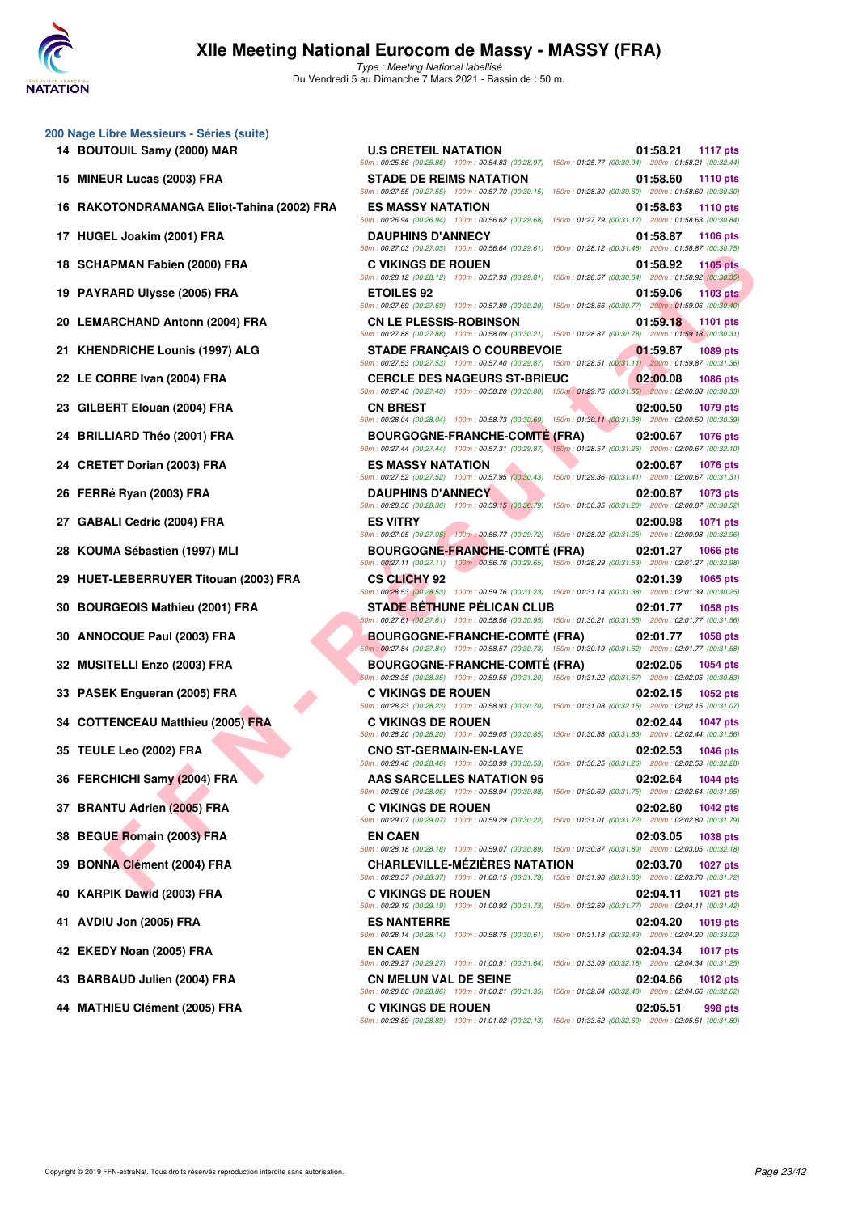# XIIe Meeting National Eurocom de Massy - MASSY (FRA)

*Type : Meeting National labellisé*
Du Vendredi 5 au Dimanche 7 Mars 2021 - Bassin de : 50 m.

## 200 Nage Libre Messieurs - Séries (suite)

| Rang | Nom | Club | Temps | Points |
|---|---|---|---|---|
| 14 | BOUTOUIL Samy (2000) MAR | U.S CRETEIL NATATION | 01:58.21 | 1117 pts |
| | | 50m : 00:25.86 (00:25.86) 100m : 00:54.83 (00:28.97) 150m : 01:25.77 (00:30.94) 200m : 01:58.21 (00:32.44) | | |
| 15 | MINEUR Lucas (2003) FRA | STADE DE REIMS NATATION | 01:58.60 | 1110 pts |
| | | 50m : 00:27.55 (00:27.55) 100m : 00:57.70 (00:30.15) 150m : 01:28.30 (00:30.60) 200m : 01:58.60 (00:30.30) | | |
| 16 | RAKOTONDRAMANGA Eliot-Tahina (2002) FRA | ES MASSY NATATION | 01:58.63 | 1110 pts |
| | | 50m : 00:26.94 (00:26.94) 100m : 00:56.62 (00:29.68) 150m : 01:27.79 (00:31.17) 200m : 01:58.63 (00:30.84) | | |
| 17 | HUGEL Joakim (2001) FRA | DAUPHINS D'ANNECY | 01:58.87 | 1106 pts |
| | | 50m : 00:27.03 (00:27.03) 100m : 00:56.64 (00:29.61) 150m : 01:28.12 (00:31.48) 200m : 01:58.87 (00:30.75) | | |
| 18 | SCHAPMAN Fabien (2000) FRA | C VIKINGS DE ROUEN | 01:58.92 | 1105 pts |
| | | 50m : 00:28.12 (00:28.12) 100m : 00:57.93 (00:29.81) 150m : 01:28.57 (00:30.64) 200m : 01:58.92 (00:30.35) | | |
| 19 | PAYRARD Ulysse (2005) FRA | ETOILES 92 | 01:59.06 | 1103 pts |
| | | 50m : 00:27.69 (00:27.69) 100m : 00:57.89 (00:30.20) 150m : 01:28.66 (00:30.77) 200m : 01:59.06 (00:30.40) | | |
| 20 | LEMARCHAND Antonn (2004) FRA | CN LE PLESSIS-ROBINSON | 01:59.18 | 1101 pts |
| | | 50m : 00:27.88 (00:27.88) 100m : 00:58.09 (00:30.21) 150m : 01:28.87 (00:30.78) 200m : 01:59.18 (00:30.31) | | |
| 21 | KHENDRICHE Lounis (1997) ALG | STADE FRANÇAIS O COURBEVOIE | 01:59.87 | 1089 pts |
| | | 50m : 00:27.53 (00:27.53) 100m : 00:57.40 (00:29.87) 150m : 01:28.51 (00:31.11) 200m : 01:59.87 (00:31.36) | | |
| 22 | LE CORRE Ivan (2004) FRA | CERCLE DES NAGEURS ST-BRIEUC | 02:00.08 | 1086 pts |
| | | 50m : 00:27.40 (00:27.40) 100m : 00:58.20 (00:30.80) 150m : 01:29.75 (00:31.55) 200m : 02:00.08 (00:30.33) | | |
| 23 | GILBERT Elouan (2004) FRA | CN BREST | 02:00.50 | 1079 pts |
| | | 50m : 00:28.04 (00:28.04) 100m : 00:58.73 (00:30.69) 150m : 01:30.11 (00:31.38) 200m : 02:00.50 (00:30.39) | | |
| 24 | BRILLIARD Théo (2001) FRA | BOURGOGNE-FRANCHE-COMTÉ (FRA) | 02:00.67 | 1076 pts |
| | | 50m : 00:27.44 (00:27.44) 100m : 00:57.31 (00:29.87) 150m : 01:28.57 (00:31.26) 200m : 02:00.67 (00:32.10) | | |
| 24 | CRETET Dorian (2003) FRA | ES MASSY NATATION | 02:00.67 | 1076 pts |
| | | 50m : 00:27.52 (00:27.52) 100m : 00:57.95 (00:30.43) 150m : 01:29.36 (00:31.41) 200m : 02:00.67 (00:31.31) | | |
| 26 | FERRé Ryan (2003) FRA | DAUPHINS D'ANNECY | 02:00.87 | 1073 pts |
| | | 50m : 00:28.36 (00:28.36) 100m : 00:59.15 (00:30.79) 150m : 01:30.35 (00:31.20) 200m : 02:00.87 (00:30.52) | | |
| 27 | GABALI Cedric (2004) FRA | ES VITRY | 02:00.98 | 1071 pts |
| | | 50m : 00:27.05 (00:27.05) 100m : 00:56.77 (00:29.72) 150m : 01:28.02 (00:31.25) 200m : 02:00.98 (00:32.96) | | |
| 28 | KOUMA Sébastien (1997) MLI | BOURGOGNE-FRANCHE-COMTÉ (FRA) | 02:01.27 | 1066 pts |
| | | 50m : 00:27.11 (00:27.11) 100m : 00:56.76 (00:29.65) 150m : 01:28.29 (00:31.53) 200m : 02:01.27 (00:32.98) | | |
| 29 | HUET-LEBERRUYER Titouan (2003) FRA | CS CLICHY 92 | 02:01.39 | 1065 pts |
| | | 50m : 00:28.53 (00:28.53) 100m : 00:59.76 (00:31.23) 150m : 01:31.14 (00:31.38) 200m : 02:01.39 (00:30.25) | | |
| 30 | BOURGEOIS Mathieu (2001) FRA | STADE BÉTHUNE PÉLICAN CLUB | 02:01.77 | 1058 pts |
| | | 50m : 00:27.61 (00:27.61) 100m : 00:58.56 (00:30.95) 150m : 01:30.21 (00:31.65) 200m : 02:01.77 (00:31.56) | | |
| 30 | ANNOCQUE Paul (2003) FRA | BOURGOGNE-FRANCHE-COMTÉ (FRA) | 02:01.77 | 1058 pts |
| | | 50m : 00:27.84 (00:27.84) 100m : 00:58.57 (00:30.73) 150m : 01:30.19 (00:31.62) 200m : 02:01.77 (00:31.58) | | |
| 32 | MUSITELLI Enzo (2003) FRA | BOURGOGNE-FRANCHE-COMTÉ (FRA) | 02:02.05 | 1054 pts |
| | | 50m : 00:28.35 (00:28.35) 100m : 00:59.55 (00:31.20) 150m : 01:31.22 (00:31.67) 200m : 02:02.05 (00:30.83) | | |
| 33 | PASEK Engueran (2005) FRA | C VIKINGS DE ROUEN | 02:02.15 | 1052 pts |
| | | 50m : 00:28.23 (00:28.23) 100m : 00:58.93 (00:30.70) 150m : 01:31.08 (00:32.15) 200m : 02:02.15 (00:31.07) | | |
| 34 | COTTENCEAU Matthieu (2005) FRA | C VIKINGS DE ROUEN | 02:02.44 | 1047 pts |
| | | 50m : 00:28.20 (00:28.20) 100m : 00:59.05 (00:30.85) 150m : 01:30.88 (00:31.83) 200m : 02:02.44 (00:31.56) | | |
| 35 | TEULE Leo (2002) FRA | CNO ST-GERMAIN-EN-LAYE | 02:02.53 | 1046 pts |
| | | 50m : 00:28.46 (00:28.46) 100m : 00:58.99 (00:30.53) 150m : 01:30.25 (00:31.26) 200m : 02:02.53 (00:32.28) | | |
| 36 | FERCHICHI Samy (2004) FRA | AAS SARCELLES NATATION 95 | 02:02.64 | 1044 pts |
| | | 50m : 00:28.06 (00:28.06) 100m : 00:58.94 (00:30.88) 150m : 01:30.69 (00:31.75) 200m : 02:02.64 (00:31.95) | | |
| 37 | BRANTU Adrien (2005) FRA | C VIKINGS DE ROUEN | 02:02.80 | 1042 pts |
| | | 50m : 00:29.07 (00:29.07) 100m : 00:59.29 (00:30.22) 150m : 01:31.01 (00:31.72) 200m : 02:02.80 (00:31.79) | | |
| 38 | BEGUE Romain (2003) FRA | EN CAEN | 02:03.05 | 1038 pts |
| | | 50m : 00:28.18 (00:28.18) 100m : 00:59.07 (00:30.89) 150m : 01:30.87 (00:31.80) 200m : 02:03.05 (00:32.18) | | |
| 39 | BONNA Clément (2004) FRA | CHARLEVILLE-MÉZIÈRES NATATION | 02:03.70 | 1027 pts |
| | | 50m : 00:28.37 (00:28.37) 100m : 01:00.15 (00:31.78) 150m : 01:31.98 (00:31.83) 200m : 02:03.70 (00:31.72) | | |
| 40 | KARPIK Dawid (2003) FRA | C VIKINGS DE ROUEN | 02:04.11 | 1021 pts |
| | | 50m : 00:29.19 (00:29.19) 100m : 01:00.92 (00:31.73) 150m : 01:32.69 (00:31.77) 200m : 02:04.11 (00:31.42) | | |
| 41 | AVDIU Jon (2005) FRA | ES NANTERRE | 02:04.20 | 1019 pts |
| | | 50m : 00:28.14 (00:28.14) 100m : 00:58.75 (00:30.61) 150m : 01:31.18 (00:32.43) 200m : 02:04.20 (00:33.02) | | |
| 42 | EKEDY Noan (2005) FRA | EN CAEN | 02:04.34 | 1017 pts |
| | | 50m : 00:29.27 (00:29.27) 100m : 01:00.91 (00:31.64) 150m : 01:33.09 (00:32.18) 200m : 02:04.34 (00:31.25) | | |
| 43 | BARBAUD Julien (2004) FRA | CN MELUN VAL DE SEINE | 02:04.66 | 1012 pts |
| | | 50m : 00:28.86 (00:28.86) 100m : 01:00.21 (00:31.35) 150m : 01:32.64 (00:32.43) 200m : 02:04.66 (00:32.02) | | |
| 44 | MATHIEU Clément (2005) FRA | C VIKINGS DE ROUEN | 02:05.51 | 998 pts |
| | | 50m : 00:28.89 (00:28.89) 100m : 01:01.02 (00:32.13) 150m : 01:33.62 (00:32.60) 200m : 02:05.51 (00:31.89) | | |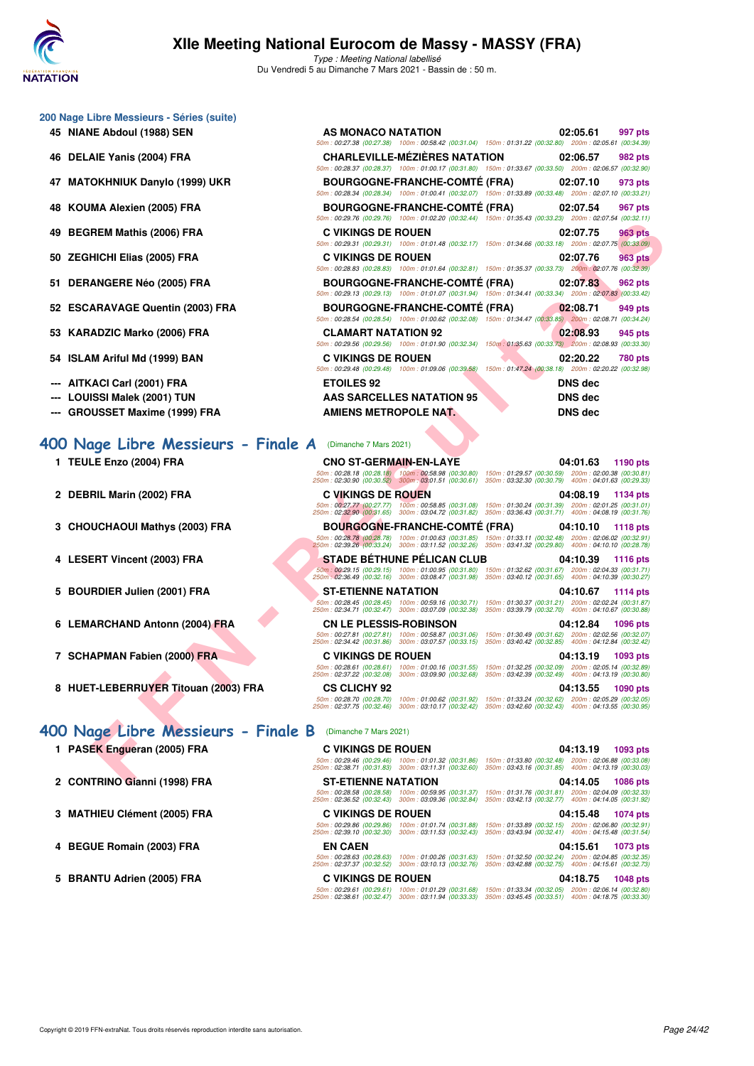# XIIe Meeting National Eurocom de Massy - MASSY (FRA)

*Type : Meeting National labellisé*

Du Vendredi 5 au Dimanche 7 Mars 2021 - Bassin de : 50 m.

## 200 Nage Libre Messieurs - Séries (suite)

| Rg | Nom | Club | Temps | Points |
|---|---|---|---|---|
| 45 | NIANE Abdoul (1988) SEN | AS MONACO NATATION | 02:05.61 | 997 pts |
| | | 50m : 00:27.38 (00:27.38) 100m : 00:58.42 (00:31.04) 150m : 01:31.22 (00:32.80) 200m : 02:05.61 (00:34.39) | | |
| 46 | DELAIE Yanis (2004) FRA | CHARLEVILLE-MÉZIÈRES NATATION | 02:06.57 | 982 pts |
| | | 50m : 00:28.37 (00:28.37) 100m : 01:00.17 (00:31.80) 150m : 01:33.67 (00:33.50) 200m : 02:06.57 (00:32.90) | | |
| 47 | MATOKHNIUK Danylo (1999) UKR | BOURGOGNE-FRANCHE-COMTÉ (FRA) | 02:07.10 | 973 pts |
| | | 50m : 00:28.34 (00:28.34) 100m : 01:00.41 (00:32.07) 150m : 01:33.89 (00:33.48) 200m : 02:07.10 (00:33.21) | | |
| 48 | KOUMA Alexien (2005) FRA | BOURGOGNE-FRANCHE-COMTÉ (FRA) | 02:07.54 | 967 pts |
| | | 50m : 00:29.76 (00:29.76) 100m : 01:02.20 (00:32.44) 150m : 01:35.43 (00:33.23) 200m : 02:07.54 (00:32.11) | | |
| 49 | BEGREM Mathis (2006) FRA | C VIKINGS DE ROUEN | 02:07.75 | 963 pts |
| | | 50m : 00:29.31 (00:29.31) 100m : 01:01.48 (00:32.17) 150m : 01:34.66 (00:33.18) 200m : 02:07.75 (00:33.09) | | |
| 50 | ZEGHICHI Elias (2005) FRA | C VIKINGS DE ROUEN | 02:07.76 | 963 pts |
| | | 50m : 00:28.83 (00:28.83) 100m : 01:01.64 (00:32.81) 150m : 01:35.37 (00:33.73) 200m : 02:07.76 (00:32.39) | | |
| 51 | DERANGERE Néo (2005) FRA | BOURGOGNE-FRANCHE-COMTÉ (FRA) | 02:07.83 | 962 pts |
| | | 50m : 00:29.13 (00:29.13) 100m : 01:01.07 (00:31.94) 150m : 01:34.41 (00:33.34) 200m : 02:07.83 (00:33.42) | | |
| 52 | ESCARAVAGE Quentin (2003) FRA | BOURGOGNE-FRANCHE-COMTÉ (FRA) | 02:08.71 | 949 pts |
| | | 50m : 00:28.54 (00:28.54) 100m : 01:00.62 (00:32.08) 150m : 01:34.47 (00:33.85) 200m : 02:08.71 (00:34.24) | | |
| 53 | KARADZIC Marko (2006) FRA | CLAMART NATATION 92 | 02:08.93 | 945 pts |
| | | 50m : 00:29.56 (00:29.56) 100m : 01:01.90 (00:32.34) 150m : 01:35.63 (00:33.73) 200m : 02:08.93 (00:33.30) | | |
| 54 | ISLAM Ariful Md (1999) BAN | C VIKINGS DE ROUEN | 02:20.22 | 780 pts |
| | | 50m : 00:29.48 (00:29.48) 100m : 01:09.06 (00:39.58) 150m : 01:47.24 (00:38.18) 200m : 02:20.22 (00:32.98) | | |
| --- | AITKACI Carl (2001) FRA | ETOILES 92 | DNS dec | |
| --- | LOUISSI Malek (2001) TUN | AAS SARCELLES NATATION 95 | DNS dec | |
| --- | GROUSSET Maxime (1999) FRA | AMIENS METROPOLE NAT. | DNS dec | |

## 400 Nage Libre Messieurs - Finale A (Dimanche 7 Mars 2021)

| Rg | Nom | Club | Temps | Points |
|---|---|---|---|---|
| 1 | TEULE Enzo (2004) FRA | CNO ST-GERMAIN-EN-LAYE | 04:01.63 | 1190 pts |
| | | 50m : 00:28.18 (00:28.18) 100m : 00:58.98 (00:30.80) 150m : 01:29.57 (00:30.59) 200m : 02:00.38 (00:30.81) 250m : 02:30.90 (00:30.52) 300m : 03:01.51 (00:30.61) 350m : 03:32.30 (00:30.79) 400m : 04:01.63 (00:29.33) | | |
| 2 | DEBRIL Marin (2002) FRA | C VIKINGS DE ROUEN | 04:08.19 | 1134 pts |
| | | 50m : 00:27.77 (00:27.77) 100m : 00:58.85 (00:31.08) 150m : 01:30.24 (00:31.39) 200m : 02:01.25 (00:31.01) 250m : 02:32.90 (00:31.65) 300m : 03:04.72 (00:31.82) 350m : 03:36.43 (00:31.71) 400m : 04:08.19 (00:31.76) | | |
| 3 | CHOUCHAOUI Mathys (2003) FRA | BOURGOGNE-FRANCHE-COMTÉ (FRA) | 04:10.10 | 1118 pts |
| | | 50m : 00:28.78 (00:28.78) 100m : 01:00.63 (00:31.85) 150m : 01:33.11 (00:32.48) 200m : 02:06.02 (00:32.91) 250m : 02:39.26 (00:33.24) 300m : 03:11.52 (00:32.26) 350m : 03:41.32 (00:29.80) 400m : 04:10.10 (00:28.78) | | |
| 4 | LESERT Vincent (2003) FRA | STADE BÉTHUNE PÉLICAN CLUB | 04:10.39 | 1116 pts |
| | | 50m : 00:29.15 (00:29.15) 100m : 01:00.95 (00:31.80) 150m : 01:32.62 (00:31.67) 200m : 02:04.33 (00:31.71) 250m : 02:36.49 (00:32.16) 300m : 03:08.47 (00:31.98) 350m : 03:40.12 (00:31.65) 400m : 04:10.39 (00:30.27) | | |
| 5 | BOURDIER Julien (2001) FRA | ST-ETIENNE NATATION | 04:10.67 | 1114 pts |
| | | 50m : 00:28.45 (00:28.45) 100m : 00:59.16 (00:30.71) 150m : 01:30.37 (00:31.21) 200m : 02:02.24 (00:31.87) 250m : 02:34.71 (00:32.47) 300m : 03:07.09 (00:32.38) 350m : 03:39.79 (00:32.70) 400m : 04:10.67 (00:30.88) | | |
| 6 | LEMARCHAND Antonn (2004) FRA | CN LE PLESSIS-ROBINSON | 04:12.84 | 1096 pts |
| | | 50m : 00:27.81 (00:27.81) 100m : 00:58.87 (00:31.06) 150m : 01:30.49 (00:31.62) 200m : 02:02.56 (00:32.07) 250m : 02:34.42 (00:31.86) 300m : 03:07.57 (00:33.15) 350m : 03:40.42 (00:32.85) 400m : 04:12.84 (00:32.42) | | |
| 7 | SCHAPMAN Fabien (2000) FRA | C VIKINGS DE ROUEN | 04:13.19 | 1093 pts |
| | | 50m : 00:28.61 (00:28.61) 100m : 01:00.16 (00:31.55) 150m : 01:32.25 (00:32.09) 200m : 02:05.14 (00:32.89) 250m : 02:37.22 (00:32.08) 300m : 03:09.90 (00:32.68) 350m : 03:42.39 (00:32.49) 400m : 04:13.19 (00:30.80) | | |
| 8 | HUET-LEBERRUYER Titouan (2003) FRA | CS CLICHY 92 | 04:13.55 | 1090 pts |
| | | 50m : 00:28.70 (00:28.70) 100m : 01:00.62 (00:31.92) 150m : 01:33.24 (00:32.62) 200m : 02:05.29 (00:32.05) 250m : 02:37.75 (00:32.46) 300m : 03:10.17 (00:32.42) 350m : 03:42.60 (00:32.43) 400m : 04:13.55 (00:30.95) | | |

## 400 Nage Libre Messieurs - Finale B (Dimanche 7 Mars 2021)

| Rg | Nom | Club | Temps | Points |
|---|---|---|---|---|
| 1 | PASEK Engueran (2005) FRA | C VIKINGS DE ROUEN | 04:13.19 | 1093 pts |
| | | 50m : 00:29.46 (00:29.46) 100m : 01:01.32 (00:31.86) 150m : 01:33.80 (00:32.48) 200m : 02:06.88 (00:33.08) 250m : 02:38.71 (00:31.83) 300m : 03:11.31 (00:32.60) 350m : 03:43.16 (00:31.85) 400m : 04:13.19 (00:30.03) | | |
| 2 | CONTRINO Gianni (1998) FRA | ST-ETIENNE NATATION | 04:14.05 | 1086 pts |
| | | 50m : 00:28.58 (00:28.58) 100m : 00:59.95 (00:31.37) 150m : 01:31.76 (00:31.81) 200m : 02:04.09 (00:32.33) 250m : 02:36.52 (00:32.43) 300m : 03:09.36 (00:32.84) 350m : 03:42.13 (00:32.77) 400m : 04:14.05 (00:31.92) | | |
| 3 | MATHIEU Clément (2005) FRA | C VIKINGS DE ROUEN | 04:15.48 | 1074 pts |
| | | 50m : 00:29.86 (00:29.86) 100m : 01:01.74 (00:31.88) 150m : 01:33.89 (00:32.15) 200m : 02:06.80 (00:32.91) 250m : 02:39.10 (00:32.30) 300m : 03:11.53 (00:32.43) 350m : 03:43.94 (00:32.41) 400m : 04:15.48 (00:31.54) | | |
| 4 | BEGUE Romain (2003) FRA | EN CAEN | 04:15.61 | 1073 pts |
| | | 50m : 00:28.63 (00:28.63) 100m : 01:00.26 (00:31.63) 150m : 01:32.50 (00:32.24) 200m : 02:04.85 (00:32.35) 250m : 02:37.37 (00:32.52) 300m : 03:10.13 (00:32.76) 350m : 03:42.88 (00:32.75) 400m : 04:15.61 (00:32.73) | | |
| 5 | BRANTU Adrien (2005) FRA | C VIKINGS DE ROUEN | 04:18.75 | 1048 pts |
| | | 50m : 00:29.61 (00:29.61) 100m : 01:01.29 (00:31.68) 150m : 01:33.34 (00:32.05) 200m : 02:06.14 (00:32.80) 250m : 02:38.61 (00:32.47) 300m : 03:11.94 (00:33.33) 350m : 03:45.45 (00:33.51) 400m : 04:18.75 (00:33.30) | | |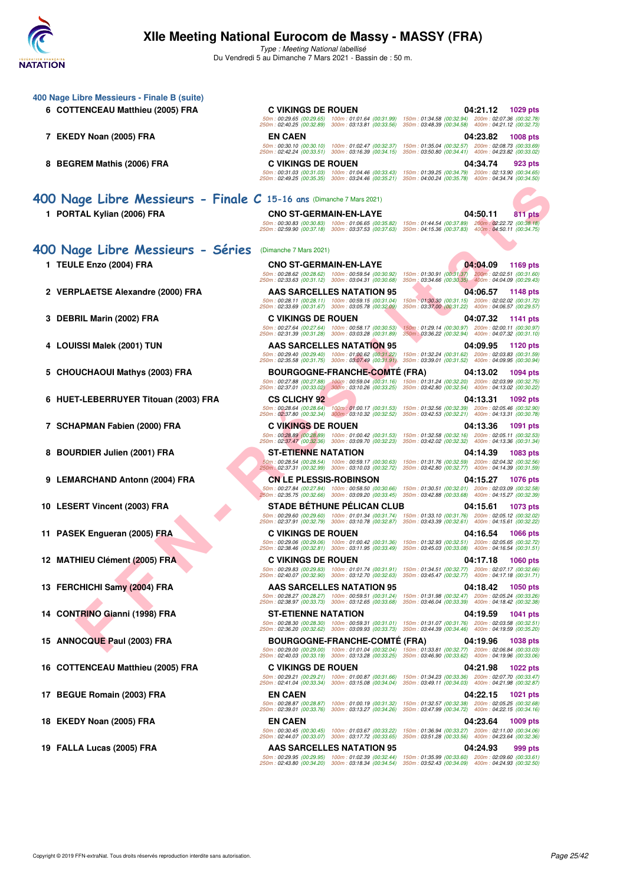# XIIe Meeting National Eurocom de Massy - MASSY (FRA)

*Type : Meeting National labellisé*

Du Vendredi 5 au Dimanche 7 Mars 2021 - Bassin de : 50 m.

### 400 Nage Libre Messieurs - Finale B (suite)

| Pl. | Nom | Club | Temps | Points |
|---|---|---|---|---|
| 6 | COTTENCEAU Matthieu (2005) FRA | C VIKINGS DE ROUEN | 04:21.12 | 1029 pts |
| | 50m : 00:29.65 (00:29.65) 100m : 01:01.64 (00:31.99) 150m : 01:34.58 (00:32.94) 200m : 02:07.36 (00:32.78) 250m : 02:40.25 (00:32.89) 300m : 03:13.81 (00:33.56) 350m : 03:48.39 (00:34.58) 400m : 04:21.12 (00:32.73) | | | |
| 7 | EKEDY Noan (2005) FRA | EN CAEN | 04:23.82 | 1008 pts |
| | 50m : 00:30.10 (00:30.10) 100m : 01:02.47 (00:32.37) 150m : 01:35.04 (00:32.57) 200m : 02:08.73 (00:33.69) 250m : 02:42.24 (00:33.51) 300m : 03:16.39 (00:34.15) 350m : 03:50.80 (00:34.41) 400m : 04:23.82 (00:33.02) | | | |
| 8 | BEGREM Mathis (2006) FRA | C VIKINGS DE ROUEN | 04:34.74 | 923 pts |
| | 50m : 00:31.03 (00:31.03) 100m : 01:04.46 (00:33.43) 150m : 01:39.25 (00:34.79) 200m : 02:13.90 (00:34.65) 250m : 02:49.25 (00:35.35) 300m : 03:24.46 (00:35.21) 350m : 04:00.24 (00:35.78) 400m : 04:34.74 (00:34.50) | | | |

## 400 Nage Libre Messieurs - Finale C 15-16 ans (Dimanche 7 Mars 2021)

| Pl. | Nom | Club | Temps | Points |
|---|---|---|---|---|
| 1 | PORTAL Kylian (2006) FRA | CNO ST-GERMAIN-EN-LAYE | 04:50.11 | 811 pts |
| | 50m : 00:30.83 (00:30.83) 100m : 01:06.65 (00:35.82) 150m : 01:44.54 (00:37.89) 200m : 02:22.72 (00:38.18) 250m : 02:59.90 (00:37.18) 300m : 03:37.53 (00:37.63) 350m : 04:15.36 (00:37.83) 400m : 04:50.11 (00:34.75) | | | |

## 400 Nage Libre Messieurs - Séries (Dimanche 7 Mars 2021)

| Pl. | Nom | Club | Temps | Points |
|---|---|---|---|---|
| 1 | TEULE Enzo (2004) FRA | CNO ST-GERMAIN-EN-LAYE | 04:04.09 | 1169 pts |
| | 50m : 00:28.62 (00:28.62) 100m : 00:59.54 (00:30.92) 150m : 01:30.91 (00:31.37) 200m : 02:02.51 (00:31.60) 250m : 02:33.63 (00:31.12) 300m : 03:04.31 (00:30.68) 350m : 03:34.66 (00:30.35) 400m : 04:04.09 (00:29.43) | | | |
| 2 | VERPLAETSE Alexandre (2000) FRA | AAS SARCELLES NATATION 95 | 04:06.57 | 1148 pts |
| | 50m : 00:28.11 (00:28.11) 100m : 00:59.15 (00:31.04) 150m : 01:30.30 (00:31.15) 200m : 02:02.02 (00:31.72) 250m : 02:33.69 (00:31.67) 300m : 03:05.78 (00:32.09) 350m : 03:37.00 (00:31.22) 400m : 04:06.57 (00:29.57) | | | |
| 3 | DEBRIL Marin (2002) FRA | C VIKINGS DE ROUEN | 04:07.32 | 1141 pts |
| | 50m : 00:27.64 (00:27.64) 100m : 00:58.17 (00:30.53) 150m : 01:29.14 (00:30.97) 200m : 02:00.11 (00:30.97) 250m : 02:31.39 (00:31.28) 300m : 03:03.28 (00:31.89) 350m : 03:36.22 (00:32.94) 400m : 04:07.32 (00:31.10) | | | |
| 4 | LOUISSI Malek (2001) TUN | AAS SARCELLES NATATION 95 | 04:09.95 | 1120 pts |
| | 50m : 00:29.40 (00:29.40) 100m : 01:00.62 (00:31.22) 150m : 01:32.24 (00:31.62) 200m : 02:03.83 (00:31.59) 250m : 02:35.58 (00:31.75) 300m : 03:07.49 (00:31.91) 350m : 03:39.01 (00:31.52) 400m : 04:09.95 (00:30.94) | | | |
| 5 | CHOUCHAOUI Mathys (2003) FRA | BOURGOGNE-FRANCHE-COMTÉ (FRA) | 04:13.02 | 1094 pts |
| | 50m : 00:27.88 (00:27.88) 100m : 00:59.04 (00:31.16) 150m : 01:31.24 (00:32.20) 200m : 02:03.99 (00:32.75) 250m : 02:37.01 (00:33.02) 300m : 03:10.26 (00:33.25) 350m : 03:42.80 (00:32.54) 400m : 04:13.02 (00:30.22) | | | |
| 6 | HUET-LEBERRUYER Titouan (2003) FRA | CS CLICHY 92 | 04:13.31 | 1092 pts |
| | 50m : 00:28.64 (00:28.64) 100m : 01:00.17 (00:31.53) 150m : 01:32.56 (00:32.39) 200m : 02:05.46 (00:32.90) 250m : 02:37.80 (00:32.34) 300m : 03:10.32 (00:32.52) 350m : 03:42.53 (00:32.21) 400m : 04:13.31 (00:30.78) | | | |
| 7 | SCHAPMAN Fabien (2000) FRA | C VIKINGS DE ROUEN | 04:13.36 | 1091 pts |
| | 50m : 00:28.89 (00:28.89) 100m : 01:00.42 (00:31.53) 150m : 01:32.58 (00:32.16) 200m : 02:05.11 (00:32.53) 250m : 02:37.47 (00:32.36) 300m : 03:09.70 (00:32.23) 350m : 03:42.02 (00:32.32) 400m : 04:13.36 (00:31.34) | | | |
| 8 | BOURDIER Julien (2001) FRA | ST-ETIENNE NATATION | 04:14.39 | 1083 pts |
| | 50m : 00:28.54 (00:28.54) 100m : 00:59.17 (00:30.63) 150m : 01:31.76 (00:32.59) 200m : 02:04.32 (00:32.56) 250m : 02:37.31 (00:32.99) 300m : 03:10.03 (00:32.72) 350m : 03:42.80 (00:32.77) 400m : 04:14.39 (00:31.59) | | | |
| 9 | LEMARCHAND Antonn (2004) FRA | CN LE PLESSIS-ROBINSON | 04:15.27 | 1076 pts |
| | 50m : 00:27.84 (00:27.84) 100m : 00:58.50 (00:30.66) 150m : 01:30.51 (00:32.01) 200m : 02:03.09 (00:32.58) 250m : 02:35.75 (00:32.66) 300m : 03:09.20 (00:33.45) 350m : 03:42.88 (00:33.68) 400m : 04:15.27 (00:32.39) | | | |
| 10 | LESERT Vincent (2003) FRA | STADE BÉTHUNE PÉLICAN CLUB | 04:15.61 | 1073 pts |
| | 50m : 00:29.60 (00:29.60) 100m : 01:01.34 (00:31.74) 150m : 01:33.10 (00:31.76) 200m : 02:05.12 (00:32.02) 250m : 02:37.91 (00:32.79) 300m : 03:10.78 (00:32.87) 350m : 03:43.39 (00:32.61) 400m : 04:15.61 (00:32.22) | | | |
| 11 | PASEK Engueran (2005) FRA | C VIKINGS DE ROUEN | 04:16.54 | 1066 pts |
| | 50m : 00:29.06 (00:29.06) 100m : 01:00.42 (00:31.36) 150m : 01:32.93 (00:32.51) 200m : 02:05.65 (00:32.72) 250m : 02:38.46 (00:32.81) 300m : 03:11.95 (00:33.49) 350m : 03:45.03 (00:33.08) 400m : 04:16.54 (00:31.51) | | | |
| 12 | MATHIEU Clément (2005) FRA | C VIKINGS DE ROUEN | 04:17.18 | 1060 pts |
| | 50m : 00:29.83 (00:29.83) 100m : 01:01.74 (00:31.91) 150m : 01:34.51 (00:32.77) 200m : 02:07.17 (00:32.66) 250m : 02:40.07 (00:32.90) 300m : 03:12.70 (00:32.63) 350m : 03:45.47 (00:32.77) 400m : 04:17.18 (00:31.71) | | | |
| 13 | FERCHICHI Samy (2004) FRA | AAS SARCELLES NATATION 95 | 04:18.42 | 1050 pts |
| | 50m : 00:28.27 (00:28.27) 100m : 00:59.51 (00:31.24) 150m : 01:31.98 (00:32.47) 200m : 02:05.24 (00:33.26) 250m : 02:38.97 (00:33.73) 300m : 03:12.65 (00:33.68) 350m : 03:46.04 (00:33.39) 400m : 04:18.42 (00:32.38) | | | |
| 14 | CONTRINO Gianni (1998) FRA | ST-ETIENNE NATATION | 04:19.59 | 1041 pts |
| | 50m : 00:28.30 (00:28.30) 100m : 00:59.31 (00:31.01) 150m : 01:31.07 (00:31.76) 200m : 02:03.58 (00:32.51) 250m : 02:36.20 (00:32.62) 300m : 03:09.93 (00:33.73) 350m : 03:44.39 (00:34.46) 400m : 04:19.59 (00:35.20) | | | |
| 15 | ANNOCQUE Paul (2003) FRA | BOURGOGNE-FRANCHE-COMTÉ (FRA) | 04:19.96 | 1038 pts |
| | 50m : 00:29.00 (00:29.00) 100m : 01:01.04 (00:32.04) 150m : 01:33.81 (00:32.77) 200m : 02:06.84 (00:33.03) 250m : 02:40.03 (00:33.19) 300m : 03:13.28 (00:33.25) 350m : 03:46.90 (00:33.62) 400m : 04:19.96 (00:33.06) | | | |
| 16 | COTTENCEAU Matthieu (2005) FRA | C VIKINGS DE ROUEN | 04:21.98 | 1022 pts |
| | 50m : 00:29.21 (00:29.21) 100m : 01:00.87 (00:31.66) 150m : 01:34.23 (00:33.36) 200m : 02:07.70 (00:33.47) 250m : 02:41.04 (00:33.34) 300m : 03:15.08 (00:34.04) 350m : 03:49.11 (00:34.03) 400m : 04:21.98 (00:32.87) | | | |
| 17 | BEGUE Romain (2003) FRA | EN CAEN | 04:22.15 | 1021 pts |
| | 50m : 00:28.87 (00:28.87) 100m : 01:00.19 (00:31.32) 150m : 01:32.57 (00:32.38) 200m : 02:05.25 (00:32.68) 250m : 02:39.01 (00:33.76) 300m : 03:13.27 (00:34.26) 350m : 03:47.99 (00:34.72) 400m : 04:22.15 (00:34.16) | | | |
| 18 | EKEDY Noan (2005) FRA | EN CAEN | 04:23.64 | 1009 pts |
| | 50m : 00:30.45 (00:30.45) 100m : 01:03.67 (00:33.22) 150m : 01:36.94 (00:33.27) 200m : 02:11.00 (00:34.06) 250m : 02:44.07 (00:33.07) 300m : 03:17.72 (00:33.65) 350m : 03:51.28 (00:33.56) 400m : 04:23.64 (00:32.36) | | | |
| 19 | FALLA Lucas (2005) FRA | AAS SARCELLES NATATION 95 | 04:24.93 | 999 pts |
| | 50m : 00:29.95 (00:29.95) 100m : 01:02.39 (00:32.44) 150m : 01:35.99 (00:33.60) 200m : 02:09.60 (00:33.61) 250m : 02:43.80 (00:34.20) 300m : 03:18.34 (00:34.54) 350m : 03:52.43 (00:34.09) 400m : 04:24.93 (00:32.50) | | | |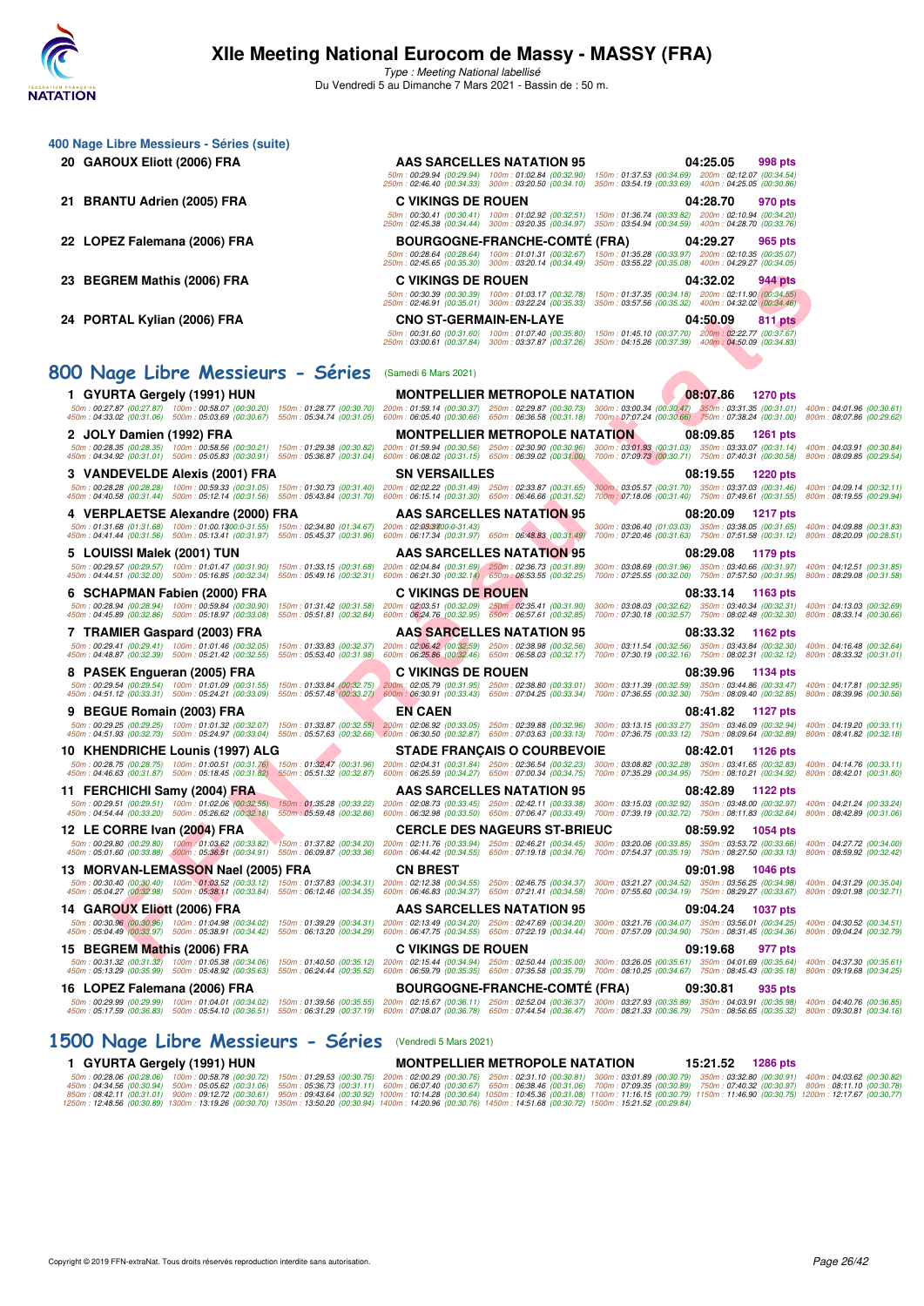# XIIe Meeting National Eurocom de Massy - MASSY (FRA)

*Type : Meeting National labellisé*

Du Vendredi 5 au Dimanche 7 Mars 2021 - Bassin de : 50 m.

### 400 Nage Libre Messieurs - Séries (suite)

**20 GAROUX Eliott (2006) FRA** — AAS SARCELLES NATATION 95 — 04:25.05 — 998 pts
50m : 00:29.94 (00:29.94) 100m : 01:02.84 (00:32.90) 150m : 01:37.53 (00:34.69) 200m : 02:12.07 (00:34.54) 250m : 02:46.40 (00:34.33) 300m : 03:20.50 (00:34.10) 350m : 03:54.19 (00:33.69) 400m : 04:25.05 (00:30.86)

**21 BRANTU Adrien (2005) FRA** — C VIKINGS DE ROUEN — 04:28.70 — 970 pts
50m : 00:30.41 (00:30.41) 100m : 01:02.92 (00:32.51) 150m : 01:36.74 (00:33.82) 200m : 02:10.94 (00:34.20) 250m : 02:45.38 (00:34.44) 300m : 03:20.35 (00:34.97) 350m : 03:54.94 (00:34.59) 400m : 04:28.70 (00:33.76)

**22 LOPEZ Falemana (2006) FRA** — BOURGOGNE-FRANCHE-COMTÉ (FRA) — 04:29.27 — 965 pts
50m : 00:28.64 (00:28.64) 100m : 01:01.31 (00:32.67) 150m : 01:35.28 (00:33.97) 200m : 02:10.35 (00:35.07) 250m : 02:45.65 (00:35.30) 300m : 03:20.14 (00:34.49) 350m : 03:55.22 (00:35.08) 400m : 04:29.27 (00:34.05)

**23 BEGREM Mathis (2006) FRA** — C VIKINGS DE ROUEN — 04:32.02 — 944 pts
50m : 00:30.39 (00:30.39) 100m : 01:03.17 (00:32.78) 150m : 01:37.35 (00:34.18) 200m : 02:11.90 (00:34.55) 250m : 02:46.91 (00:35.01) 300m : 03:22.24 (00:35.33) 350m : 03:57.56 (00:35.32) 400m : 04:32.02 (00:34.46)

**24 PORTAL Kylian (2006) FRA** — CNO ST-GERMAIN-EN-LAYE — 04:50.09 — 811 pts
50m : 00:31.60 (00:31.60) 100m : 01:07.40 (00:35.80) 150m : 01:45.10 (00:37.70) 200m : 02:22.77 (00:37.67) 250m : 03:00.61 (00:37.84) 300m : 03:37.87 (00:37.26) 350m : 04:15.26 (00:37.39) 400m : 04:50.09 (00:34.83)

## 800 Nage Libre Messieurs - Séries (Samedi 6 Mars 2021)

**1 GYURTA Gergely (1991) HUN** — MONTPELLIER METROPOLE NATATION — 08:07.86 — 1270 pts
50m : 00:27.87 (00:27.87) 100m : 00:58.07 (00:30.20) 150m : 01:28.77 (00:30.70) 200m : 01:59.14 (00:30.37) 250m : 02:29.87 (00:30.73) 300m : 03:00.34 (00:30.47) 350m : 03:31.35 (00:31.01) 400m : 04:01.96 (00:30.61) 450m : 04:33.02 (00:31.06) 500m : 05:03.69 (00:30.67) 550m : 05:34.74 (00:31.05) 600m : 06:05.40 (00:30.66) 650m : 06:36.58 (00:31.18) 700m : 07:07.24 (00:30.66) 750m : 07:38.24 (00:31.00) 800m : 08:07.86 (00:29.62)

**2 JOLY Damien (1992) FRA** — MONTPELLIER METROPOLE NATATION — 08:09.85 — 1261 pts
50m : 00:28.35 (00:28.35) 100m : 00:58.56 (00:30.21) 150m : 01:29.38 (00:30.82) 200m : 01:59.94 (00:30.56) 250m : 02:30.90 (00:30.96) 300m : 03:01.93 (00:31.03) 350m : 03:33.07 (00:31.14) 400m : 04:03.91 (00:30.84) 450m : 04:34.92 (00:31.01) 500m : 05:05.83 (00:30.91) 550m : 05:36.87 (00:31.04) 600m : 06:08.02 (00:31.15) 650m : 06:39.02 (00:31.00) 700m : 07:09.73 (00:30.71) 750m : 07:40.31 (00:30.58) 800m : 08:09.85 (00:29.54)

**3 VANDEVELDE Alexis (2001) FRA** — SN VERSAILLES — 08:19.55 — 1220 pts
50m : 00:28.28 (00:28.28) 100m : 00:59.33 (00:31.05) 150m : 01:30.73 (00:31.40) 200m : 02:02.22 (00:31.49) 250m : 02:33.87 (00:31.65) 300m : 03:05.57 (00:31.70) 350m : 03:37.03 (00:31.46) 400m : 04:09.14 (00:32.11) 450m : 04:40.58 (00:31.44) 500m : 05:12.14 (00:31.56) 550m : 05:43.84 (00:31.70) 600m : 06:15.14 (00:31.30) 650m : 06:46.66 (00:31.52) 700m : 07:18.06 (00:31.40) 750m : 07:49.61 (00:31.55) 800m : 08:19.55 (00:29.94)

**4 VERPLAETSE Alexandre (2000) FRA** — AAS SARCELLES NATATION 95 — 08:20.09 — 1217 pts
50m : 01:31.68 (01:31.68) 100m : 01:00.13 (00:-31.55) 150m : 02:34.80 (01:34.67) 200m : 02:03.37 (00:-31.43) 300m : 03:06.40 (01:03.03) 350m : 03:38.05 (00:31.65) 400m : 04:09.88 (00:31.83) 450m : 04:41.44 (00:31.56) 500m : 05:13.41 (00:31.97) 550m : 05:45.37 (00:31.96) 600m : 06:17.34 (00:31.97) 650m : 06:48.83 (00:31.49) 700m : 07:20.46 (00:31.63) 750m : 07:51.58 (00:31.12) 800m : 08:20.09 (00:28.51)

**5 LOUISSI Malek (2001) TUN** — AAS SARCELLES NATATION 95 — 08:29.08 — 1179 pts
50m : 00:29.57 (00:29.57) 100m : 01:01.47 (00:31.90) 150m : 01:33.15 (00:31.68) 200m : 02:04.84 (00:31.69) 250m : 02:36.73 (00:31.89) 300m : 03:08.69 (00:31.96) 350m : 03:40.66 (00:31.97) 400m : 04:12.51 (00:31.85) 450m : 04:44.51 (00:32.00) 500m : 05:16.85 (00:32.34) 550m : 05:49.16 (00:32.31) 600m : 06:21.30 (00:32.14) 650m : 06:53.55 (00:32.25) 700m : 07:25.55 (00:32.00) 750m : 07:57.50 (00:31.95) 800m : 08:29.08 (00:31.58)

**6 SCHAPMAN Fabien (2000) FRA** — C VIKINGS DE ROUEN — 08:33.14 — 1163 pts
50m : 00:28.94 (00:28.94) 100m : 00:59.84 (00:30.90) 150m : 01:31.42 (00:31.58) 200m : 02:03.51 (00:32.09) 250m : 02:35.41 (00:31.90) 300m : 03:08.03 (00:32.62) 350m : 03:40.34 (00:32.31) 400m : 04:13.03 (00:32.69) 450m : 04:45.89 (00:32.86) 500m : 05:18.97 (00:33.08) 550m : 05:51.81 (00:32.84) 600m : 06:24.76 (00:32.95) 650m : 06:57.61 (00:32.85) 700m : 07:30.18 (00:32.57) 750m : 08:02.48 (00:32.30) 800m : 08:33.14 (00:30.66)

**7 TRAMIER Gaspard (2003) FRA** — AAS SARCELLES NATATION 95 — 08:33.32 — 1162 pts
50m : 00:29.41 (00:29.41) 100m : 01:01.46 (00:32.05) 150m : 01:33.83 (00:32.37) 200m : 02:06.42 (00:32.59) 250m : 02:38.98 (00:32.56) 300m : 03:11.54 (00:32.56) 350m : 03:43.84 (00:32.30) 400m : 04:16.48 (00:32.64) 450m : 04:48.87 (00:32.39) 500m : 05:21.42 (00:32.55) 550m : 05:53.40 (00:31.98) 600m : 06:25.86 (00:32.46) 650m : 06:58.03 (00:32.17) 700m : 07:30.19 (00:32.16) 750m : 08:02.31 (00:32.12) 800m : 08:33.32 (00:31.01)

**8 PASEK Engueran (2005) FRA** — C VIKINGS DE ROUEN — 08:39.96 — 1134 pts
50m : 00:29.54 (00:29.54) 100m : 01:01.09 (00:31.55) 150m : 01:33.84 (00:32.75) 200m : 02:05.79 (00:31.95) 250m : 02:38.80 (00:33.01) 300m : 03:11.39 (00:32.59) 350m : 03:44.86 (00:33.47) 400m : 04:17.81 (00:32.95) 450m : 04:51.12 (00:33.31) 500m : 05:24.21 (00:33.09) 550m : 05:57.48 (00:33.27) 600m : 06:30.91 (00:33.43) 650m : 07:04.25 (00:33.34) 700m : 07:36.55 (00:32.30) 750m : 08:09.40 (00:32.85) 800m : 08:39.96 (00:30.56)

**9 BEGUE Romain (2003) FRA** — EN CAEN — 08:41.82 — 1127 pts
50m : 00:29.25 (00:29.25) 100m : 01:01.32 (00:32.07) 150m : 01:33.87 (00:32.55) 200m : 02:06.92 (00:33.05) 250m : 02:39.88 (00:32.96) 300m : 03:13.15 (00:33.27) 350m : 03:46.09 (00:32.94) 400m : 04:19.20 (00:33.11) 450m : 04:51.93 (00:32.73) 500m : 05:24.97 (00:33.04) 550m : 05:57.63 (00:32.66) 600m : 06:30.50 (00:32.87) 650m : 07:03.63 (00:33.13) 700m : 07:36.75 (00:33.12) 750m : 08:09.64 (00:32.89) 800m : 08:41.82 (00:32.18)

**10 KHENDRICHE Lounis (1997) ALG** — STADE FRANÇAIS O COURBEVOIE — 08:42.01 — 1126 pts
50m : 00:28.75 (00:28.75) 100m : 01:00.51 (00:31.76) 150m : 01:32.47 (00:31.96) 200m : 02:04.31 (00:31.84) 250m : 02:36.54 (00:32.23) 300m : 03:08.82 (00:32.28) 350m : 03:41.65 (00:32.83) 400m : 04:14.76 (00:33.11) 450m : 04:46.63 (00:31.87) 500m : 05:18.45 (00:31.82) 550m : 05:51.32 (00:32.87) 600m : 06:25.59 (00:34.27) 650m : 07:00.34 (00:34.75) 700m : 07:35.29 (00:34.95) 750m : 08:10.21 (00:34.92) 800m : 08:42.01 (00:31.80)

**11 FERCHICHI Samy (2004) FRA** — AAS SARCELLES NATATION 95 — 08:42.89 — 1122 pts
50m : 00:29.51 (00:29.51) 100m : 01:02.06 (00:32.55) 150m : 01:35.28 (00:33.22) 200m : 02:08.73 (00:33.45) 250m : 02:42.11 (00:33.38) 300m : 03:15.03 (00:32.92) 350m : 03:48.00 (00:32.97) 400m : 04:21.24 (00:33.24) 450m : 04:54.44 (00:33.20) 500m : 05:26.62 (00:32.18) 550m : 05:59.48 (00:32.86) 600m : 06:32.98 (00:33.50) 650m : 07:06.47 (00:33.49) 700m : 07:39.19 (00:32.72) 750m : 08:11.83 (00:32.64) 800m : 08:42.89 (00:31.06)

**12 LE CORRE Ivan (2004) FRA** — CERCLE DES NAGEURS ST-BRIEUC — 08:59.92 — 1054 pts
50m : 00:29.80 (00:29.80) 100m : 01:03.62 (00:33.82) 150m : 01:37.82 (00:34.20) 200m : 02:11.76 (00:33.94) 250m : 02:46.21 (00:34.45) 300m : 03:20.06 (00:33.85) 350m : 03:53.72 (00:33.66) 400m : 04:27.72 (00:34.00) 450m : 05:01.60 (00:33.88) 500m : 05:36.51 (00:34.91) 550m : 06:09.87 (00:33.36) 600m : 06:44.42 (00:34.55) 650m : 07:19.18 (00:34.76) 700m : 07:54.37 (00:35.19) 750m : 08:27.50 (00:33.13) 800m : 08:59.92 (00:32.42)

**13 MORVAN-LEMASSON Nael (2005) FRA** — CN BREST — 09:01.98 — 1046 pts
50m : 00:30.40 (00:30.40) 100m : 01:03.52 (00:33.12) 150m : 01:37.83 (00:34.31) 200m : 02:12.38 (00:34.55) 250m : 02:46.75 (00:34.37) 300m : 03:21.27 (00:34.52) 350m : 03:56.25 (00:34.98) 400m : 04:31.29 (00:35.04) 450m : 05:04.27 (00:32.98) 500m : 05:38.11 (00:33.84) 550m : 06:12.46 (00:34.35) 600m : 06:46.83 (00:34.37) 650m : 07:21.41 (00:34.58) 700m : 07:55.60 (00:34.19) 750m : 08:29.27 (00:33.67) 800m : 09:01.98 (00:32.71)

**14 GAROUX Eliott (2006) FRA** — AAS SARCELLES NATATION 95 — 09:04.24 — 1037 pts
50m : 00:30.96 (00:30.96) 100m : 01:04.98 (00:34.02) 150m : 01:39.29 (00:34.31) 200m : 02:13.49 (00:34.20) 250m : 02:47.69 (00:34.20) 300m : 03:21.76 (00:34.07) 350m : 03:56.01 (00:34.25) 400m : 04:30.52 (00:34.51) 450m : 05:04.49 (00:33.97) 500m : 05:38.91 (00:34.42) 550m : 06:13.20 (00:34.29) 600m : 06:47.75 (00:34.55) 650m : 07:22.19 (00:34.44) 700m : 07:57.09 (00:34.90) 750m : 08:31.45 (00:34.36) 800m : 09:04.24 (00:32.79)

**15 BEGREM Mathis (2006) FRA** — C VIKINGS DE ROUEN — 09:19.68 — 977 pts
50m : 00:31.32 (00:31.32) 100m : 01:05.38 (00:34.06) 150m : 01:40.50 (00:35.12) 200m : 02:15.44 (00:34.94) 250m : 02:50.44 (00:35.00) 300m : 03:26.05 (00:35.61) 350m : 04:01.69 (00:35.64) 400m : 04:37.30 (00:35.61) 450m : 05:13.29 (00:35.99) 500m : 05:48.92 (00:35.63) 550m : 06:24.44 (00:35.52) 600m : 06:59.79 (00:35.35) 650m : 07:35.58 (00:35.79) 700m : 08:10.25 (00:34.67) 750m : 08:45.43 (00:35.18) 800m : 09:19.68 (00:34.25)

**16 LOPEZ Falemana (2006) FRA** — BOURGOGNE-FRANCHE-COMTÉ (FRA) — 09:30.81 — 935 pts
50m : 00:29.99 (00:29.99) 100m : 01:04.01 (00:34.02) 150m : 01:39.56 (00:35.55) 200m : 02:15.67 (00:36.11) 250m : 02:52.04 (00:36.37) 300m : 03:27.93 (00:35.89) 350m : 04:03.91 (00:35.98) 400m : 04:40.76 (00:36.85) 450m : 05:17.59 (00:36.83) 500m : 05:54.10 (00:36.51) 550m : 06:31.29 (00:37.19) 600m : 07:08.07 (00:36.78) 650m : 07:44.54 (00:36.47) 700m : 08:21.33 (00:36.79) 750m : 08:56.65 (00:35.32) 800m : 09:30.81 (00:34.16)

## 1500 Nage Libre Messieurs - Séries (Vendredi 5 Mars 2021)

**1 GYURTA Gergely (1991) HUN** — MONTPELLIER METROPOLE NATATION — 15:21.52 — 1286 pts
50m : 00:28.06 (00:28.06) 100m : 00:58.78 (00:30.72) 150m : 01:29.53 (00:30.75) 200m : 02:00.29 (00:30.76) 250m : 02:31.10 (00:30.81) 300m : 03:01.89 (00:30.79) 350m : 03:32.80 (00:30.91) 400m : 04:03.62 (00:30.82) 450m : 04:34.56 (00:30.94) 500m : 05:05.62 (00:31.06) 550m : 05:36.73 (00:31.11) 600m : 06:07.40 (00:30.67) 650m : 06:38.46 (00:31.06) 700m : 07:09.35 (00:30.89) 750m : 07:40.32 (00:30.97) 800m : 08:11.10 (00:30.78) 850m : 08:42.11 (00:31.01) 900m : 09:12.72 (00:30.61) 950m : 09:43.64 (00:30.92) 1000m : 10:14.28 (00:30.64) 1050m : 10:45.36 (00:31.08) 1100m : 11:16.15 (00:30.79) 1150m : 11:46.90 (00:30.75) 1200m : 12:17.67 (00:30.77) 1250m : 12:48.56 (00:30.89) 1300m : 13:19.26 (00:30.70) 1350m : 13:50.20 (00:30.94) 1400m : 14:20.96 (00:30.76) 1450m : 14:51.68 (00:30.72) 1500m : 15:21.52 (00:29.84)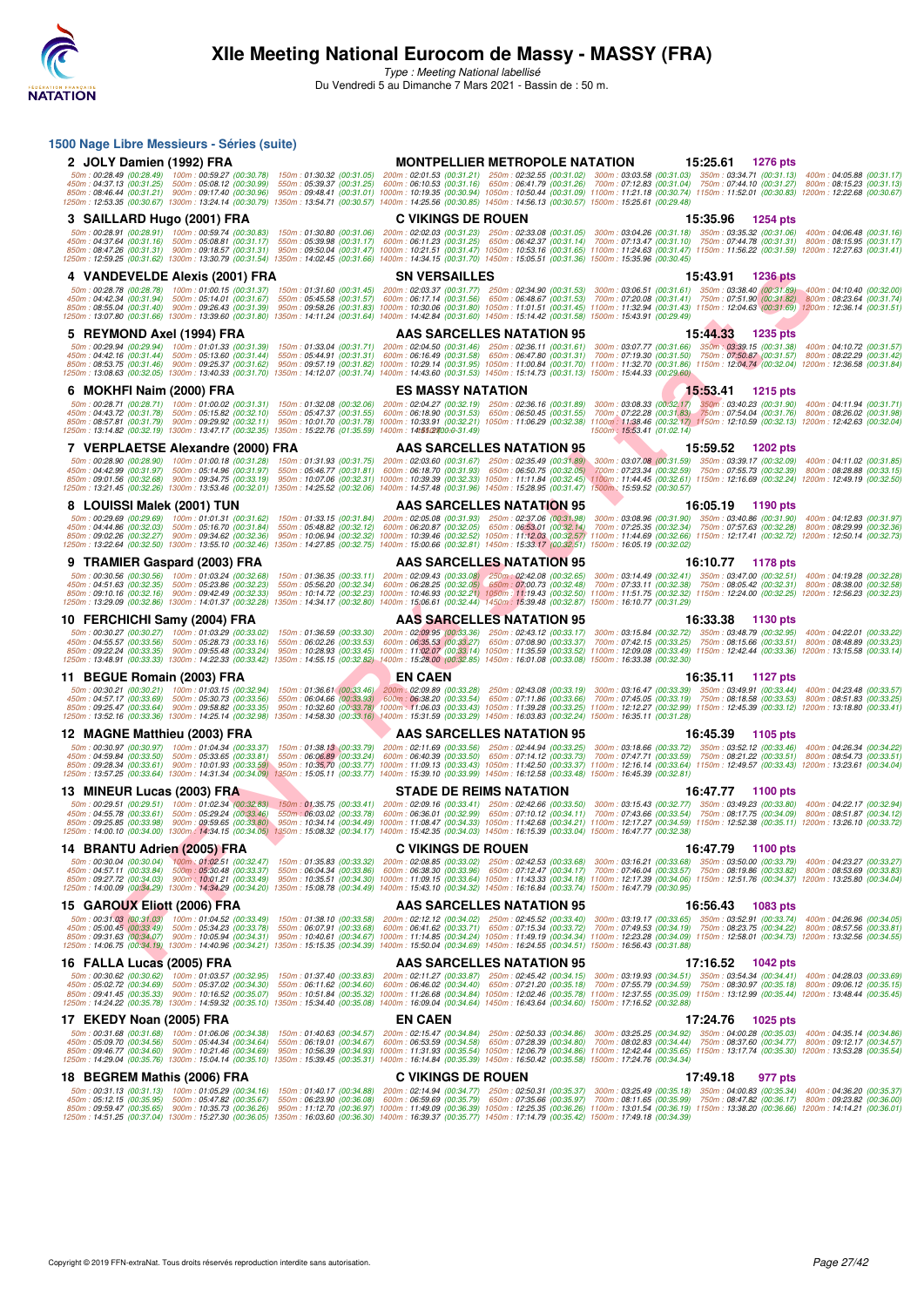# XIIe Meeting National Eurocom de Massy - MASSY (FRA)

*Type : Meeting National labellisé*

Du Vendredi 5 au Dimanche 7 Mars 2021 - Bassin de : 50 m.

## 1500 Nage Libre Messieurs - Séries (suite)

**2 JOLY Damien (1992) FRA** — MONTPELLIER METROPOLE NATATION — 15:25.61 — 1276 pts

50m : 00:28.49 (00:28.49) 100m : 00:59.27 (00:30.78) 150m : 01:30.32 (00:31.05) 200m : 02:01.53 (00:31.21) 250m : 02:32.55 (00:31.02) 300m : 03:03.58 (00:31.03) 350m : 03:34.71 (00:31.13) 400m : 04:05.88 (00:31.17)
450m : 04:37.13 (00:31.25) 500m : 05:08.12 (00:30.99) 550m : 05:39.37 (00:31.25) 600m : 06:10.53 (00:31.16) 650m : 06:41.79 (00:31.26) 700m : 07:12.83 (00:31.04) 750m : 07:44.10 (00:31.27) 800m : 08:15.23 (00:31.13)
850m : 08:46.44 (00:31.21) 900m : 09:17.40 (00:30.96) 950m : 09:48.41 (00:31.01) 1000m : 10:19.35 (00:30.94) 1050m : 10:50.44 (00:31.09) 1100m : 11:21.18 (00:30.74) 1150m : 11:52.01 (00:30.83) 1200m : 12:22.68 (00:30.67)
1250m : 12:53.35 (00:30.67) 1300m : 13:24.14 (00:30.79) 1350m : 13:54.71 (00:30.57) 1400m : 14:25.56 (00:30.85) 1450m : 14:56.13 (00:30.57) 1500m : 15:25.61 (00:29.48)

**3 SAILLARD Hugo (2001) FRA** — C VIKINGS DE ROUEN — 15:35.96 — 1254 pts

50m : 00:28.91 (00:28.91) 100m : 00:59.74 (00:30.83) 150m : 01:30.80 (00:31.06) 200m : 02:02.03 (00:31.23) 250m : 02:33.08 (00:31.05) 300m : 03:04.26 (00:31.18) 350m : 03:35.32 (00:31.06) 400m : 04:06.48 (00:31.16)
450m : 04:37.64 (00:31.16) 500m : 05:08.81 (00:31.17) 550m : 05:39.98 (00:31.17) 600m : 06:11.23 (00:31.25) 650m : 06:42.37 (00:31.14) 700m : 07:13.47 (00:31.10) 750m : 07:44.78 (00:31.31) 800m : 08:15.95 (00:31.17)
850m : 08:47.26 (00:31.31) 900m : 09:18.57 (00:31.31) 950m : 09:50.04 (00:31.47) 1000m : 10:21.51 (00:31.47) 1050m : 10:53.16 (00:31.65) 1100m : 11:24.63 (00:31.47) 1150m : 11:56.22 (00:31.59) 1200m : 12:27.63 (00:31.41)
1250m : 12:59.25 (00:31.62) 1300m : 13:30.79 (00:31.54) 1350m : 14:02.45 (00:31.66) 1400m : 14:34.15 (00:31.70) 1450m : 15:05.51 (00:31.36) 1500m : 15:35.96 (00:30.45)

**4 VANDEVELDE Alexis (2001) FRA** — SN VERSAILLES — 15:43.91 — 1236 pts

50m : 00:28.78 (00:28.78) 100m : 01:00.15 (00:31.37) 150m : 01:31.60 (00:31.45) 200m : 02:03.37 (00:31.77) 250m : 02:34.90 (00:31.53) 300m : 03:06.51 (00:31.61) 350m : 03:38.40 (00:31.89) 400m : 04:10.40 (00:32.00)
450m : 04:42.34 (00:31.94) 500m : 05:14.01 (00:31.67) 550m : 05:45.58 (00:31.57) 600m : 06:17.14 (00:31.56) 650m : 06:48.67 (00:31.53) 700m : 07:20.08 (00:31.41) 750m : 07:51.90 (00:31.82) 800m : 08:23.64 (00:31.74)
850m : 08:55.04 (00:31.40) 900m : 09:26.43 (00:31.39) 950m : 09:58.26 (00:31.83) 1000m : 10:30.06 (00:31.80) 1050m : 11:01.51 (00:31.45) 1100m : 11:32.94 (00:31.43) 1150m : 12:04.63 (00:31.69) 1200m : 12:36.14 (00:31.51)
1250m : 13:07.80 (00:31.66) 1300m : 13:39.60 (00:31.80) 1350m : 14:11.24 (00:31.64) 1400m : 14:42.84 (00:31.60) 1450m : 15:14.42 (00:31.58) 1500m : 15:43.91 (00:29.49)

**5 REYMOND Axel (1994) FRA** — AAS SARCELLES NATATION 95 — 15:44.33 — 1235 pts

50m : 00:29.94 (00:29.94) 100m : 01:01.33 (00:31.39) 150m : 01:33.04 (00:31.71) 200m : 02:04.50 (00:31.46) 250m : 02:36.11 (00:31.61) 300m : 03:07.77 (00:31.66) 350m : 03:39.15 (00:31.38) 400m : 04:10.72 (00:31.57)
450m : 04:42.16 (00:31.44) 500m : 05:13.60 (00:31.44) 550m : 05:44.91 (00:31.31) 600m : 06:16.49 (00:31.58) 650m : 06:47.80 (00:31.31) 700m : 07:19.30 (00:31.50) 750m : 07:50.87 (00:31.57) 800m : 08:22.29 (00:31.42)
850m : 08:53.75 (00:31.46) 900m : 09:25.37 (00:31.62) 950m : 09:57.19 (00:31.82) 1000m : 10:29.14 (00:31.95) 1050m : 11:00.84 (00:31.70) 1100m : 11:32.70 (00:31.86) 1150m : 12:04.74 (00:32.04) 1200m : 12:36.58 (00:31.84)
1250m : 13:08.63 (00:32.05) 1300m : 13:40.33 (00:31.70) 1350m : 14:12.07 (00:31.74) 1400m : 14:43.60 (00:31.53) 1450m : 15:14.73 (00:31.13) 1500m : 15:44.33 (00:29.60)

**6 MOKHFI Naim (2000) FRA** — ES MASSY NATATION — 15:53.41 — 1215 pts

50m : 00:28.71 (00:28.71) 100m : 01:00.02 (00:31.31) 150m : 01:32.08 (00:32.06) 200m : 02:04.27 (00:32.19) 250m : 02:36.16 (00:31.89) 300m : 03:08.33 (00:32.17) 350m : 03:40.23 (00:31.90) 400m : 04:11.94 (00:31.71)
450m : 04:43.72 (00:31.78) 500m : 05:15.82 (00:32.10) 550m : 05:47.37 (00:31.55) 600m : 06:18.90 (00:31.53) 650m : 06:50.45 (00:31.55) 700m : 07:22.28 (00:31.83) 750m : 07:54.04 (00:31.76) 800m : 08:26.02 (00:31.98)
850m : 08:57.81 (00:31.79) 900m : 09:29.92 (00:32.11) 950m : 10:01.70 (00:31.78) 1000m : 10:33.91 (00:32.21) 1050m : 11:06.29 (00:32.38) 1100m : 11:38.46 (00:32.17) 1150m : 12:10.59 (00:32.13) 1200m : 12:42.63 (00:32.04)
1250m : 13:14.82 (00:32.19) 1300m : 13:47.17 (00:32.35) 1350m : 15:22.76 (01:35.59) 1400m : 14:51.27 (00:-31.49) 1500m : 15:53.41 (01:02.14)

**7 VERPLAETSE Alexandre (2000) FRA** — AAS SARCELLES NATATION 95 — 15:59.52 — 1202 pts

50m : 00:28.90 (00:28.90) 100m : 01:00.18 (00:31.28) 150m : 01:31.93 (00:31.75) 200m : 02:03.60 (00:31.67) 250m : 02:35.49 (00:31.89) 300m : 03:07.08 (00:31.59) 350m : 03:39.17 (00:32.09) 400m : 04:11.02 (00:31.85)
450m : 04:42.99 (00:31.97) 500m : 05:14.96 (00:31.97) 550m : 05:46.77 (00:31.81) 600m : 06:18.70 (00:31.93) 650m : 06:50.75 (00:32.05) 700m : 07:23.34 (00:32.59) 750m : 07:55.73 (00:32.39) 800m : 08:28.88 (00:33.15)
850m : 09:01.56 (00:32.68) 900m : 09:34.75 (00:33.19) 950m : 10:07.06 (00:32.31) 1000m : 10:39.39 (00:32.33) 1050m : 11:11.84 (00:32.45) 1100m : 11:44.45 (00:32.61) 1150m : 12:16.69 (00:32.24) 1200m : 12:49.19 (00:32.50)
1250m : 13:21.45 (00:32.26) 1300m : 13:53.46 (00:32.01) 1350m : 14:25.52 (00:32.06) 1400m : 14:57.48 (00:31.96) 1450m : 15:28.95 (00:31.47) 1500m : 15:59.52 (00:30.57)

**8 LOUISSI Malek (2001) TUN** — AAS SARCELLES NATATION 95 — 16:05.19 — 1190 pts

50m : 00:29.69 (00:29.69) 100m : 01:01.31 (00:31.62) 150m : 01:33.15 (00:31.84) 200m : 02:05.08 (00:31.93) 250m : 02:37.06 (00:31.98) 300m : 03:08.96 (00:31.90) 350m : 03:40.86 (00:31.90) 400m : 04:12.83 (00:31.97)
450m : 04:44.86 (00:32.03) 500m : 05:16.70 (00:31.84) 550m : 05:48.82 (00:32.12) 600m : 06:20.87 (00:32.05) 650m : 06:53.01 (00:32.14) 700m : 07:25.35 (00:32.34) 750m : 07:57.63 (00:32.28) 800m : 08:29.99 (00:32.36)
850m : 09:02.26 (00:32.27) 900m : 09:34.62 (00:32.36) 950m : 10:06.94 (00:32.32) 1000m : 10:39.46 (00:32.52) 1050m : 11:12.03 (00:32.57) 1100m : 11:44.69 (00:32.66) 1150m : 12:17.41 (00:32.72) 1200m : 12:50.14 (00:32.73)
1250m : 13:22.64 (00:32.50) 1300m : 13:55.10 (00:32.46) 1350m : 14:27.85 (00:32.75) 1400m : 15:00.66 (00:32.81) 1450m : 15:33.17 (00:32.51) 1500m : 16:05.19 (00:32.02)

**9 TRAMIER Gaspard (2003) FRA** — AAS SARCELLES NATATION 95 — 16:10.77 — 1178 pts

50m : 00:30.56 (00:30.56) 100m : 01:03.24 (00:32.68) 150m : 01:36.35 (00:33.11) 200m : 02:09.43 (00:33.08) 250m : 02:42.08 (00:32.65) 300m : 03:14.49 (00:32.41) 350m : 03:47.00 (00:32.51) 400m : 04:19.28 (00:32.28)
450m : 04:51.63 (00:32.35) 500m : 05:23.86 (00:32.23) 550m : 05:56.20 (00:32.34) 600m : 06:28.25 (00:32.05) 650m : 07:00.73 (00:32.48) 700m : 07:33.11 (00:32.38) 750m : 08:05.42 (00:32.31) 800m : 08:38.00 (00:32.58)
850m : 09:10.16 (00:32.16) 900m : 09:42.49 (00:32.33) 950m : 10:14.72 (00:32.23) 1000m : 10:46.93 (00:32.21) 1050m : 11:19.43 (00:32.50) 1100m : 11:51.75 (00:32.32) 1150m : 12:24.00 (00:32.25) 1200m : 12:56.23 (00:32.23)
1250m : 13:29.09 (00:32.86) 1300m : 14:01.37 (00:32.28) 1350m : 14:34.17 (00:32.80) 1400m : 15:06.61 (00:32.44) 1450m : 15:39.48 (00:32.87) 1500m : 16:10.77 (00:31.29)

**10 FERCHICHI Samy (2004) FRA** — AAS SARCELLES NATATION 95 — 16:33.38 — 1130 pts

50m : 00:30.27 (00:30.27) 100m : 01:03.29 (00:33.02) 150m : 01:36.59 (00:33.30) 200m : 02:09.95 (00:33.36) 250m : 02:43.12 (00:33.17) 300m : 03:15.84 (00:32.72) 350m : 03:48.79 (00:32.95) 400m : 04:22.01 (00:33.22)
450m : 04:55.57 (00:33.56) 500m : 05:28.73 (00:33.16) 550m : 06:02.26 (00:33.53) 600m : 06:35.53 (00:33.27) 650m : 07:08.90 (00:33.37) 700m : 07:42.15 (00:33.25) 750m : 08:15.66 (00:33.51) 800m : 08:48.89 (00:33.23)
850m : 09:22.24 (00:33.35) 900m : 09:55.48 (00:33.24) 950m : 10:28.93 (00:33.45) 1000m : 11:02.07 (00:33.14) 1050m : 11:35.59 (00:33.52) 1100m : 12:09.08 (00:33.49) 1150m : 12:42.44 (00:33.36) 1200m : 13:15.58 (00:33.14)
1250m : 13:48.91 (00:33.33) 1300m : 14:22.33 (00:33.42) 1350m : 14:55.15 (00:32.82) 1400m : 15:28.00 (00:32.85) 1450m : 16:01.08 (00:33.08) 1500m : 16:33.38 (00:32.30)

**11 BEGUE Romain (2003) FRA** — EN CAEN — 16:35.11 — 1127 pts

50m : 00:30.21 (00:30.21) 100m : 01:03.15 (00:32.94) 150m : 01:36.61 (00:33.46) 200m : 02:09.89 (00:33.28) 250m : 02:43.08 (00:33.19) 300m : 03:16.47 (00:33.39) 350m : 03:49.91 (00:33.44) 400m : 04:23.48 (00:33.57)
450m : 04:57.17 (00:33.69) 500m : 05:30.73 (00:33.56) 550m : 06:04.66 (00:33.93) 600m : 06:38.20 (00:33.54) 650m : 07:11.86 (00:33.66) 700m : 07:45.05 (00:33.19) 750m : 08:18.58 (00:33.53) 800m : 08:51.83 (00:33.25)
850m : 09:25.47 (00:33.64) 900m : 09:58.82 (00:33.35) 950m : 10:32.60 (00:33.78) 1000m : 11:06.03 (00:33.43) 1050m : 11:39.28 (00:33.25) 1100m : 12:12.27 (00:32.99) 1150m : 12:45.39 (00:33.12) 1200m : 13:18.80 (00:33.41)
1250m : 13:52.16 (00:33.36) 1300m : 14:25.14 (00:32.98) 1350m : 14:58.30 (00:33.16) 1400m : 15:31.59 (00:33.29) 1450m : 16:03.83 (00:32.24) 1500m : 16:35.11 (00:31.28)

**12 MAGNE Matthieu (2003) FRA** — AAS SARCELLES NATATION 95 — 16:45.39 — 1105 pts

50m : 00:30.97 (00:30.97) 100m : 01:04.34 (00:33.37) 150m : 01:38.13 (00:33.79) 200m : 02:11.69 (00:33.56) 250m : 02:44.94 (00:33.25) 300m : 03:18.66 (00:33.72) 350m : 03:52.12 (00:33.46) 400m : 04:26.34 (00:34.22)
450m : 04:59.84 (00:33.50) 500m : 05:33.65 (00:33.81) 550m : 06:06.89 (00:33.24) 600m : 06:40.39 (00:33.50) 650m : 07:14.12 (00:33.73) 700m : 07:47.71 (00:33.59) 750m : 08:21.22 (00:33.51) 800m : 08:54.73 (00:33.51)
850m : 09:28.34 (00:33.61) 900m : 10:01.93 (00:33.59) 950m : 10:35.70 (00:33.77) 1000m : 11:09.13 (00:33.43) 1050m : 11:42.50 (00:33.37) 1100m : 12:16.14 (00:33.64) 1150m : 12:49.57 (00:33.43) 1200m : 13:23.61 (00:34.04)
1250m : 13:57.25 (00:33.64) 1300m : 14:31.34 (00:34.09) 1350m : 15:05.11 (00:33.77) 1400m : 15:39.10 (00:33.99) 1450m : 16:12.58 (00:33.48) 1500m : 16:45.39 (00:32.81)

**13 MINEUR Lucas (2003) FRA** — STADE DE REIMS NATATION — 16:47.77 — 1100 pts

50m : 00:29.51 (00:29.51) 100m : 01:02.34 (00:32.83) 150m : 01:35.75 (00:33.41) 200m : 02:09.16 (00:33.41) 250m : 02:42.66 (00:33.50) 300m : 03:15.43 (00:32.77) 350m : 03:49.23 (00:33.80) 400m : 04:22.17 (00:32.94)
450m : 04:55.78 (00:33.61) 500m : 05:29.24 (00:33.46) 550m : 06:03.02 (00:33.78) 600m : 06:36.01 (00:32.99) 650m : 07:10.12 (00:34.11) 700m : 07:43.66 (00:33.54) 750m : 08:17.75 (00:34.09) 800m : 08:51.87 (00:34.12)
850m : 09:25.85 (00:33.98) 900m : 09:59.65 (00:33.80) 950m : 10:34.14 (00:34.49) 1000m : 11:08.47 (00:34.33) 1050m : 11:42.68 (00:34.21) 1100m : 12:17.27 (00:34.59) 1150m : 12:52.38 (00:35.11) 1200m : 13:26.10 (00:33.72)
1250m : 14:00.10 (00:34.00) 1300m : 14:34.15 (00:34.05) 1350m : 15:08.32 (00:34.17) 1400m : 15:42.35 (00:34.03) 1450m : 16:15.39 (00:33.04) 1500m : 16:47.77 (00:32.38)

**14 BRANTU Adrien (2005) FRA** — C VIKINGS DE ROUEN — 16:47.79 — 1100 pts

50m : 00:30.04 (00:30.04) 100m : 01:02.51 (00:32.47) 150m : 01:35.83 (00:33.32) 200m : 02:08.85 (00:33.02) 250m : 02:42.53 (00:33.68) 300m : 03:16.21 (00:33.68) 350m : 03:50.00 (00:33.79) 400m : 04:23.27 (00:33.27)
450m : 04:57.11 (00:33.84) 500m : 05:30.48 (00:33.37) 550m : 06:04.34 (00:33.86) 600m : 06:38.30 (00:33.96) 650m : 07:12.47 (00:34.17) 700m : 07:46.04 (00:33.57) 750m : 08:19.86 (00:33.82) 800m : 08:53.69 (00:33.83)
850m : 09:27.72 (00:34.03) 900m : 10:01.21 (00:33.49) 950m : 10:35.51 (00:34.30) 1000m : 11:09.15 (00:33.64) 1050m : 11:43.33 (00:34.18) 1100m : 12:17.39 (00:34.06) 1150m : 12:51.76 (00:34.37) 1200m : 13:25.80 (00:34.04)
1250m : 14:00.09 (00:34.29) 1300m : 14:34.29 (00:34.20) 1350m : 15:08.78 (00:34.49) 1400m : 15:43.10 (00:34.32) 1450m : 16:16.84 (00:33.74) 1500m : 16:47.79 (00:30.95)

**15 GAROUX Eliott (2006) FRA** — AAS SARCELLES NATATION 95 — 16:56.43 — 1083 pts

50m : 00:31.03 (00:31.03) 100m : 01:04.52 (00:33.49) 150m : 01:38.10 (00:33.58) 200m : 02:12.12 (00:34.02) 250m : 02:45.52 (00:33.40) 300m : 03:19.17 (00:33.65) 350m : 03:52.91 (00:33.74) 400m : 04:26.96 (00:34.05)
450m : 05:00.45 (00:33.49) 500m : 05:34.23 (00:33.78) 550m : 06:07.91 (00:33.68) 600m : 06:41.62 (00:33.71) 650m : 07:15.34 (00:33.72) 700m : 07:49.53 (00:34.19) 750m : 08:23.75 (00:34.22) 800m : 08:57.56 (00:33.81)
850m : 09:31.63 (00:34.07) 900m : 10:05.94 (00:34.31) 950m : 10:40.61 (00:34.67) 1000m : 11:14.85 (00:34.24) 1050m : 11:49.19 (00:34.34) 1100m : 12:23.28 (00:34.09) 1150m : 12:58.01 (00:34.73) 1200m : 13:32.56 (00:34.55)
1250m : 14:06.75 (00:34.19) 1300m : 14:40.96 (00:34.21) 1350m : 15:15.35 (00:34.39) 1400m : 15:50.04 (00:34.69) 1450m : 16:24.55 (00:34.51) 1500m : 16:56.43 (00:31.88)

**16 FALLA Lucas (2005) FRA** — AAS SARCELLES NATATION 95 — 17:16.52 — 1042 pts

50m : 00:30.62 (00:30.62) 100m : 01:03.57 (00:32.95) 150m : 01:37.40 (00:33.83) 200m : 02:11.27 (00:33.87) 250m : 02:45.42 (00:34.15) 300m : 03:19.93 (00:34.51) 350m : 03:54.34 (00:34.41) 400m : 04:28.03 (00:33.69)
450m : 05:02.72 (00:34.69) 500m : 05:37.02 (00:34.30) 550m : 06:11.62 (00:34.60) 600m : 06:46.02 (00:34.40) 650m : 07:21.20 (00:35.18) 700m : 07:55.79 (00:34.59) 750m : 08:30.97 (00:35.18) 800m : 09:06.12 (00:35.15)
850m : 09:41.45 (00:35.33) 900m : 10:16.52 (00:35.07) 950m : 10:51.84 (00:35.32) 1000m : 11:26.68 (00:34.84) 1050m : 12:02.46 (00:35.78) 1100m : 12:37.55 (00:35.09) 1150m : 13:12.99 (00:35.44) 1200m : 13:48.44 (00:35.45)
1250m : 14:24.22 (00:35.78) 1300m : 14:59.32 (00:35.10) 1350m : 15:34.40 (00:35.08) 1400m : 16:09.04 (00:34.64) 1450m : 16:43.64 (00:34.60) 1500m : 17:16.52 (00:32.88)

**17 EKEDY Noan (2005) FRA** — EN CAEN — 17:24.76 — 1025 pts

50m : 00:31.68 (00:31.68) 100m : 01:06.06 (00:34.38) 150m : 01:40.63 (00:34.57) 200m : 02:15.47 (00:34.84) 250m : 02:50.33 (00:34.86) 300m : 03:25.25 (00:34.92) 350m : 04:00.28 (00:35.03) 400m : 04:35.14 (00:34.86)
450m : 05:09.70 (00:34.56) 500m : 05:44.34 (00:34.64) 550m : 06:19.01 (00:34.67) 600m : 06:53.59 (00:34.58) 650m : 07:28.39 (00:34.80) 700m : 08:02.83 (00:34.44) 750m : 08:37.60 (00:34.77) 800m : 09:12.17 (00:34.57)
850m : 09:46.77 (00:34.60) 900m : 10:21.46 (00:34.69) 950m : 10:56.39 (00:34.93) 1000m : 11:31.93 (00:35.54) 1050m : 12:06.79 (00:34.86) 1100m : 12:42.44 (00:35.65) 1150m : 13:17.74 (00:35.30) 1200m : 13:53.28 (00:35.54)
1250m : 14:29.04 (00:35.76) 1300m : 15:04.14 (00:35.10) 1350m : 15:39.45 (00:35.31) 1400m : 16:14.84 (00:35.39) 1450m : 16:50.42 (00:35.58) 1500m : 17:24.76 (00:34.34)

**18 BEGREM Mathis (2006) FRA** — C VIKINGS DE ROUEN — 17:49.18 — 977 pts

50m : 00:31.13 (00:31.13) 100m : 01:05.29 (00:34.16) 150m : 01:40.17 (00:34.88) 200m : 02:14.94 (00:34.77) 250m : 02:50.31 (00:35.37) 300m : 03:25.49 (00:35.18) 350m : 04:00.83 (00:35.34) 400m : 04:36.20 (00:35.37)
450m : 05:12.15 (00:35.95) 500m : 05:47.82 (00:35.67) 550m : 06:23.90 (00:36.08) 600m : 06:59.69 (00:35.79) 650m : 07:35.66 (00:35.97) 700m : 08:11.65 (00:35.99) 750m : 08:47.82 (00:36.17) 800m : 09:23.82 (00:36.00)
850m : 09:59.47 (00:35.65) 900m : 10:35.73 (00:36.26) 950m : 11:12.70 (00:36.97) 1000m : 11:49.09 (00:36.39) 1050m : 12:25.35 (00:36.26) 1100m : 13:01.54 (00:36.19) 1150m : 13:38.20 (00:36.66) 1200m : 14:14.21 (00:36.01)
1250m : 14:51.25 (00:37.04) 1300m : 15:27.30 (00:36.05) 1350m : 16:03.60 (00:36.30) 1400m : 16:39.37 (00:35.77) 1450m : 17:14.79 (00:35.42) 1500m : 17:49.18 (00:34.39)

Copyright © 2019 FFN-extraNat. Tous droits réservés reproduction interdite sans autorisation.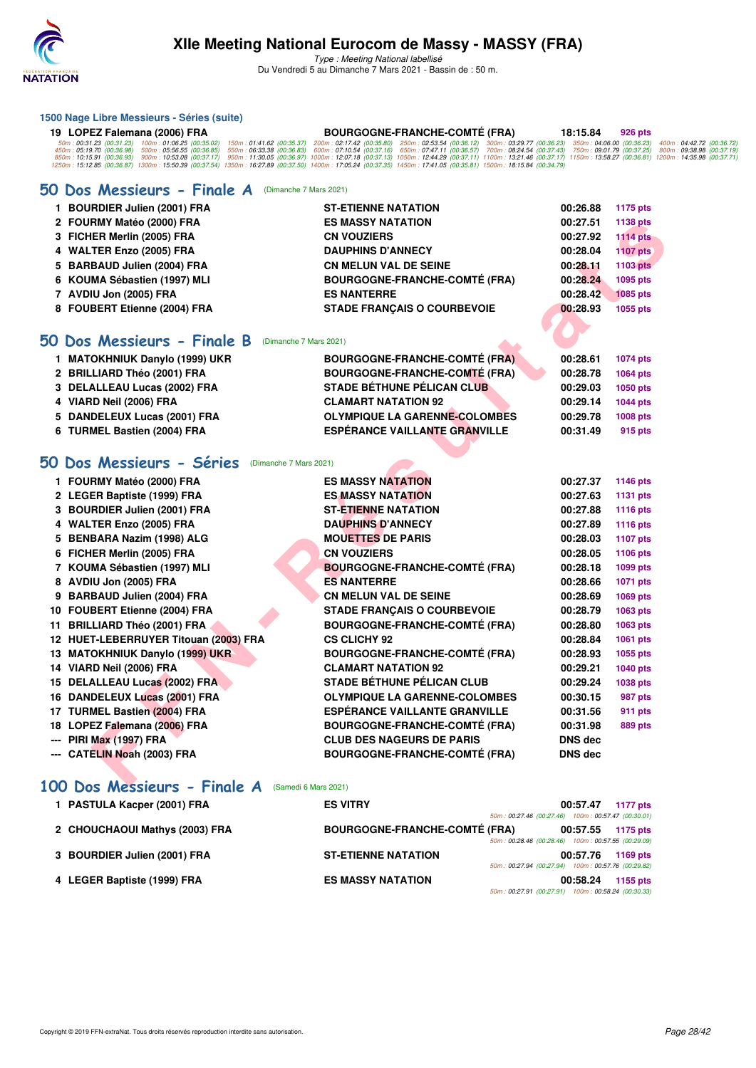# XIIe Meeting National Eurocom de Massy - MASSY (FRA)

*Type : Meeting National labellisé*

Du Vendredi 5 au Dimanche 7 Mars 2021 - Bassin de : 50 m.

### 1500 Nage Libre Messieurs - Séries (suite)

| | | | | |
|---|---|---|---|---|
| 19 | LOPEZ Falemana (2006) FRA | BOURGOGNE-FRANCHE-COMTÉ (FRA) | 18:15.84 | 926 pts |

50m : 00:31.23 (00:31.23) 100m : 01:06.25 (00:35.02) 150m : 01:41.62 (00:35.37) 200m : 02:17.42 (00:35.80) 250m : 02:53.54 (00:36.12) 300m : 03:29.77 (00:36.23) 350m : 04:06.00 (00:36.23) 400m : 04:42.72 (00:36.72) 450m : 05:19.70 (00:36.98) 500m : 05:56.55 (00:36.85) 550m : 06:33.38 (00:36.83) 600m : 07:10.54 (00:37.16) 650m : 07:47.11 (00:36.57) 700m : 08:24.54 (00:37.43) 750m : 09:01.79 (00:37.25) 800m : 09:38.98 (00:37.19) 850m : 10:15.91 (00:36.93) 900m : 10:53.08 (00:37.17) 950m : 11:30.05 (00:36.97) 1000m : 12:07.18 (00:37.13) 1050m : 12:44.29 (00:37.11) 1100m : 13:21.46 (00:37.17) 1150m : 13:58.27 (00:36.81) 1200m : 14:35.98 (00:37.71) 1250m : 15:12.85 (00:36.87) 1300m : 15:50.39 (00:37.54) 1350m : 16:27.89 (00:37.50) 1400m : 17:05.24 (00:37.35) 1450m : 17:41.05 (00:35.81) 1500m : 18:15.84 (00:34.79)

## 50 Dos Messieurs - Finale A (Dimanche 7 Mars 2021)

| Rang | Nom | Club | Temps | Points |
|---|---|---|---|---|
| 1 | BOURDIER Julien (2001) FRA | ST-ETIENNE NATATION | 00:26.88 | 1175 pts |
| 2 | FOURMY Matéo (2000) FRA | ES MASSY NATATION | 00:27.51 | 1138 pts |
| 3 | FICHER Merlin (2005) FRA | CN VOUZIERS | 00:27.92 | 1114 pts |
| 4 | WALTER Enzo (2005) FRA | DAUPHINS D'ANNECY | 00:28.04 | 1107 pts |
| 5 | BARBAUD Julien (2004) FRA | CN MELUN VAL DE SEINE | 00:28.11 | 1103 pts |
| 6 | KOUMA Sébastien (1997) MLI | BOURGOGNE-FRANCHE-COMTÉ (FRA) | 00:28.24 | 1095 pts |
| 7 | AVDIU Jon (2005) FRA | ES NANTERRE | 00:28.42 | 1085 pts |
| 8 | FOUBERT Etienne (2004) FRA | STADE FRANÇAIS O COURBEVOIE | 00:28.93 | 1055 pts |

## 50 Dos Messieurs - Finale B (Dimanche 7 Mars 2021)

| Rang | Nom | Club | Temps | Points |
|---|---|---|---|---|
| 1 | MATOKHNIUK Danylo (1999) UKR | BOURGOGNE-FRANCHE-COMTÉ (FRA) | 00:28.61 | 1074 pts |
| 2 | BRILLIARD Théo (2001) FRA | BOURGOGNE-FRANCHE-COMTÉ (FRA) | 00:28.78 | 1064 pts |
| 3 | DELALLEAU Lucas (2002) FRA | STADE BÉTHUNE PÉLICAN CLUB | 00:29.03 | 1050 pts |
| 4 | VIARD Neil (2006) FRA | CLAMART NATATION 92 | 00:29.14 | 1044 pts |
| 5 | DANDELEUX Lucas (2001) FRA | OLYMPIQUE LA GARENNE-COLOMBES | 00:29.78 | 1008 pts |
| 6 | TURMEL Bastien (2004) FRA | ESPÉRANCE VAILLANTE GRANVILLE | 00:31.49 | 915 pts |

## 50 Dos Messieurs - Séries (Dimanche 7 Mars 2021)

| Rang | Nom | Club | Temps | Points |
|---|---|---|---|---|
| 1 | FOURMY Matéo (2000) FRA | ES MASSY NATATION | 00:27.37 | 1146 pts |
| 2 | LEGER Baptiste (1999) FRA | ES MASSY NATATION | 00:27.63 | 1131 pts |
| 3 | BOURDIER Julien (2001) FRA | ST-ETIENNE NATATION | 00:27.88 | 1116 pts |
| 4 | WALTER Enzo (2005) FRA | DAUPHINS D'ANNECY | 00:27.89 | 1116 pts |
| 5 | BENBARA Nazim (1998) ALG | MOUETTES DE PARIS | 00:28.03 | 1107 pts |
| 6 | FICHER Merlin (2005) FRA | CN VOUZIERS | 00:28.05 | 1106 pts |
| 7 | KOUMA Sébastien (1997) MLI | BOURGOGNE-FRANCHE-COMTÉ (FRA) | 00:28.18 | 1099 pts |
| 8 | AVDIU Jon (2005) FRA | ES NANTERRE | 00:28.66 | 1071 pts |
| 9 | BARBAUD Julien (2004) FRA | CN MELUN VAL DE SEINE | 00:28.69 | 1069 pts |
| 10 | FOUBERT Etienne (2004) FRA | STADE FRANÇAIS O COURBEVOIE | 00:28.79 | 1063 pts |
| 11 | BRILLIARD Théo (2001) FRA | BOURGOGNE-FRANCHE-COMTÉ (FRA) | 00:28.80 | 1063 pts |
| 12 | HUET-LEBERRUYER Titouan (2003) FRA | CS CLICHY 92 | 00:28.84 | 1061 pts |
| 13 | MATOKHNIUK Danylo (1999) UKR | BOURGOGNE-FRANCHE-COMTÉ (FRA) | 00:28.93 | 1055 pts |
| 14 | VIARD Neil (2006) FRA | CLAMART NATATION 92 | 00:29.21 | 1040 pts |
| 15 | DELALLEAU Lucas (2002) FRA | STADE BÉTHUNE PÉLICAN CLUB | 00:29.24 | 1038 pts |
| 16 | DANDELEUX Lucas (2001) FRA | OLYMPIQUE LA GARENNE-COLOMBES | 00:30.15 | 987 pts |
| 17 | TURMEL Bastien (2004) FRA | ESPÉRANCE VAILLANTE GRANVILLE | 00:31.56 | 911 pts |
| 18 | LOPEZ Falemana (2006) FRA | BOURGOGNE-FRANCHE-COMTÉ (FRA) | 00:31.98 | 889 pts |
| --- | PIRI Max (1997) FRA | CLUB DES NAGEURS DE PARIS | DNS dec | |
| --- | CATELIN Noah (2003) FRA | BOURGOGNE-FRANCHE-COMTÉ (FRA) | DNS dec | |

## 100 Dos Messieurs - Finale A (Samedi 6 Mars 2021)

| Rang | Nom | Club | Temps | Points |
|---|---|---|---|---|
| 1 | PASTULA Kacper (2001) FRA | ES VITRY | 00:57.47 | 1177 pts |
| | | | 50m : 00:27.46 (00:27.46) 100m : 00:57.47 (00:30.01) | |
| 2 | CHOUCHAOUI Mathys (2003) FRA | BOURGOGNE-FRANCHE-COMTÉ (FRA) | 00:57.55 | 1175 pts |
| | | | 50m : 00:28.46 (00:28.46) 100m : 00:57.55 (00:29.09) | |
| 3 | BOURDIER Julien (2001) FRA | ST-ETIENNE NATATION | 00:57.76 | 1169 pts |
| | | | 50m : 00:27.94 (00:27.94) 100m : 00:57.76 (00:29.82) | |
| 4 | LEGER Baptiste (1999) FRA | ES MASSY NATATION | 00:58.24 | 1155 pts |
| | | | 50m : 00:27.91 (00:27.91) 100m : 00:58.24 (00:30.33) | |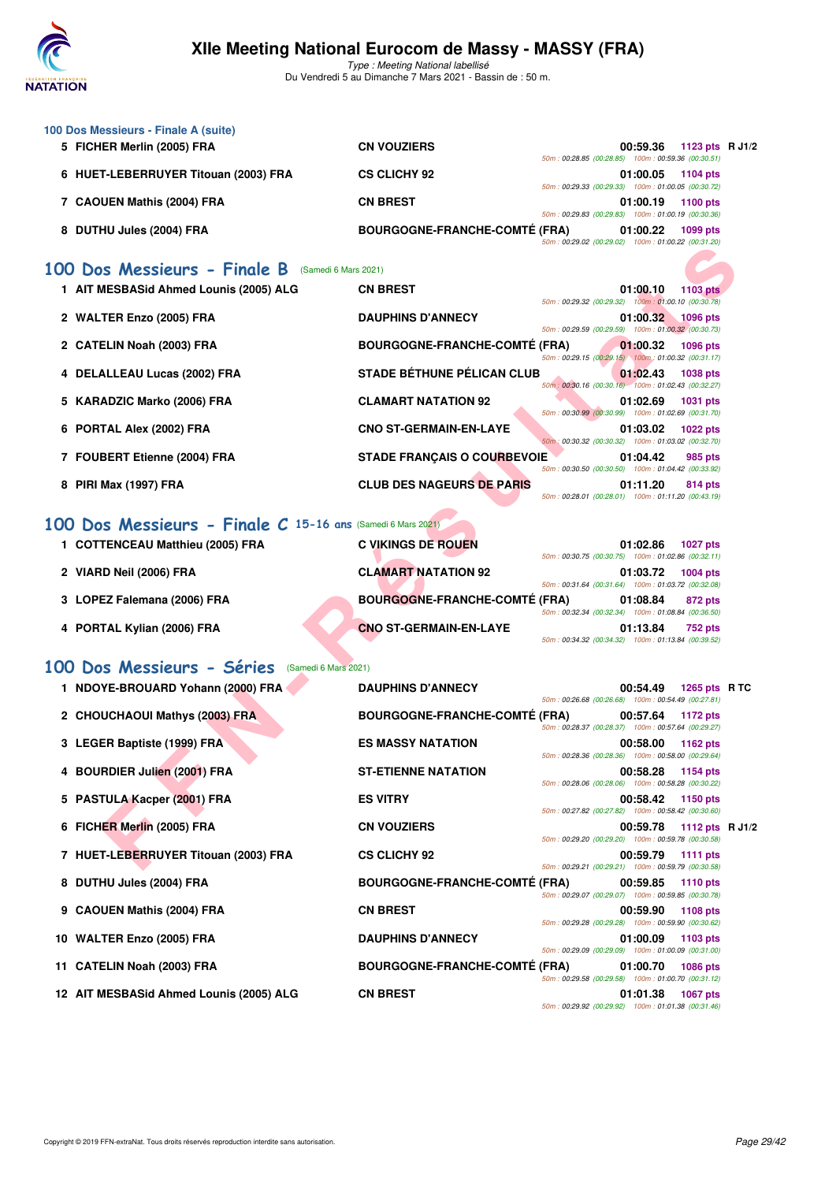### 100 Dos Messieurs - Finale A (suite)

| Rang | Nom | Club | Temps | Points | Record |
|---|---|---|---|---|---|
| 5 | FICHER Merlin (2005) FRA | CN VOUZIERS | 00:59.36 | 1123 pts | R J1/2 |
| | | | 50m : 00:28.85 (00:28.85) 100m : 00:59.36 (00:30.51) | | |
| 6 | HUET-LEBERRUYER Titouan (2003) FRA | CS CLICHY 92 | 01:00.05 | 1104 pts | |
| | | | 50m : 00:29.33 (00:29.33) 100m : 01:00.05 (00:30.72) | | |
| 7 | CAOUEN Mathis (2004) FRA | CN BREST | 01:00.19 | 1100 pts | |
| | | | 50m : 00:29.83 (00:29.83) 100m : 01:00.19 (00:30.36) | | |
| 8 | DUTHU Jules (2004) FRA | BOURGOGNE-FRANCHE-COMTÉ (FRA) | 01:00.22 | 1099 pts | |
| | | | 50m : 00:29.02 (00:29.02) 100m : 01:00.22 (00:31.20) | | |

## 100 Dos Messieurs - Finale B (Samedi 6 Mars 2021)

| Rang | Nom | Club | Temps | Points |
|---|---|---|---|---|
| 1 | AIT MESBASid Ahmed Lounis (2005) ALG | CN BREST | 01:00.10 | 1103 pts |
| | | | 50m : 00:29.32 (00:29.32) 100m : 01:00.10 (00:30.78) | |
| 2 | WALTER Enzo (2005) FRA | DAUPHINS D'ANNECY | 01:00.32 | 1096 pts |
| | | | 50m : 00:29.59 (00:29.59) 100m : 01:00.32 (00:30.73) | |
| 2 | CATELIN Noah (2003) FRA | BOURGOGNE-FRANCHE-COMTÉ (FRA) | 01:00.32 | 1096 pts |
| | | | 50m : 00:29.15 (00:29.15) 100m : 01:00.32 (00:31.17) | |
| 4 | DELALLEAU Lucas (2002) FRA | STADE BÉTHUNE PÉLICAN CLUB | 01:02.43 | 1038 pts |
| | | | 50m : 00:30.16 (00:30.16) 100m : 01:02.43 (00:32.27) | |
| 5 | KARADZIC Marko (2006) FRA | CLAMART NATATION 92 | 01:02.69 | 1031 pts |
| | | | 50m : 00:30.99 (00:30.99) 100m : 01:02.69 (00:31.70) | |
| 6 | PORTAL Alex (2002) FRA | CNO ST-GERMAIN-EN-LAYE | 01:03.02 | 1022 pts |
| | | | 50m : 00:30.32 (00:30.32) 100m : 01:03.02 (00:32.70) | |
| 7 | FOUBERT Etienne (2004) FRA | STADE FRANÇAIS O COURBEVOIE | 01:04.42 | 985 pts |
| | | | 50m : 00:30.50 (00:30.50) 100m : 01:04.42 (00:33.92) | |
| 8 | PIRI Max (1997) FRA | CLUB DES NAGEURS DE PARIS | 01:11.20 | 814 pts |
| | | | 50m : 00:28.01 (00:28.01) 100m : 01:11.20 (00:43.19) | |

## 100 Dos Messieurs - Finale C 15-16 ans (Samedi 6 Mars 2021)

| Rang | Nom | Club | Temps | Points |
|---|---|---|---|---|
| 1 | COTTENCEAU Matthieu (2005) FRA | C VIKINGS DE ROUEN | 01:02.86 | 1027 pts |
| | | | 50m : 00:30.75 (00:30.75) 100m : 01:02.86 (00:32.11) | |
| 2 | VIARD Neil (2006) FRA | CLAMART NATATION 92 | 01:03.72 | 1004 pts |
| | | | 50m : 00:31.64 (00:31.64) 100m : 01:03.72 (00:32.08) | |
| 3 | LOPEZ Falemana (2006) FRA | BOURGOGNE-FRANCHE-COMTÉ (FRA) | 01:08.84 | 872 pts |
| | | | 50m : 00:32.34 (00:32.34) 100m : 01:08.84 (00:36.50) | |
| 4 | PORTAL Kylian (2006) FRA | CNO ST-GERMAIN-EN-LAYE | 01:13.84 | 752 pts |
| | | | 50m : 00:34.32 (00:34.32) 100m : 01:13.84 (00:39.52) | |

## 100 Dos Messieurs - Séries (Samedi 6 Mars 2021)

| Rang | Nom | Club | Temps | Points | Record |
|---|---|---|---|---|---|
| 1 | NDOYE-BROUARD Yohann (2000) FRA | DAUPHINS D'ANNECY | 00:54.49 | 1265 pts | R TC |
| | | | 50m : 00:26.68 (00:26.68) 100m : 00:54.49 (00:27.81) | | |
| 2 | CHOUCHAOUI Mathys (2003) FRA | BOURGOGNE-FRANCHE-COMTÉ (FRA) | 00:57.64 | 1172 pts | |
| | | | 50m : 00:28.37 (00:28.37) 100m : 00:57.64 (00:29.27) | | |
| 3 | LEGER Baptiste (1999) FRA | ES MASSY NATATION | 00:58.00 | 1162 pts | |
| | | | 50m : 00:28.36 (00:28.36) 100m : 00:58.00 (00:29.64) | | |
| 4 | BOURDIER Julien (2001) FRA | ST-ETIENNE NATATION | 00:58.28 | 1154 pts | |
| | | | 50m : 00:28.06 (00:28.06) 100m : 00:58.28 (00:30.22) | | |
| 5 | PASTULA Kacper (2001) FRA | ES VITRY | 00:58.42 | 1150 pts | |
| | | | 50m : 00:27.82 (00:27.82) 100m : 00:58.42 (00:30.60) | | |
| 6 | FICHER Merlin (2005) FRA | CN VOUZIERS | 00:59.78 | 1112 pts | R J1/2 |
| | | | 50m : 00:29.20 (00:29.20) 100m : 00:59.78 (00:30.58) | | |
| 7 | HUET-LEBERRUYER Titouan (2003) FRA | CS CLICHY 92 | 00:59.79 | 1111 pts | |
| | | | 50m : 00:29.21 (00:29.21) 100m : 00:59.79 (00:30.58) | | |
| 8 | DUTHU Jules (2004) FRA | BOURGOGNE-FRANCHE-COMTÉ (FRA) | 00:59.85 | 1110 pts | |
| | | | 50m : 00:29.07 (00:29.07) 100m : 00:59.85 (00:30.78) | | |
| 9 | CAOUEN Mathis (2004) FRA | CN BREST | 00:59.90 | 1108 pts | |
| | | | 50m : 00:29.28 (00:29.28) 100m : 00:59.90 (00:30.62) | | |
| 10 | WALTER Enzo (2005) FRA | DAUPHINS D'ANNECY | 01:00.09 | 1103 pts | |
| | | | 50m : 00:29.09 (00:29.09) 100m : 01:00.09 (00:31.00) | | |
| 11 | CATELIN Noah (2003) FRA | BOURGOGNE-FRANCHE-COMTÉ (FRA) | 01:00.70 | 1086 pts | |
| | | | 50m : 00:29.58 (00:29.58) 100m : 01:00.70 (00:31.12) | | |
| 12 | AIT MESBASid Ahmed Lounis (2005) ALG | CN BREST | 01:01.38 | 1067 pts | |
| | | | 50m : 00:29.92 (00:29.92) 100m : 01:01.38 (00:31.46) | | |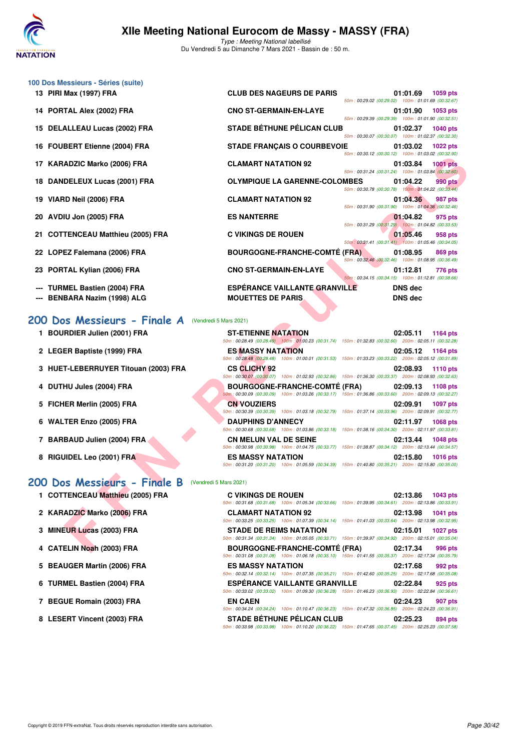### 100 Dos Messieurs - Séries (suite)

| Rang | Nom | Club | Temps | Points | Splits |
|---|---|---|---|---|---|
| 13 | PIRI Max (1997) FRA | CLUB DES NAGEURS DE PARIS | 01:01.69 | 1059 pts | 50m : 00:29.02 (00:29.02) 100m : 01:01.69 (00:32.67) |
| 14 | PORTAL Alex (2002) FRA | CNO ST-GERMAIN-EN-LAYE | 01:01.90 | 1053 pts | 50m : 00:29.39 (00:29.39) 100m : 01:01.90 (00:32.51) |
| 15 | DELALLEAU Lucas (2002) FRA | STADE BÉTHUNE PÉLICAN CLUB | 01:02.37 | 1040 pts | 50m : 00:30.07 (00:30.07) 100m : 01:02.37 (00:32.30) |
| 16 | FOUBERT Etienne (2004) FRA | STADE FRANÇAIS O COURBEVOIE | 01:03.02 | 1022 pts | 50m : 00:30.12 (00:30.12) 100m : 01:03.02 (00:32.90) |
| 17 | KARADZIC Marko (2006) FRA | CLAMART NATATION 92 | 01:03.84 | 1001 pts | 50m : 00:31.24 (00:31.24) 100m : 01:03.84 (00:32.60) |
| 18 | DANDELEUX Lucas (2001) FRA | OLYMPIQUE LA GARENNE-COLOMBES | 01:04.22 | 990 pts | 50m : 00:30.78 (00:30.78) 100m : 01:04.22 (00:33.44) |
| 19 | VIARD Neil (2006) FRA | CLAMART NATATION 92 | 01:04.36 | 987 pts | 50m : 00:31.90 (00:31.90) 100m : 01:04.36 (00:32.46) |
| 20 | AVDIU Jon (2005) FRA | ES NANTERRE | 01:04.82 | 975 pts | 50m : 00:31.29 (00:31.29) 100m : 01:04.82 (00:33.53) |
| 21 | COTTENCEAU Matthieu (2005) FRA | C VIKINGS DE ROUEN | 01:05.46 | 958 pts | 50m : 00:31.41 (00:31.41) 100m : 01:05.46 (00:34.05) |
| 22 | LOPEZ Falemana (2006) FRA | BOURGOGNE-FRANCHE-COMTÉ (FRA) | 01:08.95 | 869 pts | 50m : 00:32.46 (00:32.46) 100m : 01:08.95 (00:36.49) |
| 23 | PORTAL Kylian (2006) FRA | CNO ST-GERMAIN-EN-LAYE | 01:12.81 | 776 pts | 50m : 00:34.15 (00:34.15) 100m : 01:12.81 (00:38.66) |
| --- | TURMEL Bastien (2004) FRA | ESPÉRANCE VAILLANTE GRANVILLE | DNS dec | | |
| --- | BENBARA Nazim (1998) ALG | MOUETTES DE PARIS | DNS dec | | |

## 200 Dos Messieurs - Finale A (Vendredi 5 Mars 2021)

| Rang | Nom | Club | Temps | Points | Splits |
|---|---|---|---|---|---|
| 1 | BOURDIER Julien (2001) FRA | ST-ETIENNE NATATION | 02:05.11 | 1164 pts | 50m : 00:28.49 (00:28.49) 100m : 01:00.23 (00:31.74) 150m : 01:32.83 (00:32.60) 200m : 02:05.11 (00:32.28) |
| 2 | LEGER Baptiste (1999) FRA | ES MASSY NATATION | 02:05.12 | 1164 pts | 50m : 00:28.48 (00:28.48) 100m : 01:00.01 (00:31.53) 150m : 01:33.23 (00:33.22) 200m : 02:05.12 (00:31.89) |
| 3 | HUET-LEBERRUYER Titouan (2003) FRA | CS CLICHY 92 | 02:08.93 | 1110 pts | 50m : 00:30.07 (00:30.07) 100m : 01:02.93 (00:32.86) 150m : 01:36.30 (00:33.37) 200m : 02:08.93 (00:32.63) |
| 4 | DUTHU Jules (2004) FRA | BOURGOGNE-FRANCHE-COMTÉ (FRA) | 02:09.13 | 1108 pts | 50m : 00:30.09 (00:30.09) 100m : 01:03.26 (00:33.17) 150m : 01:36.86 (00:33.60) 200m : 02:09.13 (00:32.27) |
| 5 | FICHER Merlin (2005) FRA | CN VOUZIERS | 02:09.91 | 1097 pts | 50m : 00:30.39 (00:30.39) 100m : 01:03.18 (00:32.79) 150m : 01:37.14 (00:33.96) 200m : 02:09.91 (00:32.77) |
| 6 | WALTER Enzo (2005) FRA | DAUPHINS D'ANNECY | 02:11.97 | 1068 pts | 50m : 00:30.68 (00:30.68) 100m : 01:03.86 (00:33.18) 150m : 01:38.16 (00:34.30) 200m : 02:11.97 (00:33.81) |
| 7 | BARBAUD Julien (2004) FRA | CN MELUN VAL DE SEINE | 02:13.44 | 1048 pts | 50m : 00:30.98 (00:30.98) 100m : 01:04.75 (00:33.77) 150m : 01:38.87 (00:34.12) 200m : 02:13.44 (00:34.57) |
| 8 | RIGUIDEL Leo (2001) FRA | ES MASSY NATATION | 02:15.80 | 1016 pts | 50m : 00:31.20 (00:31.20) 100m : 01:05.59 (00:34.39) 150m : 01:40.80 (00:35.21) 200m : 02:15.80 (00:35.00) |

## 200 Dos Messieurs - Finale B (Vendredi 5 Mars 2021)

| Rang | Nom | Club | Temps | Points | Splits |
|---|---|---|---|---|---|
| 1 | COTTENCEAU Matthieu (2005) FRA | C VIKINGS DE ROUEN | 02:13.86 | 1043 pts | 50m : 00:31.68 (00:31.68) 100m : 01:05.34 (00:33.66) 150m : 01:39.95 (00:34.61) 200m : 02:13.86 (00:33.91) |
| 2 | KARADZIC Marko (2006) FRA | CLAMART NATATION 92 | 02:13.98 | 1041 pts | 50m : 00:33.25 (00:33.25) 100m : 01:07.39 (00:34.14) 150m : 01:41.03 (00:33.64) 200m : 02:13.98 (00:32.95) |
| 3 | MINEUR Lucas (2003) FRA | STADE DE REIMS NATATION | 02:15.01 | 1027 pts | 50m : 00:31.34 (00:31.34) 100m : 01:05.05 (00:33.71) 150m : 01:39.97 (00:34.92) 200m : 02:15.01 (00:35.04) |
| 4 | CATELIN Noah (2003) FRA | BOURGOGNE-FRANCHE-COMTÉ (FRA) | 02:17.34 | 996 pts | 50m : 00:31.08 (00:31.08) 100m : 01:06.18 (00:35.10) 150m : 01:41.55 (00:35.37) 200m : 02:17.34 (00:35.79) |
| 5 | BEAUGER Martin (2006) FRA | ES MASSY NATATION | 02:17.68 | 992 pts | 50m : 00:32.14 (00:32.14) 100m : 01:07.35 (00:35.21) 150m : 01:42.60 (00:35.25) 200m : 02:17.68 (00:35.08) |
| 6 | TURMEL Bastien (2004) FRA | ESPÉRANCE VAILLANTE GRANVILLE | 02:22.84 | 925 pts | 50m : 00:33.02 (00:33.02) 100m : 01:09.30 (00:36.28) 150m : 01:46.23 (00:36.93) 200m : 02:22.84 (00:36.61) |
| 7 | BEGUE Romain (2003) FRA | EN CAEN | 02:24.23 | 907 pts | 50m : 00:34.24 (00:34.24) 100m : 01:10.47 (00:36.23) 150m : 01:47.32 (00:36.85) 200m : 02:24.23 (00:36.91) |
| 8 | LESERT Vincent (2003) FRA | STADE BÉTHUNE PÉLICAN CLUB | 02:25.23 | 894 pts | 50m : 00:33.98 (00:33.98) 100m : 01:10.20 (00:36.22) 150m : 01:47.65 (00:37.45) 200m : 02:25.23 (00:37.58) |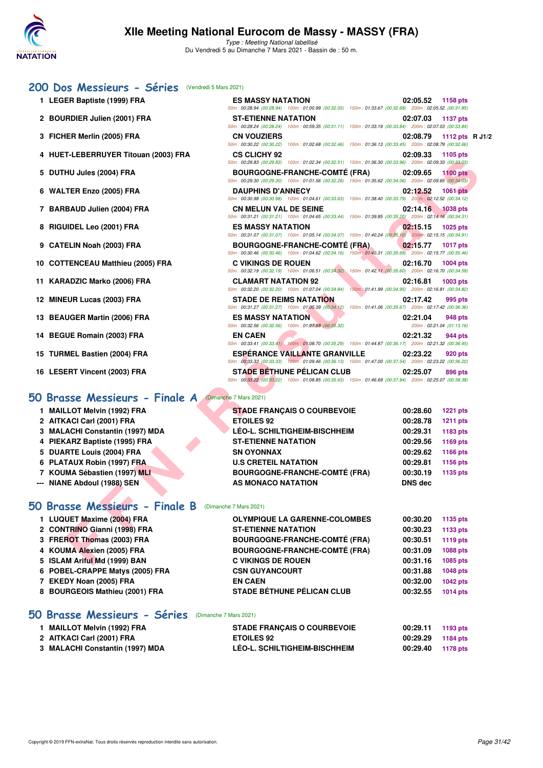# XIIe Meeting National Eurocom de Massy - MASSY (FRA)

*Type : Meeting National labellisé*
Du Vendredi 5 au Dimanche 7 Mars 2021 - Bassin de : 50 m.

## 200 Dos Messieurs - Séries (Vendredi 5 Mars 2021)

| Rg | Nom | Club | Temps | Points | |
|---|---|---|---|---|---|
| 1 | LEGER Baptiste (1999) FRA | ES MASSY NATATION | 02:05.52 | 1158 pts | |
| | | 50m : 00:28.94 (00:28.94) 100m : 01:00.99 (00:32.05) 150m : 01:33.67 (00:32.68) 200m : 02:05.52 (00:31.85) | | | |
| 2 | BOURDIER Julien (2001) FRA | ST-ETIENNE NATATION | 02:07.03 | 1137 pts | |
| | | 50m : 00:28.24 (00:28.24) 100m : 00:59.35 (00:31.11) 150m : 01:33.19 (00:33.84) 200m : 02:07.03 (00:33.84) | | | |
| 3 | FICHER Merlin (2005) FRA | CN VOUZIERS | 02:08.79 | 1112 pts | R J1/2 |
| | | 50m : 00:30.22 (00:30.22) 100m : 01:02.68 (00:32.46) 150m : 01:36.13 (00:33.45) 200m : 02:08.79 (00:32.66) | | | |
| 4 | HUET-LEBERRUYER Titouan (2003) FRA | CS CLICHY 92 | 02:09.33 | 1105 pts | |
| | | 50m : 00:29.83 (00:29.83) 100m : 01:02.34 (00:32.51) 150m : 01:36.30 (00:33.96) 200m : 02:09.33 (00:33.03) | | | |
| 5 | DUTHU Jules (2004) FRA | BOURGOGNE-FRANCHE-COMTÉ (FRA) | 02:09.65 | 1100 pts | |
| | | 50m : 00:29.30 (00:29.30) 100m : 01:01.56 (00:32.26) 150m : 01:35.62 (00:34.06) 200m : 02:09.65 (00:34.03) | | | |
| 6 | WALTER Enzo (2005) FRA | DAUPHINS D'ANNECY | 02:12.52 | 1061 pts | |
| | | 50m : 00:30.98 (00:30.98) 100m : 01:04.61 (00:33.63) 150m : 01:38.40 (00:33.79) 200m : 02:12.52 (00:34.12) | | | |
| 7 | BARBAUD Julien (2004) FRA | CN MELUN VAL DE SEINE | 02:14.16 | 1038 pts | |
| | | 50m : 00:31.21 (00:31.21) 100m : 01:04.65 (00:33.44) 150m : 01:39.85 (00:35.20) 200m : 02:14.16 (00:34.31) | | | |
| 8 | RIGUIDEL Leo (2001) FRA | ES MASSY NATATION | 02:15.15 | 1025 pts | |
| | | 50m : 00:31.07 (00:31.07) 100m : 01:05.14 (00:34.07) 150m : 01:40.24 (00:35.10) 200m : 02:15.15 (00:34.91) | | | |
| 9 | CATELIN Noah (2003) FRA | BOURGOGNE-FRANCHE-COMTÉ (FRA) | 02:15.77 | 1017 pts | |
| | | 50m : 00:30.46 (00:30.46) 100m : 01:04.62 (00:34.16) 150m : 01:40.31 (00:35.69) 200m : 02:15.77 (00:35.46) | | | |
| 10 | COTTENCEAU Matthieu (2005) FRA | C VIKINGS DE ROUEN | 02:16.70 | 1004 pts | |
| | | 50m : 00:32.19 (00:32.19) 100m : 01:06.51 (00:34.32) 150m : 01:42.11 (00:35.60) 200m : 02:16.70 (00:34.59) | | | |
| 11 | KARADZIC Marko (2006) FRA | CLAMART NATATION 92 | 02:16.81 | 1003 pts | |
| | | 50m : 00:32.20 (00:32.20) 100m : 01:07.04 (00:34.84) 150m : 01:41.99 (00:34.95) 200m : 02:16.81 (00:34.82) | | | |
| 12 | MINEUR Lucas (2003) FRA | STADE DE REIMS NATATION | 02:17.42 | 995 pts | |
| | | 50m : 00:31.27 (00:31.27) 100m : 01:05.39 (00:34.12) 150m : 01:41.06 (00:35.67) 200m : 02:17.42 (00:36.36) | | | |
| 13 | BEAUGER Martin (2006) FRA | ES MASSY NATATION | 02:21.04 | 948 pts | |
| | | 50m : 00:32.56 (00:32.56) 100m : 01:07.88 (00:35.32) 200m : 02:21.04 (01:13.16) | | | |
| 14 | BEGUE Romain (2003) FRA | EN CAEN | 02:21.32 | 944 pts | |
| | | 50m : 00:33.41 (00:33.41) 100m : 01:08.70 (00:35.29) 150m : 01:44.87 (00:36.17) 200m : 02:21.32 (00:36.45) | | | |
| 15 | TURMEL Bastien (2004) FRA | ESPÉRANCE VAILLANTE GRANVILLE | 02:23.22 | 920 pts | |
| | | 50m : 00:33.33 (00:33.33) 100m : 01:09.46 (00:36.13) 150m : 01:47.00 (00:37.54) 200m : 02:23.22 (00:36.22) | | | |
| 16 | LESERT Vincent (2003) FRA | STADE BÉTHUNE PÉLICAN CLUB | 02:25.07 | 896 pts | |
| | | 50m : 00:33.22 (00:33.22) 100m : 01:08.85 (00:35.63) 150m : 01:46.69 (00:37.84) 200m : 02:25.07 (00:38.38) | | | |

## 50 Brasse Messieurs - Finale A (Dimanche 7 Mars 2021)

| Rg | Nom | Club | Temps | Points |
|---|---|---|---|---|
| 1 | MAILLOT Melvin (1992) FRA | STADE FRANÇAIS O COURBEVOIE | 00:28.60 | 1221 pts |
| 2 | AITKACI Carl (2001) FRA | ETOILES 92 | 00:28.78 | 1211 pts |
| 3 | MALACHI Constantin (1997) MDA | LÉO-L. SCHILTIGHEIM-BISCHHEIM | 00:29.31 | 1183 pts |
| 4 | PIEKARZ Baptiste (1995) FRA | ST-ETIENNE NATATION | 00:29.56 | 1169 pts |
| 5 | DUARTE Louis (2004) FRA | SN OYONNAX | 00:29.62 | 1166 pts |
| 6 | PLATAUX Robin (1997) FRA | U.S CRETEIL NATATION | 00:29.81 | 1156 pts |
| 7 | KOUMA Sébastien (1997) MLI | BOURGOGNE-FRANCHE-COMTÉ (FRA) | 00:30.19 | 1135 pts |
| --- | NIANE Abdoul (1988) SEN | AS MONACO NATATION | DNS dec | |

## 50 Brasse Messieurs - Finale B (Dimanche 7 Mars 2021)

| Rg | Nom | Club | Temps | Points |
|---|---|---|---|---|
| 1 | LUQUET Maxime (2004) FRA | OLYMPIQUE LA GARENNE-COLOMBES | 00:30.20 | 1135 pts |
| 2 | CONTRINO Gianni (1998) FRA | ST-ETIENNE NATATION | 00:30.23 | 1133 pts |
| 3 | FREROT Thomas (2003) FRA | BOURGOGNE-FRANCHE-COMTÉ (FRA) | 00:30.51 | 1119 pts |
| 4 | KOUMA Alexien (2005) FRA | BOURGOGNE-FRANCHE-COMTÉ (FRA) | 00:31.09 | 1088 pts |
| 5 | ISLAM Ariful Md (1999) BAN | C VIKINGS DE ROUEN | 00:31.16 | 1085 pts |
| 6 | POBEL-CRAPPE Matys (2005) FRA | CSN GUYANCOURT | 00:31.88 | 1048 pts |
| 7 | EKEDY Noan (2005) FRA | EN CAEN | 00:32.00 | 1042 pts |
| 8 | BOURGEOIS Mathieu (2001) FRA | STADE BÉTHUNE PÉLICAN CLUB | 00:32.55 | 1014 pts |

## 50 Brasse Messieurs - Séries (Dimanche 7 Mars 2021)

| Rg | Nom | Club | Temps | Points |
|---|---|---|---|---|
| 1 | MAILLOT Melvin (1992) FRA | STADE FRANÇAIS O COURBEVOIE | 00:29.11 | 1193 pts |
| 2 | AITKACI Carl (2001) FRA | ETOILES 92 | 00:29.29 | 1184 pts |
| 3 | MALACHI Constantin (1997) MDA | LÉO-L. SCHILTIGHEIM-BISCHHEIM | 00:29.40 | 1178 pts |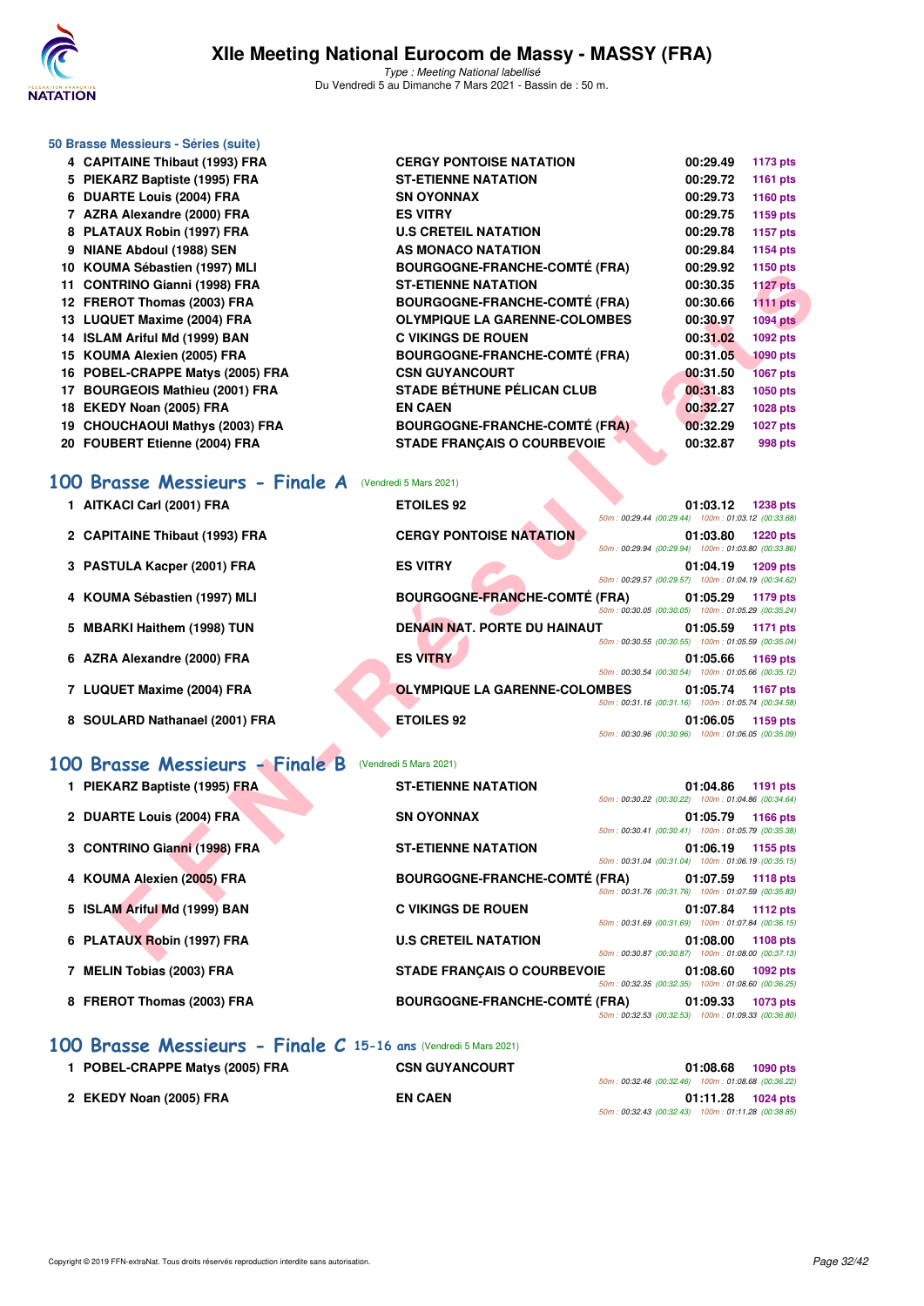### 50 Brasse Messieurs - Séries (suite)

| | Nom | Club | Temps | Points |
|---|---|---|---|---|
| 4 | CAPITAINE Thibaut (1993) FRA | CERGY PONTOISE NATATION | 00:29.49 | 1173 pts |
| 5 | PIEKARZ Baptiste (1995) FRA | ST-ETIENNE NATATION | 00:29.72 | 1161 pts |
| 6 | DUARTE Louis (2004) FRA | SN OYONNAX | 00:29.73 | 1160 pts |
| 7 | AZRA Alexandre (2000) FRA | ES VITRY | 00:29.75 | 1159 pts |
| 8 | PLATAUX Robin (1997) FRA | U.S CRETEIL NATATION | 00:29.78 | 1157 pts |
| 9 | NIANE Abdoul (1988) SEN | AS MONACO NATATION | 00:29.84 | 1154 pts |
| 10 | KOUMA Sébastien (1997) MLI | BOURGOGNE-FRANCHE-COMTÉ (FRA) | 00:29.92 | 1150 pts |
| 11 | CONTRINO Gianni (1998) FRA | ST-ETIENNE NATATION | 00:30.35 | 1127 pts |
| 12 | FREROT Thomas (2003) FRA | BOURGOGNE-FRANCHE-COMTÉ (FRA) | 00:30.66 | 1111 pts |
| 13 | LUQUET Maxime (2004) FRA | OLYMPIQUE LA GARENNE-COLOMBES | 00:30.97 | 1094 pts |
| 14 | ISLAM Ariful Md (1999) BAN | C VIKINGS DE ROUEN | 00:31.02 | 1092 pts |
| 15 | KOUMA Alexien (2005) FRA | BOURGOGNE-FRANCHE-COMTÉ (FRA) | 00:31.05 | 1090 pts |
| 16 | POBEL-CRAPPE Matys (2005) FRA | CSN GUYANCOURT | 00:31.50 | 1067 pts |
| 17 | BOURGEOIS Mathieu (2001) FRA | STADE BÉTHUNE PÉLICAN CLUB | 00:31.83 | 1050 pts |
| 18 | EKEDY Noan (2005) FRA | EN CAEN | 00:32.27 | 1028 pts |
| 19 | CHOUCHAOUI Mathys (2003) FRA | BOURGOGNE-FRANCHE-COMTÉ (FRA) | 00:32.29 | 1027 pts |
| 20 | FOUBERT Etienne (2004) FRA | STADE FRANÇAIS O COURBEVOIE | 00:32.87 | 998 pts |

## 100 Brasse Messieurs - Finale A (Vendredi 5 Mars 2021)

| | Nom | Club | Temps | Points | Splits |
|---|---|---|---|---|---|
| 1 | AITKACI Carl (2001) FRA | ETOILES 92 | 01:03.12 | 1238 pts | 50m : 00:29.44 (00:29.44) 100m : 01:03.12 (00:33.68) |
| 2 | CAPITAINE Thibaut (1993) FRA | CERGY PONTOISE NATATION | 01:03.80 | 1220 pts | 50m : 00:29.94 (00:29.94) 100m : 01:03.80 (00:33.86) |
| 3 | PASTULA Kacper (2001) FRA | ES VITRY | 01:04.19 | 1209 pts | 50m : 00:29.57 (00:29.57) 100m : 01:04.19 (00:34.62) |
| 4 | KOUMA Sébastien (1997) MLI | BOURGOGNE-FRANCHE-COMTÉ (FRA) | 01:05.29 | 1179 pts | 50m : 00:30.05 (00:30.05) 100m : 01:05.29 (00:35.24) |
| 5 | MBARKI Haithem (1998) TUN | DENAIN NAT. PORTE DU HAINAUT | 01:05.59 | 1171 pts | 50m : 00:30.55 (00:30.55) 100m : 01:05.59 (00:35.04) |
| 6 | AZRA Alexandre (2000) FRA | ES VITRY | 01:05.66 | 1169 pts | 50m : 00:30.54 (00:30.54) 100m : 01:05.66 (00:35.12) |
| 7 | LUQUET Maxime (2004) FRA | OLYMPIQUE LA GARENNE-COLOMBES | 01:05.74 | 1167 pts | 50m : 00:31.16 (00:31.16) 100m : 01:05.74 (00:34.58) |
| 8 | SOULARD Nathanael (2001) FRA | ETOILES 92 | 01:06.05 | 1159 pts | 50m : 00:30.96 (00:30.96) 100m : 01:06.05 (00:35.09) |

## 100 Brasse Messieurs - Finale B (Vendredi 5 Mars 2021)

| | Nom | Club | Temps | Points | Splits |
|---|---|---|---|---|---|
| 1 | PIEKARZ Baptiste (1995) FRA | ST-ETIENNE NATATION | 01:04.86 | 1191 pts | 50m : 00:30.22 (00:30.22) 100m : 01:04.86 (00:34.64) |
| 2 | DUARTE Louis (2004) FRA | SN OYONNAX | 01:05.79 | 1166 pts | 50m : 00:30.41 (00:30.41) 100m : 01:05.79 (00:35.38) |
| 3 | CONTRINO Gianni (1998) FRA | ST-ETIENNE NATATION | 01:06.19 | 1155 pts | 50m : 00:31.04 (00:31.04) 100m : 01:06.19 (00:35.15) |
| 4 | KOUMA Alexien (2005) FRA | BOURGOGNE-FRANCHE-COMTÉ (FRA) | 01:07.59 | 1118 pts | 50m : 00:31.76 (00:31.76) 100m : 01:07.59 (00:35.83) |
| 5 | ISLAM Ariful Md (1999) BAN | C VIKINGS DE ROUEN | 01:07.84 | 1112 pts | 50m : 00:31.69 (00:31.69) 100m : 01:07.84 (00:36.15) |
| 6 | PLATAUX Robin (1997) FRA | U.S CRETEIL NATATION | 01:08.00 | 1108 pts | 50m : 00:30.87 (00:30.87) 100m : 01:08.00 (00:37.13) |
| 7 | MELIN Tobias (2003) FRA | STADE FRANÇAIS O COURBEVOIE | 01:08.60 | 1092 pts | 50m : 00:32.35 (00:32.35) 100m : 01:08.60 (00:36.25) |
| 8 | FREROT Thomas (2003) FRA | BOURGOGNE-FRANCHE-COMTÉ (FRA) | 01:09.33 | 1073 pts | 50m : 00:32.53 (00:32.53) 100m : 01:09.33 (00:36.80) |

## 100 Brasse Messieurs - Finale C 15-16 ans (Vendredi 5 Mars 2021)

| | Nom | Club | Temps | Points | Splits |
|---|---|---|---|---|---|
| 1 | POBEL-CRAPPE Matys (2005) FRA | CSN GUYANCOURT | 01:08.68 | 1090 pts | 50m : 00:32.46 (00:32.46) 100m : 01:08.68 (00:36.22) |
| 2 | EKEDY Noan (2005) FRA | EN CAEN | 01:11.28 | 1024 pts | 50m : 00:32.43 (00:32.43) 100m : 01:11.28 (00:38.85) |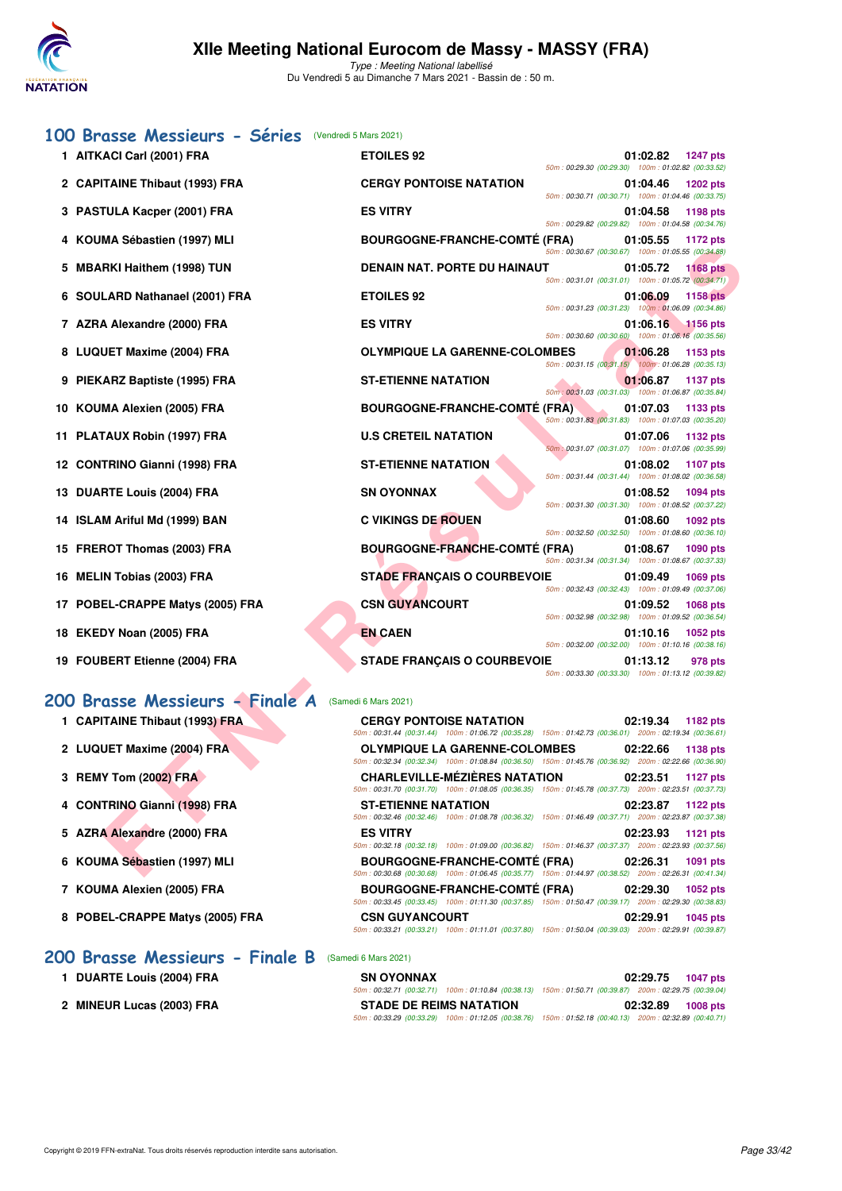# XIIe Meeting National Eurocom de Massy - MASSY (FRA)

*Type : Meeting National labellisé*
Du Vendredi 5 au Dimanche 7 Mars 2021 - Bassin de : 50 m.

## 100 Brasse Messieurs - Séries (Vendredi 5 Mars 2021)

| Rg | Nom | Club | Temps | Points | Intermédiaires |
|---|---|---|---|---|---|
| 1 | AITKACI Carl (2001) FRA | ETOILES 92 | 01:02.82 | 1247 pts | 50m : 00:29.30 (00:29.30) 100m : 01:02.82 (00:33.52) |
| 2 | CAPITAINE Thibaut (1993) FRA | CERGY PONTOISE NATATION | 01:04.46 | 1202 pts | 50m : 00:30.71 (00:30.71) 100m : 01:04.46 (00:33.75) |
| 3 | PASTULA Kacper (2001) FRA | ES VITRY | 01:04.58 | 1198 pts | 50m : 00:29.82 (00:29.82) 100m : 01:04.58 (00:34.76) |
| 4 | KOUMA Sébastien (1997) MLI | BOURGOGNE-FRANCHE-COMTÉ (FRA) | 01:05.55 | 1172 pts | 50m : 00:30.67 (00:30.67) 100m : 01:05.55 (00:34.88) |
| 5 | MBARKI Haithem (1998) TUN | DENAIN NAT. PORTE DU HAINAUT | 01:05.72 | 1168 pts | 50m : 00:31.01 (00:31.01) 100m : 01:05.72 (00:34.71) |
| 6 | SOULARD Nathanael (2001) FRA | ETOILES 92 | 01:06.09 | 1158 pts | 50m : 00:31.23 (00:31.23) 100m : 01:06.09 (00:34.86) |
| 7 | AZRA Alexandre (2000) FRA | ES VITRY | 01:06.16 | 1156 pts | 50m : 00:30.60 (00:30.60) 100m : 01:06.16 (00:35.56) |
| 8 | LUQUET Maxime (2004) FRA | OLYMPIQUE LA GARENNE-COLOMBES | 01:06.28 | 1153 pts | 50m : 00:31.15 (00:31.15) 100m : 01:06.28 (00:35.13) |
| 9 | PIEKARZ Baptiste (1995) FRA | ST-ETIENNE NATATION | 01:06.87 | 1137 pts | 50m : 00:31.03 (00:31.03) 100m : 01:06.87 (00:35.84) |
| 10 | KOUMA Alexien (2005) FRA | BOURGOGNE-FRANCHE-COMTÉ (FRA) | 01:07.03 | 1133 pts | 50m : 00:31.83 (00:31.83) 100m : 01:07.03 (00:35.20) |
| 11 | PLATAUX Robin (1997) FRA | U.S CRETEIL NATATION | 01:07.06 | 1132 pts | 50m : 00:31.07 (00:31.07) 100m : 01:07.06 (00:35.99) |
| 12 | CONTRINO Gianni (1998) FRA | ST-ETIENNE NATATION | 01:08.02 | 1107 pts | 50m : 00:31.44 (00:31.44) 100m : 01:08.02 (00:36.58) |
| 13 | DUARTE Louis (2004) FRA | SN OYONNAX | 01:08.52 | 1094 pts | 50m : 00:31.30 (00:31.30) 100m : 01:08.52 (00:37.22) |
| 14 | ISLAM Ariful Md (1999) BAN | C VIKINGS DE ROUEN | 01:08.60 | 1092 pts | 50m : 00:32.50 (00:32.50) 100m : 01:08.60 (00:36.10) |
| 15 | FREROT Thomas (2003) FRA | BOURGOGNE-FRANCHE-COMTÉ (FRA) | 01:08.67 | 1090 pts | 50m : 00:31.34 (00:31.34) 100m : 01:08.67 (00:37.33) |
| 16 | MELIN Tobias (2003) FRA | STADE FRANÇAIS O COURBEVOIE | 01:09.49 | 1069 pts | 50m : 00:32.43 (00:32.43) 100m : 01:09.49 (00:37.06) |
| 17 | POBEL-CRAPPE Matys (2005) FRA | CSN GUYANCOURT | 01:09.52 | 1068 pts | 50m : 00:32.98 (00:32.98) 100m : 01:09.52 (00:36.54) |
| 18 | EKEDY Noan (2005) FRA | EN CAEN | 01:10.16 | 1052 pts | 50m : 00:32.00 (00:32.00) 100m : 01:10.16 (00:38.16) |
| 19 | FOUBERT Etienne (2004) FRA | STADE FRANÇAIS O COURBEVOIE | 01:13.12 | 978 pts | 50m : 00:33.30 (00:33.30) 100m : 01:13.12 (00:39.82) |

## 200 Brasse Messieurs - Finale A (Samedi 6 Mars 2021)

| Rg | Nom | Club | Temps | Points | Intermédiaires |
|---|---|---|---|---|---|
| 1 | CAPITAINE Thibaut (1993) FRA | CERGY PONTOISE NATATION | 02:19.34 | 1182 pts | 50m : 00:31.44 (00:31.44) 100m : 01:06.72 (00:35.28) 150m : 01:42.73 (00:36.01) 200m : 02:19.34 (00:36.61) |
| 2 | LUQUET Maxime (2004) FRA | OLYMPIQUE LA GARENNE-COLOMBES | 02:22.66 | 1138 pts | 50m : 00:32.34 (00:32.34) 100m : 01:08.84 (00:36.50) 150m : 01:45.76 (00:36.92) 200m : 02:22.66 (00:36.90) |
| 3 | REMY Tom (2002) FRA | CHARLEVILLE-MÉZIÈRES NATATION | 02:23.51 | 1127 pts | 50m : 00:31.70 (00:31.70) 100m : 01:08.05 (00:36.35) 150m : 01:45.78 (00:37.73) 200m : 02:23.51 (00:37.73) |
| 4 | CONTRINO Gianni (1998) FRA | ST-ETIENNE NATATION | 02:23.87 | 1122 pts | 50m : 00:32.46 (00:32.46) 100m : 01:08.78 (00:36.32) 150m : 01:46.49 (00:37.71) 200m : 02:23.87 (00:37.38) |
| 5 | AZRA Alexandre (2000) FRA | ES VITRY | 02:23.93 | 1121 pts | 50m : 00:32.18 (00:32.18) 100m : 01:09.00 (00:36.82) 150m : 01:46.37 (00:37.37) 200m : 02:23.93 (00:37.56) |
| 6 | KOUMA Sébastien (1997) MLI | BOURGOGNE-FRANCHE-COMTÉ (FRA) | 02:26.31 | 1091 pts | 50m : 00:30.68 (00:30.68) 100m : 01:06.45 (00:35.77) 150m : 01:44.97 (00:38.52) 200m : 02:26.31 (00:41.34) |
| 7 | KOUMA Alexien (2005) FRA | BOURGOGNE-FRANCHE-COMTÉ (FRA) | 02:29.30 | 1052 pts | 50m : 00:33.45 (00:33.45) 100m : 01:11.30 (00:37.85) 150m : 01:50.47 (00:39.17) 200m : 02:29.30 (00:38.83) |
| 8 | POBEL-CRAPPE Matys (2005) FRA | CSN GUYANCOURT | 02:29.91 | 1045 pts | 50m : 00:33.21 (00:33.21) 100m : 01:11.01 (00:37.80) 150m : 01:50.04 (00:39.03) 200m : 02:29.91 (00:39.87) |

## 200 Brasse Messieurs - Finale B (Samedi 6 Mars 2021)

| Rg | Nom | Club | Temps | Points | Intermédiaires |
|---|---|---|---|---|---|
| 1 | DUARTE Louis (2004) FRA | SN OYONNAX | 02:29.75 | 1047 pts | 50m : 00:32.71 (00:32.71) 100m : 01:10.84 (00:38.13) 150m : 01:50.71 (00:39.87) 200m : 02:29.75 (00:39.04) |
| 2 | MINEUR Lucas (2003) FRA | STADE DE REIMS NATATION | 02:32.89 | 1008 pts | 50m : 00:33.29 (00:33.29) 100m : 01:12.05 (00:38.76) 150m : 01:52.18 (00:40.13) 200m : 02:32.89 (00:40.71) |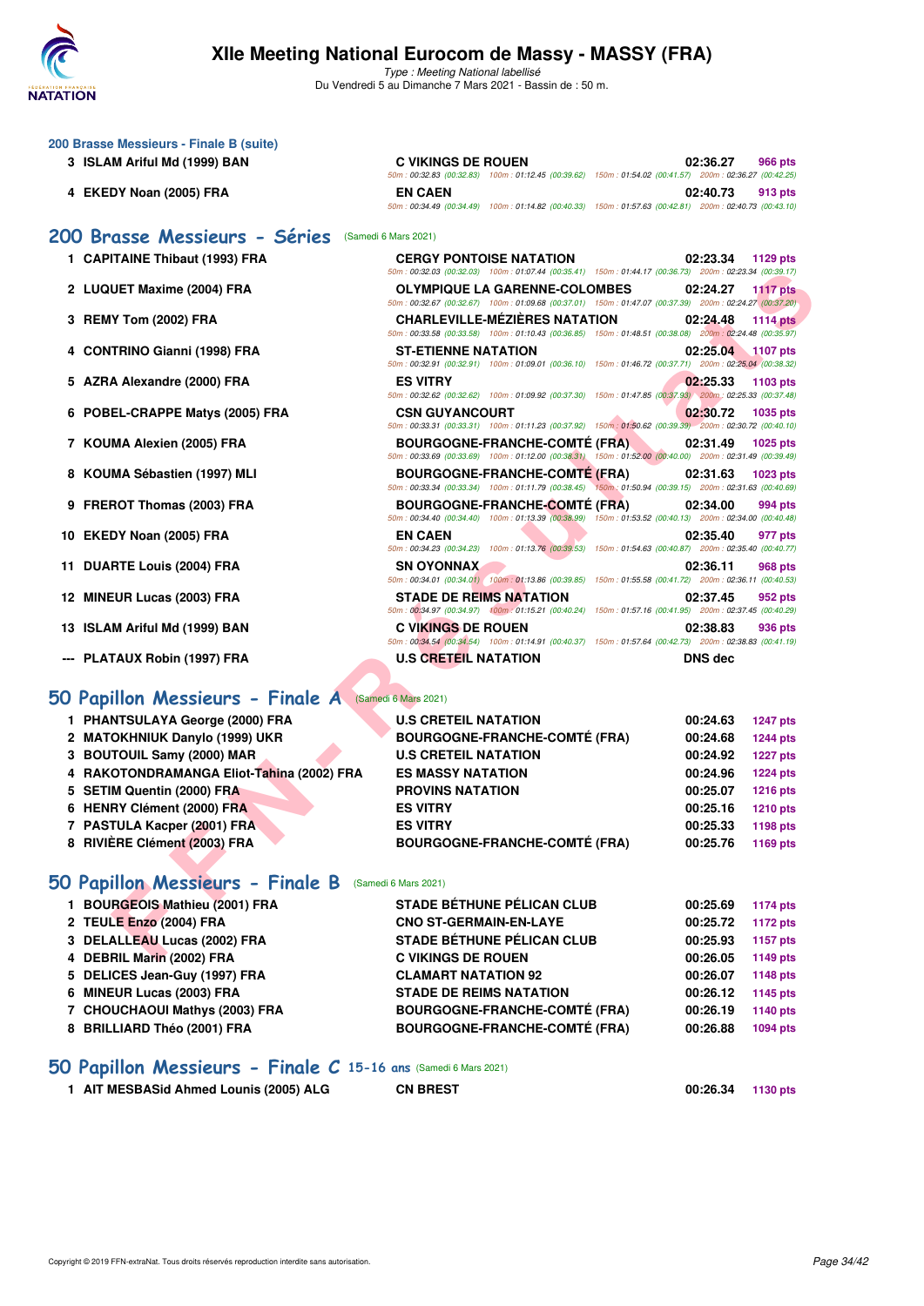### 200 Brasse Messieurs - Finale B (suite)

| | | | | |
|---|---|---|---|---|
| 3 | ISLAM Ariful Md (1999) BAN | C VIKINGS DE ROUEN | 02:36.27 | 966 pts |
| | | 50m : 00:32.83 (00:32.83) 100m : 01:12.45 (00:39.62) 150m : 01:54.02 (00:41.57) 200m : 02:36.27 (00:42.25) | | |
| 4 | EKEDY Noan (2005) FRA | EN CAEN | 02:40.73 | 913 pts |
| | | 50m : 00:34.49 (00:34.49) 100m : 01:14.82 (00:40.33) 150m : 01:57.63 (00:42.81) 200m : 02:40.73 (00:43.10) | | |

## 200 Brasse Messieurs - Séries (Samedi 6 Mars 2021)

| | | | | |
|---|---|---|---|---|
| 1 | CAPITAINE Thibaut (1993) FRA | CERGY PONTOISE NATATION | 02:23.34 | 1129 pts |
| | | 50m : 00:32.03 (00:32.03) 100m : 01:07.44 (00:35.41) 150m : 01:44.17 (00:36.73) 200m : 02:23.34 (00:39.17) | | |
| 2 | LUQUET Maxime (2004) FRA | OLYMPIQUE LA GARENNE-COLOMBES | 02:24.27 | 1117 pts |
| | | 50m : 00:32.67 (00:32.67) 100m : 01:09.68 (00:37.01) 150m : 01:47.07 (00:37.39) 200m : 02:24.27 (00:37.20) | | |
| 3 | REMY Tom (2002) FRA | CHARLEVILLE-MÉZIÈRES NATATION | 02:24.48 | 1114 pts |
| | | 50m : 00:33.58 (00:33.58) 100m : 01:10.43 (00:36.85) 150m : 01:48.51 (00:38.08) 200m : 02:24.48 (00:35.97) | | |
| 4 | CONTRINO Gianni (1998) FRA | ST-ETIENNE NATATION | 02:25.04 | 1107 pts |
| | | 50m : 00:32.91 (00:32.91) 100m : 01:09.01 (00:36.10) 150m : 01:46.72 (00:37.71) 200m : 02:25.04 (00:38.32) | | |
| 5 | AZRA Alexandre (2000) FRA | ES VITRY | 02:25.33 | 1103 pts |
| | | 50m : 00:32.62 (00:32.62) 100m : 01:09.92 (00:37.30) 150m : 01:47.85 (00:37.93) 200m : 02:25.33 (00:37.48) | | |
| 6 | POBEL-CRAPPE Matys (2005) FRA | CSN GUYANCOURT | 02:30.72 | 1035 pts |
| | | 50m : 00:33.31 (00:33.31) 100m : 01:11.23 (00:37.92) 150m : 01:50.62 (00:39.39) 200m : 02:30.72 (00:40.10) | | |
| 7 | KOUMA Alexien (2005) FRA | BOURGOGNE-FRANCHE-COMTÉ (FRA) | 02:31.49 | 1025 pts |
| | | 50m : 00:33.69 (00:33.69) 100m : 01:12.00 (00:38.31) 150m : 01:52.00 (00:40.00) 200m : 02:31.49 (00:39.49) | | |
| 8 | KOUMA Sébastien (1997) MLI | BOURGOGNE-FRANCHE-COMTÉ (FRA) | 02:31.63 | 1023 pts |
| | | 50m : 00:33.34 (00:33.34) 100m : 01:11.79 (00:38.45) 150m : 01:50.94 (00:39.15) 200m : 02:31.63 (00:40.69) | | |
| 9 | FREROT Thomas (2003) FRA | BOURGOGNE-FRANCHE-COMTÉ (FRA) | 02:34.00 | 994 pts |
| | | 50m : 00:34.40 (00:34.40) 100m : 01:13.39 (00:38.99) 150m : 01:53.52 (00:40.13) 200m : 02:34.00 (00:40.48) | | |
| 10 | EKEDY Noan (2005) FRA | EN CAEN | 02:35.40 | 977 pts |
| | | 50m : 00:34.23 (00:34.23) 100m : 01:13.76 (00:39.53) 150m : 01:54.63 (00:40.87) 200m : 02:35.40 (00:40.77) | | |
| 11 | DUARTE Louis (2004) FRA | SN OYONNAX | 02:36.11 | 968 pts |
| | | 50m : 00:34.01 (00:34.01) 100m : 01:13.86 (00:39.85) 150m : 01:55.58 (00:41.72) 200m : 02:36.11 (00:40.53) | | |
| 12 | MINEUR Lucas (2003) FRA | STADE DE REIMS NATATION | 02:37.45 | 952 pts |
| | | 50m : 00:34.97 (00:34.97) 100m : 01:15.21 (00:40.24) 150m : 01:57.16 (00:41.95) 200m : 02:37.45 (00:40.29) | | |
| 13 | ISLAM Ariful Md (1999) BAN | C VIKINGS DE ROUEN | 02:38.83 | 936 pts |
| | | 50m : 00:34.54 (00:34.54) 100m : 01:14.91 (00:40.37) 150m : 01:57.64 (00:42.73) 200m : 02:38.83 (00:41.19) | | |
| --- | PLATAUX Robin (1997) FRA | U.S CRETEIL NATATION | DNS dec | |

## 50 Papillon Messieurs - Finale A (Samedi 6 Mars 2021)

| | | | | |
|---|---|---|---|---|
| 1 | PHANTSULAYA George (2000) FRA | U.S CRETEIL NATATION | 00:24.63 | 1247 pts |
| 2 | MATOKHNIUK Danylo (1999) UKR | BOURGOGNE-FRANCHE-COMTÉ (FRA) | 00:24.68 | 1244 pts |
| 3 | BOUTOUIL Samy (2000) MAR | U.S CRETEIL NATATION | 00:24.92 | 1227 pts |
| 4 | RAKOTONDRAMANGA Eliot-Tahina (2002) FRA | ES MASSY NATATION | 00:24.96 | 1224 pts |
| 5 | SETIM Quentin (2000) FRA | PROVINS NATATION | 00:25.07 | 1216 pts |
| 6 | HENRY Clément (2000) FRA | ES VITRY | 00:25.16 | 1210 pts |
| 7 | PASTULA Kacper (2001) FRA | ES VITRY | 00:25.33 | 1198 pts |
| 8 | RIVIÈRE Clément (2003) FRA | BOURGOGNE-FRANCHE-COMTÉ (FRA) | 00:25.76 | 1169 pts |

## 50 Papillon Messieurs - Finale B (Samedi 6 Mars 2021)

| | | | | |
|---|---|---|---|---|
| 1 | BOURGEOIS Mathieu (2001) FRA | STADE BÉTHUNE PÉLICAN CLUB | 00:25.69 | 1174 pts |
| 2 | TEULE Enzo (2004) FRA | CNO ST-GERMAIN-EN-LAYE | 00:25.72 | 1172 pts |
| 3 | DELALLEAU Lucas (2002) FRA | STADE BÉTHUNE PÉLICAN CLUB | 00:25.93 | 1157 pts |
| 4 | DEBRIL Marin (2002) FRA | C VIKINGS DE ROUEN | 00:26.05 | 1149 pts |
| 5 | DELICES Jean-Guy (1997) FRA | CLAMART NATATION 92 | 00:26.07 | 1148 pts |
| 6 | MINEUR Lucas (2003) FRA | STADE DE REIMS NATATION | 00:26.12 | 1145 pts |
| 7 | CHOUCHAOUI Mathys (2003) FRA | BOURGOGNE-FRANCHE-COMTÉ (FRA) | 00:26.19 | 1140 pts |
| 8 | BRILLIARD Théo (2001) FRA | BOURGOGNE-FRANCHE-COMTÉ (FRA) | 00:26.88 | 1094 pts |

## 50 Papillon Messieurs - Finale C 15-16 ans (Samedi 6 Mars 2021)

| | | | | |
|---|---|---|---|---|
| 1 | AIT MESBASid Ahmed Lounis (2005) ALG | CN BREST | 00:26.34 | 1130 pts |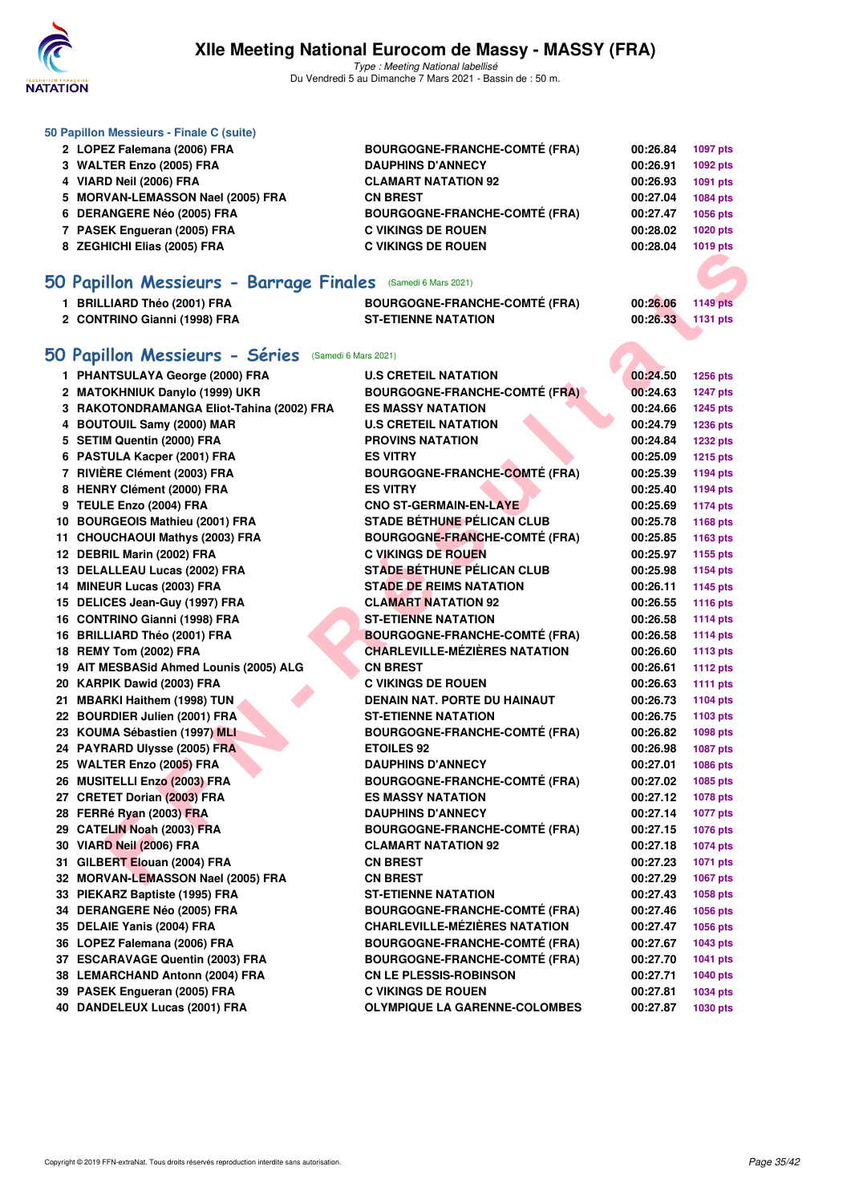### 50 Papillon Messieurs - Finale C (suite)

| | | | | |
|---|---|---|---|---|
| 2 | LOPEZ Falemana (2006) FRA | BOURGOGNE-FRANCHE-COMTÉ (FRA) | 00:26.84 | 1097 pts |
| 3 | WALTER Enzo (2005) FRA | DAUPHINS D'ANNECY | 00:26.91 | 1092 pts |
| 4 | VIARD Neil (2006) FRA | CLAMART NATATION 92 | 00:26.93 | 1091 pts |
| 5 | MORVAN-LEMASSON Nael (2005) FRA | CN BREST | 00:27.04 | 1084 pts |
| 6 | DERANGERE Néo (2005) FRA | BOURGOGNE-FRANCHE-COMTÉ (FRA) | 00:27.47 | 1056 pts |
| 7 | PASEK Engueran (2005) FRA | C VIKINGS DE ROUEN | 00:28.02 | 1020 pts |
| 8 | ZEGHICHI Elias (2005) FRA | C VIKINGS DE ROUEN | 00:28.04 | 1019 pts |

## 50 Papillon Messieurs - Barrage Finales (Samedi 6 Mars 2021)

| | | | | |
|---|---|---|---|---|
| 1 | BRILLIARD Théo (2001) FRA | BOURGOGNE-FRANCHE-COMTÉ (FRA) | 00:26.06 | 1149 pts |
| 2 | CONTRINO Gianni (1998) FRA | ST-ETIENNE NATATION | 00:26.33 | 1131 pts |

## 50 Papillon Messieurs - Séries (Samedi 6 Mars 2021)

| | | | | |
|---|---|---|---|---|
| 1 | PHANTSULAYA George (2000) FRA | U.S CRETEIL NATATION | 00:24.50 | 1256 pts |
| 2 | MATOKHNIUK Danylo (1999) UKR | BOURGOGNE-FRANCHE-COMTÉ (FRA) | 00:24.63 | 1247 pts |
| 3 | RAKOTONDRAMANGA Eliot-Tahina (2002) FRA | ES MASSY NATATION | 00:24.66 | 1245 pts |
| 4 | BOUTOUIL Samy (2000) MAR | U.S CRETEIL NATATION | 00:24.79 | 1236 pts |
| 5 | SETIM Quentin (2000) FRA | PROVINS NATATION | 00:24.84 | 1232 pts |
| 6 | PASTULA Kacper (2001) FRA | ES VITRY | 00:25.09 | 1215 pts |
| 7 | RIVIÈRE Clément (2003) FRA | BOURGOGNE-FRANCHE-COMTÉ (FRA) | 00:25.39 | 1194 pts |
| 8 | HENRY Clément (2000) FRA | ES VITRY | 00:25.40 | 1194 pts |
| 9 | TEULE Enzo (2004) FRA | CNO ST-GERMAIN-EN-LAYE | 00:25.69 | 1174 pts |
| 10 | BOURGEOIS Mathieu (2001) FRA | STADE BÉTHUNE PÉLICAN CLUB | 00:25.78 | 1168 pts |
| 11 | CHOUCHAOUI Mathys (2003) FRA | BOURGOGNE-FRANCHE-COMTÉ (FRA) | 00:25.85 | 1163 pts |
| 12 | DEBRIL Marin (2002) FRA | C VIKINGS DE ROUEN | 00:25.97 | 1155 pts |
| 13 | DELALLEAU Lucas (2002) FRA | STADE BÉTHUNE PÉLICAN CLUB | 00:25.98 | 1154 pts |
| 14 | MINEUR Lucas (2003) FRA | STADE DE REIMS NATATION | 00:26.11 | 1145 pts |
| 15 | DELICES Jean-Guy (1997) FRA | CLAMART NATATION 92 | 00:26.55 | 1116 pts |
| 16 | CONTRINO Gianni (1998) FRA | ST-ETIENNE NATATION | 00:26.58 | 1114 pts |
| 16 | BRILLIARD Théo (2001) FRA | BOURGOGNE-FRANCHE-COMTÉ (FRA) | 00:26.58 | 1114 pts |
| 18 | REMY Tom (2002) FRA | CHARLEVILLE-MÉZIÈRES NATATION | 00:26.60 | 1113 pts |
| 19 | AIT MESBASid Ahmed Lounis (2005) ALG | CN BREST | 00:26.61 | 1112 pts |
| 20 | KARPIK Dawid (2003) FRA | C VIKINGS DE ROUEN | 00:26.63 | 1111 pts |
| 21 | MBARKI Haithem (1998) TUN | DENAIN NAT. PORTE DU HAINAUT | 00:26.73 | 1104 pts |
| 22 | BOURDIER Julien (2001) FRA | ST-ETIENNE NATATION | 00:26.75 | 1103 pts |
| 23 | KOUMA Sébastien (1997) MLI | BOURGOGNE-FRANCHE-COMTÉ (FRA) | 00:26.82 | 1098 pts |
| 24 | PAYRARD Ulysse (2005) FRA | ETOILES 92 | 00:26.98 | 1087 pts |
| 25 | WALTER Enzo (2005) FRA | DAUPHINS D'ANNECY | 00:27.01 | 1086 pts |
| 26 | MUSITELLI Enzo (2003) FRA | BOURGOGNE-FRANCHE-COMTÉ (FRA) | 00:27.02 | 1085 pts |
| 27 | CRETET Dorian (2003) FRA | ES MASSY NATATION | 00:27.12 | 1078 pts |
| 28 | FERRé Ryan (2003) FRA | DAUPHINS D'ANNECY | 00:27.14 | 1077 pts |
| 29 | CATELIN Noah (2003) FRA | BOURGOGNE-FRANCHE-COMTÉ (FRA) | 00:27.15 | 1076 pts |
| 30 | VIARD Neil (2006) FRA | CLAMART NATATION 92 | 00:27.18 | 1074 pts |
| 31 | GILBERT Elouan (2004) FRA | CN BREST | 00:27.23 | 1071 pts |
| 32 | MORVAN-LEMASSON Nael (2005) FRA | CN BREST | 00:27.29 | 1067 pts |
| 33 | PIEKARZ Baptiste (1995) FRA | ST-ETIENNE NATATION | 00:27.43 | 1058 pts |
| 34 | DERANGERE Néo (2005) FRA | BOURGOGNE-FRANCHE-COMTÉ (FRA) | 00:27.46 | 1056 pts |
| 35 | DELAIE Yanis (2004) FRA | CHARLEVILLE-MÉZIÈRES NATATION | 00:27.47 | 1056 pts |
| 36 | LOPEZ Falemana (2006) FRA | BOURGOGNE-FRANCHE-COMTÉ (FRA) | 00:27.67 | 1043 pts |
| 37 | ESCARAVAGE Quentin (2003) FRA | BOURGOGNE-FRANCHE-COMTÉ (FRA) | 00:27.70 | 1041 pts |
| 38 | LEMARCHAND Antonn (2004) FRA | CN LE PLESSIS-ROBINSON | 00:27.71 | 1040 pts |
| 39 | PASEK Engueran (2005) FRA | C VIKINGS DE ROUEN | 00:27.81 | 1034 pts |
| 40 | DANDELEUX Lucas (2001) FRA | OLYMPIQUE LA GARENNE-COLOMBES | 00:27.87 | 1030 pts |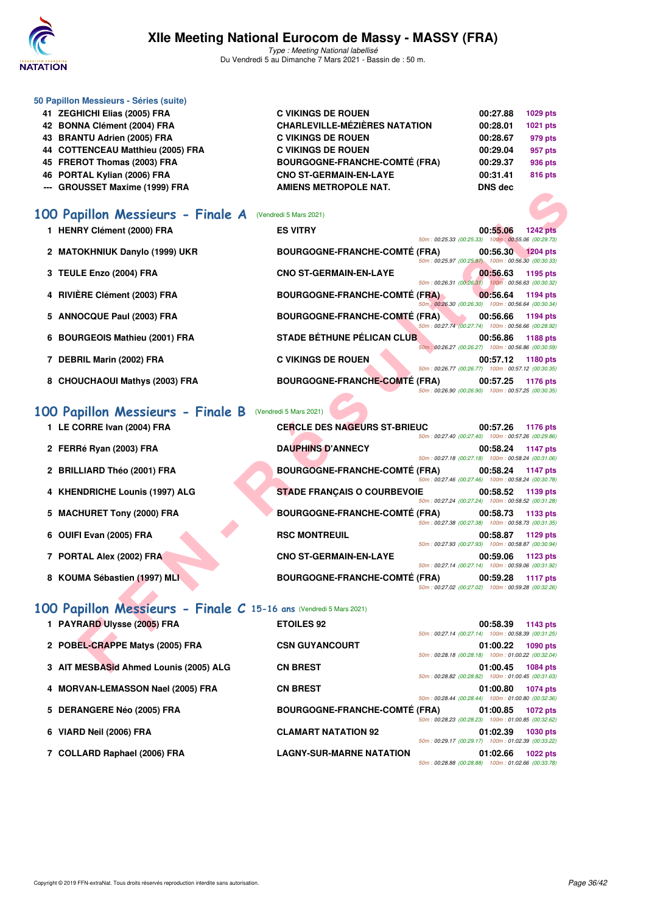### 50 Papillon Messieurs - Séries (suite)

| Rang | Nom | Club | Temps | Points |
|---|---|---|---|---|
| 41 | ZEGHICHI Elias (2005) FRA | C VIKINGS DE ROUEN | 00:27.88 | 1029 pts |
| 42 | BONNA Clément (2004) FRA | CHARLEVILLE-MÉZIÈRES NATATION | 00:28.01 | 1021 pts |
| 43 | BRANTU Adrien (2005) FRA | C VIKINGS DE ROUEN | 00:28.67 | 979 pts |
| 44 | COTTENCEAU Matthieu (2005) FRA | C VIKINGS DE ROUEN | 00:29.04 | 957 pts |
| 45 | FREROT Thomas (2003) FRA | BOURGOGNE-FRANCHE-COMTÉ (FRA) | 00:29.37 | 936 pts |
| 46 | PORTAL Kylian (2006) FRA | CNO ST-GERMAIN-EN-LAYE | 00:31.41 | 816 pts |
| --- | GROUSSET Maxime (1999) FRA | AMIENS METROPOLE NAT. | DNS dec | |

## 100 Papillon Messieurs - Finale A (Vendredi 5 Mars 2021)

| Rang | Nom | Club | Temps | Points | Splits |
|---|---|---|---|---|---|
| 1 | HENRY Clément (2000) FRA | ES VITRY | 00:55.06 | 1242 pts | 50m : 00:25.33 (00:25.33) 100m : 00:55.06 (00:29.73) |
| 2 | MATOKHNIUK Danylo (1999) UKR | BOURGOGNE-FRANCHE-COMTÉ (FRA) | 00:56.30 | 1204 pts | 50m : 00:25.97 (00:25.97) 100m : 00:56.30 (00:30.33) |
| 3 | TEULE Enzo (2004) FRA | CNO ST-GERMAIN-EN-LAYE | 00:56.63 | 1195 pts | 50m : 00:26.31 (00:26.31) 100m : 00:56.63 (00:30.32) |
| 4 | RIVIÈRE Clément (2003) FRA | BOURGOGNE-FRANCHE-COMTÉ (FRA) | 00:56.64 | 1194 pts | 50m : 00:26.30 (00:26.30) 100m : 00:56.64 (00:30.34) |
| 5 | ANNOCQUE Paul (2003) FRA | BOURGOGNE-FRANCHE-COMTÉ (FRA) | 00:56.66 | 1194 pts | 50m : 00:27.74 (00:27.74) 100m : 00:56.66 (00:28.92) |
| 6 | BOURGEOIS Mathieu (2001) FRA | STADE BÉTHUNE PÉLICAN CLUB | 00:56.86 | 1188 pts | 50m : 00:26.27 (00:26.27) 100m : 00:56.86 (00:30.59) |
| 7 | DEBRIL Marin (2002) FRA | C VIKINGS DE ROUEN | 00:57.12 | 1180 pts | 50m : 00:26.77 (00:26.77) 100m : 00:57.12 (00:30.35) |
| 8 | CHOUCHAOUI Mathys (2003) FRA | BOURGOGNE-FRANCHE-COMTÉ (FRA) | 00:57.25 | 1176 pts | 50m : 00:26.90 (00:26.90) 100m : 00:57.25 (00:30.35) |

## 100 Papillon Messieurs - Finale B (Vendredi 5 Mars 2021)

| Rang | Nom | Club | Temps | Points | Splits |
|---|---|---|---|---|---|
| 1 | LE CORRE Ivan (2004) FRA | CERCLE DES NAGEURS ST-BRIEUC | 00:57.26 | 1176 pts | 50m : 00:27.40 (00:27.40) 100m : 00:57.26 (00:29.86) |
| 2 | FERRé Ryan (2003) FRA | DAUPHINS D'ANNECY | 00:58.24 | 1147 pts | 50m : 00:27.18 (00:27.18) 100m : 00:58.24 (00:31.06) |
| 2 | BRILLIARD Théo (2001) FRA | BOURGOGNE-FRANCHE-COMTÉ (FRA) | 00:58.24 | 1147 pts | 50m : 00:27.46 (00:27.46) 100m : 00:58.24 (00:30.78) |
| 4 | KHENDRICHE Lounis (1997) ALG | STADE FRANÇAIS O COURBEVOIE | 00:58.52 | 1139 pts | 50m : 00:27.24 (00:27.24) 100m : 00:58.52 (00:31.28) |
| 5 | MACHURET Tony (2000) FRA | BOURGOGNE-FRANCHE-COMTÉ (FRA) | 00:58.73 | 1133 pts | 50m : 00:27.38 (00:27.38) 100m : 00:58.73 (00:31.35) |
| 6 | OUIFI Evan (2005) FRA | RSC MONTREUIL | 00:58.87 | 1129 pts | 50m : 00:27.93 (00:27.93) 100m : 00:58.87 (00:30.94) |
| 7 | PORTAL Alex (2002) FRA | CNO ST-GERMAIN-EN-LAYE | 00:59.06 | 1123 pts | 50m : 00:27.14 (00:27.14) 100m : 00:59.06 (00:31.92) |
| 8 | KOUMA Sébastien (1997) MLI | BOURGOGNE-FRANCHE-COMTÉ (FRA) | 00:59.28 | 1117 pts | 50m : 00:27.02 (00:27.02) 100m : 00:59.28 (00:32.26) |

## 100 Papillon Messieurs - Finale C 15-16 ans (Vendredi 5 Mars 2021)

| Rang | Nom | Club | Temps | Points | Splits |
|---|---|---|---|---|---|
| 1 | PAYRARD Ulysse (2005) FRA | ETOILES 92 | 00:58.39 | 1143 pts | 50m : 00:27.14 (00:27.14) 100m : 00:58.39 (00:31.25) |
| 2 | POBEL-CRAPPE Matys (2005) FRA | CSN GUYANCOURT | 01:00.22 | 1090 pts | 50m : 00:28.18 (00:28.18) 100m : 01:00.22 (00:32.04) |
| 3 | AIT MESBASid Ahmed Lounis (2005) ALG | CN BREST | 01:00.45 | 1084 pts | 50m : 00:28.82 (00:28.82) 100m : 01:00.45 (00:31.63) |
| 4 | MORVAN-LEMASSON Nael (2005) FRA | CN BREST | 01:00.80 | 1074 pts | 50m : 00:28.44 (00:28.44) 100m : 01:00.80 (00:32.36) |
| 5 | DERANGERE Néo (2005) FRA | BOURGOGNE-FRANCHE-COMTÉ (FRA) | 01:00.85 | 1072 pts | 50m : 00:28.23 (00:28.23) 100m : 01:00.85 (00:32.62) |
| 6 | VIARD Neil (2006) FRA | CLAMART NATATION 92 | 01:02.39 | 1030 pts | 50m : 00:29.17 (00:29.17) 100m : 01:02.39 (00:33.22) |
| 7 | COLLARD Raphael (2006) FRA | LAGNY-SUR-MARNE NATATION | 01:02.66 | 1022 pts | 50m : 00:28.88 (00:28.88) 100m : 01:02.66 (00:33.78) |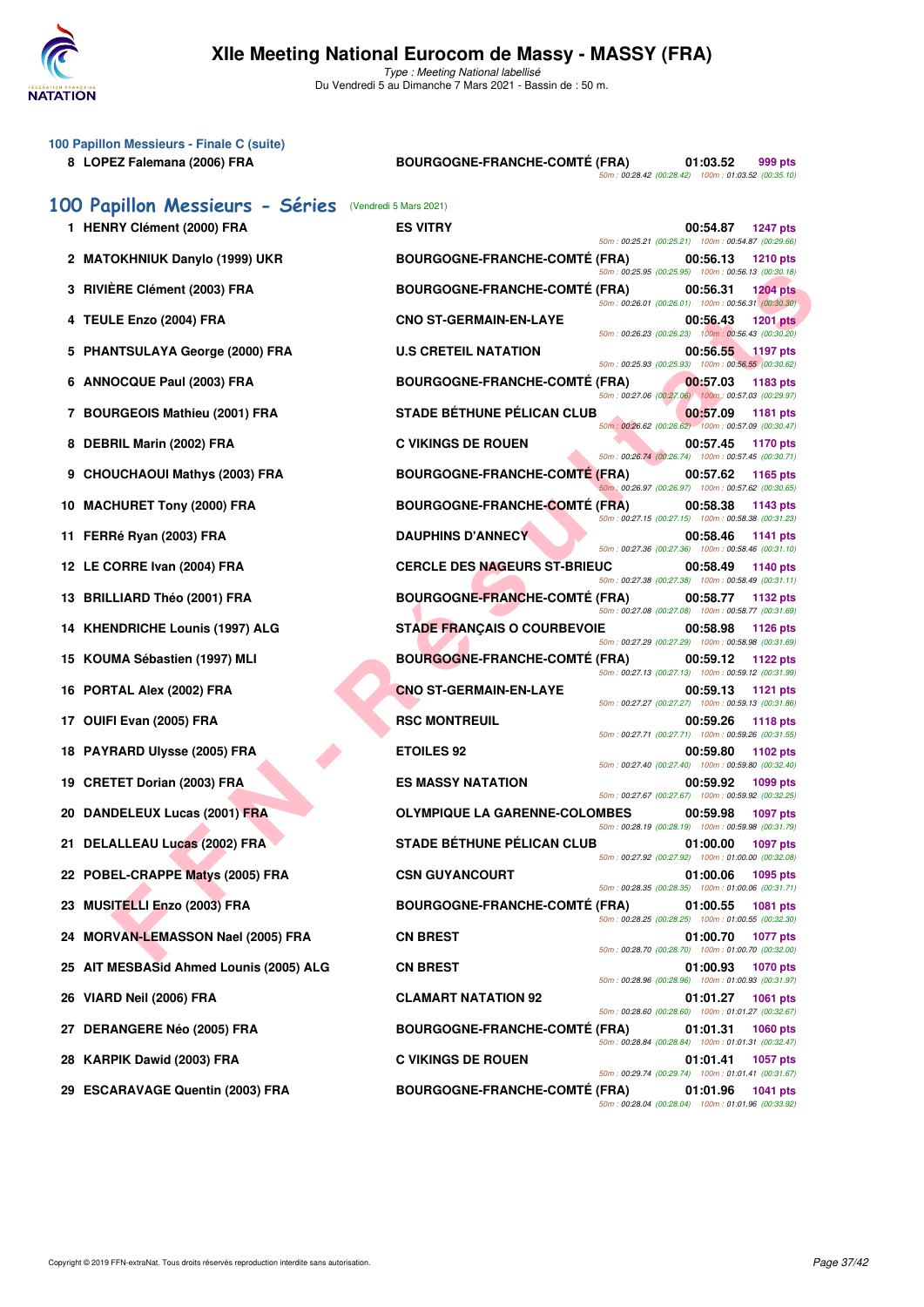### 100 Papillon Messieurs - Finale C (suite)

| | Nom | Club | Temps | Points |
|---|---|---|---|---|
| 8 | LOPEZ Falemana (2006) FRA | BOURGOGNE-FRANCHE-COMTÉ (FRA) | 01:03.52 | 999 pts |
| | | | 50m : 00:28.42 (00:28.42) 100m : 01:03.52 (00:35.10) | |

## 100 Papillon Messieurs - Séries (Vendredi 5 Mars 2021)

| | Nom | Club | Temps | Points |
|---|---|---|---|---|
| 1 | HENRY Clément (2000) FRA | ES VITRY | 00:54.87 | 1247 pts |
| | | | 50m : 00:25.21 (00:25.21) 100m : 00:54.87 (00:29.66) | |
| 2 | MATOKHNIUK Danylo (1999) UKR | BOURGOGNE-FRANCHE-COMTÉ (FRA) | 00:56.13 | 1210 pts |
| | | | 50m : 00:25.95 (00:25.95) 100m : 00:56.13 (00:30.18) | |
| 3 | RIVIÈRE Clément (2003) FRA | BOURGOGNE-FRANCHE-COMTÉ (FRA) | 00:56.31 | 1204 pts |
| | | | 50m : 00:26.01 (00:26.01) 100m : 00:56.31 (00:30.30) | |
| 4 | TEULE Enzo (2004) FRA | CNO ST-GERMAIN-EN-LAYE | 00:56.43 | 1201 pts |
| | | | 50m : 00:26.23 (00:26.23) 100m : 00:56.43 (00:30.20) | |
| 5 | PHANTSULAYA George (2000) FRA | U.S CRETEIL NATATION | 00:56.55 | 1197 pts |
| | | | 50m : 00:25.93 (00:25.93) 100m : 00:56.55 (00:30.62) | |
| 6 | ANNOCQUE Paul (2003) FRA | BOURGOGNE-FRANCHE-COMTÉ (FRA) | 00:57.03 | 1183 pts |
| | | | 50m : 00:27.06 (00:27.06) 100m : 00:57.03 (00:29.97) | |
| 7 | BOURGEOIS Mathieu (2001) FRA | STADE BÉTHUNE PÉLICAN CLUB | 00:57.09 | 1181 pts |
| | | | 50m : 00:26.62 (00:26.62) 100m : 00:57.09 (00:30.47) | |
| 8 | DEBRIL Marin (2002) FRA | C VIKINGS DE ROUEN | 00:57.45 | 1170 pts |
| | | | 50m : 00:26.74 (00:26.74) 100m : 00:57.45 (00:30.71) | |
| 9 | CHOUCHAOUI Mathys (2003) FRA | BOURGOGNE-FRANCHE-COMTÉ (FRA) | 00:57.62 | 1165 pts |
| | | | 50m : 00:26.97 (00:26.97) 100m : 00:57.62 (00:30.65) | |
| 10 | MACHURET Tony (2000) FRA | BOURGOGNE-FRANCHE-COMTÉ (FRA) | 00:58.38 | 1143 pts |
| | | | 50m : 00:27.15 (00:27.15) 100m : 00:58.38 (00:31.23) | |
| 11 | FERRé Ryan (2003) FRA | DAUPHINS D'ANNECY | 00:58.46 | 1141 pts |
| | | | 50m : 00:27.36 (00:27.36) 100m : 00:58.46 (00:31.10) | |
| 12 | LE CORRE Ivan (2004) FRA | CERCLE DES NAGEURS ST-BRIEUC | 00:58.49 | 1140 pts |
| | | | 50m : 00:27.38 (00:27.38) 100m : 00:58.49 (00:31.11) | |
| 13 | BRILLIARD Théo (2001) FRA | BOURGOGNE-FRANCHE-COMTÉ (FRA) | 00:58.77 | 1132 pts |
| | | | 50m : 00:27.08 (00:27.08) 100m : 00:58.77 (00:31.69) | |
| 14 | KHENDRICHE Lounis (1997) ALG | STADE FRANÇAIS O COURBEVOIE | 00:58.98 | 1126 pts |
| | | | 50m : 00:27.29 (00:27.29) 100m : 00:58.98 (00:31.69) | |
| 15 | KOUMA Sébastien (1997) MLI | BOURGOGNE-FRANCHE-COMTÉ (FRA) | 00:59.12 | 1122 pts |
| | | | 50m : 00:27.13 (00:27.13) 100m : 00:59.12 (00:31.99) | |
| 16 | PORTAL Alex (2002) FRA | CNO ST-GERMAIN-EN-LAYE | 00:59.13 | 1121 pts |
| | | | 50m : 00:27.27 (00:27.27) 100m : 00:59.13 (00:31.86) | |
| 17 | OUIFI Evan (2005) FRA | RSC MONTREUIL | 00:59.26 | 1118 pts |
| | | | 50m : 00:27.71 (00:27.71) 100m : 00:59.26 (00:31.55) | |
| 18 | PAYRARD Ulysse (2005) FRA | ETOILES 92 | 00:59.80 | 1102 pts |
| | | | 50m : 00:27.40 (00:27.40) 100m : 00:59.80 (00:32.40) | |
| 19 | CRETET Dorian (2003) FRA | ES MASSY NATATION | 00:59.92 | 1099 pts |
| | | | 50m : 00:27.67 (00:27.67) 100m : 00:59.92 (00:32.25) | |
| 20 | DANDELEUX Lucas (2001) FRA | OLYMPIQUE LA GARENNE-COLOMBES | 00:59.98 | 1097 pts |
| | | | 50m : 00:28.19 (00:28.19) 100m : 00:59.98 (00:31.79) | |
| 21 | DELALLEAU Lucas (2002) FRA | STADE BÉTHUNE PÉLICAN CLUB | 01:00.00 | 1097 pts |
| | | | 50m : 00:27.92 (00:27.92) 100m : 01:00.00 (00:32.08) | |
| 22 | POBEL-CRAPPE Matys (2005) FRA | CSN GUYANCOURT | 01:00.06 | 1095 pts |
| | | | 50m : 00:28.35 (00:28.35) 100m : 01:00.06 (00:31.71) | |
| 23 | MUSITELLI Enzo (2003) FRA | BOURGOGNE-FRANCHE-COMTÉ (FRA) | 01:00.55 | 1081 pts |
| | | | 50m : 00:28.25 (00:28.25) 100m : 01:00.55 (00:32.30) | |
| 24 | MORVAN-LEMASSON Nael (2005) FRA | CN BREST | 01:00.70 | 1077 pts |
| | | | 50m : 00:28.70 (00:28.70) 100m : 01:00.70 (00:32.00) | |
| 25 | AIT MESBASid Ahmed Lounis (2005) ALG | CN BREST | 01:00.93 | 1070 pts |
| | | | 50m : 00:28.96 (00:28.96) 100m : 01:00.93 (00:31.97) | |
| 26 | VIARD Neil (2006) FRA | CLAMART NATATION 92 | 01:01.27 | 1061 pts |
| | | | 50m : 00:28.60 (00:28.60) 100m : 01:01.27 (00:32.67) | |
| 27 | DERANGERE Néo (2005) FRA | BOURGOGNE-FRANCHE-COMTÉ (FRA) | 01:01.31 | 1060 pts |
| | | | 50m : 00:28.84 (00:28.84) 100m : 01:01.31 (00:32.47) | |
| 28 | KARPIK Dawid (2003) FRA | C VIKINGS DE ROUEN | 01:01.41 | 1057 pts |
| | | | 50m : 00:29.74 (00:29.74) 100m : 01:01.41 (00:31.67) | |
| 29 | ESCARAVAGE Quentin (2003) FRA | BOURGOGNE-FRANCHE-COMTÉ (FRA) | 01:01.96 | 1041 pts |
| | | | 50m : 00:28.04 (00:28.04) 100m : 01:01.96 (00:33.92) | |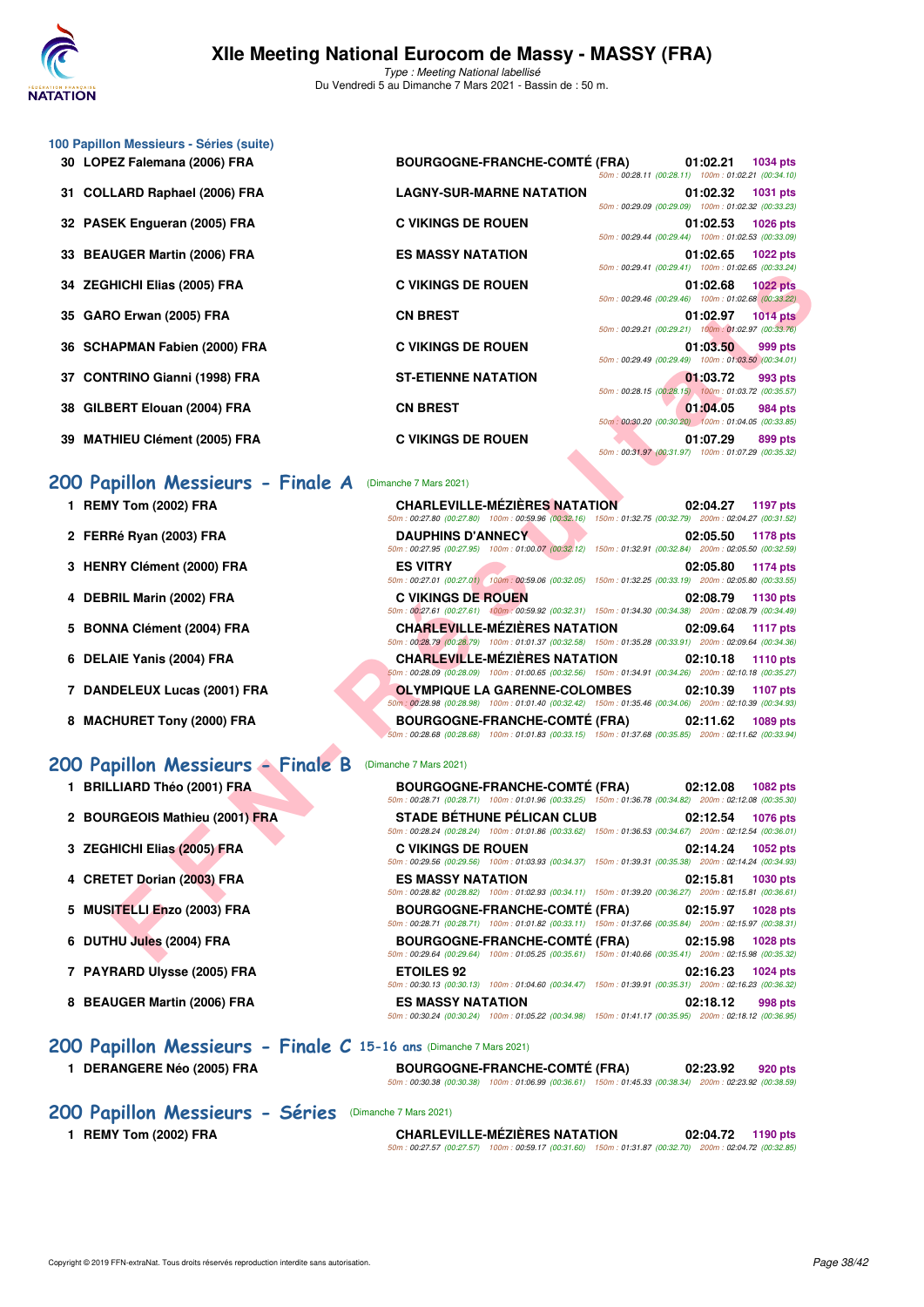# XIIe Meeting National Eurocom de Massy - MASSY (FRA)

*Type : Meeting National labellisé*
Du Vendredi 5 au Dimanche 7 Mars 2021 - Bassin de : 50 m.

## 100 Papillon Messieurs - Séries (suite)

| Rang | Nom | Club | Temps | Points | Splits |
|---|---|---|---|---|---|
| 30 | LOPEZ Falemana (2006) FRA | BOURGOGNE-FRANCHE-COMTÉ (FRA) | 01:02.21 | 1034 pts | 50m : 00:28.11 (00:28.11) 100m : 01:02.21 (00:34.10) |
| 31 | COLLARD Raphael (2006) FRA | LAGNY-SUR-MARNE NATATION | 01:02.32 | 1031 pts | 50m : 00:29.09 (00:29.09) 100m : 01:02.32 (00:33.23) |
| 32 | PASEK Engueran (2005) FRA | C VIKINGS DE ROUEN | 01:02.53 | 1026 pts | 50m : 00:29.44 (00:29.44) 100m : 01:02.53 (00:33.09) |
| 33 | BEAUGER Martin (2006) FRA | ES MASSY NATATION | 01:02.65 | 1022 pts | 50m : 00:29.41 (00:29.41) 100m : 01:02.65 (00:33.24) |
| 34 | ZEGHICHI Elias (2005) FRA | C VIKINGS DE ROUEN | 01:02.68 | 1022 pts | 50m : 00:29.46 (00:29.46) 100m : 01:02.68 (00:33.22) |
| 35 | GARO Erwan (2005) FRA | CN BREST | 01:02.97 | 1014 pts | 50m : 00:29.21 (00:29.21) 100m : 01:02.97 (00:33.76) |
| 36 | SCHAPMAN Fabien (2000) FRA | C VIKINGS DE ROUEN | 01:03.50 | 999 pts | 50m : 00:29.49 (00:29.49) 100m : 01:03.50 (00:34.01) |
| 37 | CONTRINO Gianni (1998) FRA | ST-ETIENNE NATATION | 01:03.72 | 993 pts | 50m : 00:28.15 (00:28.15) 100m : 01:03.72 (00:35.57) |
| 38 | GILBERT Elouan (2004) FRA | CN BREST | 01:04.05 | 984 pts | 50m : 00:30.20 (00:30.20) 100m : 01:04.05 (00:33.85) |
| 39 | MATHIEU Clément (2005) FRA | C VIKINGS DE ROUEN | 01:07.29 | 899 pts | 50m : 00:31.97 (00:31.97) 100m : 01:07.29 (00:35.32) |

## 200 Papillon Messieurs - Finale A (Dimanche 7 Mars 2021)

| Rang | Nom | Club | Temps | Points | Splits |
|---|---|---|---|---|---|
| 1 | REMY Tom (2002) FRA | CHARLEVILLE-MÉZIÈRES NATATION | 02:04.27 | 1197 pts | 50m : 00:27.80 (00:27.80) 100m : 00:59.96 (00:32.16) 150m : 01:32.75 (00:32.79) 200m : 02:04.27 (00:31.52) |
| 2 | FERRé Ryan (2003) FRA | DAUPHINS D'ANNECY | 02:05.50 | 1178 pts | 50m : 00:27.95 (00:27.95) 100m : 01:00.07 (00:32.12) 150m : 01:32.91 (00:32.84) 200m : 02:05.50 (00:32.59) |
| 3 | HENRY Clément (2000) FRA | ES VITRY | 02:05.80 | 1174 pts | 50m : 00:27.01 (00:27.01) 100m : 00:59.06 (00:32.05) 150m : 01:32.25 (00:33.19) 200m : 02:05.80 (00:33.55) |
| 4 | DEBRIL Marin (2002) FRA | C VIKINGS DE ROUEN | 02:08.79 | 1130 pts | 50m : 00:27.61 (00:27.61) 100m : 00:59.92 (00:32.31) 150m : 01:34.30 (00:34.38) 200m : 02:08.79 (00:34.49) |
| 5 | BONNA Clément (2004) FRA | CHARLEVILLE-MÉZIÈRES NATATION | 02:09.64 | 1117 pts | 50m : 00:28.79 (00:28.79) 100m : 01:01.37 (00:32.58) 150m : 01:35.28 (00:33.91) 200m : 02:09.64 (00:34.36) |
| 6 | DELAIE Yanis (2004) FRA | CHARLEVILLE-MÉZIÈRES NATATION | 02:10.18 | 1110 pts | 50m : 00:28.09 (00:28.09) 100m : 01:00.65 (00:32.56) 150m : 01:34.91 (00:34.26) 200m : 02:10.18 (00:35.27) |
| 7 | DANDELEUX Lucas (2001) FRA | OLYMPIQUE LA GARENNE-COLOMBES | 02:10.39 | 1107 pts | 50m : 00:28.98 (00:28.98) 100m : 01:01.40 (00:32.42) 150m : 01:35.46 (00:34.06) 200m : 02:10.39 (00:34.93) |
| 8 | MACHURET Tony (2000) FRA | BOURGOGNE-FRANCHE-COMTÉ (FRA) | 02:11.62 | 1089 pts | 50m : 00:28.68 (00:28.68) 100m : 01:01.83 (00:33.15) 150m : 01:37.68 (00:35.85) 200m : 02:11.62 (00:33.94) |

## 200 Papillon Messieurs - Finale B (Dimanche 7 Mars 2021)

| Rang | Nom | Club | Temps | Points | Splits |
|---|---|---|---|---|---|
| 1 | BRILLIARD Théo (2001) FRA | BOURGOGNE-FRANCHE-COMTÉ (FRA) | 02:12.08 | 1082 pts | 50m : 00:28.71 (00:28.71) 100m : 01:01.96 (00:33.25) 150m : 01:36.78 (00:34.82) 200m : 02:12.08 (00:35.30) |
| 2 | BOURGEOIS Mathieu (2001) FRA | STADE BÉTHUNE PÉLICAN CLUB | 02:12.54 | 1076 pts | 50m : 00:28.24 (00:28.24) 100m : 01:01.86 (00:33.62) 150m : 01:36.53 (00:34.67) 200m : 02:12.54 (00:36.01) |
| 3 | ZEGHICHI Elias (2005) FRA | C VIKINGS DE ROUEN | 02:14.24 | 1052 pts | 50m : 00:29.56 (00:29.56) 100m : 01:03.93 (00:34.37) 150m : 01:39.31 (00:35.38) 200m : 02:14.24 (00:34.93) |
| 4 | CRETET Dorian (2003) FRA | ES MASSY NATATION | 02:15.81 | 1030 pts | 50m : 00:28.82 (00:28.82) 100m : 01:02.93 (00:34.11) 150m : 01:39.20 (00:36.27) 200m : 02:15.81 (00:36.61) |
| 5 | MUSITELLI Enzo (2003) FRA | BOURGOGNE-FRANCHE-COMTÉ (FRA) | 02:15.97 | 1028 pts | 50m : 00:28.71 (00:28.71) 100m : 01:01.82 (00:33.11) 150m : 01:37.66 (00:35.84) 200m : 02:15.97 (00:38.31) |
| 6 | DUTHU Jules (2004) FRA | BOURGOGNE-FRANCHE-COMTÉ (FRA) | 02:15.98 | 1028 pts | 50m : 00:29.64 (00:29.64) 100m : 01:05.25 (00:35.61) 150m : 01:40.66 (00:35.41) 200m : 02:15.98 (00:35.32) |
| 7 | PAYRARD Ulysse (2005) FRA | ETOILES 92 | 02:16.23 | 1024 pts | 50m : 00:30.13 (00:30.13) 100m : 01:04.60 (00:34.47) 150m : 01:39.91 (00:35.31) 200m : 02:16.23 (00:36.32) |
| 8 | BEAUGER Martin (2006) FRA | ES MASSY NATATION | 02:18.12 | 998 pts | 50m : 00:30.24 (00:30.24) 100m : 01:05.22 (00:34.98) 150m : 01:41.17 (00:35.95) 200m : 02:18.12 (00:36.95) |

## 200 Papillon Messieurs - Finale C 15-16 ans (Dimanche 7 Mars 2021)

| Rang | Nom | Club | Temps | Points | Splits |
|---|---|---|---|---|---|
| 1 | DERANGERE Néo (2005) FRA | BOURGOGNE-FRANCHE-COMTÉ (FRA) | 02:23.92 | 920 pts | 50m : 00:30.38 (00:30.38) 100m : 01:06.99 (00:36.61) 150m : 01:45.33 (00:38.34) 200m : 02:23.92 (00:38.59) |

## 200 Papillon Messieurs - Séries (Dimanche 7 Mars 2021)

| Rang | Nom | Club | Temps | Points | Splits |
|---|---|---|---|---|---|
| 1 | REMY Tom (2002) FRA | CHARLEVILLE-MÉZIÈRES NATATION | 02:04.72 | 1190 pts | 50m : 00:27.57 (00:27.57) 100m : 00:59.17 (00:31.60) 150m : 01:31.87 (00:32.70) 200m : 02:04.72 (00:32.85) |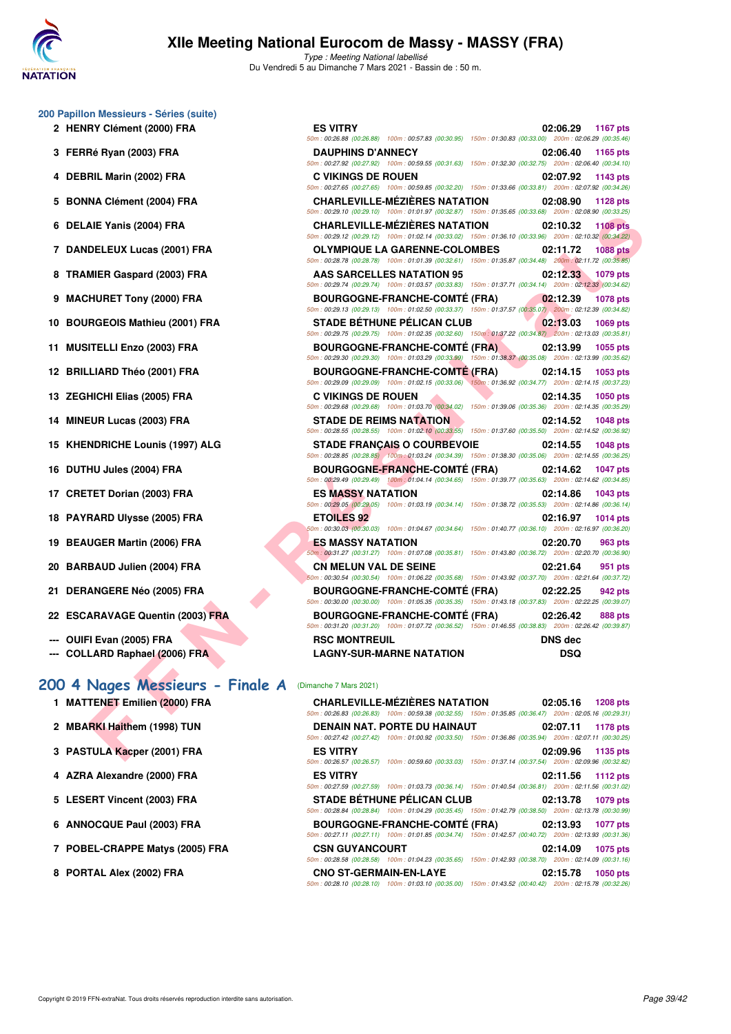# XIIe Meeting National Eurocom de Massy - MASSY (FRA)

*Type : Meeting National labellisé*
Du Vendredi 5 au Dimanche 7 Mars 2021 - Bassin de : 50 m.

## 200 Papillon Messieurs - Séries (suite)

| Rang | Nageur | Club | Temps | Points |
|---|---|---|---|---|
| 2 | HENRY Clément (2000) FRA | ES VITRY | 02:06.29 | 1167 pts |
| | | 50m : 00:26.88 (00:26.88) 100m : 00:57.83 (00:30.95) 150m : 01:30.83 (00:33.00) 200m : 02:06.29 (00:35.46) | | |
| 3 | FERRé Ryan (2003) FRA | DAUPHINS D'ANNECY | 02:06.40 | 1165 pts |
| | | 50m : 00:27.92 (00:27.92) 100m : 00:59.55 (00:31.63) 150m : 01:32.30 (00:32.75) 200m : 02:06.40 (00:34.10) | | |
| 4 | DEBRIL Marin (2002) FRA | C VIKINGS DE ROUEN | 02:07.92 | 1143 pts |
| | | 50m : 00:27.65 (00:27.65) 100m : 00:59.85 (00:32.20) 150m : 01:33.66 (00:33.81) 200m : 02:07.92 (00:34.26) | | |
| 5 | BONNA Clément (2004) FRA | CHARLEVILLE-MÉZIÈRES NATATION | 02:08.90 | 1128 pts |
| | | 50m : 00:29.10 (00:29.10) 100m : 01:01.97 (00:32.87) 150m : 01:35.65 (00:33.68) 200m : 02:08.90 (00:33.25) | | |
| 6 | DELAIE Yanis (2004) FRA | CHARLEVILLE-MÉZIÈRES NATATION | 02:10.32 | 1108 pts |
| | | 50m : 00:29.12 (00:29.12) 100m : 01:02.14 (00:33.02) 150m : 01:36.10 (00:33.96) 200m : 02:10.32 (00:34.22) | | |
| 7 | DANDELEUX Lucas (2001) FRA | OLYMPIQUE LA GARENNE-COLOMBES | 02:11.72 | 1088 pts |
| | | 50m : 00:28.78 (00:28.78) 100m : 01:01.39 (00:32.61) 150m : 01:35.87 (00:34.48) 200m : 02:11.72 (00:35.85) | | |
| 8 | TRAMIER Gaspard (2003) FRA | AAS SARCELLES NATATION 95 | 02:12.33 | 1079 pts |
| | | 50m : 00:29.74 (00:29.74) 100m : 01:03.57 (00:33.83) 150m : 01:37.71 (00:34.14) 200m : 02:12.33 (00:34.62) | | |
| 9 | MACHURET Tony (2000) FRA | BOURGOGNE-FRANCHE-COMTÉ (FRA) | 02:12.39 | 1078 pts |
| | | 50m : 00:29.13 (00:29.13) 100m : 01:02.50 (00:33.37) 150m : 01:37.57 (00:35.07) 200m : 02:12.39 (00:34.82) | | |
| 10 | BOURGEOIS Mathieu (2001) FRA | STADE BÉTHUNE PÉLICAN CLUB | 02:13.03 | 1069 pts |
| | | 50m : 00:29.75 (00:29.75) 100m : 01:02.35 (00:32.60) 150m : 01:37.22 (00:34.87) 200m : 02:13.03 (00:35.81) | | |
| 11 | MUSITELLI Enzo (2003) FRA | BOURGOGNE-FRANCHE-COMTÉ (FRA) | 02:13.99 | 1055 pts |
| | | 50m : 00:29.30 (00:29.30) 100m : 01:03.29 (00:33.99) 150m : 01:38.37 (00:35.08) 200m : 02:13.99 (00:35.62) | | |
| 12 | BRILLIARD Théo (2001) FRA | BOURGOGNE-FRANCHE-COMTÉ (FRA) | 02:14.15 | 1053 pts |
| | | 50m : 00:29.09 (00:29.09) 100m : 01:02.15 (00:33.06) 150m : 01:36.92 (00:34.77) 200m : 02:14.15 (00:37.23) | | |
| 13 | ZEGHICHI Elias (2005) FRA | C VIKINGS DE ROUEN | 02:14.35 | 1050 pts |
| | | 50m : 00:29.68 (00:29.68) 100m : 01:03.70 (00:34.02) 150m : 01:39.06 (00:35.36) 200m : 02:14.35 (00:35.29) | | |
| 14 | MINEUR Lucas (2003) FRA | STADE DE REIMS NATATION | 02:14.52 | 1048 pts |
| | | 50m : 00:28.55 (00:28.55) 100m : 01:02.10 (00:33.55) 150m : 01:37.60 (00:35.50) 200m : 02:14.52 (00:36.92) | | |
| 15 | KHENDRICHE Lounis (1997) ALG | STADE FRANÇAIS O COURBEVOIE | 02:14.55 | 1048 pts |
| | | 50m : 00:28.85 (00:28.85) 100m : 01:03.24 (00:34.39) 150m : 01:38.30 (00:35.06) 200m : 02:14.55 (00:36.25) | | |
| 16 | DUTHU Jules (2004) FRA | BOURGOGNE-FRANCHE-COMTÉ (FRA) | 02:14.62 | 1047 pts |
| | | 50m : 00:29.49 (00:29.49) 100m : 01:04.14 (00:34.65) 150m : 01:39.77 (00:35.63) 200m : 02:14.62 (00:34.85) | | |
| 17 | CRETET Dorian (2003) FRA | ES MASSY NATATION | 02:14.86 | 1043 pts |
| | | 50m : 00:29.05 (00:29.05) 100m : 01:03.19 (00:34.14) 150m : 01:38.72 (00:35.53) 200m : 02:14.86 (00:36.14) | | |
| 18 | PAYRARD Ulysse (2005) FRA | ETOILES 92 | 02:16.97 | 1014 pts |
| | | 50m : 00:30.03 (00:30.03) 100m : 01:04.67 (00:34.64) 150m : 01:40.77 (00:36.10) 200m : 02:16.97 (00:36.20) | | |
| 19 | BEAUGER Martin (2006) FRA | ES MASSY NATATION | 02:20.70 | 963 pts |
| | | 50m : 00:31.27 (00:31.27) 100m : 01:07.08 (00:35.81) 150m : 01:43.80 (00:36.72) 200m : 02:20.70 (00:36.90) | | |
| 20 | BARBAUD Julien (2004) FRA | CN MELUN VAL DE SEINE | 02:21.64 | 951 pts |
| | | 50m : 00:30.54 (00:30.54) 100m : 01:06.22 (00:35.68) 150m : 01:43.92 (00:37.70) 200m : 02:21.64 (00:37.72) | | |
| 21 | DERANGERE Néo (2005) FRA | BOURGOGNE-FRANCHE-COMTÉ (FRA) | 02:22.25 | 942 pts |
| | | 50m : 00:30.00 (00:30.00) 100m : 01:05.35 (00:35.35) 150m : 01:43.18 (00:37.83) 200m : 02:22.25 (00:39.07) | | |
| 22 | ESCARAVAGE Quentin (2003) FRA | BOURGOGNE-FRANCHE-COMTÉ (FRA) | 02:26.42 | 888 pts |
| | | 50m : 00:31.20 (00:31.20) 100m : 01:07.72 (00:36.52) 150m : 01:46.55 (00:38.83) 200m : 02:26.42 (00:39.87) | | |
| --- | OUIFI Evan (2005) FRA | RSC MONTREUIL | DNS dec | |
| --- | COLLARD Raphael (2006) FRA | LAGNY-SUR-MARNE NATATION | DSQ | |

## 200 4 Nages Messieurs - Finale A (Dimanche 7 Mars 2021)

| Rang | Nageur | Club | Temps | Points |
|---|---|---|---|---|
| 1 | MATTENET Emilien (2000) FRA | CHARLEVILLE-MÉZIÈRES NATATION | 02:05.16 | 1208 pts |
| | | 50m : 00:26.83 (00:26.83) 100m : 00:59.38 (00:32.55) 150m : 01:35.85 (00:36.47) 200m : 02:05.16 (00:29.31) | | |
| 2 | MBARKI Haithem (1998) TUN | DENAIN NAT. PORTE DU HAINAUT | 02:07.11 | 1178 pts |
| | | 50m : 00:27.42 (00:27.42) 100m : 01:00.92 (00:33.50) 150m : 01:36.86 (00:35.94) 200m : 02:07.11 (00:30.25) | | |
| 3 | PASTULA Kacper (2001) FRA | ES VITRY | 02:09.96 | 1135 pts |
| | | 50m : 00:26.57 (00:26.57) 100m : 00:59.60 (00:33.03) 150m : 01:37.14 (00:37.54) 200m : 02:09.96 (00:32.82) | | |
| 4 | AZRA Alexandre (2000) FRA | ES VITRY | 02:11.56 | 1112 pts |
| | | 50m : 00:27.59 (00:27.59) 100m : 01:03.73 (00:36.14) 150m : 01:40.54 (00:36.81) 200m : 02:11.56 (00:31.02) | | |
| 5 | LESERT Vincent (2003) FRA | STADE BÉTHUNE PÉLICAN CLUB | 02:13.78 | 1079 pts |
| | | 50m : 00:28.84 (00:28.84) 100m : 01:04.29 (00:35.45) 150m : 01:42.79 (00:38.50) 200m : 02:13.78 (00:30.99) | | |
| 6 | ANNOCQUE Paul (2003) FRA | BOURGOGNE-FRANCHE-COMTÉ (FRA) | 02:13.93 | 1077 pts |
| | | 50m : 00:27.11 (00:27.11) 100m : 01:01.85 (00:34.74) 150m : 01:42.57 (00:40.72) 200m : 02:13.93 (00:31.36) | | |
| 7 | POBEL-CRAPPE Matys (2005) FRA | CSN GUYANCOURT | 02:14.09 | 1075 pts |
| | | 50m : 00:28.58 (00:28.58) 100m : 01:04.23 (00:35.65) 150m : 01:42.93 (00:38.70) 200m : 02:14.09 (00:31.16) | | |
| 8 | PORTAL Alex (2002) FRA | CNO ST-GERMAIN-EN-LAYE | 02:15.78 | 1050 pts |
| | | 50m : 00:28.10 (00:28.10) 100m : 01:03.10 (00:35.00) 150m : 01:43.52 (00:40.42) 200m : 02:15.78 (00:32.26) | | |

Copyright © 2019 FFN-extraNat. Tous droits réservés reproduction interdite sans autorisation.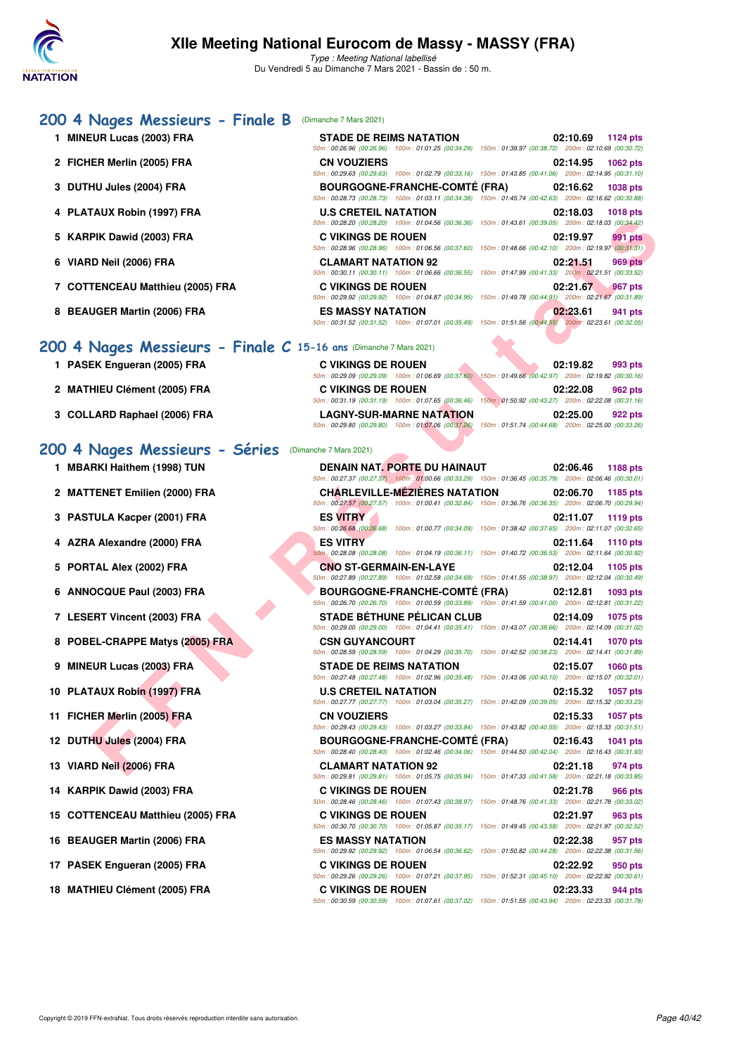# XIIe Meeting National Eurocom de Massy - MASSY (FRA)

*Type : Meeting National labellisé*
Du Vendredi 5 au Dimanche 7 Mars 2021 - Bassin de : 50 m.

## 200 4 Nages Messieurs - Finale B (Dimanche 7 Mars 2021)

| Rang | Nom | Club | Temps | Points |
|---|---|---|---|---|
| 1 | MINEUR Lucas (2003) FRA | STADE DE REIMS NATATION | 02:10.69 | 1124 pts |
| | | 50m : 00:26.96 (00:26.96) 100m : 01:01.25 (00:34.29) 150m : 01:39.97 (00:38.72) 200m : 02:10.69 (00:30.72) | | |
| 2 | FICHER Merlin (2005) FRA | CN VOUZIERS | 02:14.95 | 1062 pts |
| | | 50m : 00:29.63 (00:29.63) 100m : 01:02.79 (00:33.16) 150m : 01:43.85 (00:41.06) 200m : 02:14.95 (00:31.10) | | |
| 3 | DUTHU Jules (2004) FRA | BOURGOGNE-FRANCHE-COMTÉ (FRA) | 02:16.62 | 1038 pts |
| | | 50m : 00:28.73 (00:28.73) 100m : 01:03.11 (00:34.38) 150m : 01:45.74 (00:42.63) 200m : 02:16.62 (00:30.88) | | |
| 4 | PLATAUX Robin (1997) FRA | U.S CRETEIL NATATION | 02:18.03 | 1018 pts |
| | | 50m : 00:28.20 (00:28.20) 100m : 01:04.56 (00:36.36) 150m : 01:43.61 (00:39.05) 200m : 02:18.03 (00:34.42) | | |
| 5 | KARPIK Dawid (2003) FRA | C VIKINGS DE ROUEN | 02:19.97 | 991 pts |
| | | 50m : 00:28.96 (00:28.96) 100m : 01:06.56 (00:37.60) 150m : 01:48.66 (00:42.10) 200m : 02:19.97 (00:31.31) | | |
| 6 | VIARD Neil (2006) FRA | CLAMART NATATION 92 | 02:21.51 | 969 pts |
| | | 50m : 00:30.11 (00:30.11) 100m : 01:06.66 (00:36.55) 150m : 01:47.99 (00:41.33) 200m : 02:21.51 (00:33.52) | | |
| 7 | COTTENCEAU Matthieu (2005) FRA | C VIKINGS DE ROUEN | 02:21.67 | 967 pts |
| | | 50m : 00:29.92 (00:29.92) 100m : 01:04.87 (00:34.95) 150m : 01:49.78 (00:44.91) 200m : 02:21.67 (00:31.89) | | |
| 8 | BEAUGER Martin (2006) FRA | ES MASSY NATATION | 02:23.61 | 941 pts |
| | | 50m : 00:31.52 (00:31.52) 100m : 01:07.01 (00:35.49) 150m : 01:51.56 (00:44.55) 200m : 02:23.61 (00:32.05) | | |

## 200 4 Nages Messieurs - Finale C 15-16 ans (Dimanche 7 Mars 2021)

| Rang | Nom | Club | Temps | Points |
|---|---|---|---|---|
| 1 | PASEK Enguerran (2005) FRA | C VIKINGS DE ROUEN | 02:19.82 | 993 pts |
| | | 50m : 00:29.09 (00:29.09) 100m : 01:06.69 (00:37.60) 150m : 01:49.66 (00:42.97) 200m : 02:19.82 (00:30.16) | | |
| 2 | MATHIEU Clément (2005) FRA | C VIKINGS DE ROUEN | 02:22.08 | 962 pts |
| | | 50m : 00:31.19 (00:31.19) 100m : 01:07.65 (00:36.46) 150m : 01:50.92 (00:43.27) 200m : 02:22.08 (00:31.16) | | |
| 3 | COLLARD Raphael (2006) FRA | LAGNY-SUR-MARNE NATATION | 02:25.00 | 922 pts |
| | | 50m : 00:29.80 (00:29.80) 100m : 01:07.06 (00:37.26) 150m : 01:51.74 (00:44.68) 200m : 02:25.00 (00:33.26) | | |

## 200 4 Nages Messieurs - Séries (Dimanche 7 Mars 2021)

| Rang | Nom | Club | Temps | Points |
|---|---|---|---|---|
| 1 | MBARKI Haithem (1998) TUN | DENAIN NAT. PORTE DU HAINAUT | 02:06.46 | 1188 pts |
| | | 50m : 00:27.37 (00:27.37) 100m : 01:00.66 (00:33.29) 150m : 01:36.45 (00:35.79) 200m : 02:06.46 (00:30.01) | | |
| 2 | MATTENET Emilien (2000) FRA | CHARLEVILLE-MÉZIÈRES NATATION | 02:06.70 | 1185 pts |
| | | 50m : 00:27.57 (00:27.57) 100m : 01:00.41 (00:32.84) 150m : 01:36.76 (00:36.35) 200m : 02:06.70 (00:29.94) | | |
| 3 | PASTULA Kacper (2001) FRA | ES VITRY | 02:11.07 | 1119 pts |
| | | 50m : 00:26.68 (00:26.68) 100m : 01:00.77 (00:34.09) 150m : 01:38.42 (00:37.65) 200m : 02:11.07 (00:32.65) | | |
| 4 | AZRA Alexandre (2000) FRA | ES VITRY | 02:11.64 | 1110 pts |
| | | 50m : 00:28.08 (00:28.08) 100m : 01:04.19 (00:36.11) 150m : 01:40.72 (00:36.53) 200m : 02:11.64 (00:30.92) | | |
| 5 | PORTAL Alex (2002) FRA | CNO ST-GERMAIN-EN-LAYE | 02:12.04 | 1105 pts |
| | | 50m : 00:27.89 (00:27.89) 100m : 01:02.58 (00:34.69) 150m : 01:41.55 (00:38.97) 200m : 02:12.04 (00:30.49) | | |
| 6 | ANNOCQUE Paul (2003) FRA | BOURGOGNE-FRANCHE-COMTÉ (FRA) | 02:12.81 | 1093 pts |
| | | 50m : 00:26.70 (00:26.70) 100m : 01:00.59 (00:33.89) 150m : 01:41.59 (00:41.00) 200m : 02:12.81 (00:31.22) | | |
| 7 | LESERT Vincent (2003) FRA | STADE BÉTHUNE PÉLICAN CLUB | 02:14.09 | 1075 pts |
| | | 50m : 00:29.00 (00:29.00) 100m : 01:04.41 (00:35.41) 150m : 01:43.07 (00:38.66) 200m : 02:14.09 (00:31.02) | | |
| 8 | POBEL-CRAPPE Matys (2005) FRA | CSN GUYANCOURT | 02:14.41 | 1070 pts |
| | | 50m : 00:28.59 (00:28.59) 100m : 01:04.29 (00:35.70) 150m : 01:42.52 (00:38.23) 200m : 02:14.41 (00:31.89) | | |
| 9 | MINEUR Lucas (2003) FRA | STADE DE REIMS NATATION | 02:15.07 | 1060 pts |
| | | 50m : 00:27.48 (00:27.48) 100m : 01:02.96 (00:35.48) 150m : 01:43.06 (00:40.10) 200m : 02:15.07 (00:32.01) | | |
| 10 | PLATAUX Robin (1997) FRA | U.S CRETEIL NATATION | 02:15.32 | 1057 pts |
| | | 50m : 00:27.77 (00:27.77) 100m : 01:03.04 (00:35.27) 150m : 01:42.09 (00:39.05) 200m : 02:15.32 (00:33.23) | | |
| 11 | FICHER Merlin (2005) FRA | CN VOUZIERS | 02:15.33 | 1057 pts |
| | | 50m : 00:29.43 (00:29.43) 100m : 01:03.27 (00:33.84) 150m : 01:43.82 (00:40.55) 200m : 02:15.33 (00:31.51) | | |
| 12 | DUTHU Jules (2004) FRA | BOURGOGNE-FRANCHE-COMTÉ (FRA) | 02:16.43 | 1041 pts |
| | | 50m : 00:28.40 (00:28.40) 100m : 01:02.46 (00:34.06) 150m : 01:44.50 (00:42.04) 200m : 02:16.43 (00:31.93) | | |
| 13 | VIARD Neil (2006) FRA | CLAMART NATATION 92 | 02:21.18 | 974 pts |
| | | 50m : 00:29.81 (00:29.81) 100m : 01:05.75 (00:35.94) 150m : 01:47.33 (00:41.58) 200m : 02:21.18 (00:33.85) | | |
| 14 | KARPIK Dawid (2003) FRA | C VIKINGS DE ROUEN | 02:21.78 | 966 pts |
| | | 50m : 00:28.46 (00:28.46) 100m : 01:07.43 (00:38.97) 150m : 01:48.76 (00:41.33) 200m : 02:21.78 (00:33.02) | | |
| 15 | COTTENCEAU Matthieu (2005) FRA | C VIKINGS DE ROUEN | 02:21.97 | 963 pts |
| | | 50m : 00:30.70 (00:30.70) 100m : 01:05.87 (00:35.17) 150m : 01:49.45 (00:43.58) 200m : 02:21.97 (00:32.52) | | |
| 16 | BEAUGER Martin (2006) FRA | ES MASSY NATATION | 02:22.38 | 957 pts |
| | | 50m : 00:29.92 (00:29.92) 100m : 01:06.54 (00:36.62) 150m : 01:50.82 (00:44.28) 200m : 02:22.38 (00:31.56) | | |
| 17 | PASEK Enguerran (2005) FRA | C VIKINGS DE ROUEN | 02:22.92 | 950 pts |
| | | 50m : 00:29.26 (00:29.26) 100m : 01:07.21 (00:37.95) 150m : 01:52.31 (00:45.10) 200m : 02:22.92 (00:30.61) | | |
| 18 | MATHIEU Clément (2005) FRA | C VIKINGS DE ROUEN | 02:23.33 | 944 pts |
| | | 50m : 00:30.59 (00:30.59) 100m : 01:07.61 (00:37.02) 150m : 01:51.55 (00:43.94) 200m : 02:23.33 (00:31.78) | | |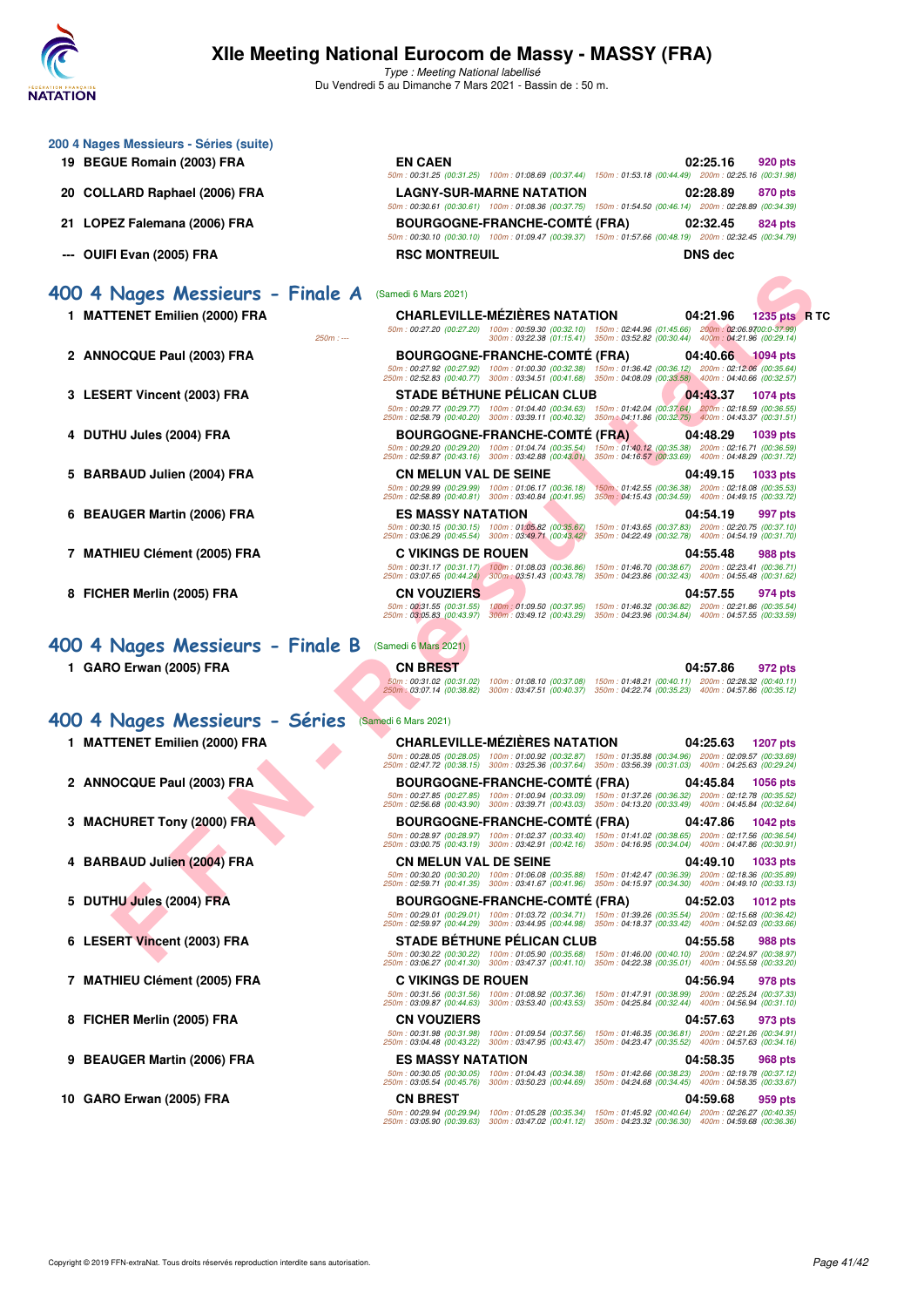### 200 4 Nages Messieurs - Séries (suite)

| Place | Nom | Club | Temps | Points |
|---|---|---|---|---|
| 19 | BEGUE Romain (2003) FRA | EN CAEN | 02:25.16 | 920 pts |
| | | 50m : 00:31.25 (00:31.25) 100m : 01:08.69 (00:37.44) 150m : 01:53.18 (00:44.49) 200m : 02:25.16 (00:31.98) | | |
| 20 | COLLARD Raphael (2006) FRA | LAGNY-SUR-MARNE NATATION | 02:28.89 | 870 pts |
| | | 50m : 00:30.61 (00:30.61) 100m : 01:08.36 (00:37.75) 150m : 01:54.50 (00:46.14) 200m : 02:28.89 (00:34.39) | | |
| 21 | LOPEZ Falemana (2006) FRA | BOURGOGNE-FRANCHE-COMTÉ (FRA) | 02:32.45 | 824 pts |
| | | 50m : 00:30.10 (00:30.10) 100m : 01:09.47 (00:39.37) 150m : 01:57.66 (00:48.19) 200m : 02:32.45 (00:34.79) | | |
| --- | OUIFI Evan (2005) FRA | RSC MONTREUIL | DNS dec | |

## 400 4 Nages Messieurs - Finale A (Samedi 6 Mars 2021)

| Place | Nom | Club | Temps | Points |
|---|---|---|---|---|
| 1 | MATTENET Emilien (2000) FRA | CHARLEVILLE-MÉZIÈRES NATATION | 04:21.96 | 1235 pts R TC |
| | 250m : --- | 50m : 00:27.20 (00:27.20) 100m : 00:59.30 (00:32.10) 150m : 02:44.96 (01:45.66) 200m : 02:06.97 (00:-37.99) 300m : 03:22.38 (01:15.41) 350m : 03:52.82 (00:30.44) 400m : 04:21.96 (00:29.14) | | |
| 2 | ANNOCQUE Paul (2003) FRA | BOURGOGNE-FRANCHE-COMTÉ (FRA) | 04:40.66 | 1094 pts |
| | | 50m : 00:27.92 (00:27.92) 100m : 01:00.30 (00:32.38) 150m : 01:36.42 (00:36.12) 200m : 02:12.06 (00:35.64) 250m : 02:52.83 (00:40.77) 300m : 03:34.51 (00:41.68) 350m : 04:08.09 (00:33.58) 400m : 04:40.66 (00:32.57) | | |
| 3 | LESERT Vincent (2003) FRA | STADE BÉTHUNE PÉLICAN CLUB | 04:43.37 | 1074 pts |
| | | 50m : 00:29.77 (00:29.77) 100m : 01:04.40 (00:34.63) 150m : 01:42.04 (00:37.64) 200m : 02:18.59 (00:36.55) 250m : 02:58.79 (00:40.20) 300m : 03:39.11 (00:40.32) 350m : 04:11.86 (00:32.75) 400m : 04:43.37 (00:31.51) | | |
| 4 | DUTHU Jules (2004) FRA | BOURGOGNE-FRANCHE-COMTÉ (FRA) | 04:48.29 | 1039 pts |
| | | 50m : 00:29.20 (00:29.20) 100m : 01:04.74 (00:35.54) 150m : 01:40.12 (00:35.38) 200m : 02:16.71 (00:36.59) 250m : 02:59.87 (00:43.16) 300m : 03:42.88 (00:43.01) 350m : 04:16.57 (00:33.69) 400m : 04:48.29 (00:31.72) | | |
| 5 | BARBAUD Julien (2004) FRA | CN MELUN VAL DE SEINE | 04:49.15 | 1033 pts |
| | | 50m : 00:29.99 (00:29.99) 100m : 01:06.17 (00:36.18) 150m : 01:42.55 (00:36.38) 200m : 02:18.08 (00:35.53) 250m : 02:58.89 (00:40.81) 300m : 03:40.84 (00:41.95) 350m : 04:15.43 (00:34.59) 400m : 04:49.15 (00:33.72) | | |
| 6 | BEAUGER Martin (2006) FRA | ES MASSY NATATION | 04:54.19 | 997 pts |
| | | 50m : 00:30.15 (00:30.15) 100m : 01:05.82 (00:35.67) 150m : 01:43.65 (00:37.83) 200m : 02:20.75 (00:37.10) 250m : 03:06.29 (00:45.54) 300m : 03:49.71 (00:43.42) 350m : 04:22.49 (00:32.78) 400m : 04:54.19 (00:31.70) | | |
| 7 | MATHIEU Clément (2005) FRA | C VIKINGS DE ROUEN | 04:55.48 | 988 pts |
| | | 50m : 00:31.17 (00:31.17) 100m : 01:08.03 (00:36.86) 150m : 01:46.70 (00:38.67) 200m : 02:23.41 (00:36.71) 250m : 03:07.65 (00:44.24) 300m : 03:51.43 (00:43.78) 350m : 04:23.86 (00:32.43) 400m : 04:55.48 (00:31.62) | | |
| 8 | FICHER Merlin (2005) FRA | CN VOUZIERS | 04:57.55 | 974 pts |
| | | 50m : 00:31.55 (00:31.55) 100m : 01:09.50 (00:37.95) 150m : 01:46.32 (00:36.82) 200m : 02:21.86 (00:35.54) 250m : 03:05.83 (00:43.97) 300m : 03:49.12 (00:43.29) 350m : 04:23.96 (00:34.84) 400m : 04:57.55 (00:33.59) | | |

## 400 4 Nages Messieurs - Finale B (Samedi 6 Mars 2021)

| Place | Nom | Club | Temps | Points |
|---|---|---|---|---|
| 1 | GARO Erwan (2005) FRA | CN BREST | 04:57.86 | 972 pts |
| | | 50m : 00:31.02 (00:31.02) 100m : 01:08.10 (00:37.08) 150m : 01:48.21 (00:40.11) 200m : 02:28.32 (00:40.11) 250m : 03:07.14 (00:38.82) 300m : 03:47.51 (00:40.37) 350m : 04:22.74 (00:35.23) 400m : 04:57.86 (00:35.12) | | |

## 400 4 Nages Messieurs - Séries (Samedi 6 Mars 2021)

| Place | Nom | Club | Temps | Points |
|---|---|---|---|---|
| 1 | MATTENET Emilien (2000) FRA | CHARLEVILLE-MÉZIÈRES NATATION | 04:25.63 | 1207 pts |
| | | 50m : 00:28.05 (00:28.05) 100m : 01:00.92 (00:32.87) 150m : 01:35.88 (00:34.96) 200m : 02:09.57 (00:33.69) 250m : 02:47.72 (00:38.15) 300m : 03:25.36 (00:37.64) 350m : 03:56.39 (00:31.03) 400m : 04:25.63 (00:29.24) | | |
| 2 | ANNOCQUE Paul (2003) FRA | BOURGOGNE-FRANCHE-COMTÉ (FRA) | 04:45.84 | 1056 pts |
| | | 50m : 00:27.85 (00:27.85) 100m : 01:00.94 (00:33.09) 150m : 01:37.26 (00:36.32) 200m : 02:12.78 (00:35.52) 250m : 02:56.68 (00:43.90) 300m : 03:39.71 (00:43.03) 350m : 04:13.20 (00:33.49) 400m : 04:45.84 (00:32.64) | | |
| 3 | MACHURET Tony (2000) FRA | BOURGOGNE-FRANCHE-COMTÉ (FRA) | 04:47.86 | 1042 pts |
| | | 50m : 00:28.97 (00:28.97) 100m : 01:02.37 (00:33.40) 150m : 01:41.02 (00:38.65) 200m : 02:17.56 (00:36.54) 250m : 03:00.75 (00:43.19) 300m : 03:42.91 (00:42.16) 350m : 04:16.95 (00:34.04) 400m : 04:47.86 (00:30.91) | | |
| 4 | BARBAUD Julien (2004) FRA | CN MELUN VAL DE SEINE | 04:49.10 | 1033 pts |
| | | 50m : 00:30.20 (00:30.20) 100m : 01:06.08 (00:35.88) 150m : 01:42.47 (00:36.39) 200m : 02:18.36 (00:35.89) 250m : 02:59.71 (00:41.35) 300m : 03:41.67 (00:41.96) 350m : 04:15.97 (00:34.30) 400m : 04:49.10 (00:33.13) | | |
| 5 | DUTHU Jules (2004) FRA | BOURGOGNE-FRANCHE-COMTÉ (FRA) | 04:52.03 | 1012 pts |
| | | 50m : 00:29.01 (00:29.01) 100m : 01:03.72 (00:34.71) 150m : 01:39.26 (00:35.54) 200m : 02:15.68 (00:36.42) 250m : 02:59.97 (00:44.29) 300m : 03:44.95 (00:44.98) 350m : 04:18.37 (00:33.42) 400m : 04:52.03 (00:33.66) | | |
| 6 | LESERT Vincent (2003) FRA | STADE BÉTHUNE PÉLICAN CLUB | 04:55.58 | 988 pts |
| | | 50m : 00:30.22 (00:30.22) 100m : 01:05.90 (00:35.68) 150m : 01:46.00 (00:40.10) 200m : 02:24.97 (00:38.97) 250m : 03:06.27 (00:41.30) 300m : 03:47.37 (00:41.10) 350m : 04:22.38 (00:35.01) 400m : 04:55.58 (00:33.20) | | |
| 7 | MATHIEU Clément (2005) FRA | C VIKINGS DE ROUEN | 04:56.94 | 978 pts |
| | | 50m : 00:31.56 (00:31.56) 100m : 01:08.92 (00:37.36) 150m : 01:47.91 (00:38.99) 200m : 02:25.24 (00:37.33) 250m : 03:09.87 (00:44.63) 300m : 03:53.40 (00:43.53) 350m : 04:25.84 (00:32.44) 400m : 04:56.94 (00:31.10) | | |
| 8 | FICHER Merlin (2005) FRA | CN VOUZIERS | 04:57.63 | 973 pts |
| | | 50m : 00:31.98 (00:31.98) 100m : 01:09.54 (00:37.56) 150m : 01:46.35 (00:36.81) 200m : 02:21.26 (00:34.91) 250m : 03:04.48 (00:43.22) 300m : 03:47.95 (00:43.47) 350m : 04:23.47 (00:35.52) 400m : 04:57.63 (00:34.16) | | |
| 9 | BEAUGER Martin (2006) FRA | ES MASSY NATATION | 04:58.35 | 968 pts |
| | | 50m : 00:30.05 (00:30.05) 100m : 01:04.43 (00:34.38) 150m : 01:42.66 (00:38.23) 200m : 02:19.78 (00:37.12) 250m : 03:05.54 (00:45.76) 300m : 03:50.23 (00:44.69) 350m : 04:24.68 (00:34.45) 400m : 04:58.35 (00:33.67) | | |
| 10 | GARO Erwan (2005) FRA | CN BREST | 04:59.68 | 959 pts |
| | | 50m : 00:29.94 (00:29.94) 100m : 01:05.28 (00:35.34) 150m : 01:45.92 (00:40.64) 200m : 02:26.27 (00:40.35) 250m : 03:05.90 (00:39.63) 300m : 03:47.02 (00:41.12) 350m : 04:23.32 (00:36.30) 400m : 04:59.68 (00:36.36) | | |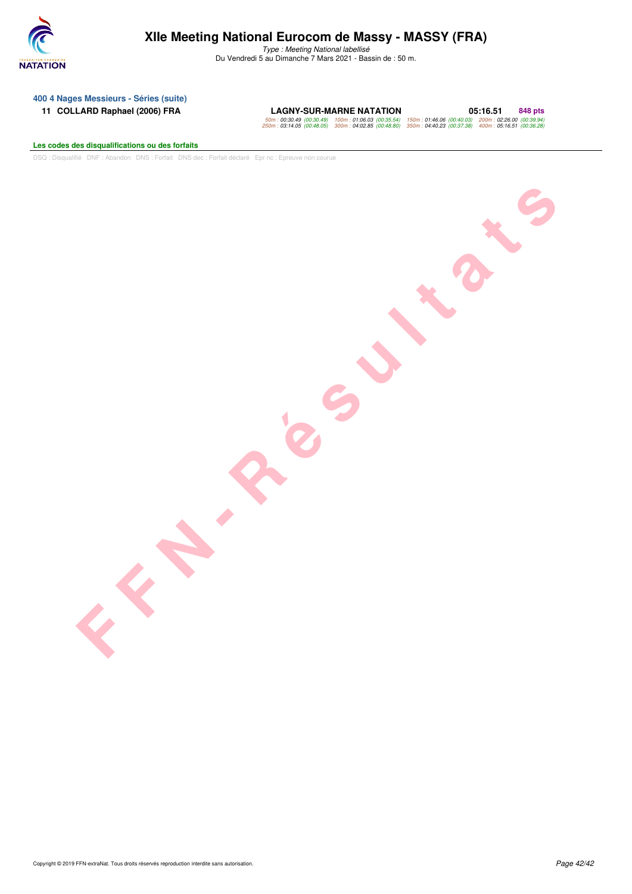**400 4 Nages Messieurs - Séries (suite)**

| | | | | |
|---|---|---|---|---|
| 11 | COLLARD Raphael (2006) FRA | LAGNY-SUR-MARNE NATATION | 05:16.51 | 848 pts |
| | | 50m : 00:30.49 (00:30.49) 100m : 01:06.03 (00:35.54) 150m : 01:46.06 (00:40.03) 200m : 02:26.00 (00:39.94) | | |
| | | 250m : 03:14.05 (00:48.05) 300m : 04:02.85 (00:48.80) 350m : 04:40.23 (00:37.38) 400m : 05:16.51 (00:36.28) | | |

**Les codes des disqualifications ou des forfaits**

DSQ : Disqualifié DNF : Abandon DNS : Forfait DNS dec : Forfait déclaré Epr nc : Epreuve non courue